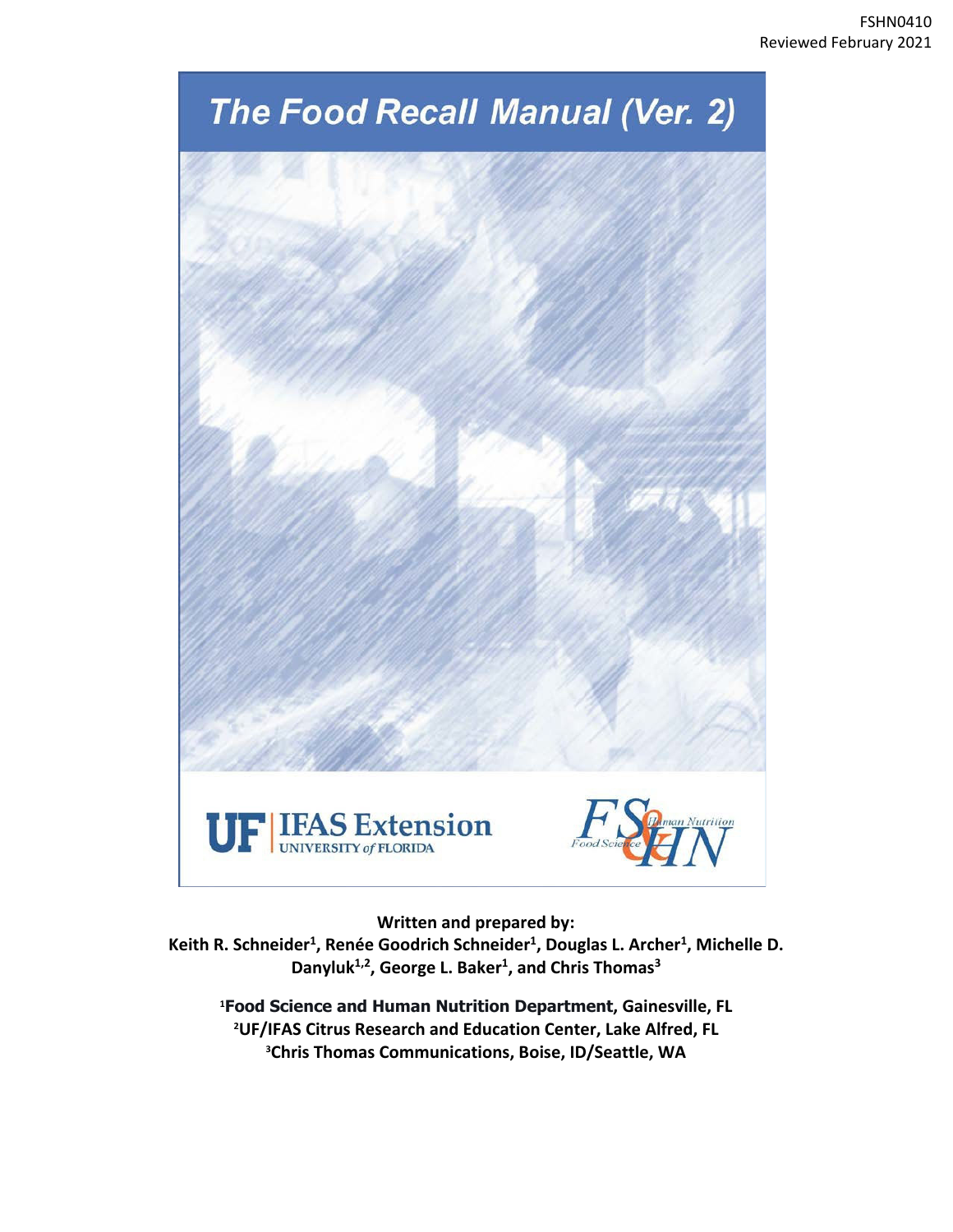FSHN0410
Reviewed February 2021

# The Food Recall Manual (Ver. 2)

UF | IFAS Extension
UNIVERSITY of FLORIDA

FS&HN Food Science Human Nutrition

**Written and prepared by:**
**Keith R. Schneider[1], Renée Goodrich Schneider[1], Douglas L. Archer[1], Michelle D. Danyluk[1,2], George L. Baker[1], and Chris Thomas[3]**

[1]**Food Science and Human Nutrition Department, Gainesville, FL**
[2]**UF/IFAS Citrus Research and Education Center, Lake Alfred, FL**
[3]**Chris Thomas Communications, Boise, ID/Seattle, WA**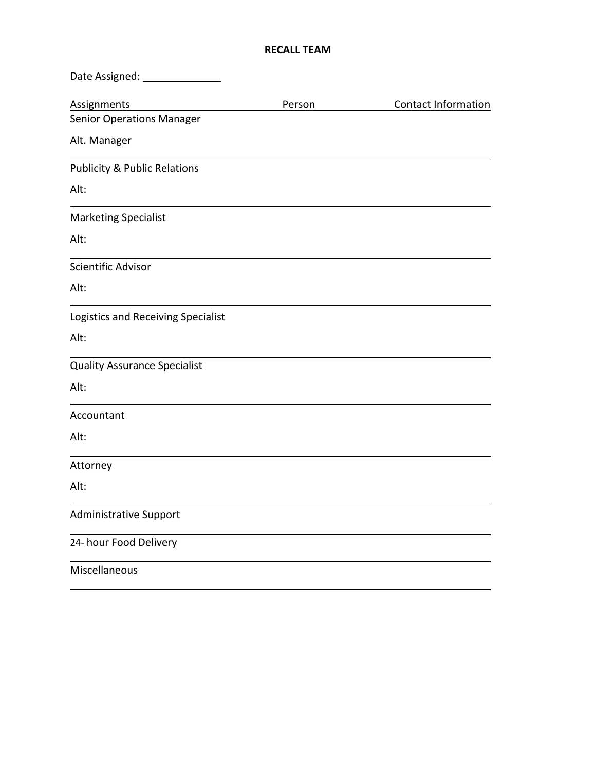**RECALL TEAM**

Date Assigned: ______________

| Assignments | Person | Contact Information |
|---|---|---|
| Senior Operations Manager | | |
| Alt. Manager | | |
| Publicity & Public Relations | | |
| Alt: | | |
| Marketing Specialist | | |
| Alt: | | |
| Scientific Advisor | | |
| Alt: | | |
| Logistics and Receiving Specialist | | |
| Alt: | | |
| Quality Assurance Specialist | | |
| Alt: | | |
| Accountant | | |
| Alt: | | |
| Attorney | | |
| Alt: | | |
| Administrative Support | | |
| 24- hour Food Delivery | | |
| Miscellaneous | | |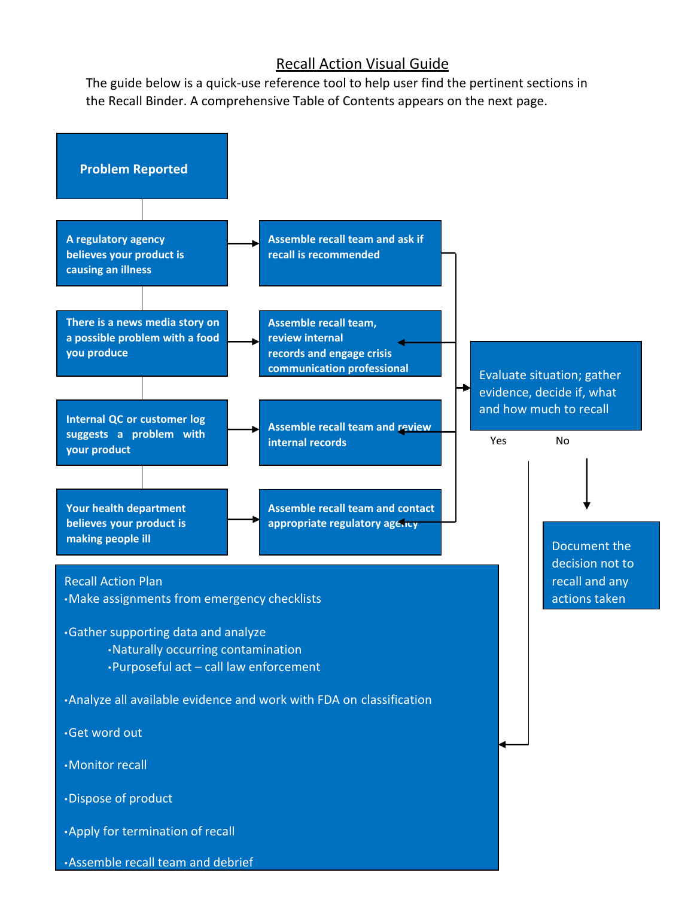# Recall Action Visual Guide

The guide below is a quick-use reference tool to help user find the pertinent sections in the Recall Binder. A comprehensive Table of Contents appears on the next page.

**Problem Reported**

**A regulatory agency believes your product is causing an illness**

**Assemble recall team and ask if recall is recommended**

**There is a news media story on a possible problem with a food you produce**

**Assemble recall team, review internal records and engage crisis communication professional**

**Internal QC or customer log suggests a problem with your product**

**Assemble recall team and review internal records**

**Your health department believes your product is making people ill**

**Assemble recall team and contact appropriate regulatory agency**

Evaluate situation; gather evidence, decide if, what and how much to recall

Yes

No

Document the decision not to recall and any actions taken

Recall Action Plan

- Make assignments from emergency checklists
- Gather supporting data and analyze
  - Naturally occurring contamination
  - Purposeful act – call law enforcement
- Analyze all available evidence and work with FDA on classification
- Get word out
- Monitor recall
- Dispose of product
- Apply for termination of recall
- Assemble recall team and debrief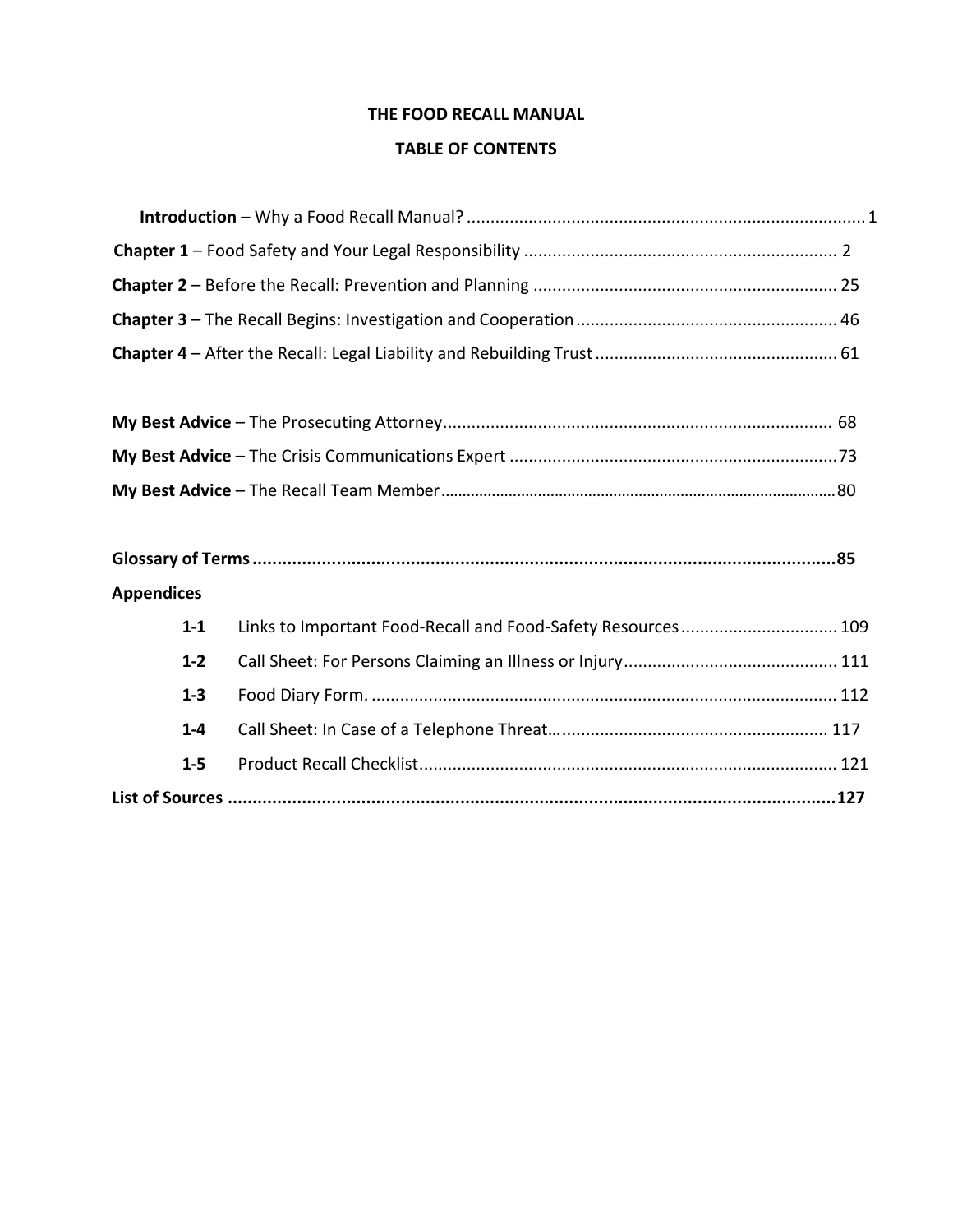# THE FOOD RECALL MANUAL

## TABLE OF CONTENTS

**Introduction** – Why a Food Recall Manual? .................................................................................. 1

**Chapter 1** – Food Safety and Your Legal Responsibility ................................................................ 2

**Chapter 2** – Before the Recall: Prevention and Planning ............................................................... 25

**Chapter 3** – The Recall Begins: Investigation and Cooperation ...................................................... 46

**Chapter 4** – After the Recall: Legal Liability and Rebuilding Trust .................................................. 61

**My Best Advice** – The Prosecuting Attorney................................................................................ 68

**My Best Advice** – The Crisis Communications Expert .................................................................... 73

**My Best Advice** – The Recall Team Member................................................................................. 80

**Glossary of Terms ......................................................................................................................85**

**Appendices**

| | | |
|---|---|---|
| **1-1** | Links to Important Food-Recall and Food-Safety Resources | 109 |
| **1-2** | Call Sheet: For Persons Claiming an Illness or Injury | 111 |
| **1-3** | Food Diary Form. | 112 |
| **1-4** | Call Sheet: In Case of a Telephone Threat… | 117 |
| **1-5** | Product Recall Checklist | 121 |

**List of Sources .............................................................................................................................127**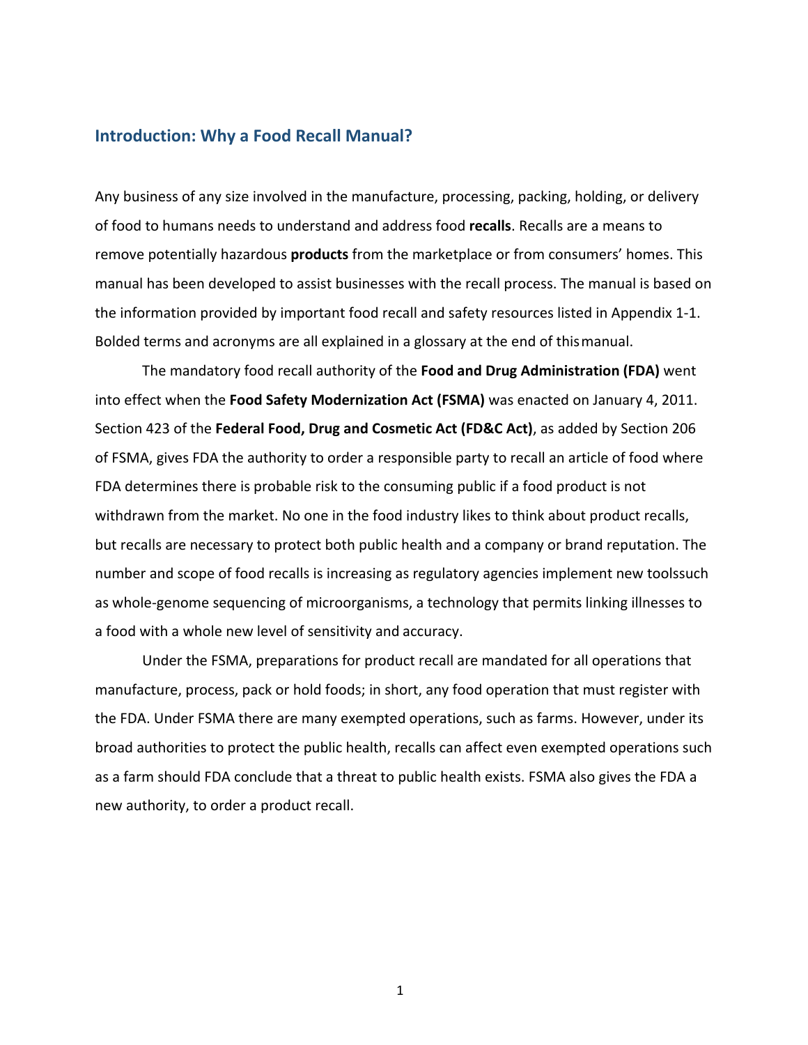## Introduction: Why a Food Recall Manual?

Any business of any size involved in the manufacture, processing, packing, holding, or delivery of food to humans needs to understand and address food **recalls**. Recalls are a means to remove potentially hazardous **products** from the marketplace or from consumers' homes. This manual has been developed to assist businesses with the recall process. The manual is based on the information provided by important food recall and safety resources listed in Appendix 1-1. Bolded terms and acronyms are all explained in a glossary at the end of this manual.

The mandatory food recall authority of the **Food and Drug Administration (FDA)** went into effect when the **Food Safety Modernization Act (FSMA)** was enacted on January 4, 2011. Section 423 of the **Federal Food, Drug and Cosmetic Act (FD&C Act)**, as added by Section 206 of FSMA, gives FDA the authority to order a responsible party to recall an article of food where FDA determines there is probable risk to the consuming public if a food product is not withdrawn from the market. No one in the food industry likes to think about product recalls, but recalls are necessary to protect both public health and a company or brand reputation. The number and scope of food recalls is increasing as regulatory agencies implement new toolssuch as whole-genome sequencing of microorganisms, a technology that permits linking illnesses to a food with a whole new level of sensitivity and accuracy.

Under the FSMA, preparations for product recall are mandated for all operations that manufacture, process, pack or hold foods; in short, any food operation that must register with the FDA. Under FSMA there are many exempted operations, such as farms. However, under its broad authorities to protect the public health, recalls can affect even exempted operations such as a farm should FDA conclude that a threat to public health exists. FSMA also gives the FDA a new authority, to order a product recall.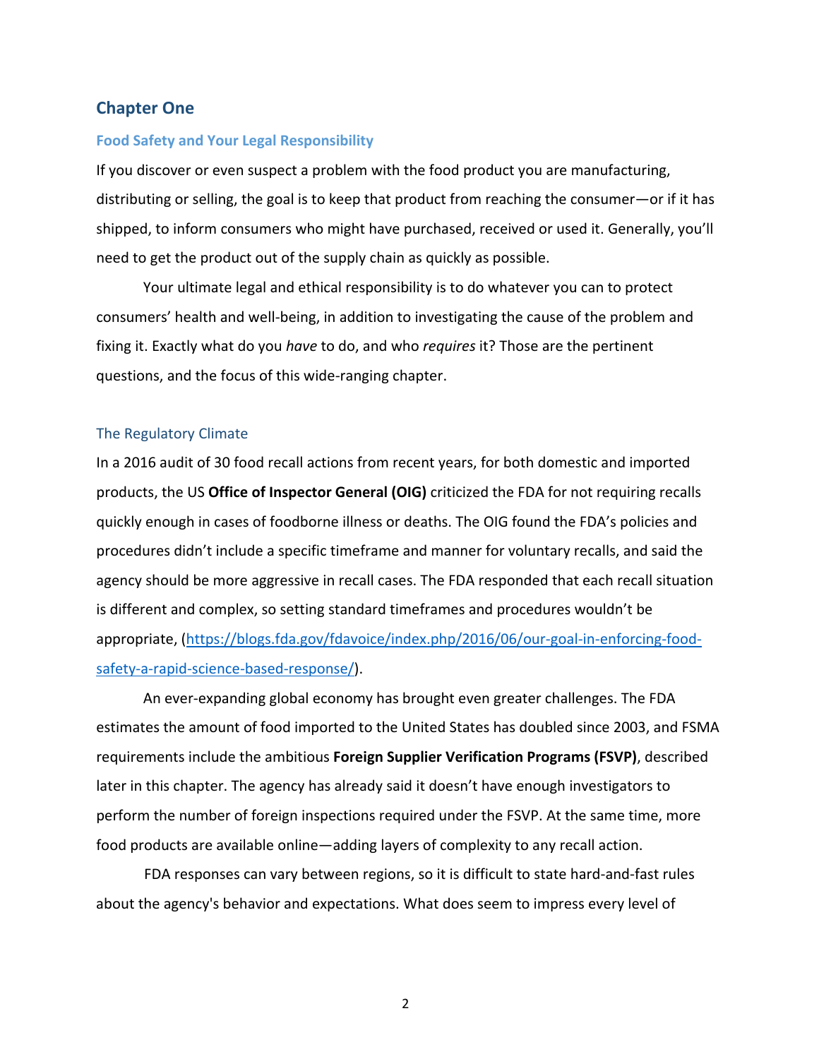# Chapter One

## Food Safety and Your Legal Responsibility

If you discover or even suspect a problem with the food product you are manufacturing, distributing or selling, the goal is to keep that product from reaching the consumer—or if it has shipped, to inform consumers who might have purchased, received or used it. Generally, you'll need to get the product out of the supply chain as quickly as possible.

Your ultimate legal and ethical responsibility is to do whatever you can to protect consumers' health and well-being, in addition to investigating the cause of the problem and fixing it. Exactly what do you *have* to do, and who *requires* it? Those are the pertinent questions, and the focus of this wide-ranging chapter.

### The Regulatory Climate

In a 2016 audit of 30 food recall actions from recent years, for both domestic and imported products, the US **Office of Inspector General (OIG)** criticized the FDA for not requiring recalls quickly enough in cases of foodborne illness or deaths. The OIG found the FDA's policies and procedures didn't include a specific timeframe and manner for voluntary recalls, and said the agency should be more aggressive in recall cases. The FDA responded that each recall situation is different and complex, so setting standard timeframes and procedures wouldn't be appropriate, (https://blogs.fda.gov/fdavoice/index.php/2016/06/our-goal-in-enforcing-food-safety-a-rapid-science-based-response/).

An ever-expanding global economy has brought even greater challenges. The FDA estimates the amount of food imported to the United States has doubled since 2003, and FSMA requirements include the ambitious **Foreign Supplier Verification Programs (FSVP)**, described later in this chapter. The agency has already said it doesn't have enough investigators to perform the number of foreign inspections required under the FSVP. At the same time, more food products are available online—adding layers of complexity to any recall action.

FDA responses can vary between regions, so it is difficult to state hard-and-fast rules about the agency's behavior and expectations. What does seem to impress every level of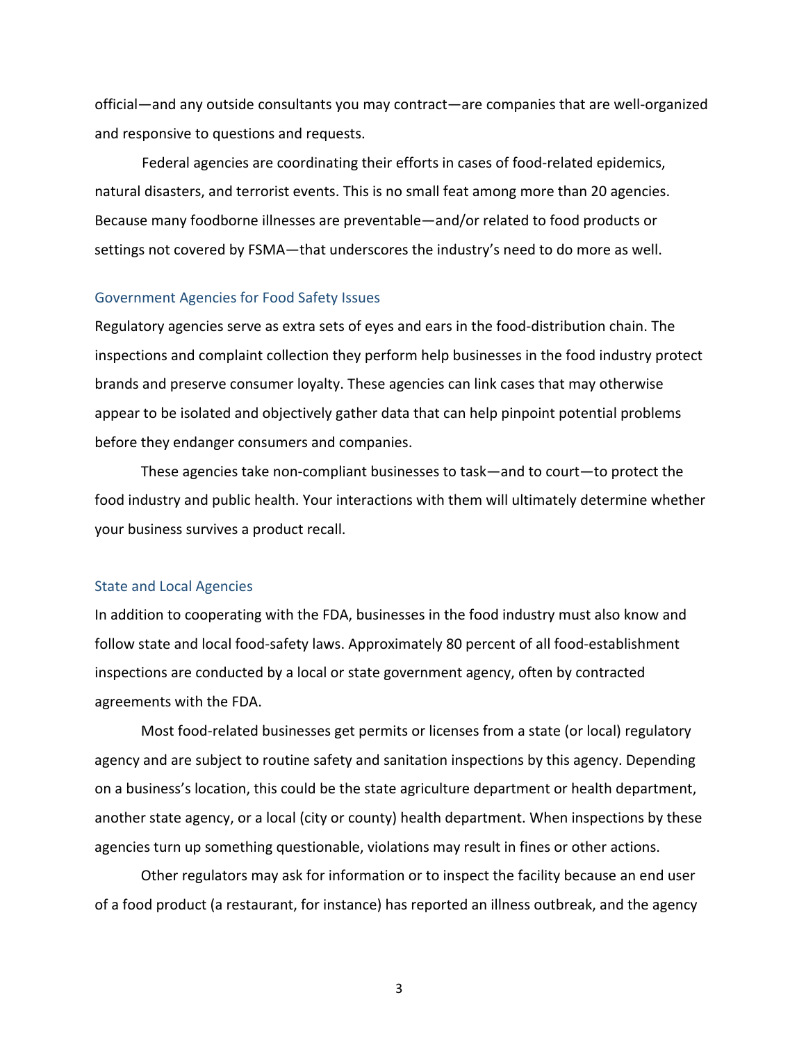official—and any outside consultants you may contract—are companies that are well-organized and responsive to questions and requests.

Federal agencies are coordinating their efforts in cases of food-related epidemics, natural disasters, and terrorist events. This is no small feat among more than 20 agencies. Because many foodborne illnesses are preventable—and/or related to food products or settings not covered by FSMA—that underscores the industry's need to do more as well.

### Government Agencies for Food Safety Issues

Regulatory agencies serve as extra sets of eyes and ears in the food-distribution chain. The inspections and complaint collection they perform help businesses in the food industry protect brands and preserve consumer loyalty. These agencies can link cases that may otherwise appear to be isolated and objectively gather data that can help pinpoint potential problems before they endanger consumers and companies.

These agencies take non-compliant businesses to task—and to court—to protect the food industry and public health. Your interactions with them will ultimately determine whether your business survives a product recall.

### State and Local Agencies

In addition to cooperating with the FDA, businesses in the food industry must also know and follow state and local food-safety laws. Approximately 80 percent of all food-establishment inspections are conducted by a local or state government agency, often by contracted agreements with the FDA.

Most food-related businesses get permits or licenses from a state (or local) regulatory agency and are subject to routine safety and sanitation inspections by this agency. Depending on a business's location, this could be the state agriculture department or health department, another state agency, or a local (city or county) health department. When inspections by these agencies turn up something questionable, violations may result in fines or other actions.

Other regulators may ask for information or to inspect the facility because an end user of a food product (a restaurant, for instance) has reported an illness outbreak, and the agency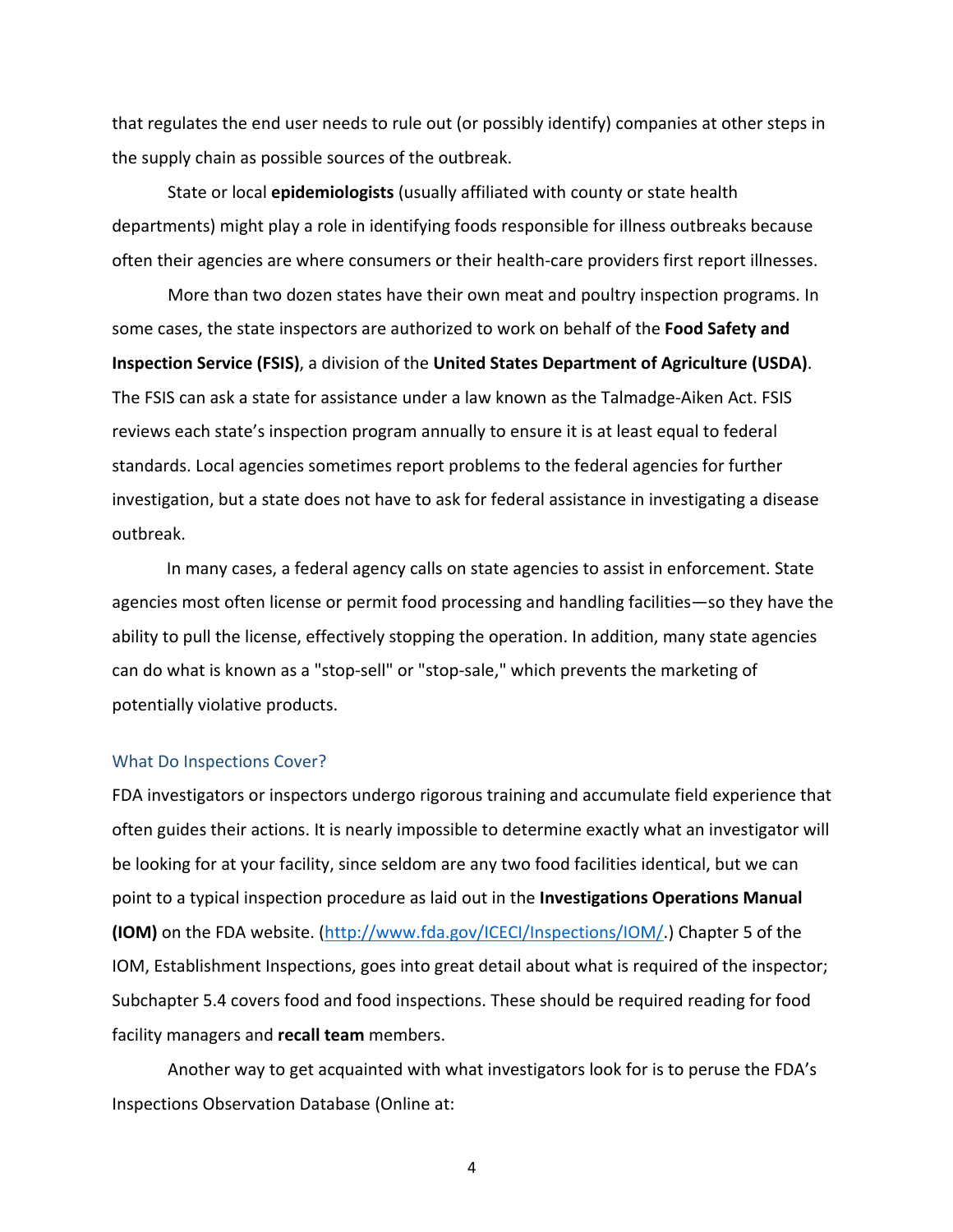that regulates the end user needs to rule out (or possibly identify) companies at other steps in the supply chain as possible sources of the outbreak.

State or local **epidemiologists** (usually affiliated with county or state health departments) might play a role in identifying foods responsible for illness outbreaks because often their agencies are where consumers or their health-care providers first report illnesses.

More than two dozen states have their own meat and poultry inspection programs. In some cases, the state inspectors are authorized to work on behalf of the **Food Safety and Inspection Service (FSIS)**, a division of the **United States Department of Agriculture (USDA)**. The FSIS can ask a state for assistance under a law known as the Talmadge-Aiken Act. FSIS reviews each state's inspection program annually to ensure it is at least equal to federal standards. Local agencies sometimes report problems to the federal agencies for further investigation, but a state does not have to ask for federal assistance in investigating a disease outbreak.

In many cases, a federal agency calls on state agencies to assist in enforcement. State agencies most often license or permit food processing and handling facilities—so they have the ability to pull the license, effectively stopping the operation. In addition, many state agencies can do what is known as a "stop-sell" or "stop-sale," which prevents the marketing of potentially violative products.

### What Do Inspections Cover?

FDA investigators or inspectors undergo rigorous training and accumulate field experience that often guides their actions. It is nearly impossible to determine exactly what an investigator will be looking for at your facility, since seldom are any two food facilities identical, but we can point to a typical inspection procedure as laid out in the **Investigations Operations Manual (IOM)** on the FDA website. (http://www.fda.gov/ICECI/Inspections/IOM/.) Chapter 5 of the IOM, Establishment Inspections, goes into great detail about what is required of the inspector; Subchapter 5.4 covers food and food inspections. These should be required reading for food facility managers and **recall team** members.

Another way to get acquainted with what investigators look for is to peruse the FDA's Inspections Observation Database (Online at: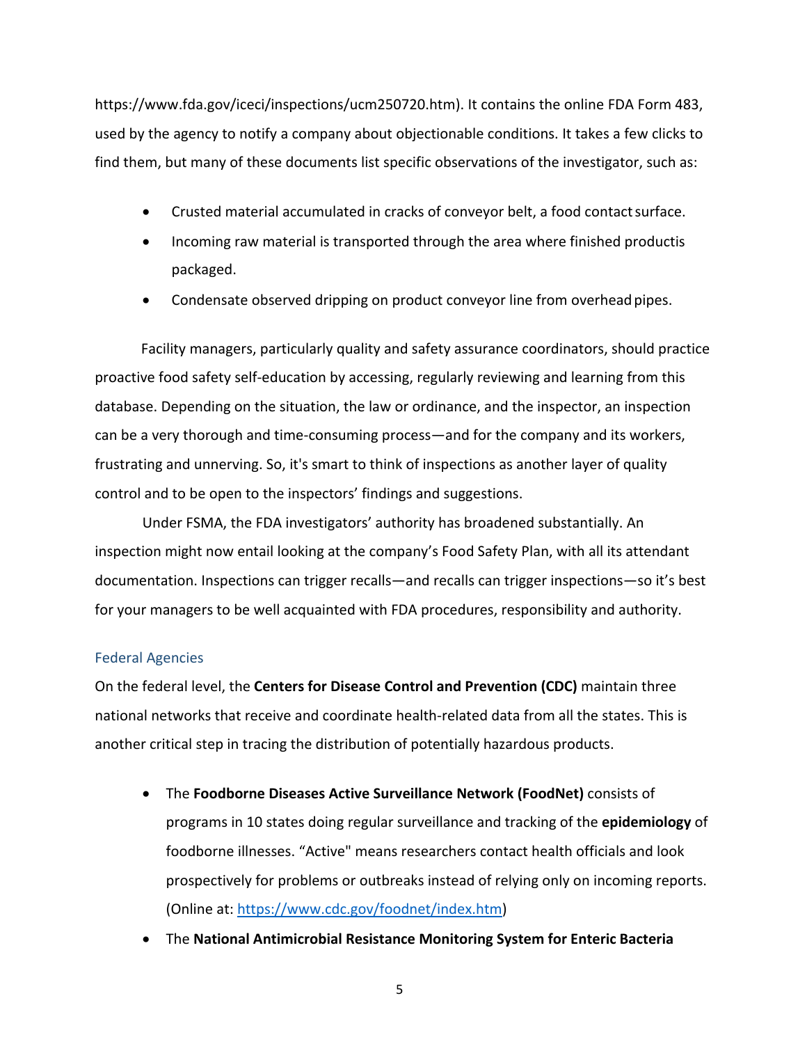https://www.fda.gov/iceci/inspections/ucm250720.htm). It contains the online FDA Form 483, used by the agency to notify a company about objectionable conditions. It takes a few clicks to find them, but many of these documents list specific observations of the investigator, such as:

- Crusted material accumulated in cracks of conveyor belt, a food contact surface.
- Incoming raw material is transported through the area where finished productis packaged.
- Condensate observed dripping on product conveyor line from overhead pipes.

Facility managers, particularly quality and safety assurance coordinators, should practice proactive food safety self-education by accessing, regularly reviewing and learning from this database. Depending on the situation, the law or ordinance, and the inspector, an inspection can be a very thorough and time-consuming process—and for the company and its workers, frustrating and unnerving. So, it's smart to think of inspections as another layer of quality control and to be open to the inspectors' findings and suggestions.

Under FSMA, the FDA investigators' authority has broadened substantially. An inspection might now entail looking at the company's Food Safety Plan, with all its attendant documentation. Inspections can trigger recalls—and recalls can trigger inspections—so it's best for your managers to be well acquainted with FDA procedures, responsibility and authority.

### Federal Agencies

On the federal level, the **Centers for Disease Control and Prevention (CDC)** maintain three national networks that receive and coordinate health-related data from all the states. This is another critical step in tracing the distribution of potentially hazardous products.

- The **Foodborne Diseases Active Surveillance Network (FoodNet)** consists of programs in 10 states doing regular surveillance and tracking of the **epidemiology** of foodborne illnesses. "Active" means researchers contact health officials and look prospectively for problems or outbreaks instead of relying only on incoming reports. (Online at: https://www.cdc.gov/foodnet/index.htm)
- The **National Antimicrobial Resistance Monitoring System for Enteric Bacteria**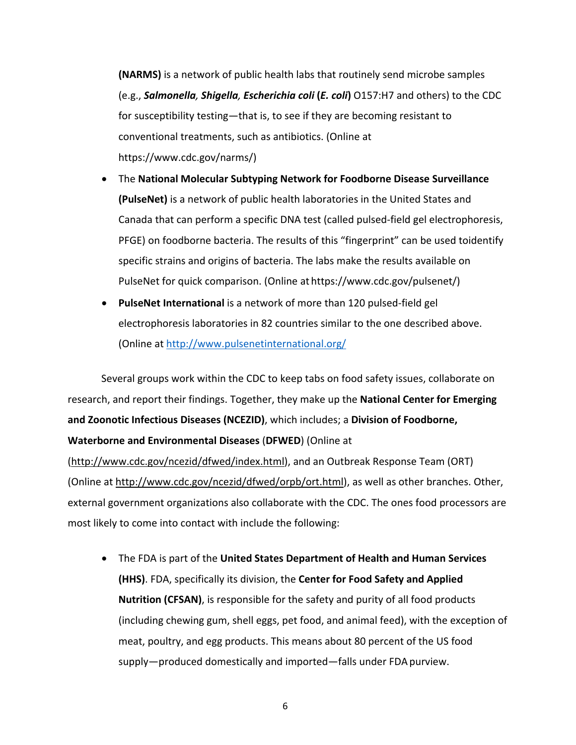**(NARMS)** is a network of public health labs that routinely send microbe samples (e.g., ***Salmonella, Shigella, Escherichia coli*** **(*E. coli*)** O157:H7 and others) to the CDC for susceptibility testing—that is, to see if they are becoming resistant to conventional treatments, such as antibiotics. (Online at https://www.cdc.gov/narms/)

- The **National Molecular Subtyping Network for Foodborne Disease Surveillance (PulseNet)** is a network of public health laboratories in the United States and Canada that can perform a specific DNA test (called pulsed-field gel electrophoresis, PFGE) on foodborne bacteria. The results of this "fingerprint" can be used toidentify specific strains and origins of bacteria. The labs make the results available on PulseNet for quick comparison. (Online at https://www.cdc.gov/pulsenet/)
- **PulseNet International** is a network of more than 120 pulsed-field gel electrophoresis laboratories in 82 countries similar to the one described above. (Online at http://www.pulsenetinternational.org/

Several groups work within the CDC to keep tabs on food safety issues, collaborate on research, and report their findings. Together, they make up the **National Center for Emerging and Zoonotic Infectious Diseases (NCEZID)**, which includes; a **Division of Foodborne, Waterborne and Environmental Diseases** (**DFWED**) (Online at (http://www.cdc.gov/ncezid/dfwed/index.html), and an Outbreak Response Team (ORT) (Online at http://www.cdc.gov/ncezid/dfwed/orpb/ort.html), as well as other branches. Other, external government organizations also collaborate with the CDC. The ones food processors are most likely to come into contact with include the following:

- The FDA is part of the **United States Department of Health and Human Services (HHS)**. FDA, specifically its division, the **Center for Food Safety and Applied Nutrition (CFSAN)**, is responsible for the safety and purity of all food products (including chewing gum, shell eggs, pet food, and animal feed), with the exception of meat, poultry, and egg products. This means about 80 percent of the US food supply—produced domestically and imported—falls under FDA purview.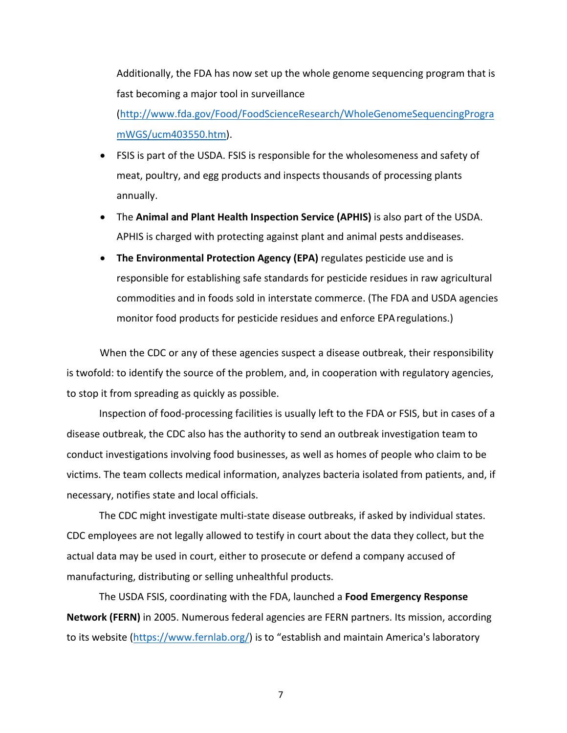Additionally, the FDA has now set up the whole genome sequencing program that is fast becoming a major tool in surveillance (http://www.fda.gov/Food/FoodScienceResearch/WholeGenomeSequencingProgramWGS/ucm403550.htm).

- FSIS is part of the USDA. FSIS is responsible for the wholesomeness and safety of meat, poultry, and egg products and inspects thousands of processing plants annually.
- The **Animal and Plant Health Inspection Service (APHIS)** is also part of the USDA. APHIS is charged with protecting against plant and animal pests and diseases.
- **The Environmental Protection Agency (EPA)** regulates pesticide use and is responsible for establishing safe standards for pesticide residues in raw agricultural commodities and in foods sold in interstate commerce. (The FDA and USDA agencies monitor food products for pesticide residues and enforce EPA regulations.)

When the CDC or any of these agencies suspect a disease outbreak, their responsibility is twofold: to identify the source of the problem, and, in cooperation with regulatory agencies, to stop it from spreading as quickly as possible.

Inspection of food-processing facilities is usually left to the FDA or FSIS, but in cases of a disease outbreak, the CDC also has the authority to send an outbreak investigation team to conduct investigations involving food businesses, as well as homes of people who claim to be victims. The team collects medical information, analyzes bacteria isolated from patients, and, if necessary, notifies state and local officials.

The CDC might investigate multi-state disease outbreaks, if asked by individual states. CDC employees are not legally allowed to testify in court about the data they collect, but the actual data may be used in court, either to prosecute or defend a company accused of manufacturing, distributing or selling unhealthful products.

The USDA FSIS, coordinating with the FDA, launched a **Food Emergency Response Network (FERN)** in 2005. Numerous federal agencies are FERN partners. Its mission, according to its website (https://www.fernlab.org/) is to "establish and maintain America's laboratory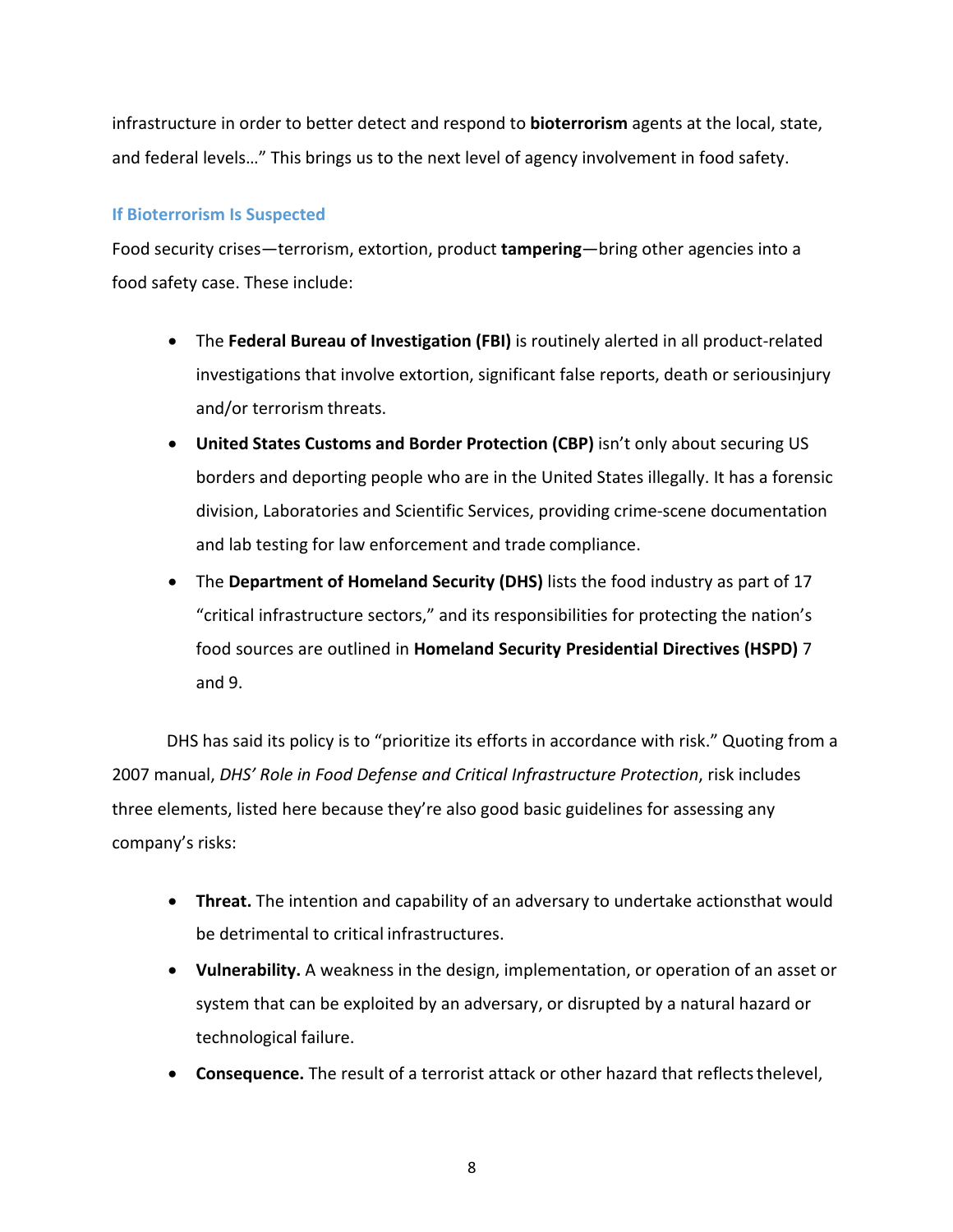infrastructure in order to better detect and respond to **bioterrorism** agents at the local, state, and federal levels…" This brings us to the next level of agency involvement in food safety.

### If Bioterrorism Is Suspected

Food security crises—terrorism, extortion, product **tampering**—bring other agencies into a food safety case. These include:

- The **Federal Bureau of Investigation (FBI)** is routinely alerted in all product-related investigations that involve extortion, significant false reports, death or seriousinjury and/or terrorism threats.
- **United States Customs and Border Protection (CBP)** isn't only about securing US borders and deporting people who are in the United States illegally. It has a forensic division, Laboratories and Scientific Services, providing crime-scene documentation and lab testing for law enforcement and trade compliance.
- The **Department of Homeland Security (DHS)** lists the food industry as part of 17 "critical infrastructure sectors," and its responsibilities for protecting the nation's food sources are outlined in **Homeland Security Presidential Directives (HSPD)** 7 and 9.

DHS has said its policy is to "prioritize its efforts in accordance with risk." Quoting from a 2007 manual, *DHS' Role in Food Defense and Critical Infrastructure Protection*, risk includes three elements, listed here because they're also good basic guidelines for assessing any company's risks:

- **Threat.** The intention and capability of an adversary to undertake actionsthat would be detrimental to critical infrastructures.
- **Vulnerability.** A weakness in the design, implementation, or operation of an asset or system that can be exploited by an adversary, or disrupted by a natural hazard or technological failure.
- **Consequence.** The result of a terrorist attack or other hazard that reflects thelevel,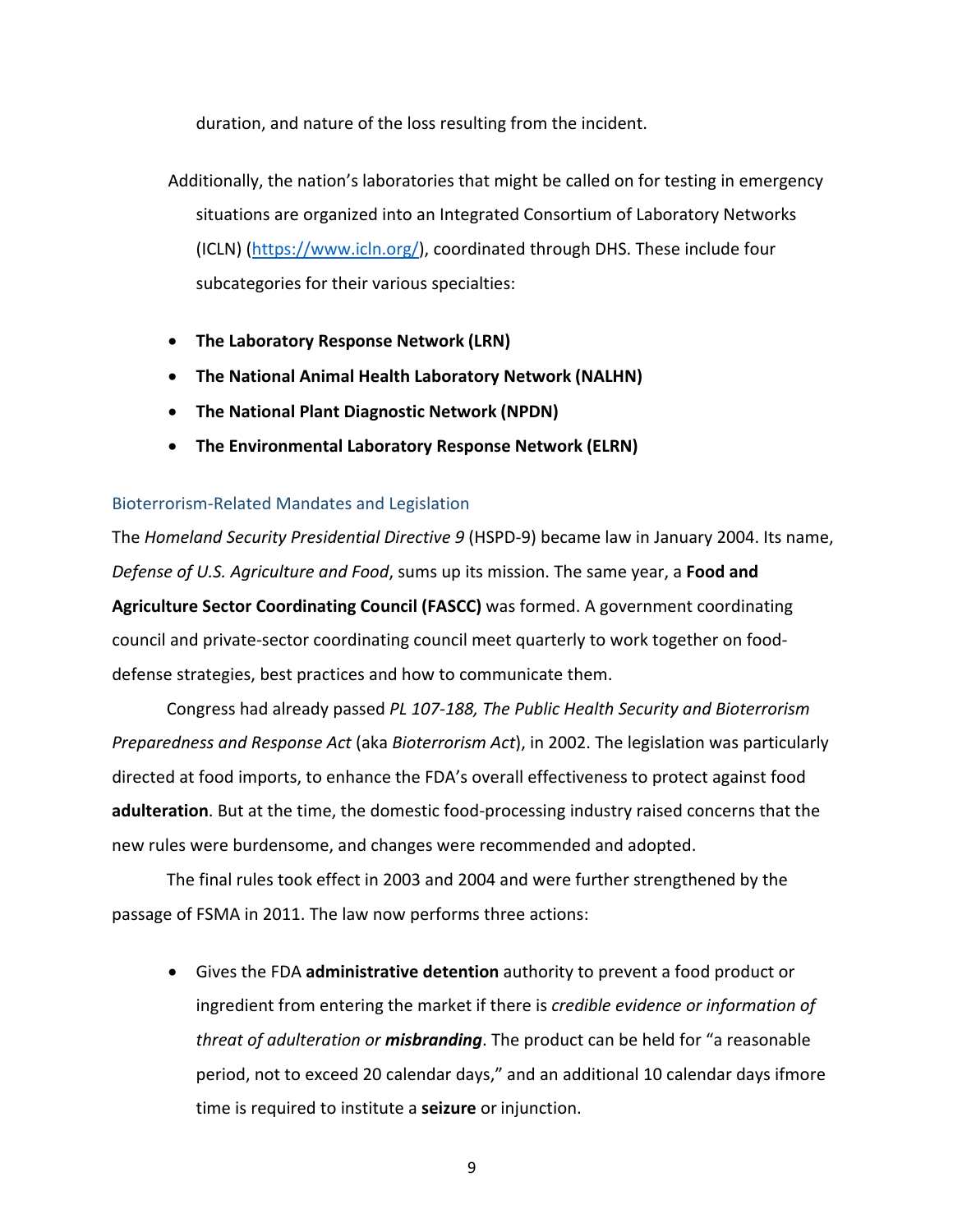duration, and nature of the loss resulting from the incident.

Additionally, the nation's laboratories that might be called on for testing in emergency situations are organized into an Integrated Consortium of Laboratory Networks (ICLN) (https://www.icln.org/), coordinated through DHS. These include four subcategories for their various specialties:

- **The Laboratory Response Network (LRN)**
- **The National Animal Health Laboratory Network (NALHN)**
- **The National Plant Diagnostic Network (NPDN)**
- **The Environmental Laboratory Response Network (ELRN)**

### Bioterrorism-Related Mandates and Legislation

The *Homeland Security Presidential Directive 9* (HSPD-9) became law in January 2004. Its name, *Defense of U.S. Agriculture and Food*, sums up its mission. The same year, a **Food and Agriculture Sector Coordinating Council (FASCC)** was formed. A government coordinating council and private-sector coordinating council meet quarterly to work together on food-defense strategies, best practices and how to communicate them.

Congress had already passed *PL 107-188, The Public Health Security and Bioterrorism Preparedness and Response Act* (aka *Bioterrorism Act*), in 2002. The legislation was particularly directed at food imports, to enhance the FDA's overall effectiveness to protect against food **adulteration**. But at the time, the domestic food-processing industry raised concerns that the new rules were burdensome, and changes were recommended and adopted.

The final rules took effect in 2003 and 2004 and were further strengthened by the passage of FSMA in 2011. The law now performs three actions:

- Gives the FDA **administrative detention** authority to prevent a food product or ingredient from entering the market if there is *credible evidence or information of threat of adulteration or* ***misbranding***. The product can be held for "a reasonable period, not to exceed 20 calendar days," and an additional 10 calendar days ifmore time is required to institute a **seizure** or injunction.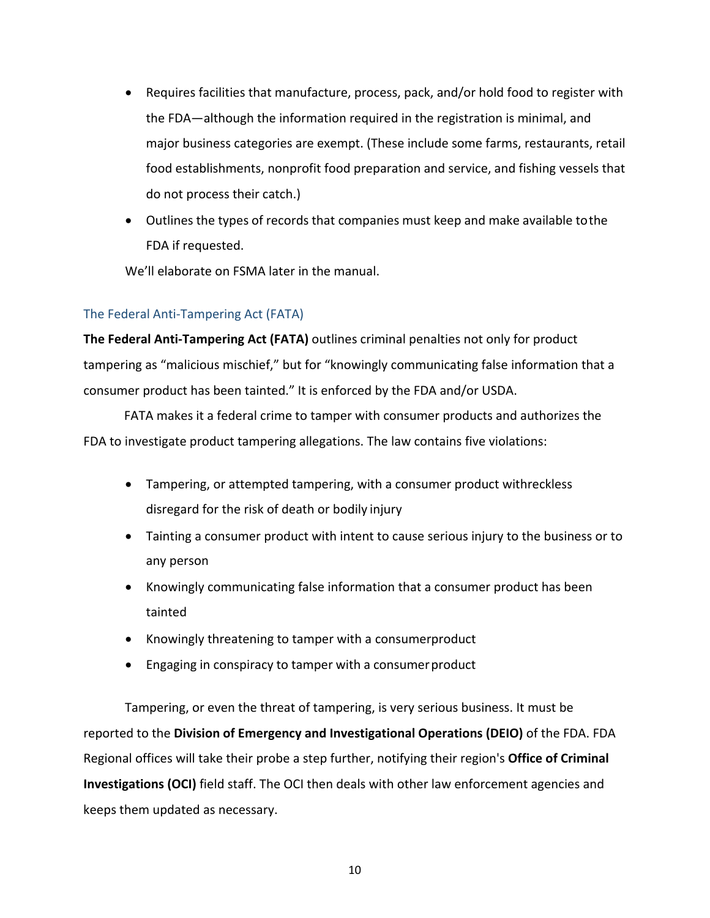- Requires facilities that manufacture, process, pack, and/or hold food to register with the FDA—although the information required in the registration is minimal, and major business categories are exempt. (These include some farms, restaurants, retail food establishments, nonprofit food preparation and service, and fishing vessels that do not process their catch.)
- Outlines the types of records that companies must keep and make available to the FDA if requested.

We'll elaborate on FSMA later in the manual.

### The Federal Anti-Tampering Act (FATA)

**The Federal Anti-Tampering Act (FATA)** outlines criminal penalties not only for product tampering as "malicious mischief," but for "knowingly communicating false information that a consumer product has been tainted." It is enforced by the FDA and/or USDA.

FATA makes it a federal crime to tamper with consumer products and authorizes the FDA to investigate product tampering allegations. The law contains five violations:

- Tampering, or attempted tampering, with a consumer product with reckless disregard for the risk of death or bodily injury
- Tainting a consumer product with intent to cause serious injury to the business or to any person
- Knowingly communicating false information that a consumer product has been tainted
- Knowingly threatening to tamper with a consumer product
- Engaging in conspiracy to tamper with a consumer product

Tampering, or even the threat of tampering, is very serious business. It must be reported to the **Division of Emergency and Investigational Operations (DEIO)** of the FDA. FDA Regional offices will take their probe a step further, notifying their region's **Office of Criminal Investigations (OCI)** field staff. The OCI then deals with other law enforcement agencies and keeps them updated as necessary.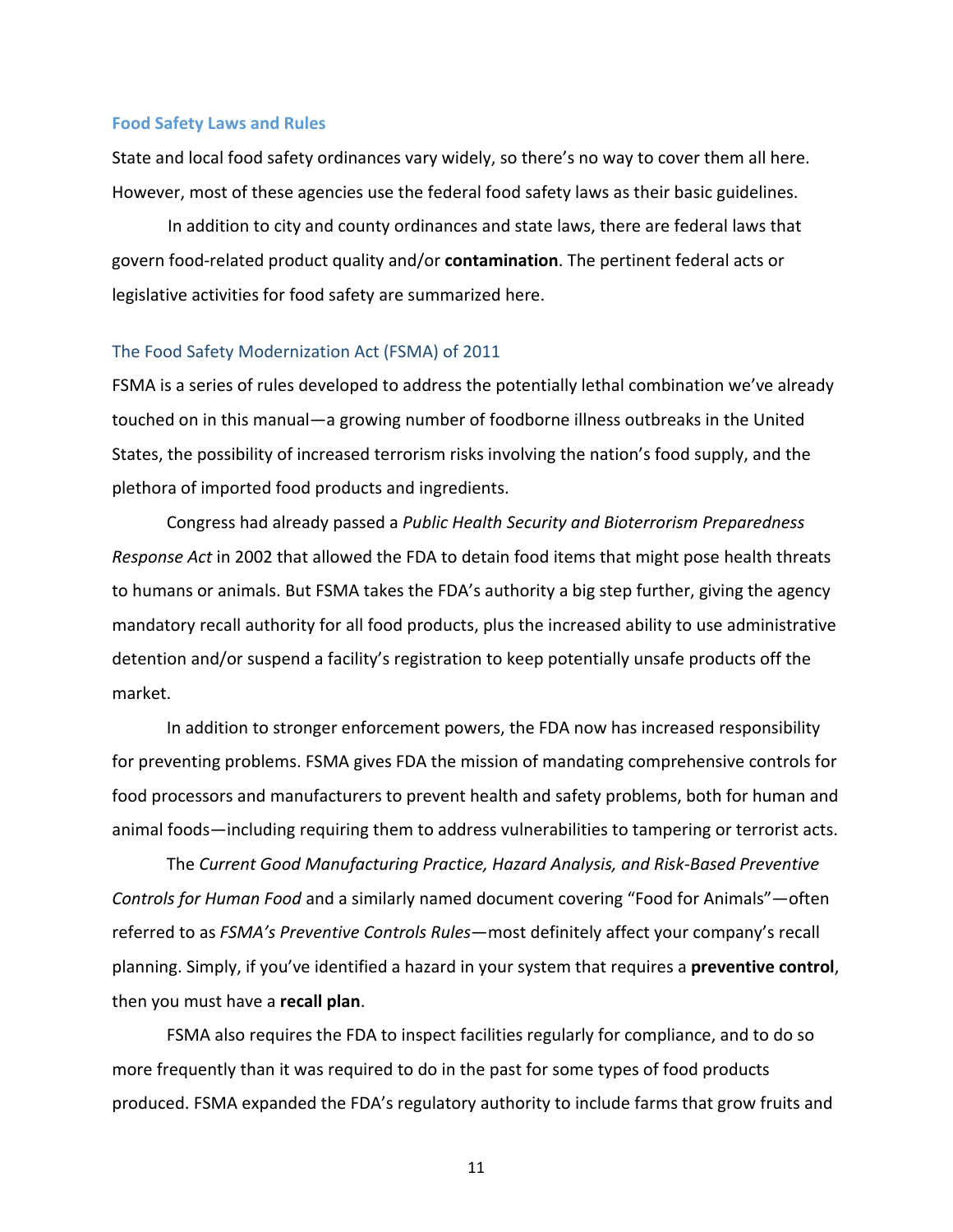## Food Safety Laws and Rules

State and local food safety ordinances vary widely, so there's no way to cover them all here. However, most of these agencies use the federal food safety laws as their basic guidelines.

In addition to city and county ordinances and state laws, there are federal laws that govern food-related product quality and/or **contamination**. The pertinent federal acts or legislative activities for food safety are summarized here.

### The Food Safety Modernization Act (FSMA) of 2011

FSMA is a series of rules developed to address the potentially lethal combination we've already touched on in this manual—a growing number of foodborne illness outbreaks in the United States, the possibility of increased terrorism risks involving the nation's food supply, and the plethora of imported food products and ingredients.

Congress had already passed a *Public Health Security and Bioterrorism Preparedness Response Act* in 2002 that allowed the FDA to detain food items that might pose health threats to humans or animals. But FSMA takes the FDA's authority a big step further, giving the agency mandatory recall authority for all food products, plus the increased ability to use administrative detention and/or suspend a facility's registration to keep potentially unsafe products off the market.

In addition to stronger enforcement powers, the FDA now has increased responsibility for preventing problems. FSMA gives FDA the mission of mandating comprehensive controls for food processors and manufacturers to prevent health and safety problems, both for human and animal foods—including requiring them to address vulnerabilities to tampering or terrorist acts.

The *Current Good Manufacturing Practice, Hazard Analysis, and Risk-Based Preventive Controls for Human Food* and a similarly named document covering "Food for Animals"—often referred to as *FSMA's Preventive Controls Rules*—most definitely affect your company's recall planning. Simply, if you've identified a hazard in your system that requires a **preventive control**, then you must have a **recall plan**.

FSMA also requires the FDA to inspect facilities regularly for compliance, and to do so more frequently than it was required to do in the past for some types of food products produced. FSMA expanded the FDA's regulatory authority to include farms that grow fruits and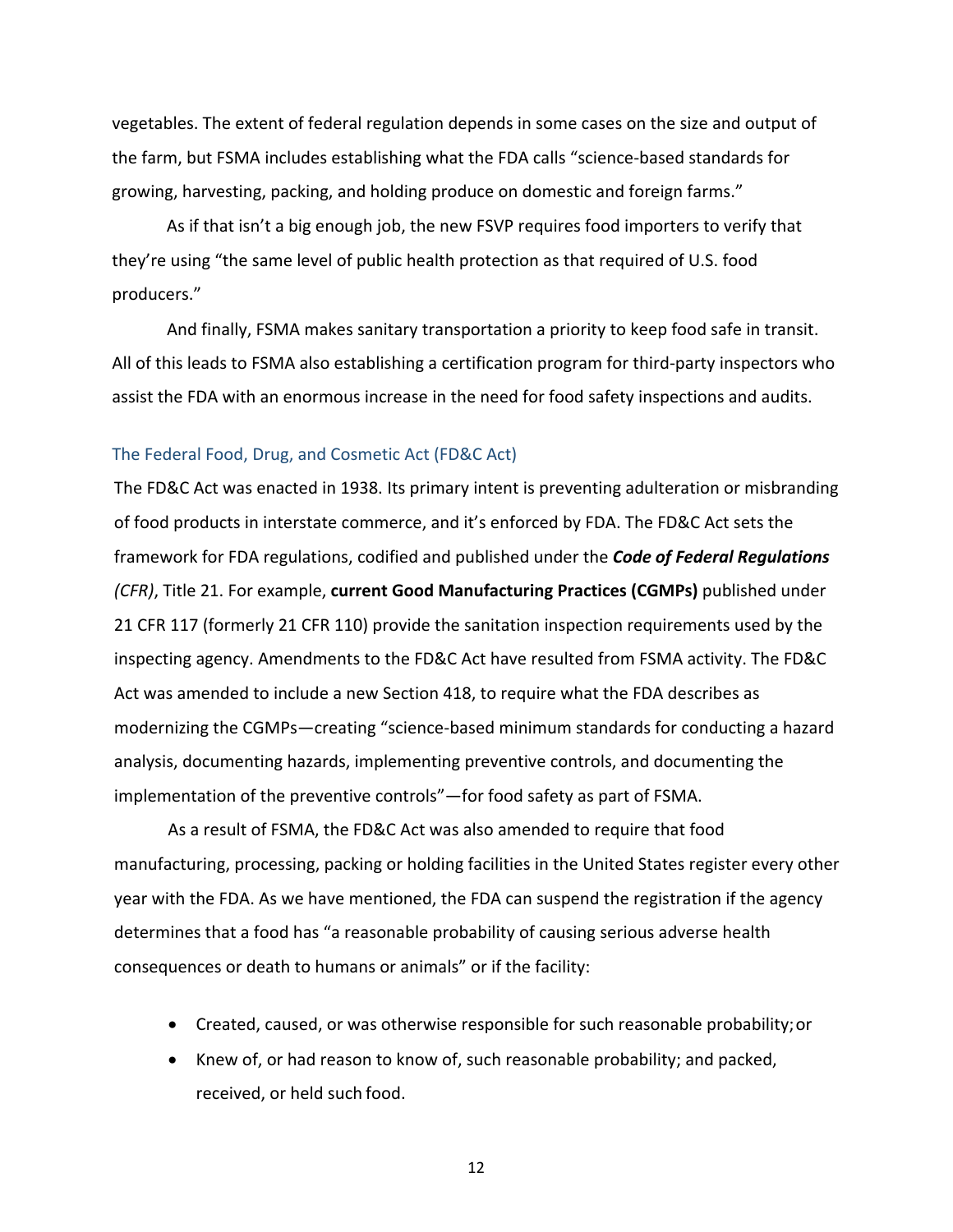vegetables. The extent of federal regulation depends in some cases on the size and output of the farm, but FSMA includes establishing what the FDA calls "science-based standards for growing, harvesting, packing, and holding produce on domestic and foreign farms."

As if that isn't a big enough job, the new FSVP requires food importers to verify that they're using "the same level of public health protection as that required of U.S. food producers."

And finally, FSMA makes sanitary transportation a priority to keep food safe in transit. All of this leads to FSMA also establishing a certification program for third-party inspectors who assist the FDA with an enormous increase in the need for food safety inspections and audits.

### The Federal Food, Drug, and Cosmetic Act (FD&C Act)

The FD&C Act was enacted in 1938. Its primary intent is preventing adulteration or misbranding of food products in interstate commerce, and it's enforced by FDA. The FD&C Act sets the framework for FDA regulations, codified and published under the ***Code of Federal Regulations*** *(CFR)*, Title 21. For example, **current Good Manufacturing Practices (CGMPs)** published under 21 CFR 117 (formerly 21 CFR 110) provide the sanitation inspection requirements used by the inspecting agency. Amendments to the FD&C Act have resulted from FSMA activity. The FD&C Act was amended to include a new Section 418, to require what the FDA describes as modernizing the CGMPs—creating "science-based minimum standards for conducting a hazard analysis, documenting hazards, implementing preventive controls, and documenting the implementation of the preventive controls"—for food safety as part of FSMA.

As a result of FSMA, the FD&C Act was also amended to require that food manufacturing, processing, packing or holding facilities in the United States register every other year with the FDA. As we have mentioned, the FDA can suspend the registration if the agency determines that a food has "a reasonable probability of causing serious adverse health consequences or death to humans or animals" or if the facility:

- Created, caused, or was otherwise responsible for such reasonable probability; or
- Knew of, or had reason to know of, such reasonable probability; and packed, received, or held such food.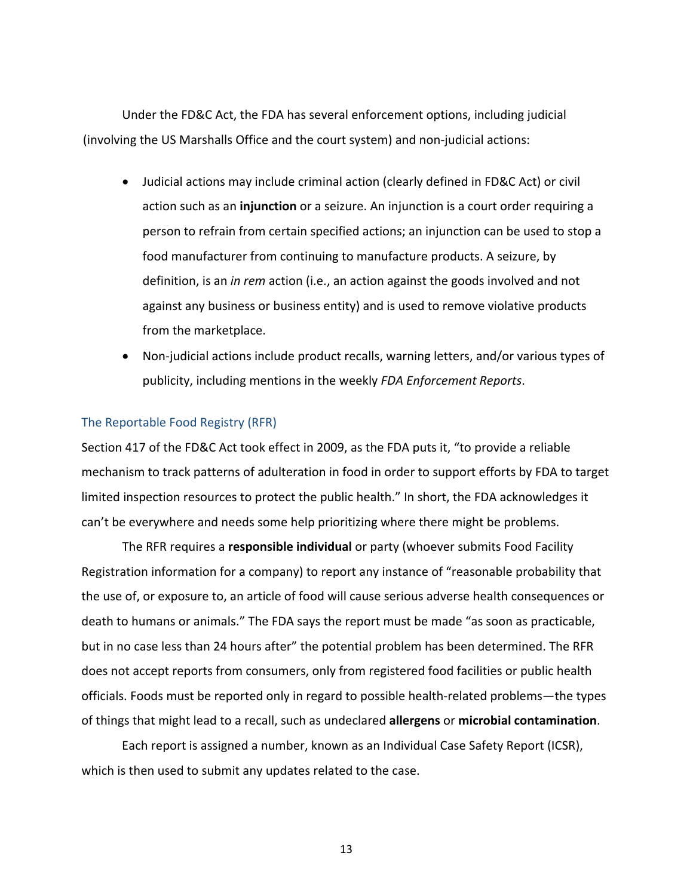Under the FD&C Act, the FDA has several enforcement options, including judicial (involving the US Marshalls Office and the court system) and non-judicial actions:

- Judicial actions may include criminal action (clearly defined in FD&C Act) or civil action such as an **injunction** or a seizure. An injunction is a court order requiring a person to refrain from certain specified actions; an injunction can be used to stop a food manufacturer from continuing to manufacture products. A seizure, by definition, is an *in rem* action (i.e., an action against the goods involved and not against any business or business entity) and is used to remove violative products from the marketplace.
- Non-judicial actions include product recalls, warning letters, and/or various types of publicity, including mentions in the weekly *FDA Enforcement Reports*.

### The Reportable Food Registry (RFR)

Section 417 of the FD&C Act took effect in 2009, as the FDA puts it, "to provide a reliable mechanism to track patterns of adulteration in food in order to support efforts by FDA to target limited inspection resources to protect the public health." In short, the FDA acknowledges it can't be everywhere and needs some help prioritizing where there might be problems.

The RFR requires a **responsible individual** or party (whoever submits Food Facility Registration information for a company) to report any instance of "reasonable probability that the use of, or exposure to, an article of food will cause serious adverse health consequences or death to humans or animals." The FDA says the report must be made "as soon as practicable, but in no case less than 24 hours after" the potential problem has been determined. The RFR does not accept reports from consumers, only from registered food facilities or public health officials. Foods must be reported only in regard to possible health-related problems—the types of things that might lead to a recall, such as undeclared **allergens** or **microbial contamination**.

Each report is assigned a number, known as an Individual Case Safety Report (ICSR), which is then used to submit any updates related to the case.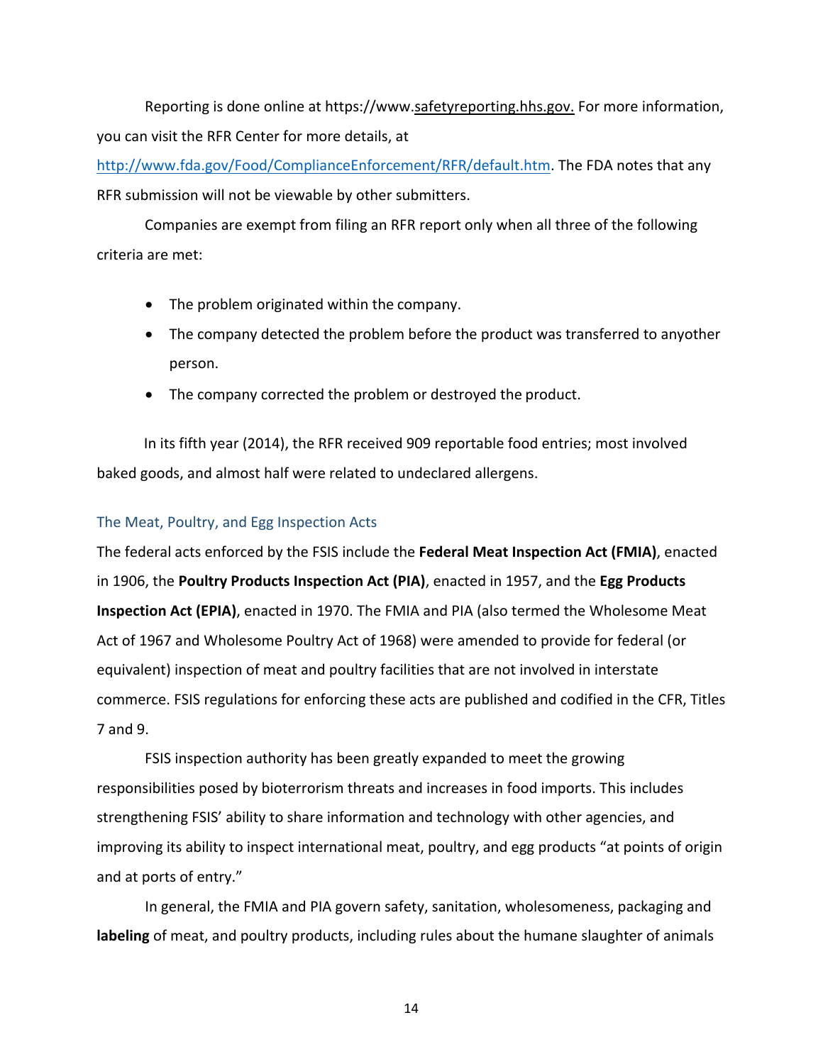Reporting is done online at https://www.safetyreporting.hhs.gov. For more information, you can visit the RFR Center for more details, at http://www.fda.gov/Food/ComplianceEnforcement/RFR/default.htm. The FDA notes that any RFR submission will not be viewable by other submitters.

Companies are exempt from filing an RFR report only when all three of the following criteria are met:

- The problem originated within the company.
- The company detected the problem before the product was transferred to anyother person.
- The company corrected the problem or destroyed the product.

In its fifth year (2014), the RFR received 909 reportable food entries; most involved baked goods, and almost half were related to undeclared allergens.

### The Meat, Poultry, and Egg Inspection Acts

The federal acts enforced by the FSIS include the **Federal Meat Inspection Act (FMIA)**, enacted in 1906, the **Poultry Products Inspection Act (PIA)**, enacted in 1957, and the **Egg Products Inspection Act (EPIA)**, enacted in 1970. The FMIA and PIA (also termed the Wholesome Meat Act of 1967 and Wholesome Poultry Act of 1968) were amended to provide for federal (or equivalent) inspection of meat and poultry facilities that are not involved in interstate commerce. FSIS regulations for enforcing these acts are published and codified in the CFR, Titles 7 and 9.

FSIS inspection authority has been greatly expanded to meet the growing responsibilities posed by bioterrorism threats and increases in food imports. This includes strengthening FSIS' ability to share information and technology with other agencies, and improving its ability to inspect international meat, poultry, and egg products "at points of origin and at ports of entry."

In general, the FMIA and PIA govern safety, sanitation, wholesomeness, packaging and **labeling** of meat, and poultry products, including rules about the humane slaughter of animals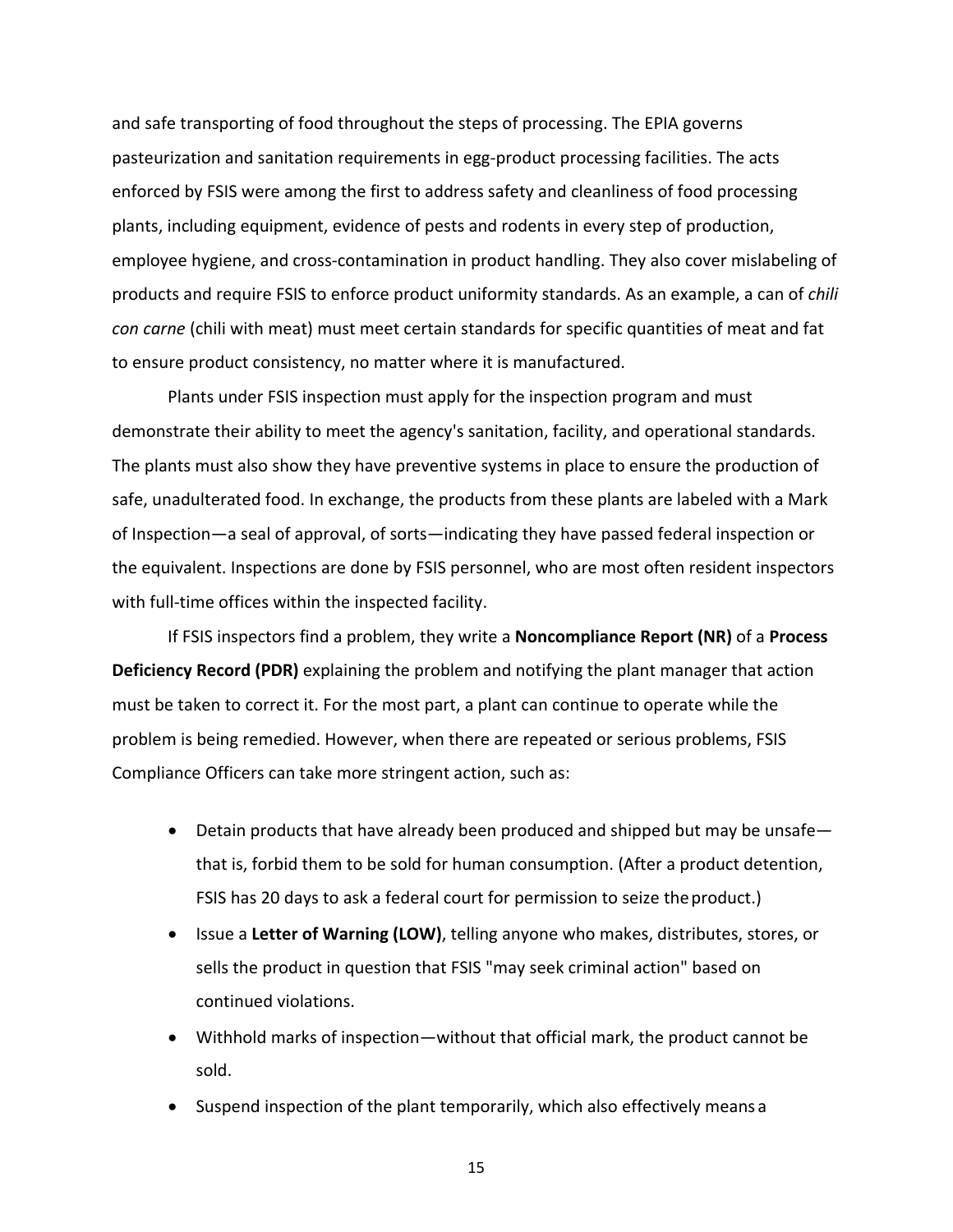and safe transporting of food throughout the steps of processing. The EPIA governs pasteurization and sanitation requirements in egg-product processing facilities. The acts enforced by FSIS were among the first to address safety and cleanliness of food processing plants, including equipment, evidence of pests and rodents in every step of production, employee hygiene, and cross-contamination in product handling. They also cover mislabeling of products and require FSIS to enforce product uniformity standards. As an example, a can of *chili con carne* (chili with meat) must meet certain standards for specific quantities of meat and fat to ensure product consistency, no matter where it is manufactured.

Plants under FSIS inspection must apply for the inspection program and must demonstrate their ability to meet the agency's sanitation, facility, and operational standards. The plants must also show they have preventive systems in place to ensure the production of safe, unadulterated food. In exchange, the products from these plants are labeled with a Mark of Inspection—a seal of approval, of sorts—indicating they have passed federal inspection or the equivalent. Inspections are done by FSIS personnel, who are most often resident inspectors with full-time offices within the inspected facility.

If FSIS inspectors find a problem, they write a **Noncompliance Report (NR)** of a **Process Deficiency Record (PDR)** explaining the problem and notifying the plant manager that action must be taken to correct it. For the most part, a plant can continue to operate while the problem is being remedied. However, when there are repeated or serious problems, FSIS Compliance Officers can take more stringent action, such as:

- Detain products that have already been produced and shipped but may be unsafe—that is, forbid them to be sold for human consumption. (After a product detention, FSIS has 20 days to ask a federal court for permission to seize the product.)
- Issue a **Letter of Warning (LOW)**, telling anyone who makes, distributes, stores, or sells the product in question that FSIS "may seek criminal action" based on continued violations.
- Withhold marks of inspection—without that official mark, the product cannot be sold.
- Suspend inspection of the plant temporarily, which also effectively means a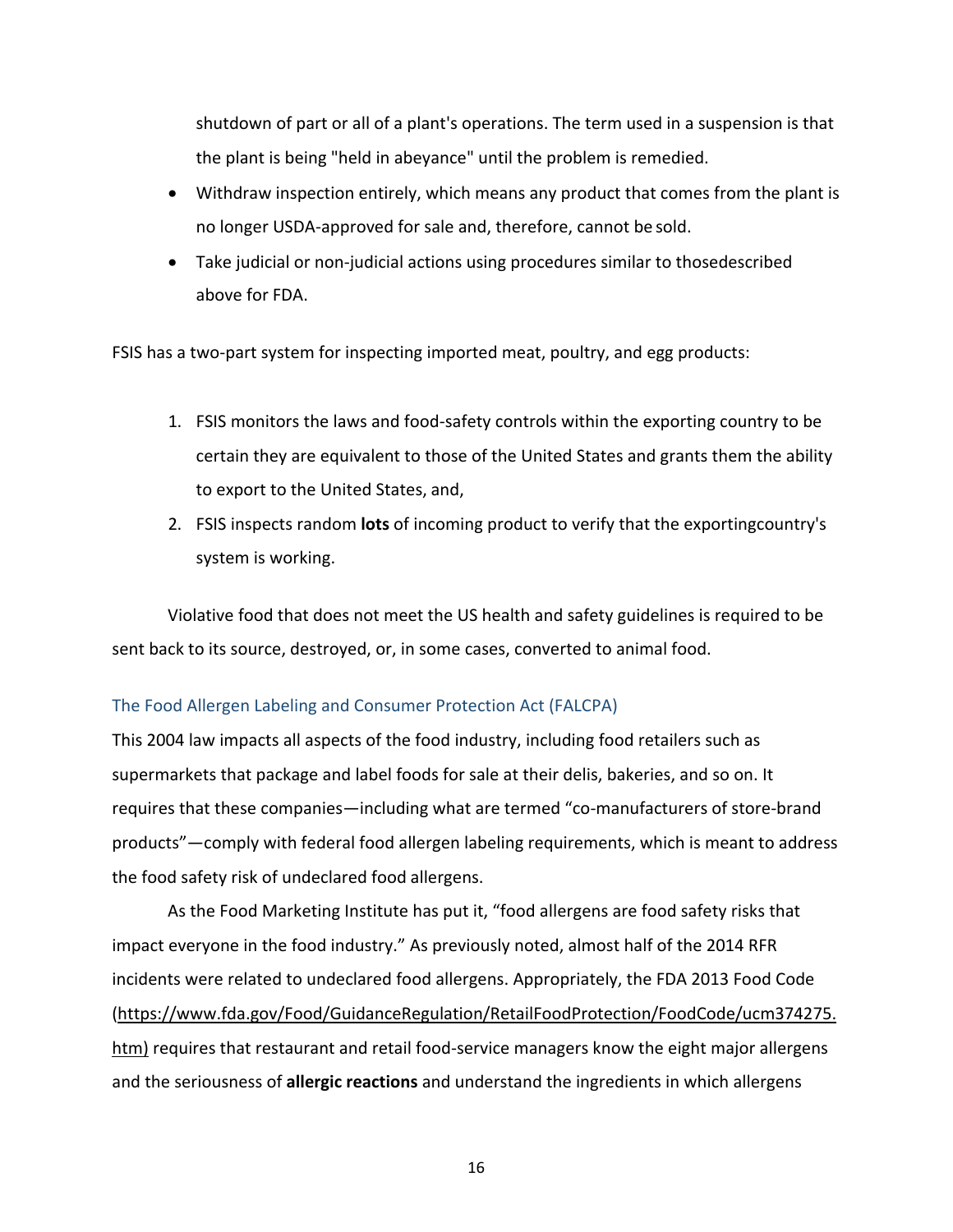shutdown of part or all of a plant's operations. The term used in a suspension is that the plant is being "held in abeyance" until the problem is remedied.

- Withdraw inspection entirely, which means any product that comes from the plant is no longer USDA-approved for sale and, therefore, cannot be sold.
- Take judicial or non-judicial actions using procedures similar to thosedescribed above for FDA.

FSIS has a two-part system for inspecting imported meat, poultry, and egg products:

1. FSIS monitors the laws and food-safety controls within the exporting country to be certain they are equivalent to those of the United States and grants them the ability to export to the United States, and,
2. FSIS inspects random **lots** of incoming product to verify that the exportingcountry's system is working.

Violative food that does not meet the US health and safety guidelines is required to be sent back to its source, destroyed, or, in some cases, converted to animal food.

### The Food Allergen Labeling and Consumer Protection Act (FALCPA)

This 2004 law impacts all aspects of the food industry, including food retailers such as supermarkets that package and label foods for sale at their delis, bakeries, and so on. It requires that these companies—including what are termed "co-manufacturers of store-brand products"—comply with federal food allergen labeling requirements, which is meant to address the food safety risk of undeclared food allergens.

As the Food Marketing Institute has put it, "food allergens are food safety risks that impact everyone in the food industry." As previously noted, almost half of the 2014 RFR incidents were related to undeclared food allergens. Appropriately, the FDA 2013 Food Code (https://www.fda.gov/Food/GuidanceRegulation/RetailFoodProtection/FoodCode/ucm374275.htm) requires that restaurant and retail food-service managers know the eight major allergens and the seriousness of **allergic reactions** and understand the ingredients in which allergens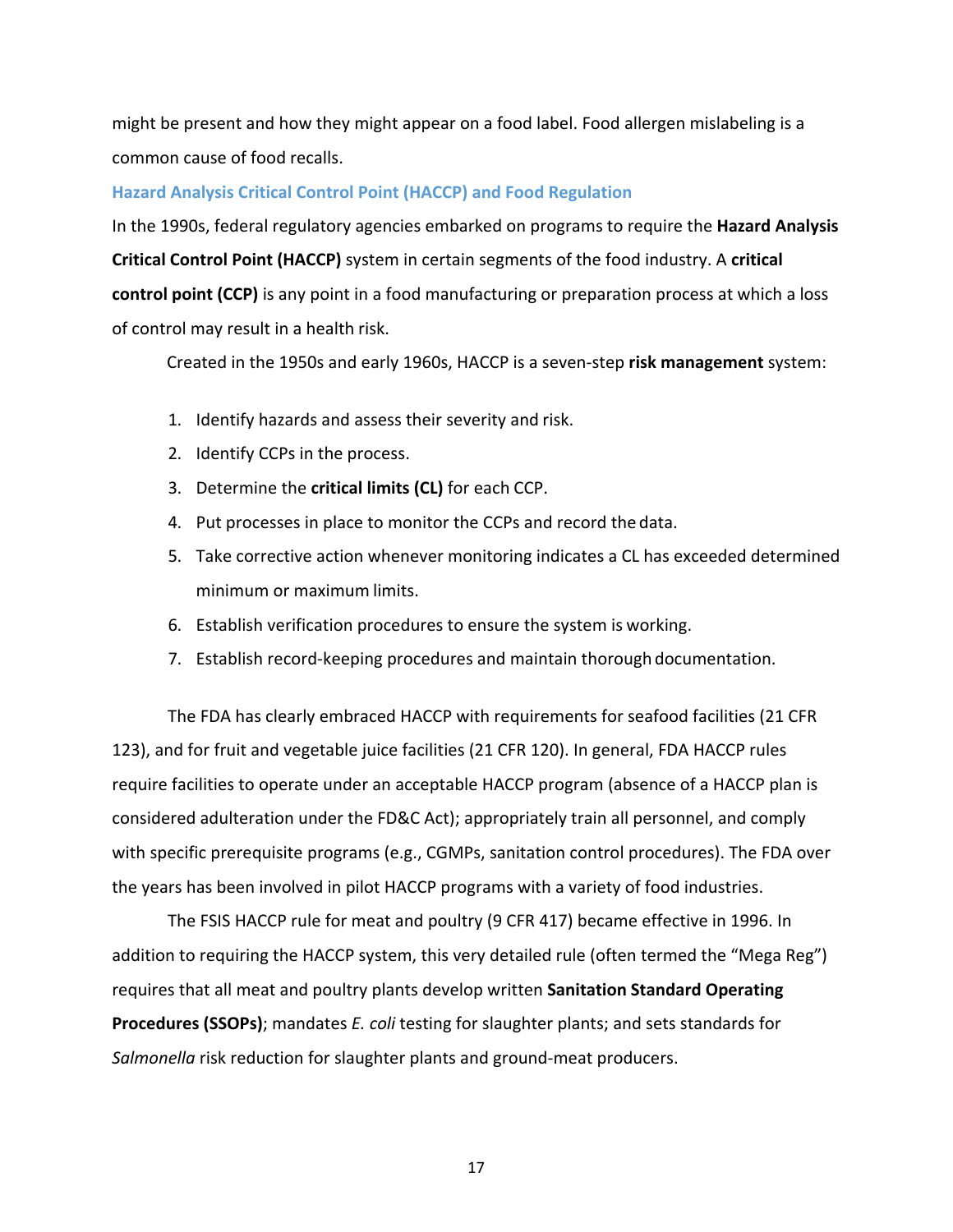might be present and how they might appear on a food label. Food allergen mislabeling is a common cause of food recalls.

### Hazard Analysis Critical Control Point (HACCP) and Food Regulation

In the 1990s, federal regulatory agencies embarked on programs to require the **Hazard Analysis Critical Control Point (HACCP)** system in certain segments of the food industry. A **critical control point (CCP)** is any point in a food manufacturing or preparation process at which a loss of control may result in a health risk.

Created in the 1950s and early 1960s, HACCP is a seven-step **risk management** system:

1. Identify hazards and assess their severity and risk.
2. Identify CCPs in the process.
3. Determine the **critical limits (CL)** for each CCP.
4. Put processes in place to monitor the CCPs and record the data.
5. Take corrective action whenever monitoring indicates a CL has exceeded determined minimum or maximum limits.
6. Establish verification procedures to ensure the system is working.
7. Establish record-keeping procedures and maintain thorough documentation.

The FDA has clearly embraced HACCP with requirements for seafood facilities (21 CFR 123), and for fruit and vegetable juice facilities (21 CFR 120). In general, FDA HACCP rules require facilities to operate under an acceptable HACCP program (absence of a HACCP plan is considered adulteration under the FD&C Act); appropriately train all personnel, and comply with specific prerequisite programs (e.g., CGMPs, sanitation control procedures). The FDA over the years has been involved in pilot HACCP programs with a variety of food industries.

The FSIS HACCP rule for meat and poultry (9 CFR 417) became effective in 1996. In addition to requiring the HACCP system, this very detailed rule (often termed the "Mega Reg") requires that all meat and poultry plants develop written **Sanitation Standard Operating Procedures (SSOPs)**; mandates *E. coli* testing for slaughter plants; and sets standards for *Salmonella* risk reduction for slaughter plants and ground-meat producers.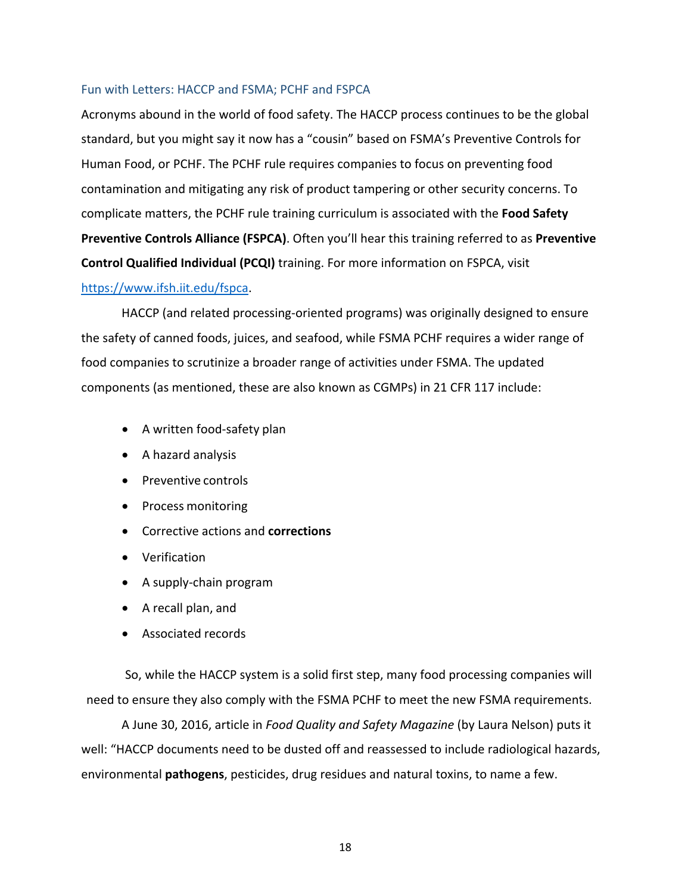### Fun with Letters: HACCP and FSMA; PCHF and FSPCA

Acronyms abound in the world of food safety. The HACCP process continues to be the global standard, but you might say it now has a "cousin" based on FSMA's Preventive Controls for Human Food, or PCHF. The PCHF rule requires companies to focus on preventing food contamination and mitigating any risk of product tampering or other security concerns. To complicate matters, the PCHF rule training curriculum is associated with the **Food Safety Preventive Controls Alliance (FSPCA)**. Often you'll hear this training referred to as **Preventive Control Qualified Individual (PCQI)** training. For more information on FSPCA, visit [https://www.ifsh.iit.edu/fspca](https://www.ifsh.iit.edu/fspca).

HACCP (and related processing-oriented programs) was originally designed to ensure the safety of canned foods, juices, and seafood, while FSMA PCHF requires a wider range of food companies to scrutinize a broader range of activities under FSMA. The updated components (as mentioned, these are also known as CGMPs) in 21 CFR 117 include:

- A written food-safety plan
- A hazard analysis
- Preventive controls
- Process monitoring
- Corrective actions and **corrections**
- Verification
- A supply-chain program
- A recall plan, and
- Associated records

So, while the HACCP system is a solid first step, many food processing companies will need to ensure they also comply with the FSMA PCHF to meet the new FSMA requirements.

A June 30, 2016, article in *Food Quality and Safety Magazine* (by Laura Nelson) puts it well: "HACCP documents need to be dusted off and reassessed to include radiological hazards, environmental **pathogens**, pesticides, drug residues and natural toxins, to name a few.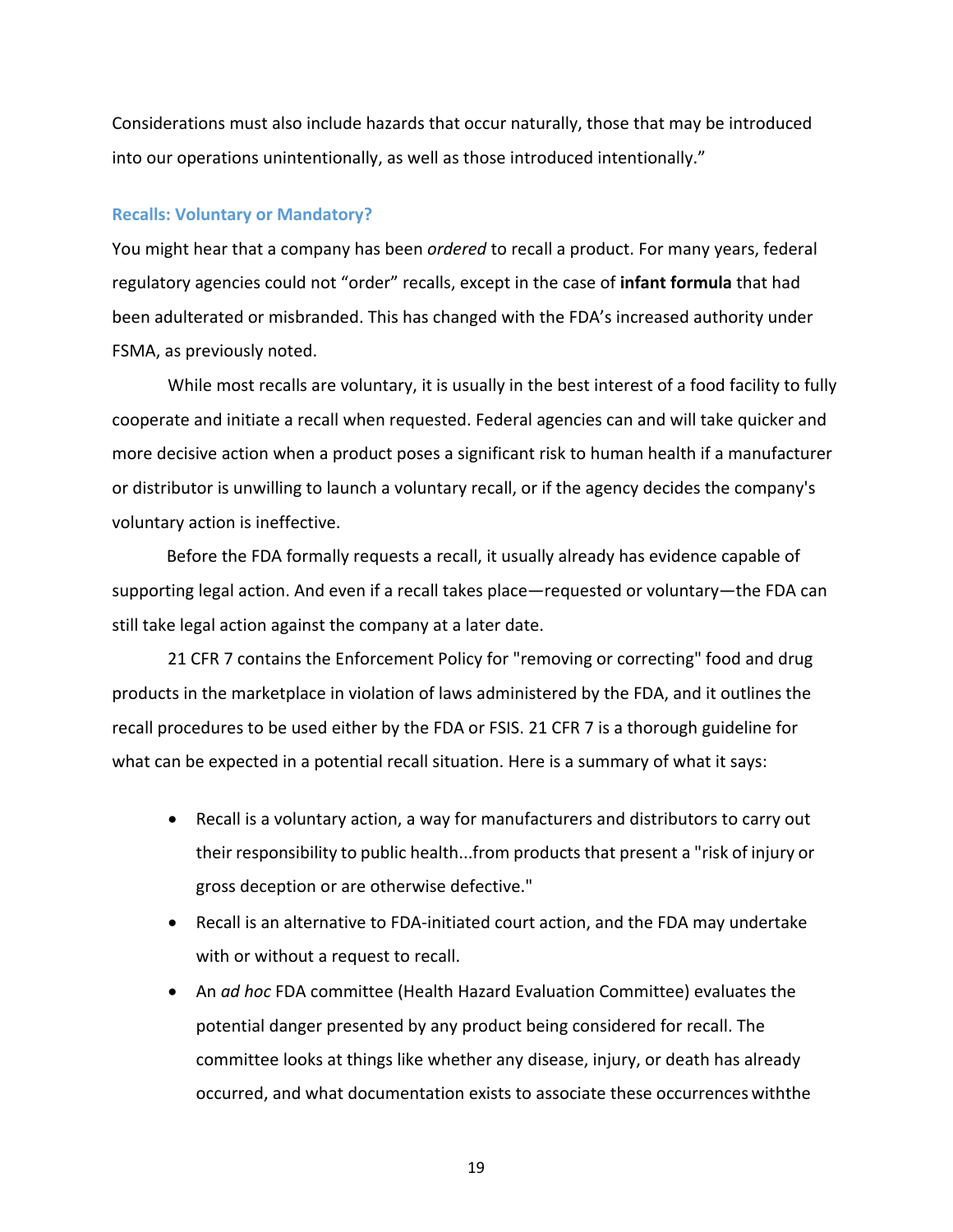Considerations must also include hazards that occur naturally, those that may be introduced into our operations unintentionally, as well as those introduced intentionally."

### Recalls: Voluntary or Mandatory?

You might hear that a company has been *ordered* to recall a product. For many years, federal regulatory agencies could not "order" recalls, except in the case of **infant formula** that had been adulterated or misbranded. This has changed with the FDA's increased authority under FSMA, as previously noted.

While most recalls are voluntary, it is usually in the best interest of a food facility to fully cooperate and initiate a recall when requested. Federal agencies can and will take quicker and more decisive action when a product poses a significant risk to human health if a manufacturer or distributor is unwilling to launch a voluntary recall, or if the agency decides the company's voluntary action is ineffective.

Before the FDA formally requests a recall, it usually already has evidence capable of supporting legal action. And even if a recall takes place—requested or voluntary—the FDA can still take legal action against the company at a later date.

21 CFR 7 contains the Enforcement Policy for "removing or correcting" food and drug products in the marketplace in violation of laws administered by the FDA, and it outlines the recall procedures to be used either by the FDA or FSIS. 21 CFR 7 is a thorough guideline for what can be expected in a potential recall situation. Here is a summary of what it says:

- Recall is a voluntary action, a way for manufacturers and distributors to carry out their responsibility to public health...from products that present a "risk of injury or gross deception or are otherwise defective."
- Recall is an alternative to FDA-initiated court action, and the FDA may undertake with or without a request to recall.
- An *ad hoc* FDA committee (Health Hazard Evaluation Committee) evaluates the potential danger presented by any product being considered for recall. The committee looks at things like whether any disease, injury, or death has already occurred, and what documentation exists to associate these occurrences withthe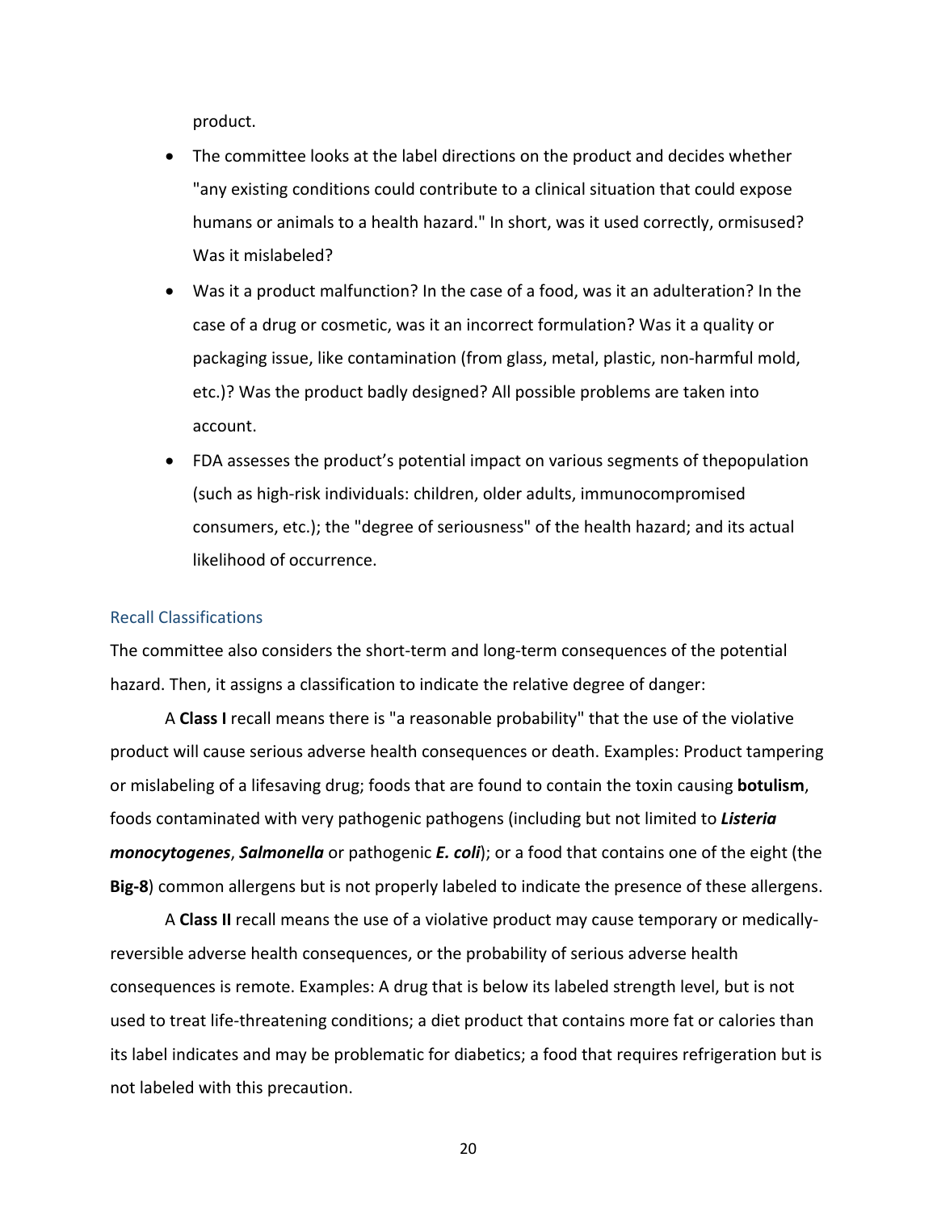product.

- The committee looks at the label directions on the product and decides whether "any existing conditions could contribute to a clinical situation that could expose humans or animals to a health hazard." In short, was it used correctly, ormisused? Was it mislabeled?
- Was it a product malfunction? In the case of a food, was it an adulteration? In the case of a drug or cosmetic, was it an incorrect formulation? Was it a quality or packaging issue, like contamination (from glass, metal, plastic, non-harmful mold, etc.)? Was the product badly designed? All possible problems are taken into account.
- FDA assesses the product's potential impact on various segments of thepopulation (such as high-risk individuals: children, older adults, immunocompromised consumers, etc.); the "degree of seriousness" of the health hazard; and its actual likelihood of occurrence.

### Recall Classifications

The committee also considers the short-term and long-term consequences of the potential hazard. Then, it assigns a classification to indicate the relative degree of danger:

A **Class I** recall means there is "a reasonable probability" that the use of the violative product will cause serious adverse health consequences or death. Examples: Product tampering or mislabeling of a lifesaving drug; foods that are found to contain the toxin causing **botulism**, foods contaminated with very pathogenic pathogens (including but not limited to ***Listeria monocytogenes***, ***Salmonella*** or pathogenic ***E. coli***); or a food that contains one of the eight (the **Big-8**) common allergens but is not properly labeled to indicate the presence of these allergens.

A **Class II** recall means the use of a violative product may cause temporary or medically-reversible adverse health consequences, or the probability of serious adverse health consequences is remote. Examples: A drug that is below its labeled strength level, but is not used to treat life-threatening conditions; a diet product that contains more fat or calories than its label indicates and may be problematic for diabetics; a food that requires refrigeration but is not labeled with this precaution.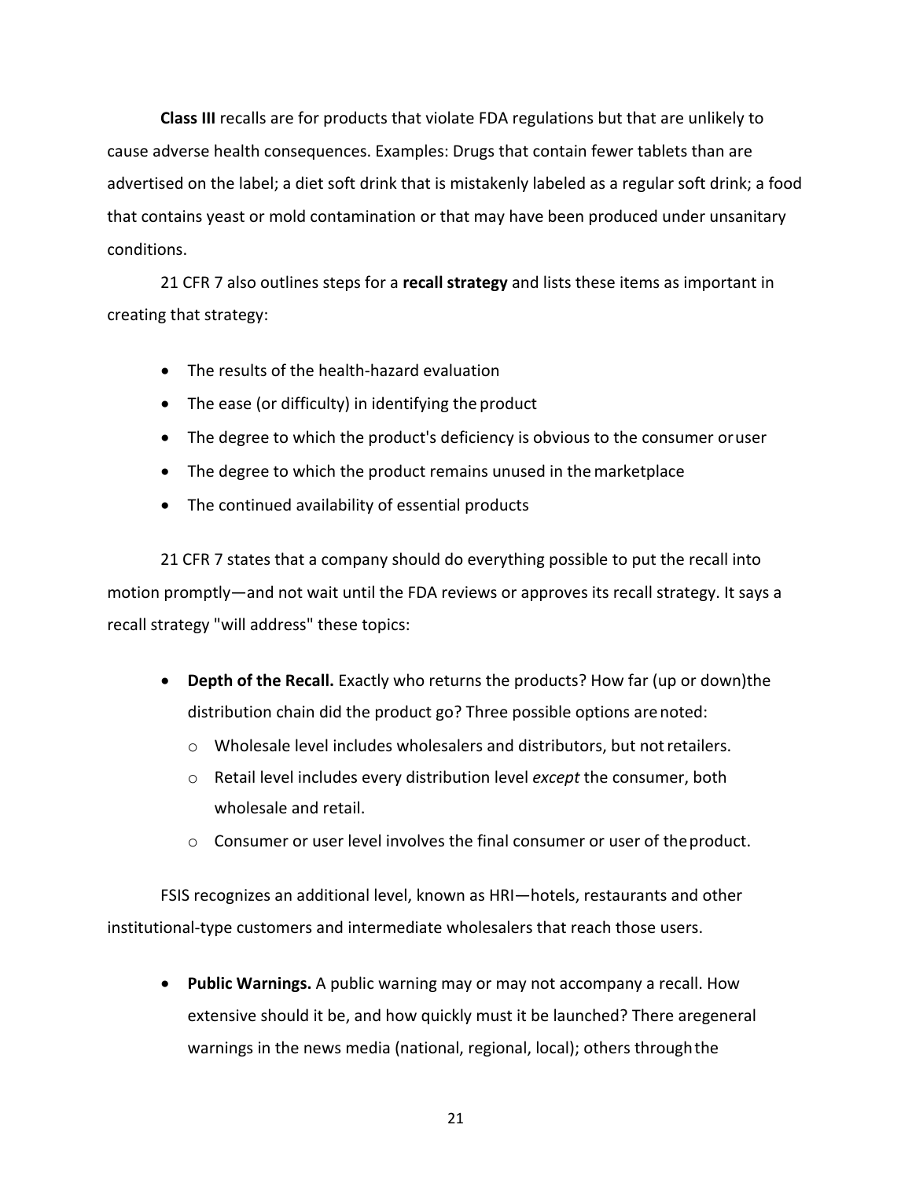**Class III** recalls are for products that violate FDA regulations but that are unlikely to cause adverse health consequences. Examples: Drugs that contain fewer tablets than are advertised on the label; a diet soft drink that is mistakenly labeled as a regular soft drink; a food that contains yeast or mold contamination or that may have been produced under unsanitary conditions.

21 CFR 7 also outlines steps for a **recall strategy** and lists these items as important in creating that strategy:

- The results of the health-hazard evaluation
- The ease (or difficulty) in identifying the product
- The degree to which the product's deficiency is obvious to the consumer or user
- The degree to which the product remains unused in the marketplace
- The continued availability of essential products

21 CFR 7 states that a company should do everything possible to put the recall into motion promptly—and not wait until the FDA reviews or approves its recall strategy. It says a recall strategy "will address" these topics:

- **Depth of the Recall.** Exactly who returns the products? How far (up or down) the distribution chain did the product go? Three possible options are noted:
  - Wholesale level includes wholesalers and distributors, but not retailers.
  - Retail level includes every distribution level *except* the consumer, both wholesale and retail.
  - Consumer or user level involves the final consumer or user of the product.

FSIS recognizes an additional level, known as HRI—hotels, restaurants and other institutional-type customers and intermediate wholesalers that reach those users.

- **Public Warnings.** A public warning may or may not accompany a recall. How extensive should it be, and how quickly must it be launched? There are general warnings in the news media (national, regional, local); others through the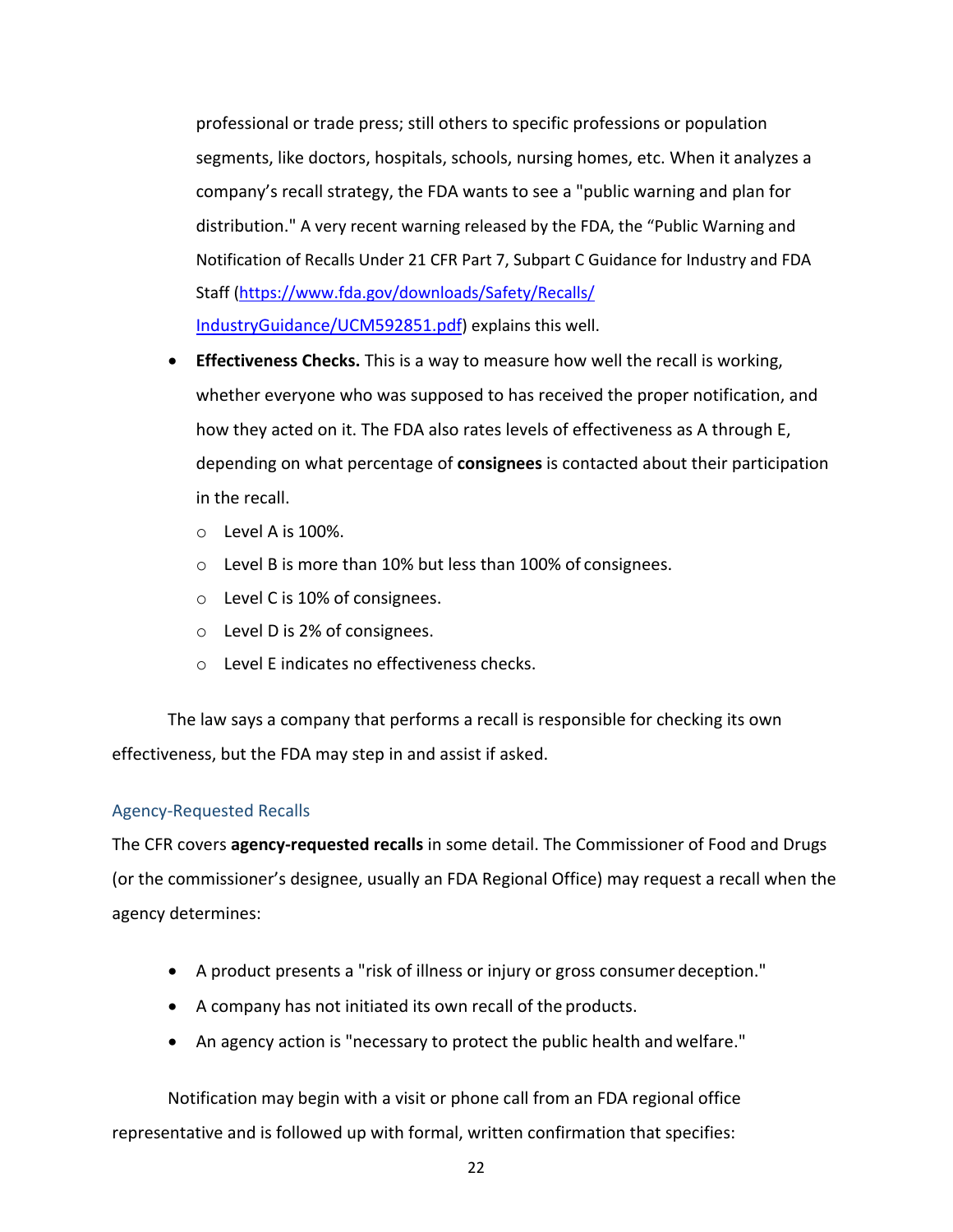professional or trade press; still others to specific professions or population segments, like doctors, hospitals, schools, nursing homes, etc. When it analyzes a company's recall strategy, the FDA wants to see a "public warning and plan for distribution." A very recent warning released by the FDA, the "Public Warning and Notification of Recalls Under 21 CFR Part 7, Subpart C Guidance for Industry and FDA Staff ([https://www.fda.gov/downloads/Safety/Recalls/IndustryGuidance/UCM592851.pdf](https://www.fda.gov/downloads/Safety/Recalls/IndustryGuidance/UCM592851.pdf)) explains this well.

- **Effectiveness Checks.** This is a way to measure how well the recall is working, whether everyone who was supposed to has received the proper notification, and how they acted on it. The FDA also rates levels of effectiveness as A through E, depending on what percentage of **consignees** is contacted about their participation in the recall.
  - Level A is 100%.
  - Level B is more than 10% but less than 100% of consignees.
  - Level C is 10% of consignees.
  - Level D is 2% of consignees.
  - Level E indicates no effectiveness checks.

The law says a company that performs a recall is responsible for checking its own effectiveness, but the FDA may step in and assist if asked.

### Agency-Requested Recalls

The CFR covers **agency-requested recalls** in some detail. The Commissioner of Food and Drugs (or the commissioner's designee, usually an FDA Regional Office) may request a recall when the agency determines:

- A product presents a "risk of illness or injury or gross consumer deception."
- A company has not initiated its own recall of the products.
- An agency action is "necessary to protect the public health and welfare."

Notification may begin with a visit or phone call from an FDA regional office representative and is followed up with formal, written confirmation that specifies: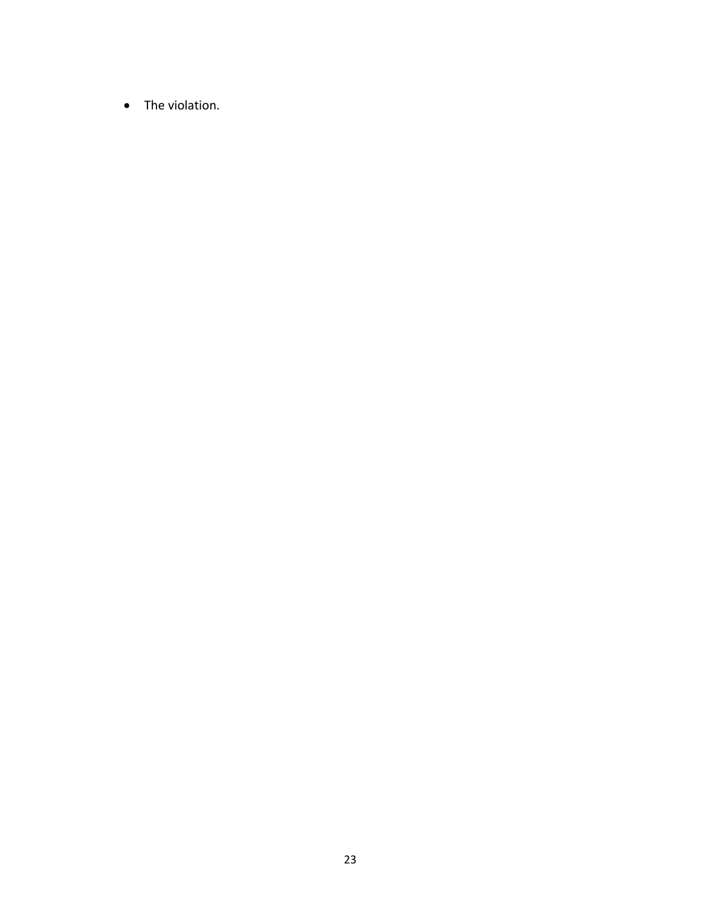- The violation.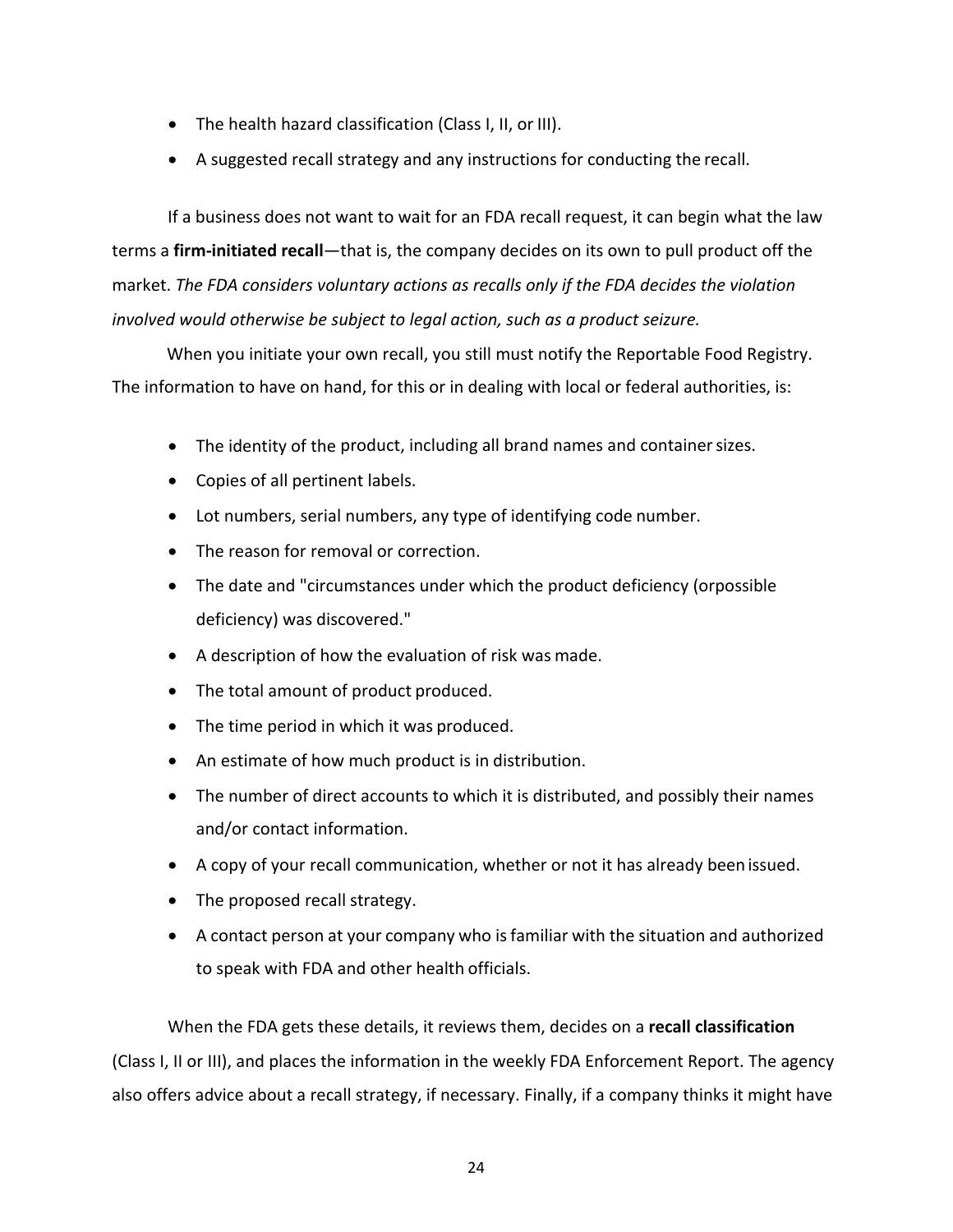- The health hazard classification (Class I, II, or III).
- A suggested recall strategy and any instructions for conducting the recall.

If a business does not want to wait for an FDA recall request, it can begin what the law terms a **firm-initiated recall**—that is, the company decides on its own to pull product off the market. *The FDA considers voluntary actions as recalls only if the FDA decides the violation involved would otherwise be subject to legal action, such as a product seizure.*

When you initiate your own recall, you still must notify the Reportable Food Registry. The information to have on hand, for this or in dealing with local or federal authorities, is:

- The identity of the product, including all brand names and container sizes.
- Copies of all pertinent labels.
- Lot numbers, serial numbers, any type of identifying code number.
- The reason for removal or correction.
- The date and "circumstances under which the product deficiency (orpossible deficiency) was discovered."
- A description of how the evaluation of risk was made.
- The total amount of product produced.
- The time period in which it was produced.
- An estimate of how much product is in distribution.
- The number of direct accounts to which it is distributed, and possibly their names and/or contact information.
- A copy of your recall communication, whether or not it has already been issued.
- The proposed recall strategy.
- A contact person at your company who is familiar with the situation and authorized to speak with FDA and other health officials.

When the FDA gets these details, it reviews them, decides on a **recall classification** (Class I, II or III), and places the information in the weekly FDA Enforcement Report. The agency also offers advice about a recall strategy, if necessary. Finally, if a company thinks it might have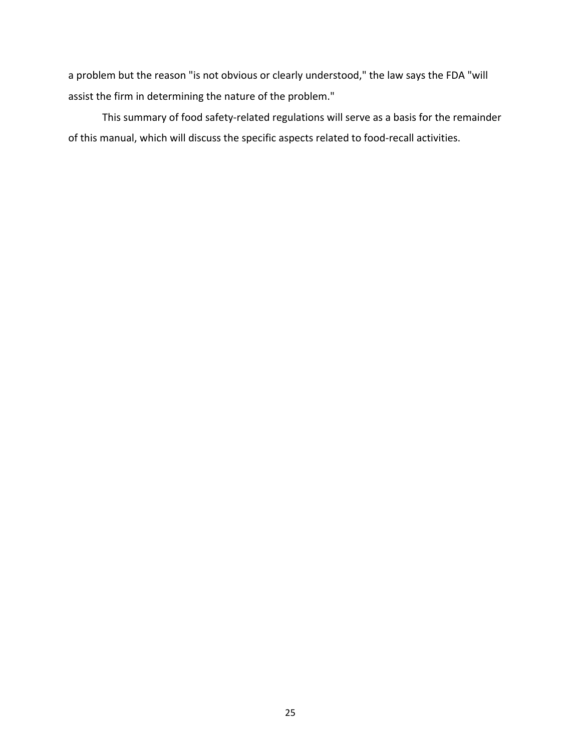a problem but the reason "is not obvious or clearly understood," the law says the FDA "will assist the firm in determining the nature of the problem."

This summary of food safety-related regulations will serve as a basis for the remainder of this manual, which will discuss the specific aspects related to food-recall activities.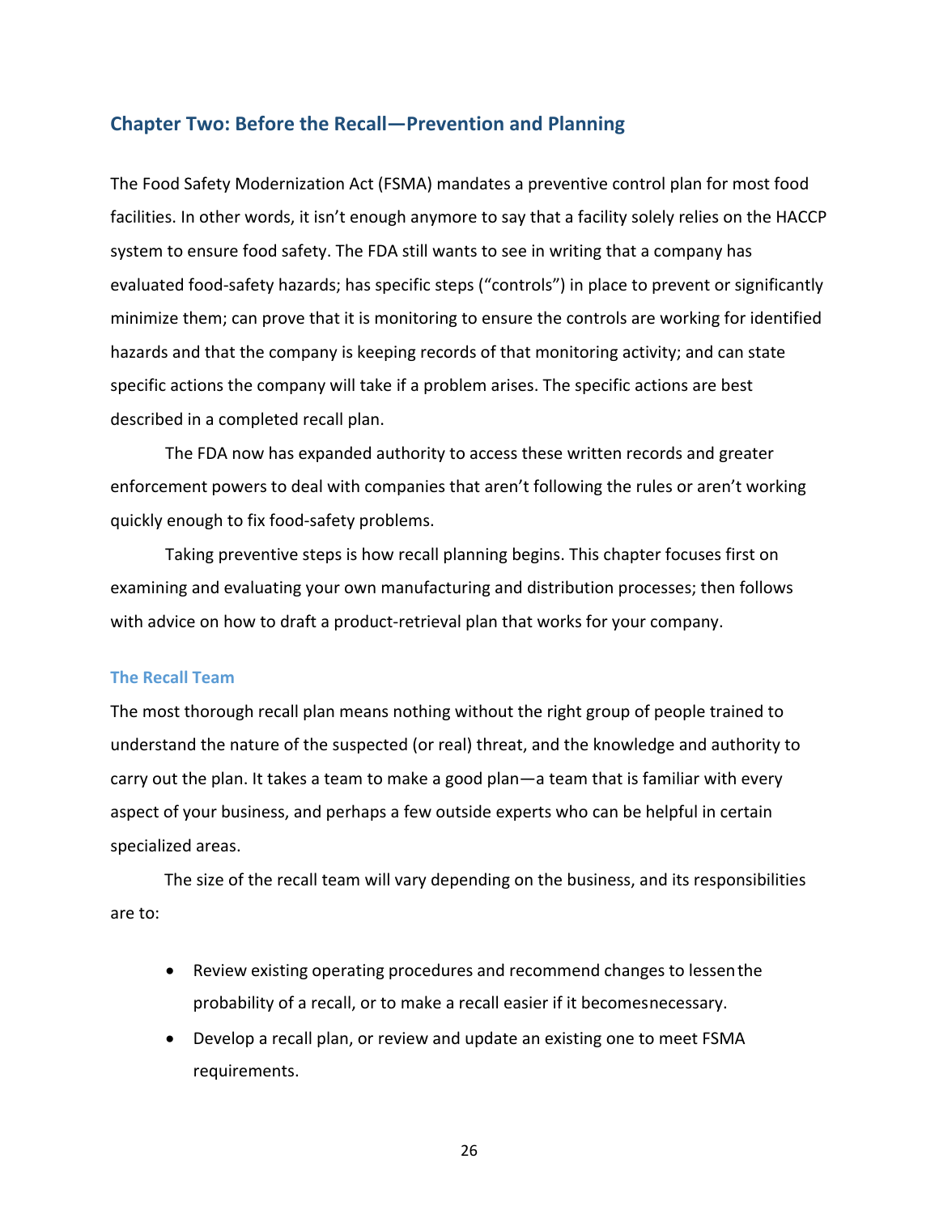## Chapter Two: Before the Recall—Prevention and Planning

The Food Safety Modernization Act (FSMA) mandates a preventive control plan for most food facilities. In other words, it isn't enough anymore to say that a facility solely relies on the HACCP system to ensure food safety. The FDA still wants to see in writing that a company has evaluated food-safety hazards; has specific steps ("controls") in place to prevent or significantly minimize them; can prove that it is monitoring to ensure the controls are working for identified hazards and that the company is keeping records of that monitoring activity; and can state specific actions the company will take if a problem arises. The specific actions are best described in a completed recall plan.

The FDA now has expanded authority to access these written records and greater enforcement powers to deal with companies that aren't following the rules or aren't working quickly enough to fix food-safety problems.

Taking preventive steps is how recall planning begins. This chapter focuses first on examining and evaluating your own manufacturing and distribution processes; then follows with advice on how to draft a product-retrieval plan that works for your company.

### The Recall Team

The most thorough recall plan means nothing without the right group of people trained to understand the nature of the suspected (or real) threat, and the knowledge and authority to carry out the plan. It takes a team to make a good plan—a team that is familiar with every aspect of your business, and perhaps a few outside experts who can be helpful in certain specialized areas.

The size of the recall team will vary depending on the business, and its responsibilities are to:

- Review existing operating procedures and recommend changes to lessen the probability of a recall, or to make a recall easier if it becomes necessary.
- Develop a recall plan, or review and update an existing one to meet FSMA requirements.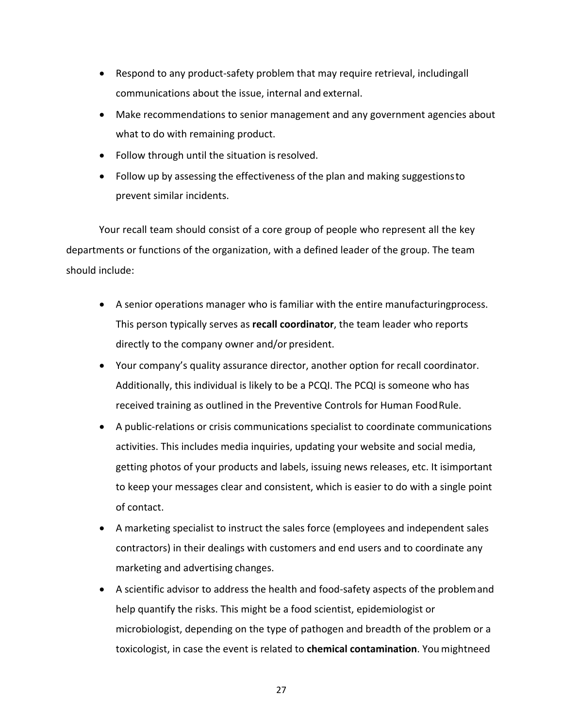- Respond to any product-safety problem that may require retrieval, includingall communications about the issue, internal and external.
- Make recommendations to senior management and any government agencies about what to do with remaining product.
- Follow through until the situation is resolved.
- Follow up by assessing the effectiveness of the plan and making suggestionsto prevent similar incidents.

Your recall team should consist of a core group of people who represent all the key departments or functions of the organization, with a defined leader of the group. The team should include:

- A senior operations manager who is familiar with the entire manufacturingprocess. This person typically serves as **recall coordinator**, the team leader who reports directly to the company owner and/or president.
- Your company's quality assurance director, another option for recall coordinator. Additionally, this individual is likely to be a PCQI. The PCQI is someone who has received training as outlined in the Preventive Controls for Human FoodRule.
- A public-relations or crisis communications specialist to coordinate communications activities. This includes media inquiries, updating your website and social media, getting photos of your products and labels, issuing news releases, etc. It isimportant to keep your messages clear and consistent, which is easier to do with a single point of contact.
- A marketing specialist to instruct the sales force (employees and independent sales contractors) in their dealings with customers and end users and to coordinate any marketing and advertising changes.
- A scientific advisor to address the health and food-safety aspects of the problemand help quantify the risks. This might be a food scientist, epidemiologist or microbiologist, depending on the type of pathogen and breadth of the problem or a toxicologist, in case the event is related to **chemical contamination**. You mightneed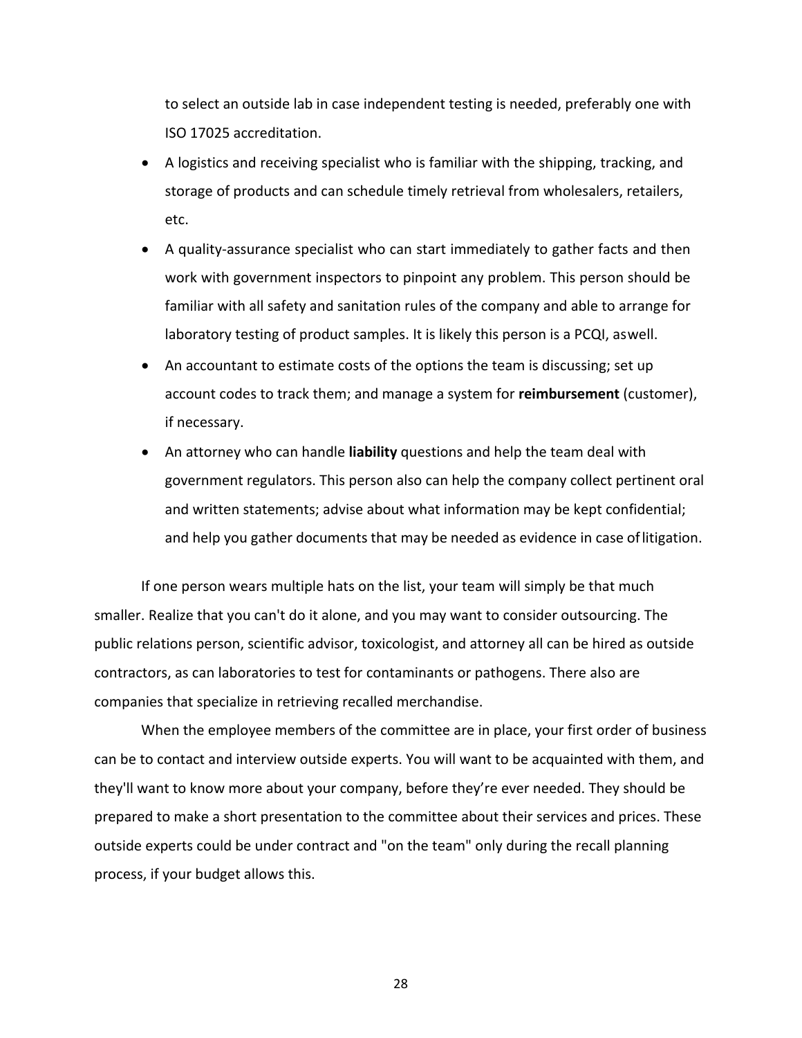to select an outside lab in case independent testing is needed, preferably one with ISO 17025 accreditation.

- A logistics and receiving specialist who is familiar with the shipping, tracking, and storage of products and can schedule timely retrieval from wholesalers, retailers, etc.
- A quality-assurance specialist who can start immediately to gather facts and then work with government inspectors to pinpoint any problem. This person should be familiar with all safety and sanitation rules of the company and able to arrange for laboratory testing of product samples. It is likely this person is a PCQI, as well.
- An accountant to estimate costs of the options the team is discussing; set up account codes to track them; and manage a system for **reimbursement** (customer), if necessary.
- An attorney who can handle **liability** questions and help the team deal with government regulators. This person also can help the company collect pertinent oral and written statements; advise about what information may be kept confidential; and help you gather documents that may be needed as evidence in case of litigation.

If one person wears multiple hats on the list, your team will simply be that much smaller. Realize that you can't do it alone, and you may want to consider outsourcing. The public relations person, scientific advisor, toxicologist, and attorney all can be hired as outside contractors, as can laboratories to test for contaminants or pathogens. There also are companies that specialize in retrieving recalled merchandise.

When the employee members of the committee are in place, your first order of business can be to contact and interview outside experts. You will want to be acquainted with them, and they'll want to know more about your company, before they're ever needed. They should be prepared to make a short presentation to the committee about their services and prices. These outside experts could be under contract and "on the team" only during the recall planning process, if your budget allows this.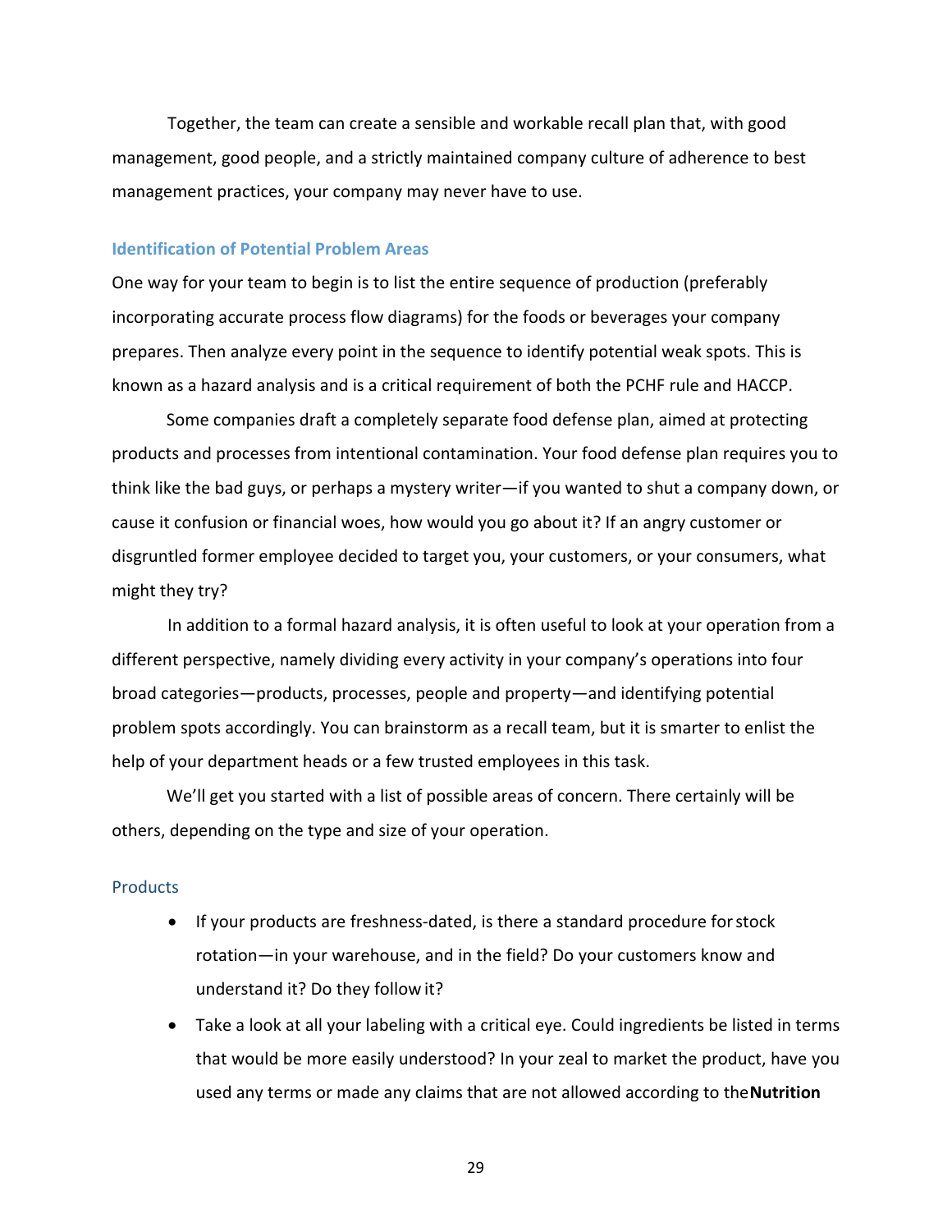Together, the team can create a sensible and workable recall plan that, with good management, good people, and a strictly maintained company culture of adherence to best management practices, your company may never have to use.

## Identification of Potential Problem Areas

One way for your team to begin is to list the entire sequence of production (preferably incorporating accurate process flow diagrams) for the foods or beverages your company prepares. Then analyze every point in the sequence to identify potential weak spots. This is known as a hazard analysis and is a critical requirement of both the PCHF rule and HACCP.

Some companies draft a completely separate food defense plan, aimed at protecting products and processes from intentional contamination. Your food defense plan requires you to think like the bad guys, or perhaps a mystery writer—if you wanted to shut a company down, or cause it confusion or financial woes, how would you go about it? If an angry customer or disgruntled former employee decided to target you, your customers, or your consumers, what might they try?

In addition to a formal hazard analysis, it is often useful to look at your operation from a different perspective, namely dividing every activity in your company's operations into four broad categories—products, processes, people and property—and identifying potential problem spots accordingly. You can brainstorm as a recall team, but it is smarter to enlist the help of your department heads or a few trusted employees in this task.

We'll get you started with a list of possible areas of concern. There certainly will be others, depending on the type and size of your operation.

### Products

- If your products are freshness-dated, is there a standard procedure for stock rotation—in your warehouse, and in the field? Do your customers know and understand it? Do they follow it?
- Take a look at all your labeling with a critical eye. Could ingredients be listed in terms that would be more easily understood? In your zeal to market the product, have you used any terms or made any claims that are not allowed according to the **Nutrition**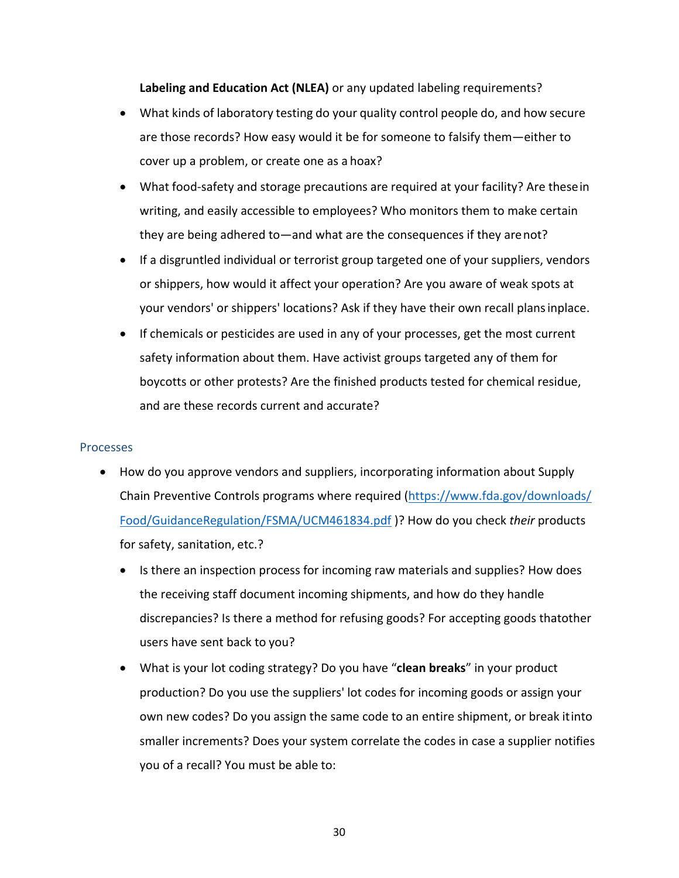Labeling and Education Act (NLEA)** or any updated labeling requirements?

- What kinds of laboratory testing do your quality control people do, and how secure are those records? How easy would it be for someone to falsify them—either to cover up a problem, or create one as a hoax?
- What food-safety and storage precautions are required at your facility? Are these in writing, and easily accessible to employees? Who monitors them to make certain they are being adhered to—and what are the consequences if they are not?
- If a disgruntled individual or terrorist group targeted one of your suppliers, vendors or shippers, how would it affect your operation? Are you aware of weak spots at your vendors' or shippers' locations? Ask if they have their own recall plans in place.
- If chemicals or pesticides are used in any of your processes, get the most current safety information about them. Have activist groups targeted any of them for boycotts or other protests? Are the finished products tested for chemical residue, and are these records current and accurate?

### Processes

- How do you approve vendors and suppliers, incorporating information about Supply Chain Preventive Controls programs where required (https://www.fda.gov/downloads/Food/GuidanceRegulation/FSMA/UCM461834.pdf )? How do you check *their* products for safety, sanitation, etc.?
  - Is there an inspection process for incoming raw materials and supplies? How does the receiving staff document incoming shipments, and how do they handle discrepancies? Is there a method for refusing goods? For accepting goods that other users have sent back to you?
  - What is your lot coding strategy? Do you have "**clean breaks**" in your product production? Do you use the suppliers' lot codes for incoming goods or assign your own new codes? Do you assign the same code to an entire shipment, or break it into smaller increments? Does your system correlate the codes in case a supplier notifies you of a recall? You must be able to: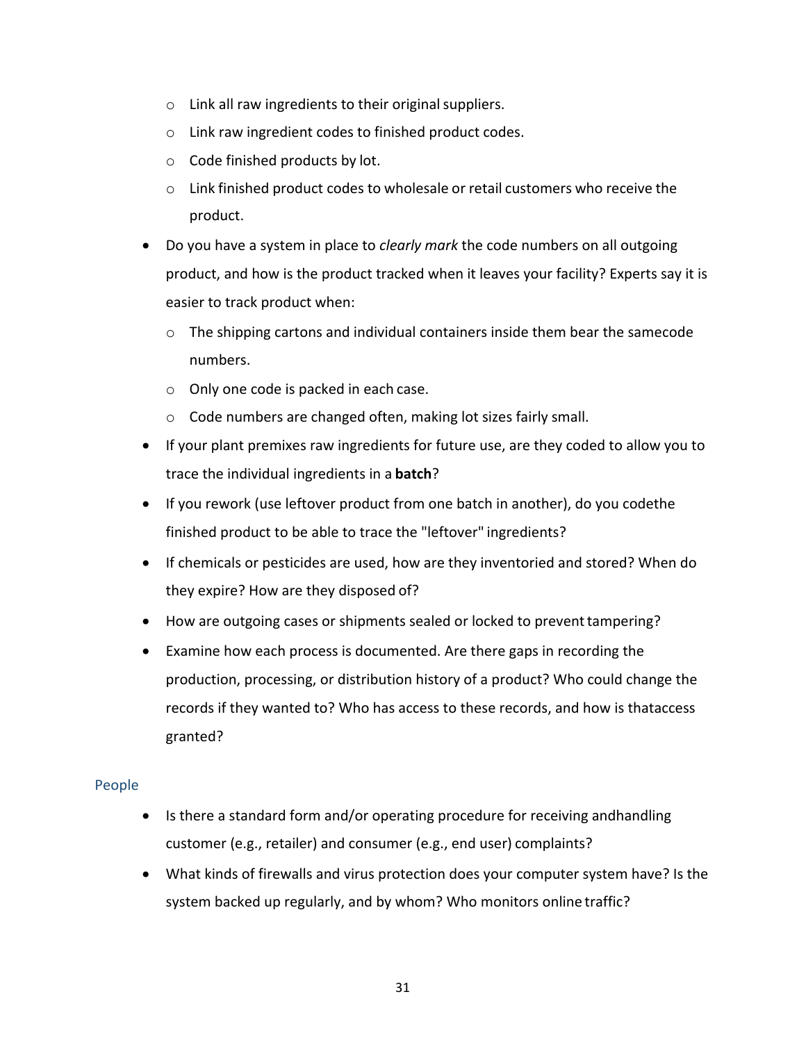- Link all raw ingredients to their original suppliers.
  - Link raw ingredient codes to finished product codes.
  - Code finished products by lot.
  - Link finished product codes to wholesale or retail customers who receive the product.
- Do you have a system in place to *clearly mark* the code numbers on all outgoing product, and how is the product tracked when it leaves your facility? Experts say it is easier to track product when:
  - The shipping cartons and individual containers inside them bear the samecode numbers.
  - Only one code is packed in each case.
  - Code numbers are changed often, making lot sizes fairly small.
- If your plant premixes raw ingredients for future use, are they coded to allow you to trace the individual ingredients in a **batch**?
- If you rework (use leftover product from one batch in another), do you codethe finished product to be able to trace the "leftover" ingredients?
- If chemicals or pesticides are used, how are they inventoried and stored? When do they expire? How are they disposed of?
- How are outgoing cases or shipments sealed or locked to prevent tampering?
- Examine how each process is documented. Are there gaps in recording the production, processing, or distribution history of a product? Who could change the records if they wanted to? Who has access to these records, and how is thataccess granted?

### People

- Is there a standard form and/or operating procedure for receiving andhandling customer (e.g., retailer) and consumer (e.g., end user) complaints?
- What kinds of firewalls and virus protection does your computer system have? Is the system backed up regularly, and by whom? Who monitors online traffic?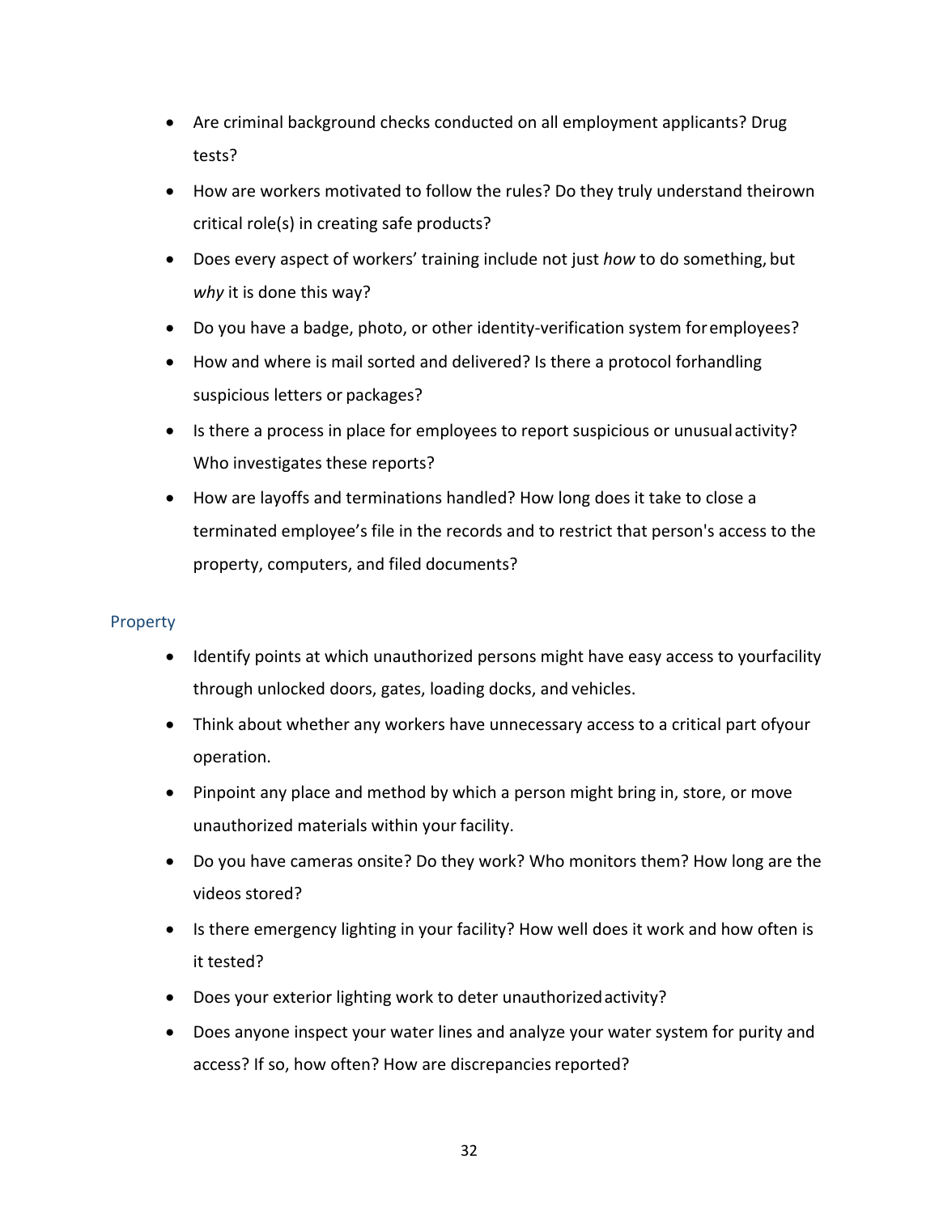- Are criminal background checks conducted on all employment applicants? Drug tests?
- How are workers motivated to follow the rules? Do they truly understand theirown critical role(s) in creating safe products?
- Does every aspect of workers' training include not just *how* to do something, but *why* it is done this way?
- Do you have a badge, photo, or other identity-verification system foremployees?
- How and where is mail sorted and delivered? Is there a protocol forhandling suspicious letters or packages?
- Is there a process in place for employees to report suspicious or unusual activity? Who investigates these reports?
- How are layoffs and terminations handled? How long does it take to close a terminated employee's file in the records and to restrict that person's access to the property, computers, and filed documents?

## Property

- Identify points at which unauthorized persons might have easy access to yourfacility through unlocked doors, gates, loading docks, and vehicles.
- Think about whether any workers have unnecessary access to a critical part ofyour operation.
- Pinpoint any place and method by which a person might bring in, store, or move unauthorized materials within your facility.
- Do you have cameras onsite? Do they work? Who monitors them? How long are the videos stored?
- Is there emergency lighting in your facility? How well does it work and how often is it tested?
- Does your exterior lighting work to deter unauthorized activity?
- Does anyone inspect your water lines and analyze your water system for purity and access? If so, how often? How are discrepancies reported?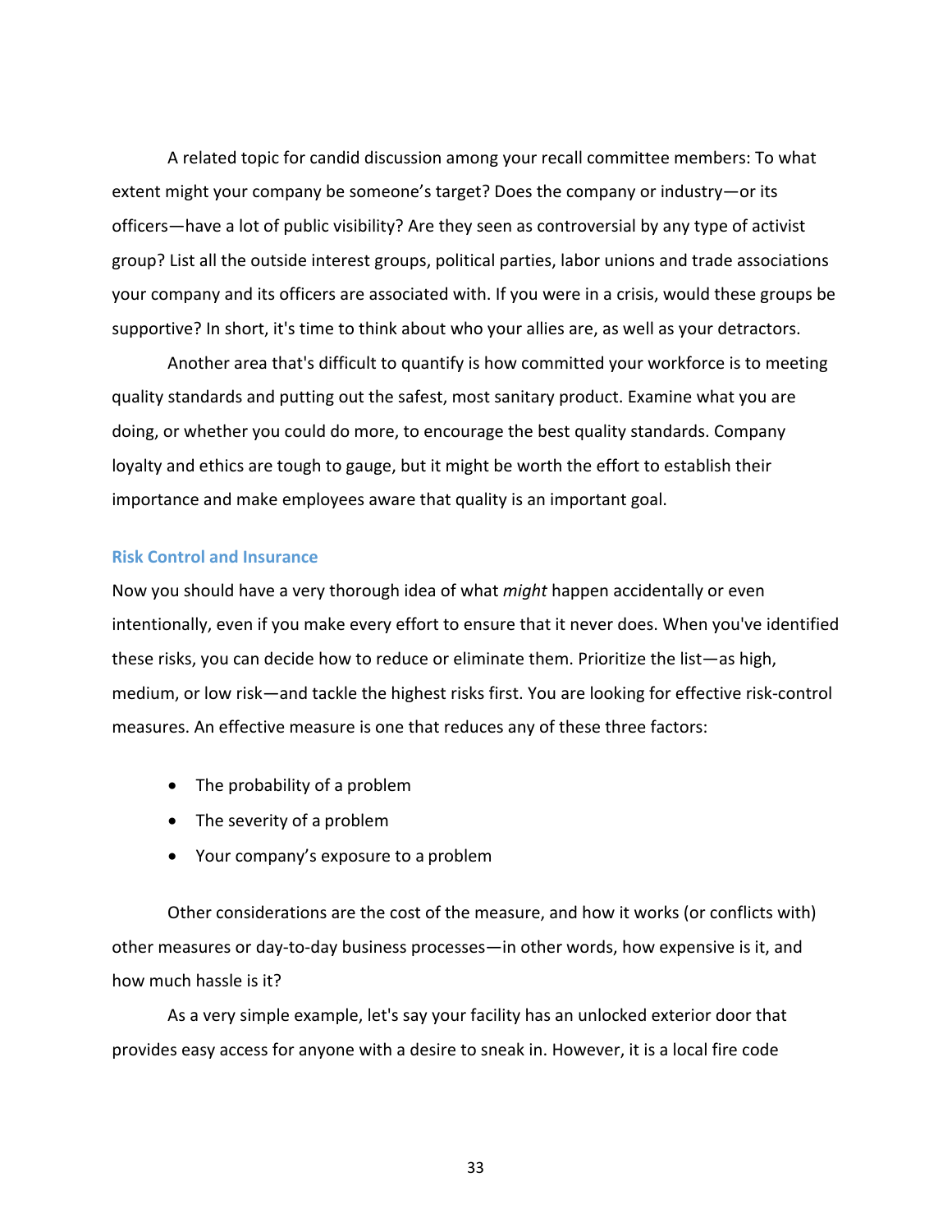A related topic for candid discussion among your recall committee members: To what extent might your company be someone's target? Does the company or industry—or its officers—have a lot of public visibility? Are they seen as controversial by any type of activist group? List all the outside interest groups, political parties, labor unions and trade associations your company and its officers are associated with. If you were in a crisis, would these groups be supportive? In short, it's time to think about who your allies are, as well as your detractors.

Another area that's difficult to quantify is how committed your workforce is to meeting quality standards and putting out the safest, most sanitary product. Examine what you are doing, or whether you could do more, to encourage the best quality standards. Company loyalty and ethics are tough to gauge, but it might be worth the effort to establish their importance and make employees aware that quality is an important goal.

### Risk Control and Insurance

Now you should have a very thorough idea of what *might* happen accidentally or even intentionally, even if you make every effort to ensure that it never does. When you've identified these risks, you can decide how to reduce or eliminate them. Prioritize the list—as high, medium, or low risk—and tackle the highest risks first. You are looking for effective risk-control measures. An effective measure is one that reduces any of these three factors:

- The probability of a problem
- The severity of a problem
- Your company's exposure to a problem

Other considerations are the cost of the measure, and how it works (or conflicts with) other measures or day-to-day business processes—in other words, how expensive is it, and how much hassle is it?

As a very simple example, let's say your facility has an unlocked exterior door that provides easy access for anyone with a desire to sneak in. However, it is a local fire code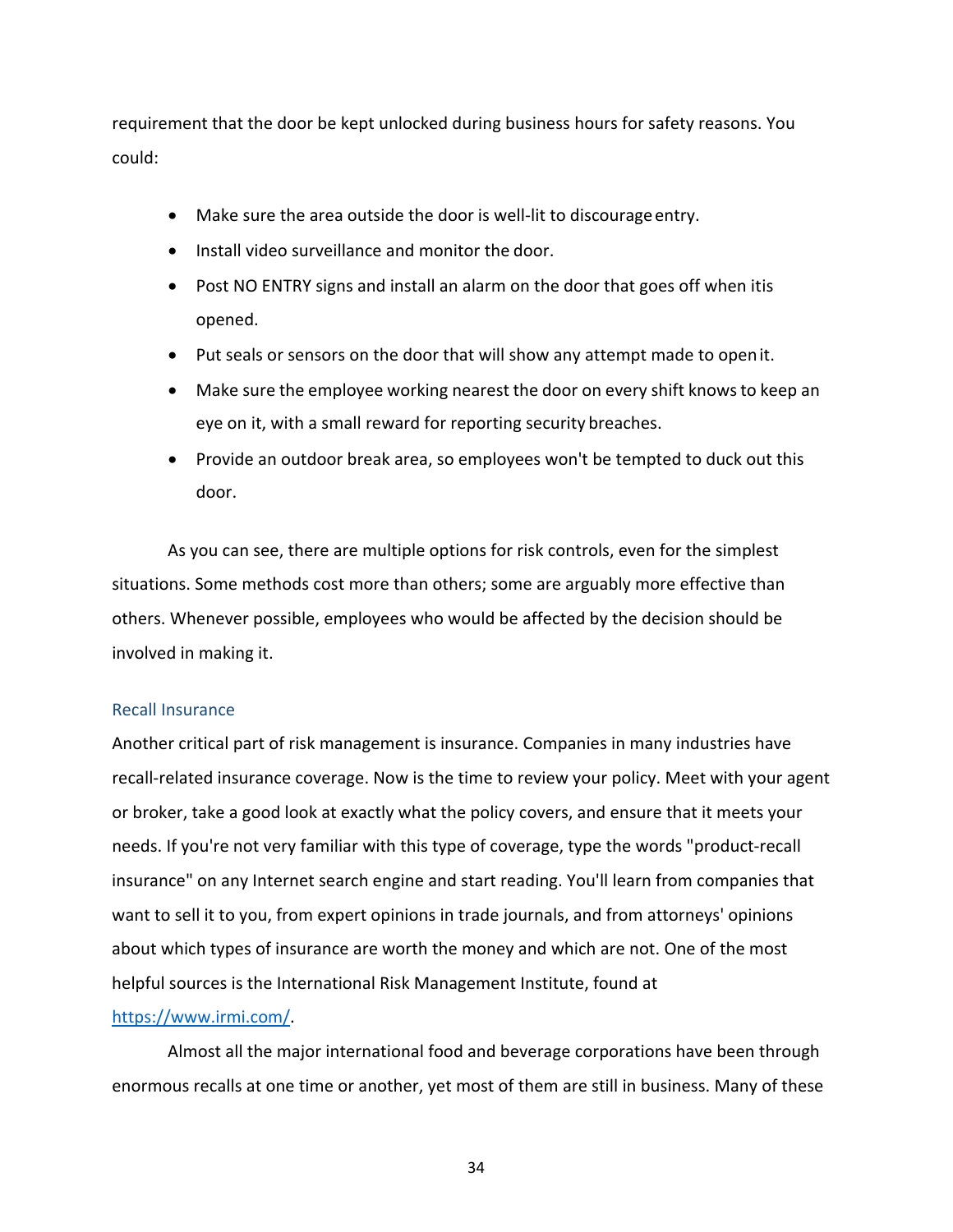requirement that the door be kept unlocked during business hours for safety reasons. You could:

- Make sure the area outside the door is well-lit to discourage entry.
- Install video surveillance and monitor the door.
- Post NO ENTRY signs and install an alarm on the door that goes off when itis opened.
- Put seals or sensors on the door that will show any attempt made to open it.
- Make sure the employee working nearest the door on every shift knows to keep an eye on it, with a small reward for reporting security breaches.
- Provide an outdoor break area, so employees won't be tempted to duck out this door.

As you can see, there are multiple options for risk controls, even for the simplest situations. Some methods cost more than others; some are arguably more effective than others. Whenever possible, employees who would be affected by the decision should be involved in making it.

### Recall Insurance

Another critical part of risk management is insurance. Companies in many industries have recall-related insurance coverage. Now is the time to review your policy. Meet with your agent or broker, take a good look at exactly what the policy covers, and ensure that it meets your needs. If you're not very familiar with this type of coverage, type the words "product-recall insurance" on any Internet search engine and start reading. You'll learn from companies that want to sell it to you, from expert opinions in trade journals, and from attorneys' opinions about which types of insurance are worth the money and which are not. One of the most helpful sources is the International Risk Management Institute, found at https://www.irmi.com/.

Almost all the major international food and beverage corporations have been through enormous recalls at one time or another, yet most of them are still in business. Many of these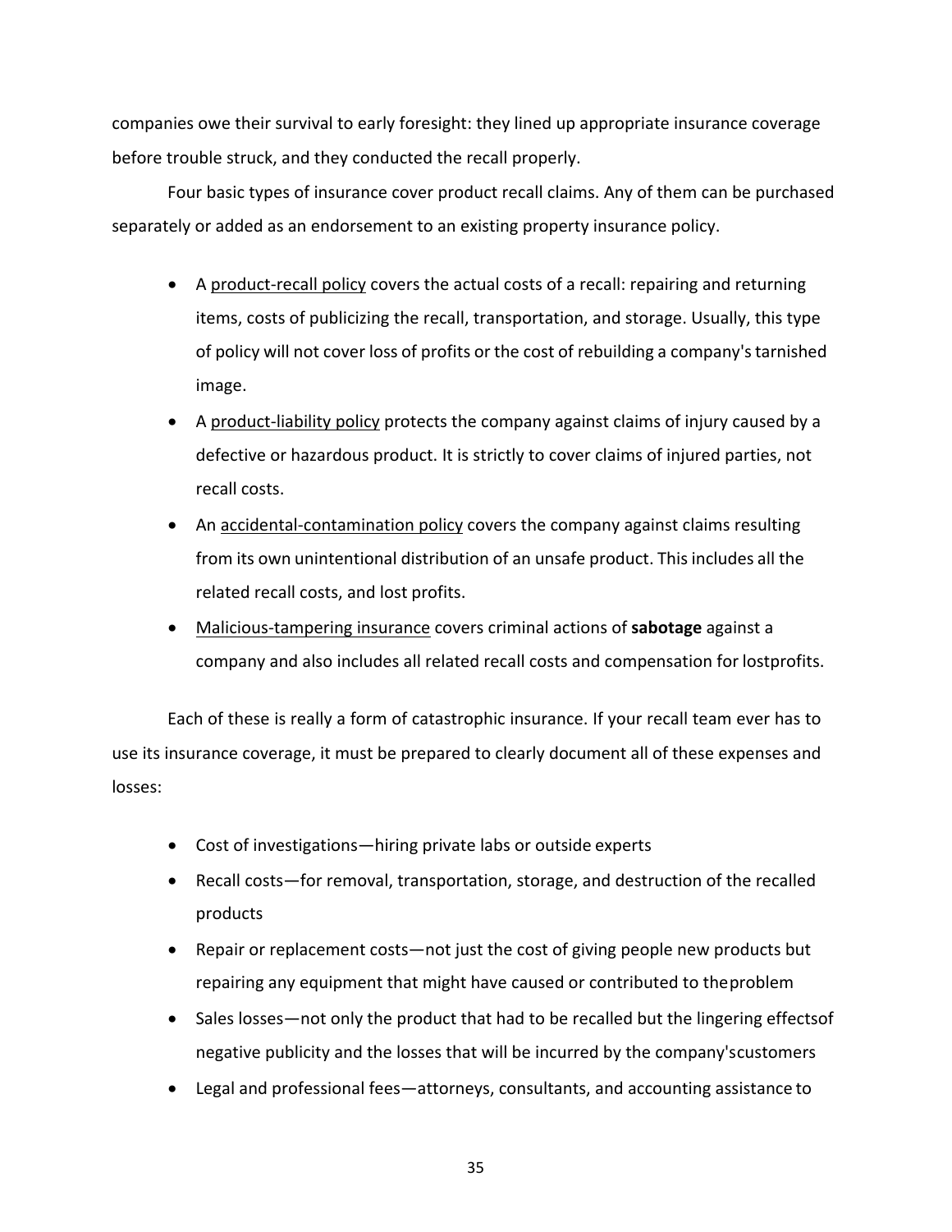companies owe their survival to early foresight: they lined up appropriate insurance coverage before trouble struck, and they conducted the recall properly.

Four basic types of insurance cover product recall claims. Any of them can be purchased separately or added as an endorsement to an existing property insurance policy.

- A <u>product-recall policy</u> covers the actual costs of a recall: repairing and returning items, costs of publicizing the recall, transportation, and storage. Usually, this type of policy will not cover loss of profits or the cost of rebuilding a company's tarnished image.
- A <u>product-liability policy</u> protects the company against claims of injury caused by a defective or hazardous product. It is strictly to cover claims of injured parties, not recall costs.
- An <u>accidental-contamination policy</u> covers the company against claims resulting from its own unintentional distribution of an unsafe product. This includes all the related recall costs, and lost profits.
- <u>Malicious-tampering insurance</u> covers criminal actions of **sabotage** against a company and also includes all related recall costs and compensation for lostprofits.

Each of these is really a form of catastrophic insurance. If your recall team ever has to use its insurance coverage, it must be prepared to clearly document all of these expenses and losses:

- Cost of investigations—hiring private labs or outside experts
- Recall costs—for removal, transportation, storage, and destruction of the recalled products
- Repair or replacement costs—not just the cost of giving people new products but repairing any equipment that might have caused or contributed to theproblem
- Sales losses—not only the product that had to be recalled but the lingering effectsof negative publicity and the losses that will be incurred by the company'scustomers
- Legal and professional fees—attorneys, consultants, and accounting assistance to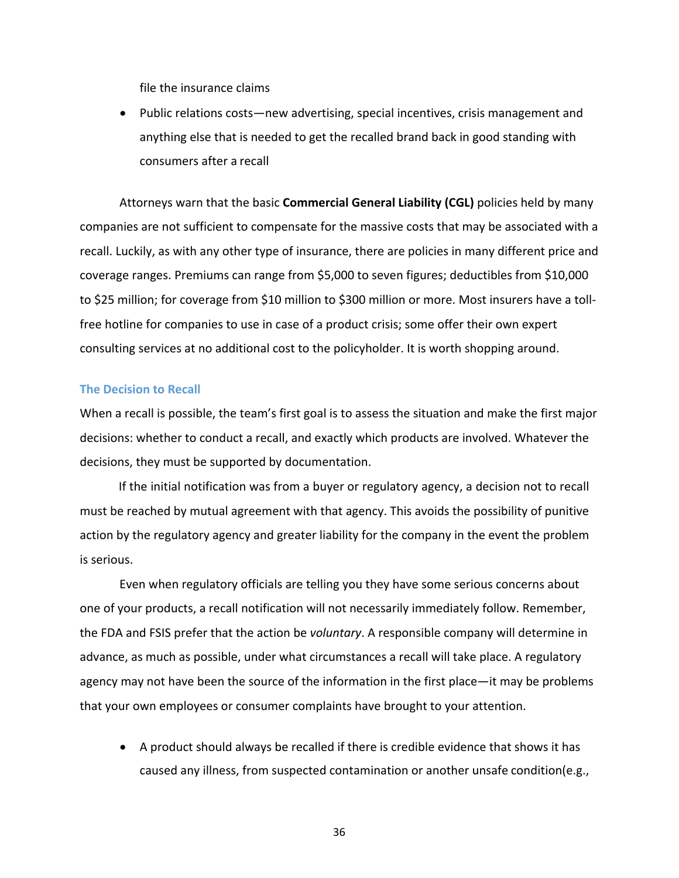file the insurance claims

- Public relations costs—new advertising, special incentives, crisis management and anything else that is needed to get the recalled brand back in good standing with consumers after a recall

Attorneys warn that the basic **Commercial General Liability (CGL)** policies held by many companies are not sufficient to compensate for the massive costs that may be associated with a recall. Luckily, as with any other type of insurance, there are policies in many different price and coverage ranges. Premiums can range from $5,000 to seven figures; deductibles from $10,000 to $25 million; for coverage from $10 million to $300 million or more. Most insurers have a toll-free hotline for companies to use in case of a product crisis; some offer their own expert consulting services at no additional cost to the policyholder. It is worth shopping around.

### The Decision to Recall

When a recall is possible, the team's first goal is to assess the situation and make the first major decisions: whether to conduct a recall, and exactly which products are involved. Whatever the decisions, they must be supported by documentation.

If the initial notification was from a buyer or regulatory agency, a decision not to recall must be reached by mutual agreement with that agency. This avoids the possibility of punitive action by the regulatory agency and greater liability for the company in the event the problem is serious.

Even when regulatory officials are telling you they have some serious concerns about one of your products, a recall notification will not necessarily immediately follow. Remember, the FDA and FSIS prefer that the action be *voluntary*. A responsible company will determine in advance, as much as possible, under what circumstances a recall will take place. A regulatory agency may not have been the source of the information in the first place—it may be problems that your own employees or consumer complaints have brought to your attention.

- A product should always be recalled if there is credible evidence that shows it has caused any illness, from suspected contamination or another unsafe condition(e.g.,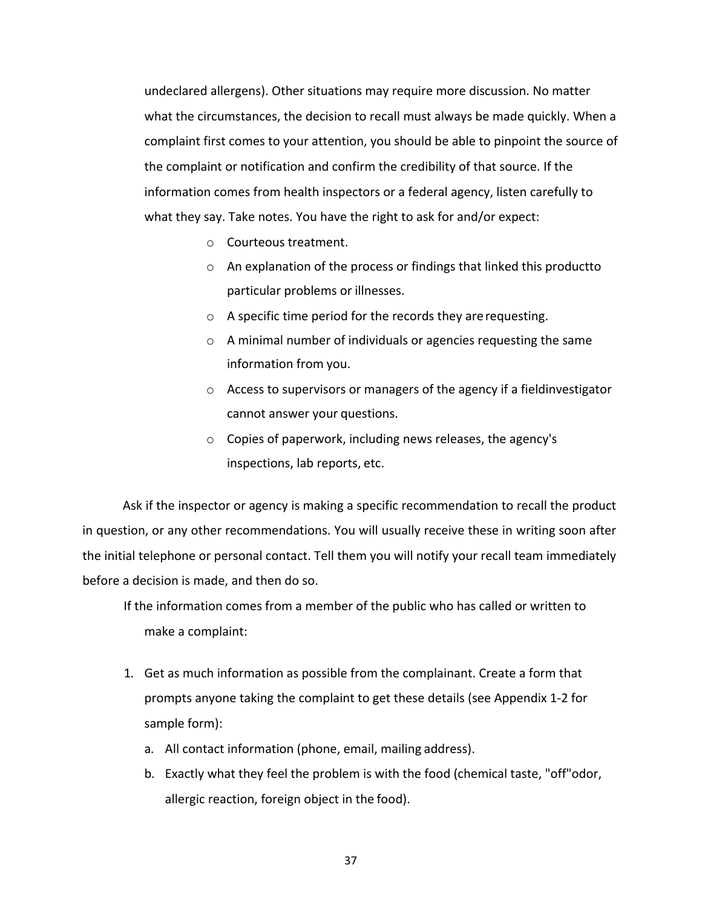undeclared allergens). Other situations may require more discussion. No matter what the circumstances, the decision to recall must always be made quickly. When a complaint first comes to your attention, you should be able to pinpoint the source of the complaint or notification and confirm the credibility of that source. If the information comes from health inspectors or a federal agency, listen carefully to what they say. Take notes. You have the right to ask for and/or expect:

- Courteous treatment.
- An explanation of the process or findings that linked this productto particular problems or illnesses.
- A specific time period for the records they are requesting.
- A minimal number of individuals or agencies requesting the same information from you.
- Access to supervisors or managers of the agency if a fieldinvestigator cannot answer your questions.
- Copies of paperwork, including news releases, the agency's inspections, lab reports, etc.

Ask if the inspector or agency is making a specific recommendation to recall the product in question, or any other recommendations. You will usually receive these in writing soon after the initial telephone or personal contact. Tell them you will notify your recall team immediately before a decision is made, and then do so.

If the information comes from a member of the public who has called or written to make a complaint:

1. Get as much information as possible from the complainant. Create a form that prompts anyone taking the complaint to get these details (see Appendix 1-2 for sample form):
   a. All contact information (phone, email, mailing address).
   b. Exactly what they feel the problem is with the food (chemical taste, "off"odor, allergic reaction, foreign object in the food).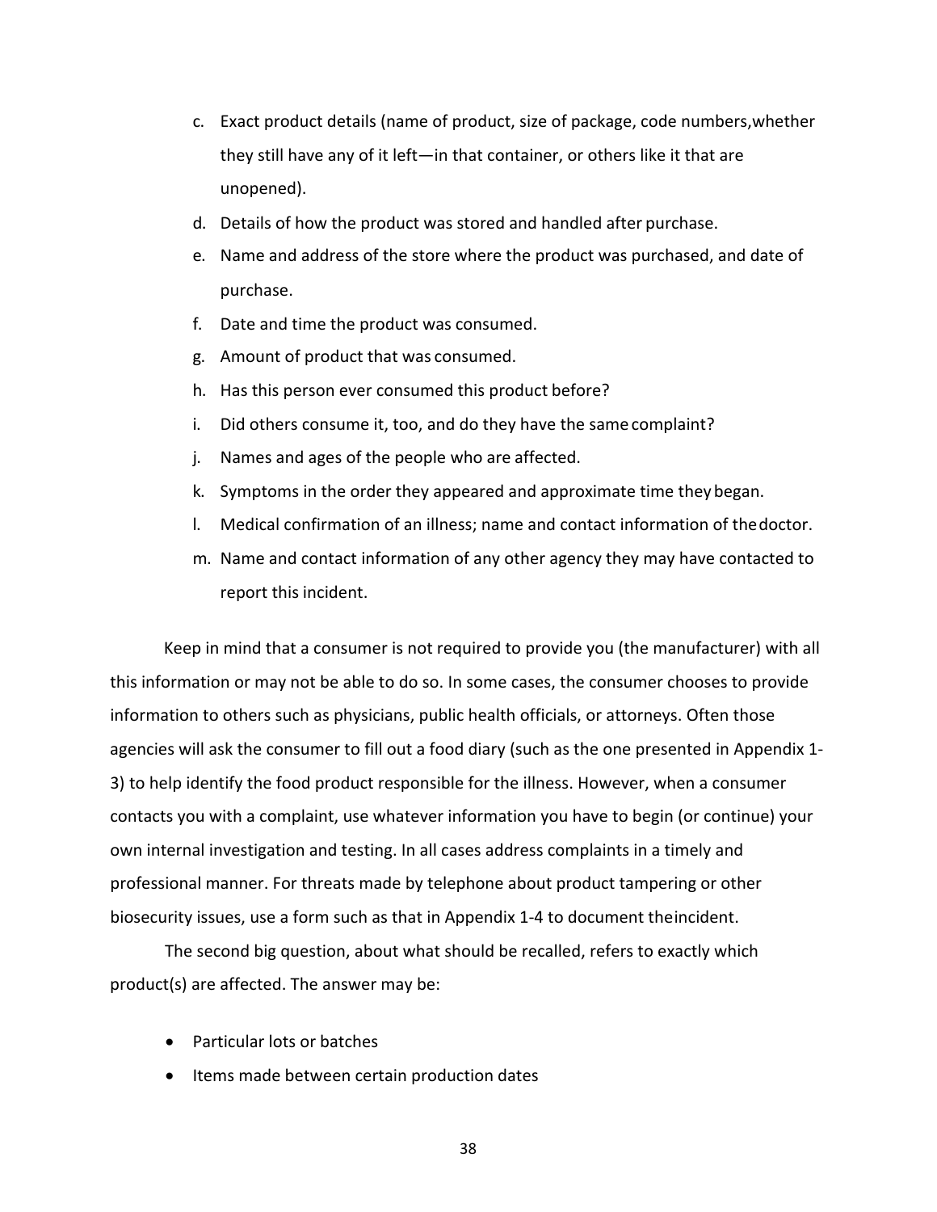c. Exact product details (name of product, size of package, code numbers, whether they still have any of it left—in that container, or others like it that are unopened).
d. Details of how the product was stored and handled after purchase.
e. Name and address of the store where the product was purchased, and date of purchase.
f. Date and time the product was consumed.
g. Amount of product that was consumed.
h. Has this person ever consumed this product before?
i. Did others consume it, too, and do they have the same complaint?
j. Names and ages of the people who are affected.
k. Symptoms in the order they appeared and approximate time they began.
l. Medical confirmation of an illness; name and contact information of the doctor.
m. Name and contact information of any other agency they may have contacted to report this incident.

Keep in mind that a consumer is not required to provide you (the manufacturer) with all this information or may not be able to do so. In some cases, the consumer chooses to provide information to others such as physicians, public health officials, or attorneys. Often those agencies will ask the consumer to fill out a food diary (such as the one presented in Appendix 1-3) to help identify the food product responsible for the illness. However, when a consumer contacts you with a complaint, use whatever information you have to begin (or continue) your own internal investigation and testing. In all cases address complaints in a timely and professional manner. For threats made by telephone about product tampering or other biosecurity issues, use a form such as that in Appendix 1-4 to document the incident.

The second big question, about what should be recalled, refers to exactly which product(s) are affected. The answer may be:

- Particular lots or batches
- Items made between certain production dates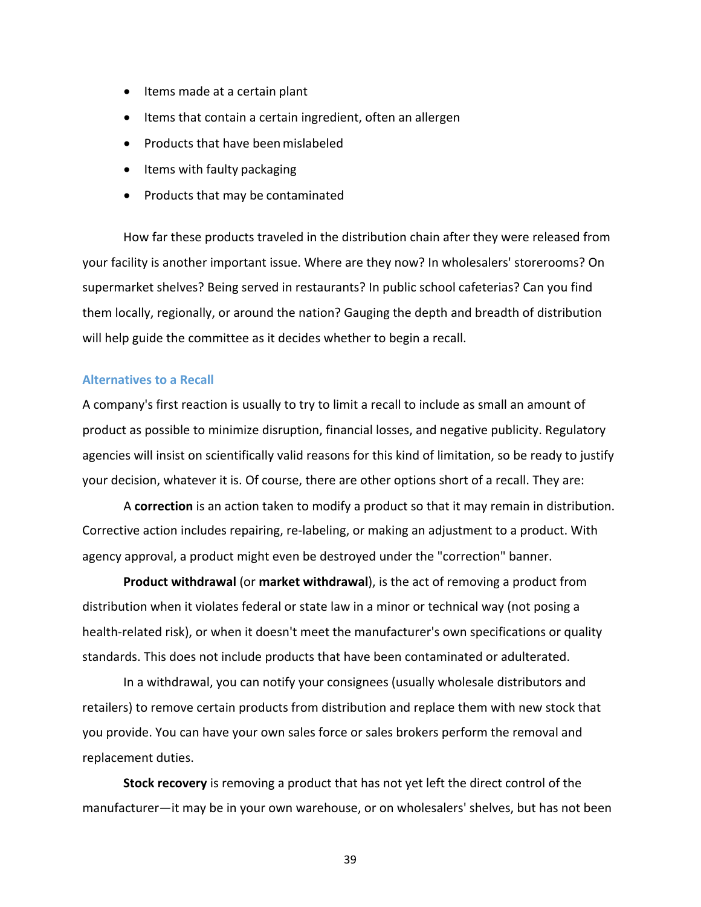- Items made at a certain plant
- Items that contain a certain ingredient, often an allergen
- Products that have been mislabeled
- Items with faulty packaging
- Products that may be contaminated

How far these products traveled in the distribution chain after they were released from your facility is another important issue. Where are they now? In wholesalers' storerooms? On supermarket shelves? Being served in restaurants? In public school cafeterias? Can you find them locally, regionally, or around the nation? Gauging the depth and breadth of distribution will help guide the committee as it decides whether to begin a recall.

### Alternatives to a Recall

A company's first reaction is usually to try to limit a recall to include as small an amount of product as possible to minimize disruption, financial losses, and negative publicity. Regulatory agencies will insist on scientifically valid reasons for this kind of limitation, so be ready to justify your decision, whatever it is. Of course, there are other options short of a recall. They are:

A **correction** is an action taken to modify a product so that it may remain in distribution. Corrective action includes repairing, re-labeling, or making an adjustment to a product. With agency approval, a product might even be destroyed under the "correction" banner.

**Product withdrawal** (or **market withdrawal**), is the act of removing a product from distribution when it violates federal or state law in a minor or technical way (not posing a health-related risk), or when it doesn't meet the manufacturer's own specifications or quality standards. This does not include products that have been contaminated or adulterated.

In a withdrawal, you can notify your consignees (usually wholesale distributors and retailers) to remove certain products from distribution and replace them with new stock that you provide. You can have your own sales force or sales brokers perform the removal and replacement duties.

**Stock recovery** is removing a product that has not yet left the direct control of the manufacturer—it may be in your own warehouse, or on wholesalers' shelves, but has not been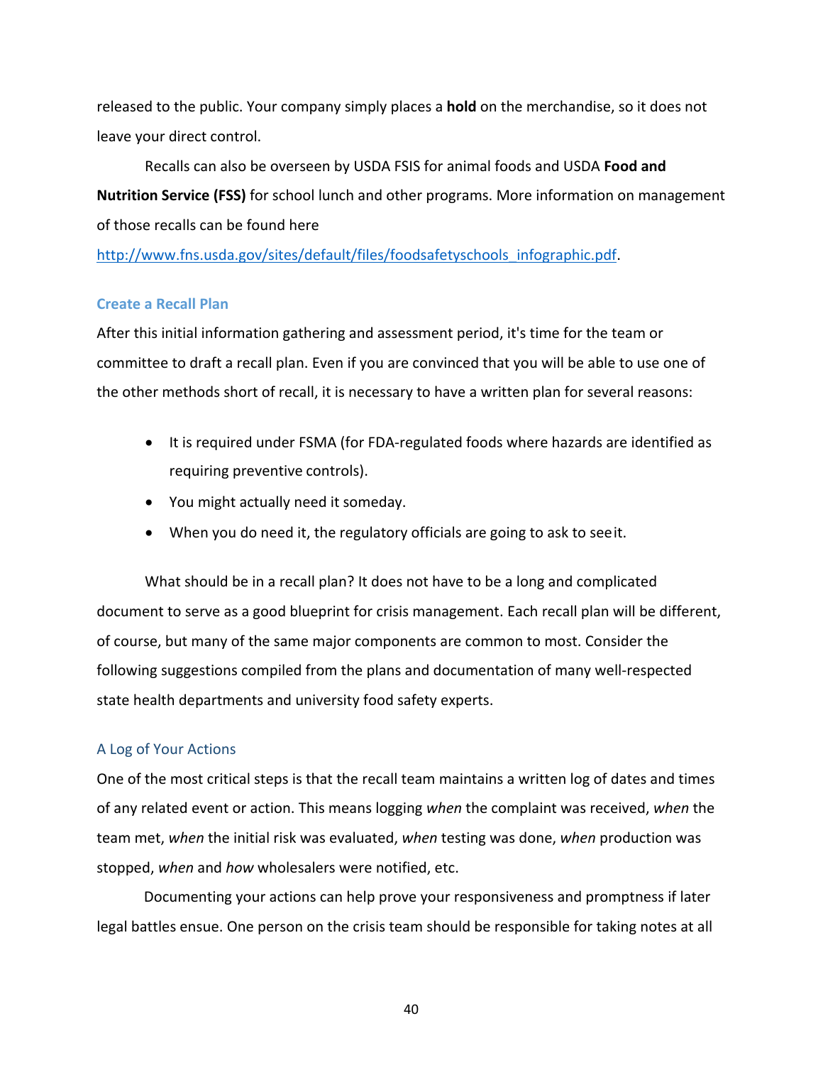released to the public. Your company simply places a **hold** on the merchandise, so it does not leave your direct control.

Recalls can also be overseen by USDA FSIS for animal foods and USDA **Food and Nutrition Service (FSS)** for school lunch and other programs. More information on management of those recalls can be found here http://www.fns.usda.gov/sites/default/files/foodsafetyschools_infographic.pdf.

## Create a Recall Plan

After this initial information gathering and assessment period, it's time for the team or committee to draft a recall plan. Even if you are convinced that you will be able to use one of the other methods short of recall, it is necessary to have a written plan for several reasons:

- It is required under FSMA (for FDA-regulated foods where hazards are identified as requiring preventive controls).
- You might actually need it someday.
- When you do need it, the regulatory officials are going to ask to see it.

What should be in a recall plan? It does not have to be a long and complicated document to serve as a good blueprint for crisis management. Each recall plan will be different, of course, but many of the same major components are common to most. Consider the following suggestions compiled from the plans and documentation of many well-respected state health departments and university food safety experts.

### A Log of Your Actions

One of the most critical steps is that the recall team maintains a written log of dates and times of any related event or action. This means logging *when* the complaint was received, *when* the team met, *when* the initial risk was evaluated, *when* testing was done, *when* production was stopped, *when* and *how* wholesalers were notified, etc.

Documenting your actions can help prove your responsiveness and promptness if later legal battles ensue. One person on the crisis team should be responsible for taking notes at all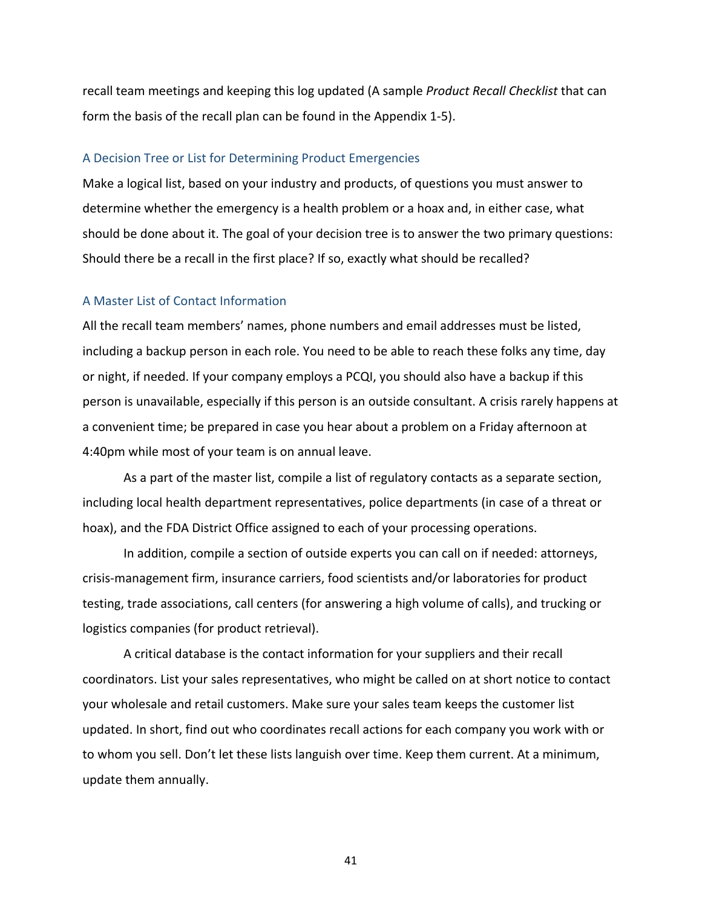recall team meetings and keeping this log updated (A sample *Product Recall Checklist* that can form the basis of the recall plan can be found in the Appendix 1-5).

### A Decision Tree or List for Determining Product Emergencies

Make a logical list, based on your industry and products, of questions you must answer to determine whether the emergency is a health problem or a hoax and, in either case, what should be done about it. The goal of your decision tree is to answer the two primary questions: Should there be a recall in the first place? If so, exactly what should be recalled?

### A Master List of Contact Information

All the recall team members' names, phone numbers and email addresses must be listed, including a backup person in each role. You need to be able to reach these folks any time, day or night, if needed. If your company employs a PCQI, you should also have a backup if this person is unavailable, especially if this person is an outside consultant. A crisis rarely happens at a convenient time; be prepared in case you hear about a problem on a Friday afternoon at 4:40pm while most of your team is on annual leave.

As a part of the master list, compile a list of regulatory contacts as a separate section, including local health department representatives, police departments (in case of a threat or hoax), and the FDA District Office assigned to each of your processing operations.

In addition, compile a section of outside experts you can call on if needed: attorneys, crisis-management firm, insurance carriers, food scientists and/or laboratories for product testing, trade associations, call centers (for answering a high volume of calls), and trucking or logistics companies (for product retrieval).

A critical database is the contact information for your suppliers and their recall coordinators. List your sales representatives, who might be called on at short notice to contact your wholesale and retail customers. Make sure your sales team keeps the customer list updated. In short, find out who coordinates recall actions for each company you work with or to whom you sell. Don't let these lists languish over time. Keep them current. At a minimum, update them annually.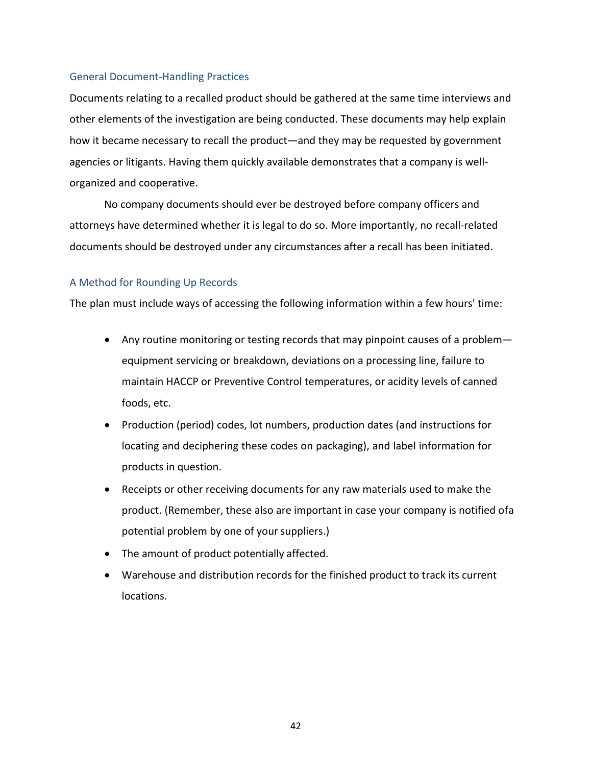### General Document-Handling Practices

Documents relating to a recalled product should be gathered at the same time interviews and other elements of the investigation are being conducted. These documents may help explain how it became necessary to recall the product—and they may be requested by government agencies or litigants. Having them quickly available demonstrates that a company is well-organized and cooperative.

No company documents should ever be destroyed before company officers and attorneys have determined whether it is legal to do so. More importantly, no recall-related documents should be destroyed under any circumstances after a recall has been initiated.

### A Method for Rounding Up Records

The plan must include ways of accessing the following information within a few hours' time:

- Any routine monitoring or testing records that may pinpoint causes of a problem—equipment servicing or breakdown, deviations on a processing line, failure to maintain HACCP or Preventive Control temperatures, or acidity levels of canned foods, etc.
- Production (period) codes, lot numbers, production dates (and instructions for locating and deciphering these codes on packaging), and label information for products in question.
- Receipts or other receiving documents for any raw materials used to make the product. (Remember, these also are important in case your company is notified ofa potential problem by one of your suppliers.)
- The amount of product potentially affected.
- Warehouse and distribution records for the finished product to track its current locations.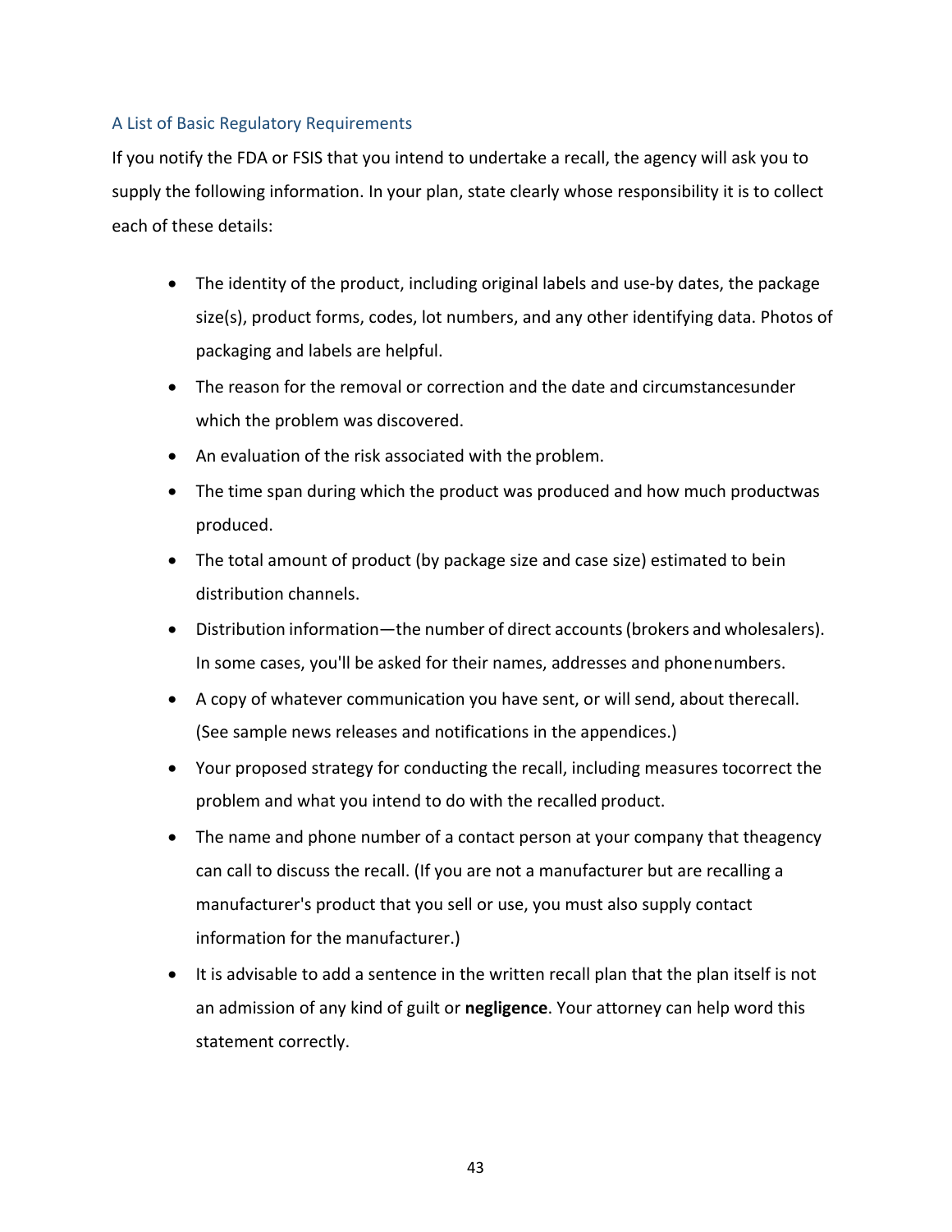### A List of Basic Regulatory Requirements

If you notify the FDA or FSIS that you intend to undertake a recall, the agency will ask you to supply the following information. In your plan, state clearly whose responsibility it is to collect each of these details:

- The identity of the product, including original labels and use-by dates, the package size(s), product forms, codes, lot numbers, and any other identifying data. Photos of packaging and labels are helpful.
- The reason for the removal or correction and the date and circumstances under which the problem was discovered.
- An evaluation of the risk associated with the problem.
- The time span during which the product was produced and how much product was produced.
- The total amount of product (by package size and case size) estimated to be in distribution channels.
- Distribution information—the number of direct accounts (brokers and wholesalers). In some cases, you'll be asked for their names, addresses and phone numbers.
- A copy of whatever communication you have sent, or will send, about the recall. (See sample news releases and notifications in the appendices.)
- Your proposed strategy for conducting the recall, including measures to correct the problem and what you intend to do with the recalled product.
- The name and phone number of a contact person at your company that the agency can call to discuss the recall. (If you are not a manufacturer but are recalling a manufacturer's product that you sell or use, you must also supply contact information for the manufacturer.)
- It is advisable to add a sentence in the written recall plan that the plan itself is not an admission of any kind of guilt or **negligence**. Your attorney can help word this statement correctly.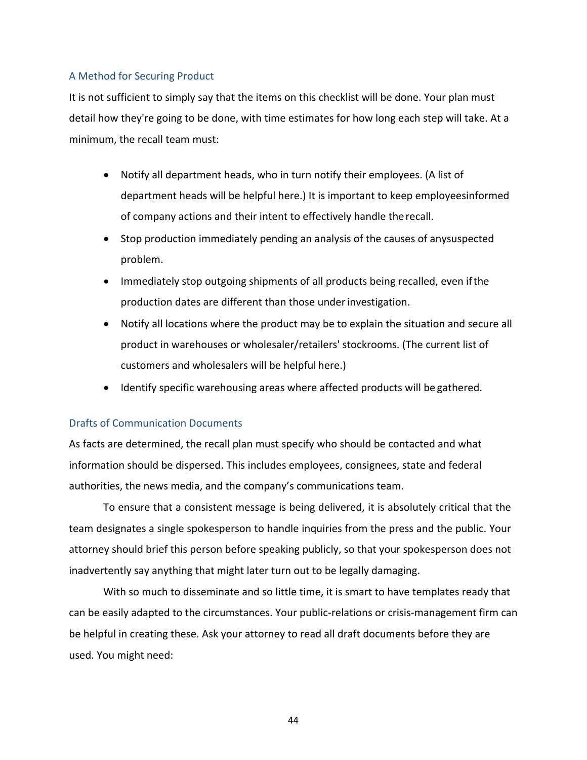### A Method for Securing Product

It is not sufficient to simply say that the items on this checklist will be done. Your plan must detail how they're going to be done, with time estimates for how long each step will take. At a minimum, the recall team must:

- Notify all department heads, who in turn notify their employees. (A list of department heads will be helpful here.) It is important to keep employeesinformed of company actions and their intent to effectively handle the recall.
- Stop production immediately pending an analysis of the causes of anysuspected problem.
- Immediately stop outgoing shipments of all products being recalled, even if the production dates are different than those under investigation.
- Notify all locations where the product may be to explain the situation and secure all product in warehouses or wholesaler/retailers' stockrooms. (The current list of customers and wholesalers will be helpful here.)
- Identify specific warehousing areas where affected products will be gathered.

### Drafts of Communication Documents

As facts are determined, the recall plan must specify who should be contacted and what information should be dispersed. This includes employees, consignees, state and federal authorities, the news media, and the company's communications team.

To ensure that a consistent message is being delivered, it is absolutely critical that the team designates a single spokesperson to handle inquiries from the press and the public. Your attorney should brief this person before speaking publicly, so that your spokesperson does not inadvertently say anything that might later turn out to be legally damaging.

With so much to disseminate and so little time, it is smart to have templates ready that can be easily adapted to the circumstances. Your public-relations or crisis-management firm can be helpful in creating these. Ask your attorney to read all draft documents before they are used. You might need: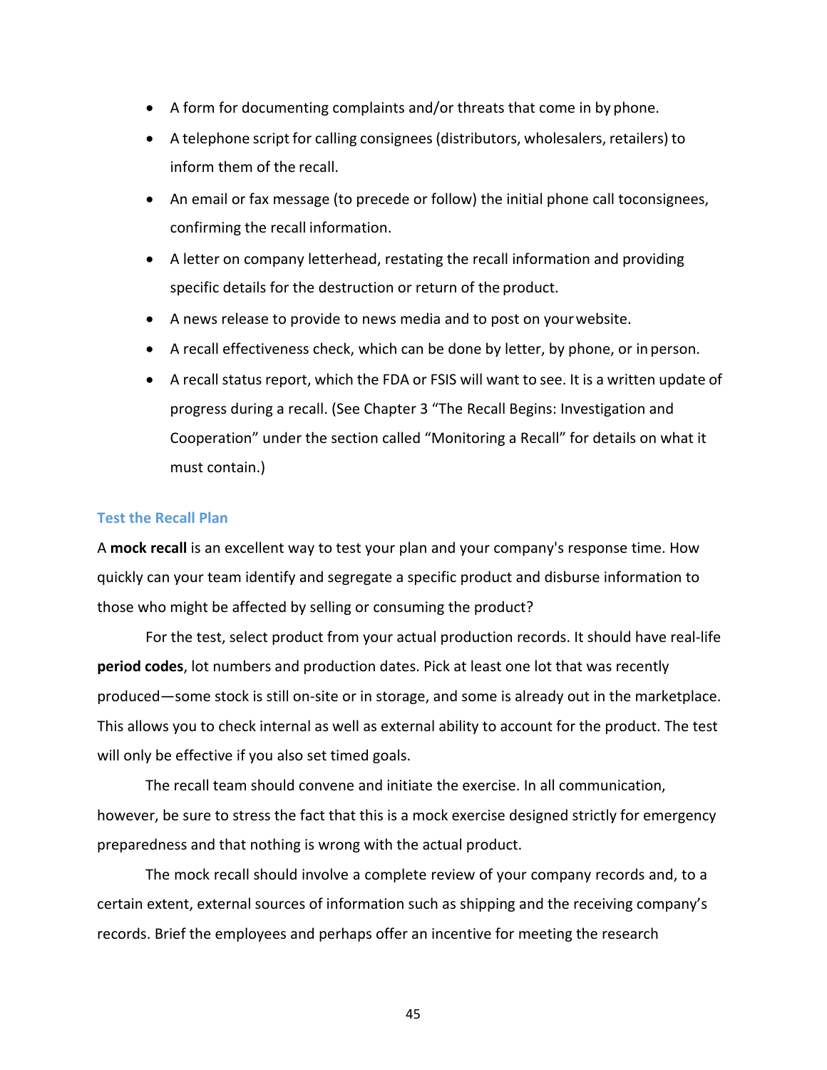- A form for documenting complaints and/or threats that come in by phone.
- A telephone script for calling consignees (distributors, wholesalers, retailers) to inform them of the recall.
- An email or fax message (to precede or follow) the initial phone call toconsignees, confirming the recall information.
- A letter on company letterhead, restating the recall information and providing specific details for the destruction or return of the product.
- A news release to provide to news media and to post on your website.
- A recall effectiveness check, which can be done by letter, by phone, or in person.
- A recall status report, which the FDA or FSIS will want to see. It is a written update of progress during a recall. (See Chapter 3 "The Recall Begins: Investigation and Cooperation" under the section called "Monitoring a Recall" for details on what it must contain.)

### Test the Recall Plan

A **mock recall** is an excellent way to test your plan and your company's response time. How quickly can your team identify and segregate a specific product and disburse information to those who might be affected by selling or consuming the product?

For the test, select product from your actual production records. It should have real-life **period codes**, lot numbers and production dates. Pick at least one lot that was recently produced—some stock is still on-site or in storage, and some is already out in the marketplace. This allows you to check internal as well as external ability to account for the product. The test will only be effective if you also set timed goals.

The recall team should convene and initiate the exercise. In all communication, however, be sure to stress the fact that this is a mock exercise designed strictly for emergency preparedness and that nothing is wrong with the actual product.

The mock recall should involve a complete review of your company records and, to a certain extent, external sources of information such as shipping and the receiving company's records. Brief the employees and perhaps offer an incentive for meeting the research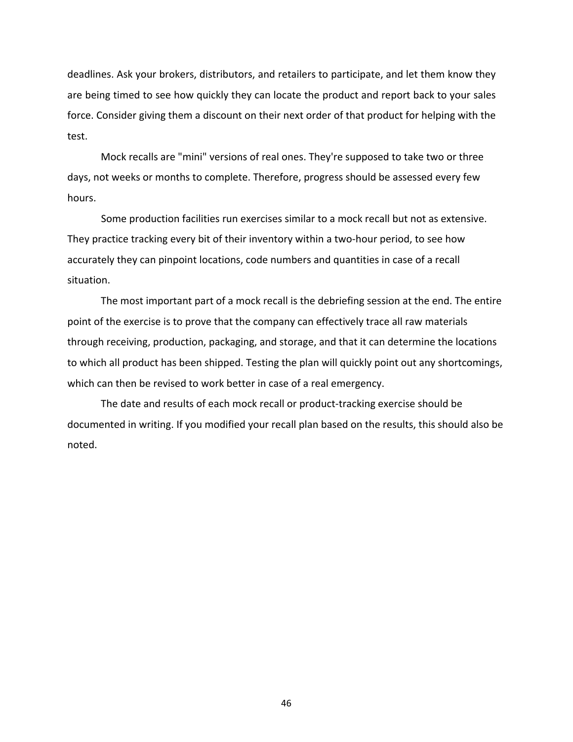deadlines. Ask your brokers, distributors, and retailers to participate, and let them know they are being timed to see how quickly they can locate the product and report back to your sales force. Consider giving them a discount on their next order of that product for helping with the test.

Mock recalls are "mini" versions of real ones. They're supposed to take two or three days, not weeks or months to complete. Therefore, progress should be assessed every few hours.

Some production facilities run exercises similar to a mock recall but not as extensive. They practice tracking every bit of their inventory within a two-hour period, to see how accurately they can pinpoint locations, code numbers and quantities in case of a recall situation.

The most important part of a mock recall is the debriefing session at the end. The entire point of the exercise is to prove that the company can effectively trace all raw materials through receiving, production, packaging, and storage, and that it can determine the locations to which all product has been shipped. Testing the plan will quickly point out any shortcomings, which can then be revised to work better in case of a real emergency.

The date and results of each mock recall or product-tracking exercise should be documented in writing. If you modified your recall plan based on the results, this should also be noted.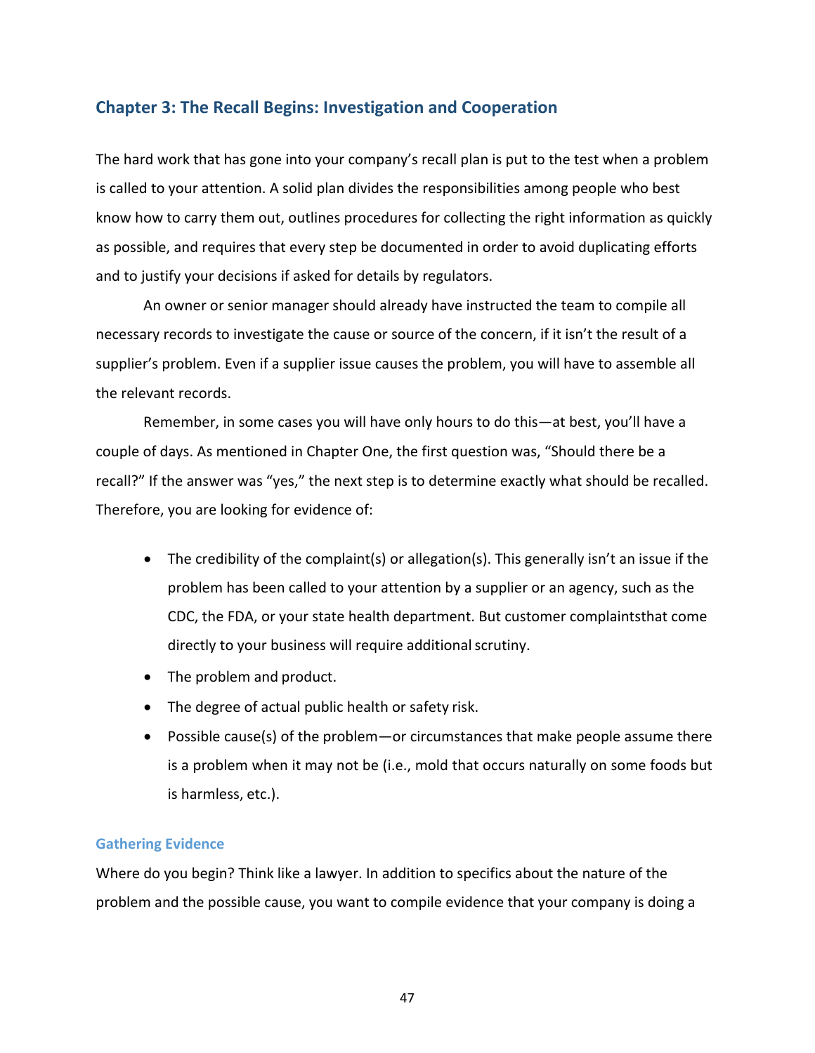## Chapter 3: The Recall Begins: Investigation and Cooperation

The hard work that has gone into your company's recall plan is put to the test when a problem is called to your attention. A solid plan divides the responsibilities among people who best know how to carry them out, outlines procedures for collecting the right information as quickly as possible, and requires that every step be documented in order to avoid duplicating efforts and to justify your decisions if asked for details by regulators.

An owner or senior manager should already have instructed the team to compile all necessary records to investigate the cause or source of the concern, if it isn't the result of a supplier's problem. Even if a supplier issue causes the problem, you will have to assemble all the relevant records.

Remember, in some cases you will have only hours to do this—at best, you'll have a couple of days. As mentioned in Chapter One, the first question was, "Should there be a recall?" If the answer was "yes," the next step is to determine exactly what should be recalled. Therefore, you are looking for evidence of:

- The credibility of the complaint(s) or allegation(s). This generally isn't an issue if the problem has been called to your attention by a supplier or an agency, such as the CDC, the FDA, or your state health department. But customer complaintsthat come directly to your business will require additional scrutiny.
- The problem and product.
- The degree of actual public health or safety risk.
- Possible cause(s) of the problem—or circumstances that make people assume there is a problem when it may not be (i.e., mold that occurs naturally on some foods but is harmless, etc.).

### Gathering Evidence

Where do you begin? Think like a lawyer. In addition to specifics about the nature of the problem and the possible cause, you want to compile evidence that your company is doing a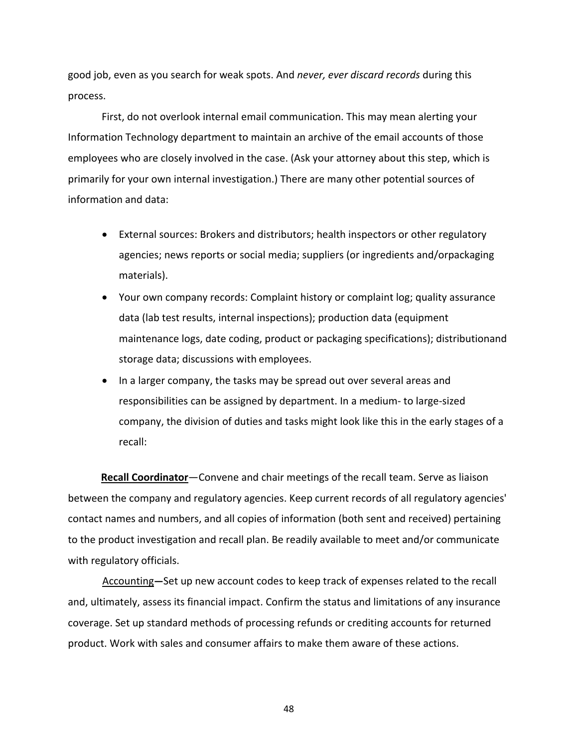good job, even as you search for weak spots. And *never, ever discard records* during this process.

First, do not overlook internal email communication. This may mean alerting your Information Technology department to maintain an archive of the email accounts of those employees who are closely involved in the case. (Ask your attorney about this step, which is primarily for your own internal investigation.) There are many other potential sources of information and data:

- External sources: Brokers and distributors; health inspectors or other regulatory agencies; news reports or social media; suppliers (or ingredients and/orpackaging materials).
- Your own company records: Complaint history or complaint log; quality assurance data (lab test results, internal inspections); production data (equipment maintenance logs, date coding, product or packaging specifications); distributionand storage data; discussions with employees.
- In a larger company, the tasks may be spread out over several areas and responsibilities can be assigned by department. In a medium- to large-sized company, the division of duties and tasks might look like this in the early stages of a recall:

**Recall Coordinator**—Convene and chair meetings of the recall team. Serve as liaison between the company and regulatory agencies. Keep current records of all regulatory agencies' contact names and numbers, and all copies of information (both sent and received) pertaining to the product investigation and recall plan. Be readily available to meet and/or communicate with regulatory officials.

Accounting—Set up new account codes to keep track of expenses related to the recall and, ultimately, assess its financial impact. Confirm the status and limitations of any insurance coverage. Set up standard methods of processing refunds or crediting accounts for returned product. Work with sales and consumer affairs to make them aware of these actions.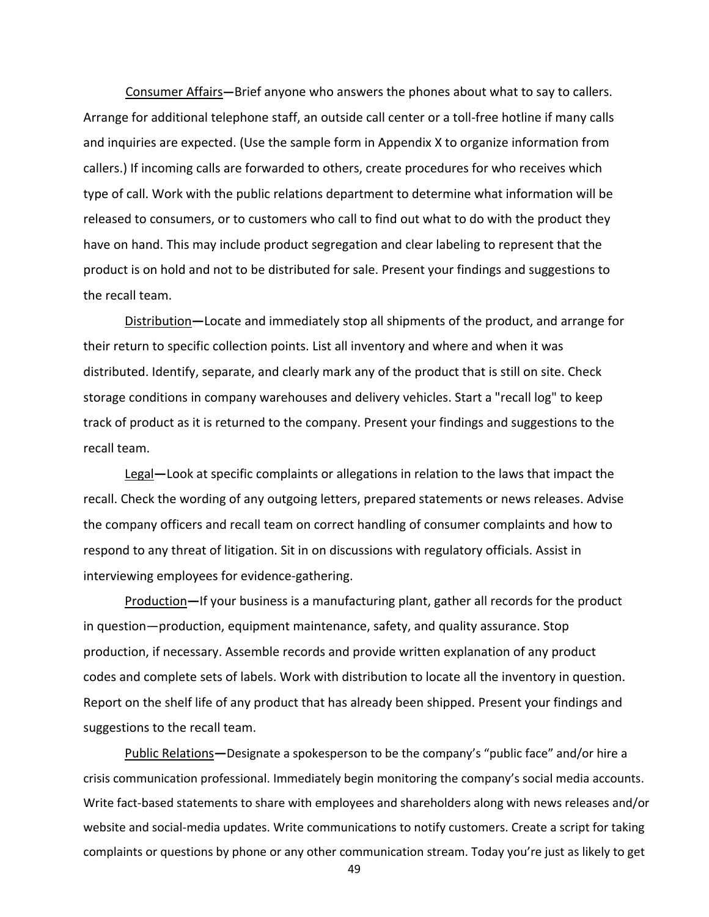Consumer Affairs—Brief anyone who answers the phones about what to say to callers. Arrange for additional telephone staff, an outside call center or a toll-free hotline if many calls and inquiries are expected. (Use the sample form in Appendix X to organize information from callers.) If incoming calls are forwarded to others, create procedures for who receives which type of call. Work with the public relations department to determine what information will be released to consumers, or to customers who call to find out what to do with the product they have on hand. This may include product segregation and clear labeling to represent that the product is on hold and not to be distributed for sale. Present your findings and suggestions to the recall team.

Distribution—Locate and immediately stop all shipments of the product, and arrange for their return to specific collection points. List all inventory and where and when it was distributed. Identify, separate, and clearly mark any of the product that is still on site. Check storage conditions in company warehouses and delivery vehicles. Start a "recall log" to keep track of product as it is returned to the company. Present your findings and suggestions to the recall team.

Legal—Look at specific complaints or allegations in relation to the laws that impact the recall. Check the wording of any outgoing letters, prepared statements or news releases. Advise the company officers and recall team on correct handling of consumer complaints and how to respond to any threat of litigation. Sit in on discussions with regulatory officials. Assist in interviewing employees for evidence-gathering.

Production—If your business is a manufacturing plant, gather all records for the product in question—production, equipment maintenance, safety, and quality assurance. Stop production, if necessary. Assemble records and provide written explanation of any product codes and complete sets of labels. Work with distribution to locate all the inventory in question. Report on the shelf life of any product that has already been shipped. Present your findings and suggestions to the recall team.

Public Relations—Designate a spokesperson to be the company's "public face" and/or hire a crisis communication professional. Immediately begin monitoring the company's social media accounts. Write fact-based statements to share with employees and shareholders along with news releases and/or website and social-media updates. Write communications to notify customers. Create a script for taking complaints or questions by phone or any other communication stream. Today you're just as likely to get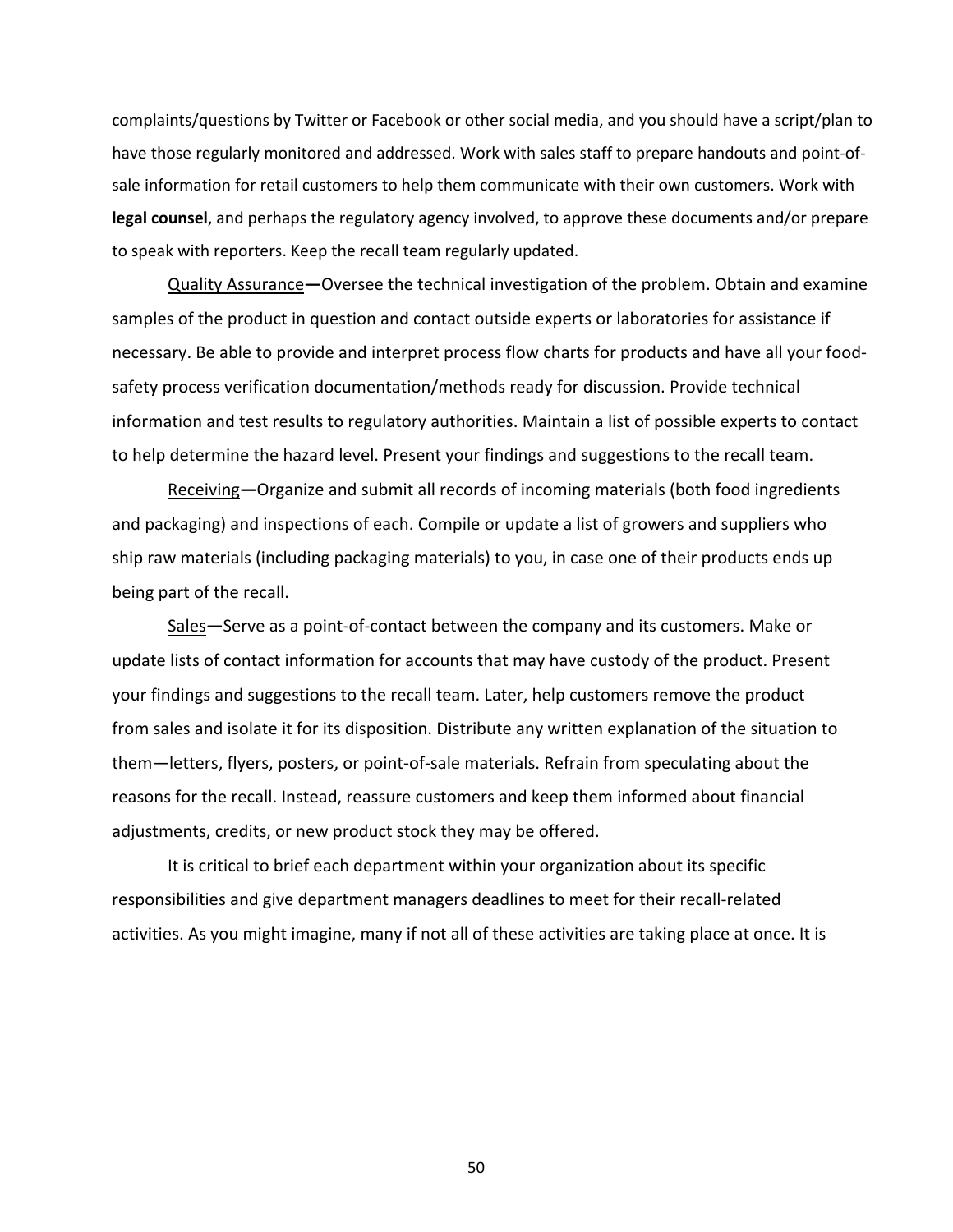complaints/questions by Twitter or Facebook or other social media, and you should have a script/plan to have those regularly monitored and addressed. Work with sales staff to prepare handouts and point-of-sale information for retail customers to help them communicate with their own customers. Work with **legal counsel**, and perhaps the regulatory agency involved, to approve these documents and/or prepare to speak with reporters. Keep the recall team regularly updated.

Quality Assurance**—**Oversee the technical investigation of the problem. Obtain and examine samples of the product in question and contact outside experts or laboratories for assistance if necessary. Be able to provide and interpret process flow charts for products and have all your food-safety process verification documentation/methods ready for discussion. Provide technical information and test results to regulatory authorities. Maintain a list of possible experts to contact to help determine the hazard level. Present your findings and suggestions to the recall team.

Receiving**—**Organize and submit all records of incoming materials (both food ingredients and packaging) and inspections of each. Compile or update a list of growers and suppliers who ship raw materials (including packaging materials) to you, in case one of their products ends up being part of the recall.

Sales**—**Serve as a point-of-contact between the company and its customers. Make or update lists of contact information for accounts that may have custody of the product. Present your findings and suggestions to the recall team. Later, help customers remove the product from sales and isolate it for its disposition. Distribute any written explanation of the situation to them—letters, flyers, posters, or point-of-sale materials. Refrain from speculating about the reasons for the recall. Instead, reassure customers and keep them informed about financial adjustments, credits, or new product stock they may be offered.

It is critical to brief each department within your organization about its specific responsibilities and give department managers deadlines to meet for their recall-related activities. As you might imagine, many if not all of these activities are taking place at once. It is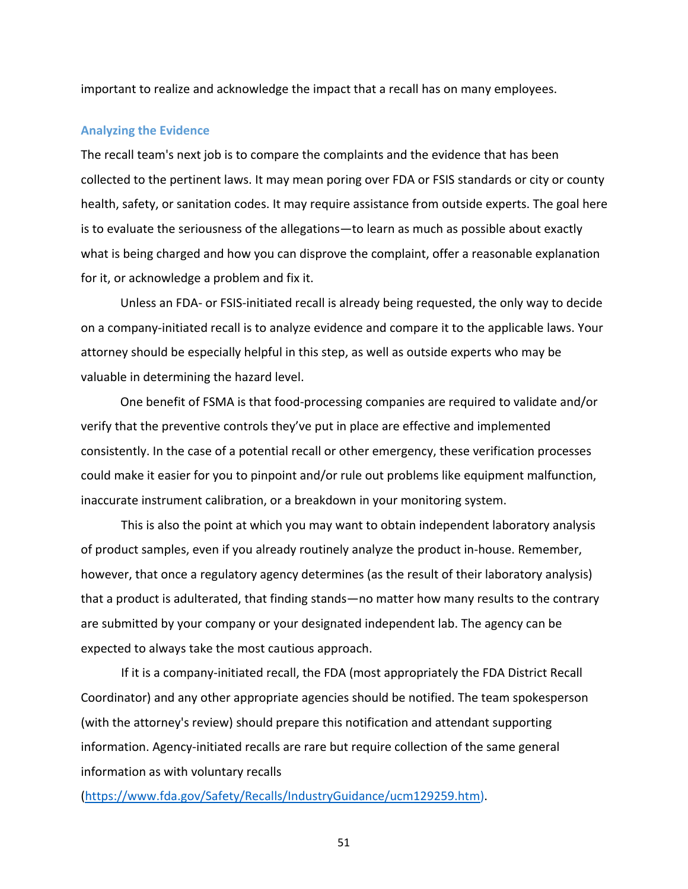important to realize and acknowledge the impact that a recall has on many employees.

### Analyzing the Evidence

The recall team's next job is to compare the complaints and the evidence that has been collected to the pertinent laws. It may mean poring over FDA or FSIS standards or city or county health, safety, or sanitation codes. It may require assistance from outside experts. The goal here is to evaluate the seriousness of the allegations—to learn as much as possible about exactly what is being charged and how you can disprove the complaint, offer a reasonable explanation for it, or acknowledge a problem and fix it.

Unless an FDA- or FSIS-initiated recall is already being requested, the only way to decide on a company-initiated recall is to analyze evidence and compare it to the applicable laws. Your attorney should be especially helpful in this step, as well as outside experts who may be valuable in determining the hazard level.

One benefit of FSMA is that food-processing companies are required to validate and/or verify that the preventive controls they've put in place are effective and implemented consistently. In the case of a potential recall or other emergency, these verification processes could make it easier for you to pinpoint and/or rule out problems like equipment malfunction, inaccurate instrument calibration, or a breakdown in your monitoring system.

This is also the point at which you may want to obtain independent laboratory analysis of product samples, even if you already routinely analyze the product in-house. Remember, however, that once a regulatory agency determines (as the result of their laboratory analysis) that a product is adulterated, that finding stands—no matter how many results to the contrary are submitted by your company or your designated independent lab. The agency can be expected to always take the most cautious approach.

If it is a company-initiated recall, the FDA (most appropriately the FDA District Recall Coordinator) and any other appropriate agencies should be notified. The team spokesperson (with the attorney's review) should prepare this notification and attendant supporting information. Agency-initiated recalls are rare but require collection of the same general information as with voluntary recalls (https://www.fda.gov/Safety/Recalls/IndustryGuidance/ucm129259.htm).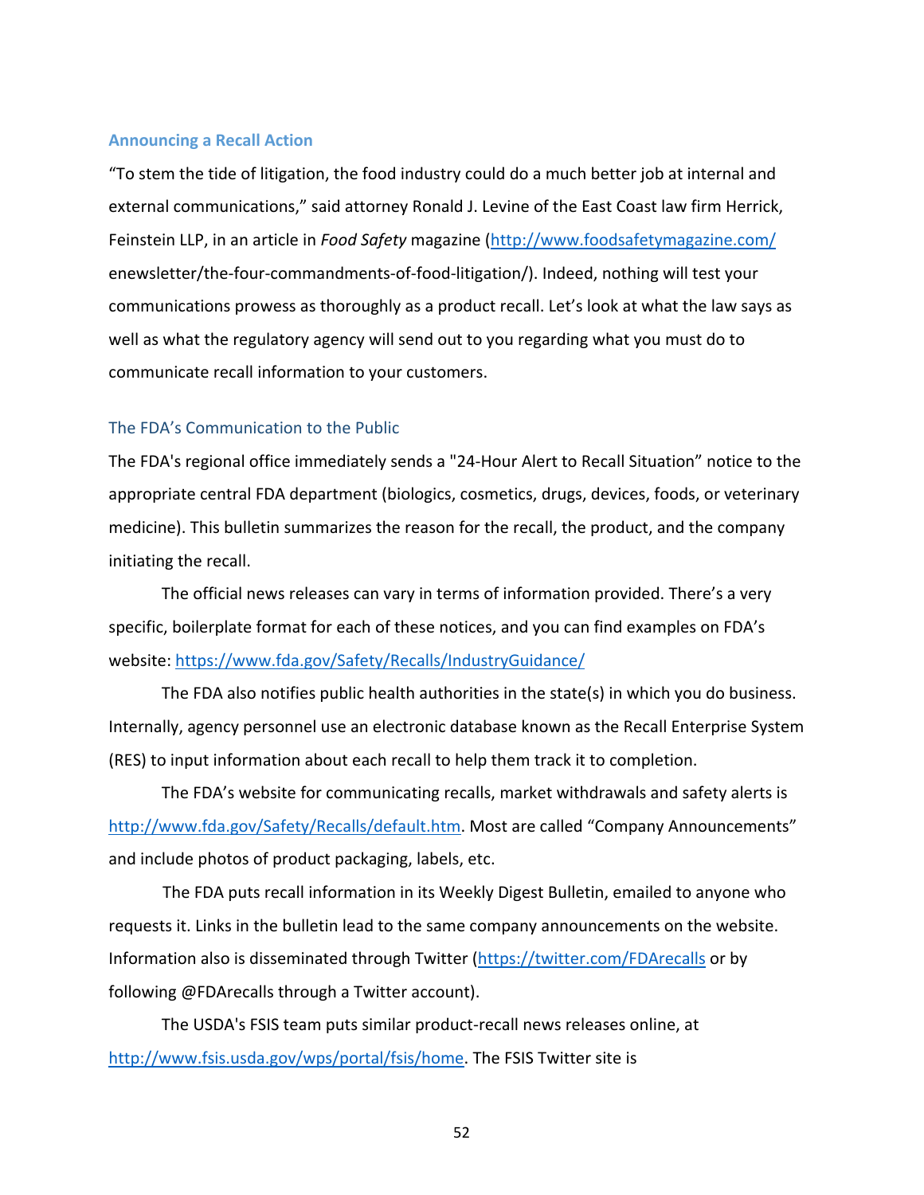## Announcing a Recall Action

"To stem the tide of litigation, the food industry could do a much better job at internal and external communications," said attorney Ronald J. Levine of the East Coast law firm Herrick, Feinstein LLP, in an article in *Food Safety* magazine (http://www.foodsafetymagazine.com/enewsletter/the-four-commandments-of-food-litigation/). Indeed, nothing will test your communications prowess as thoroughly as a product recall. Let's look at what the law says as well as what the regulatory agency will send out to you regarding what you must do to communicate recall information to your customers.

### The FDA's Communication to the Public

The FDA's regional office immediately sends a "24-Hour Alert to Recall Situation" notice to the appropriate central FDA department (biologics, cosmetics, drugs, devices, foods, or veterinary medicine). This bulletin summarizes the reason for the recall, the product, and the company initiating the recall.

The official news releases can vary in terms of information provided. There's a very specific, boilerplate format for each of these notices, and you can find examples on FDA's website: https://www.fda.gov/Safety/Recalls/IndustryGuidance/

The FDA also notifies public health authorities in the state(s) in which you do business. Internally, agency personnel use an electronic database known as the Recall Enterprise System (RES) to input information about each recall to help them track it to completion.

The FDA's website for communicating recalls, market withdrawals and safety alerts is http://www.fda.gov/Safety/Recalls/default.htm. Most are called "Company Announcements" and include photos of product packaging, labels, etc.

The FDA puts recall information in its Weekly Digest Bulletin, emailed to anyone who requests it. Links in the bulletin lead to the same company announcements on the website. Information also is disseminated through Twitter (https://twitter.com/FDArecalls or by following @FDArecalls through a Twitter account).

The USDA's FSIS team puts similar product-recall news releases online, at http://www.fsis.usda.gov/wps/portal/fsis/home. The FSIS Twitter site is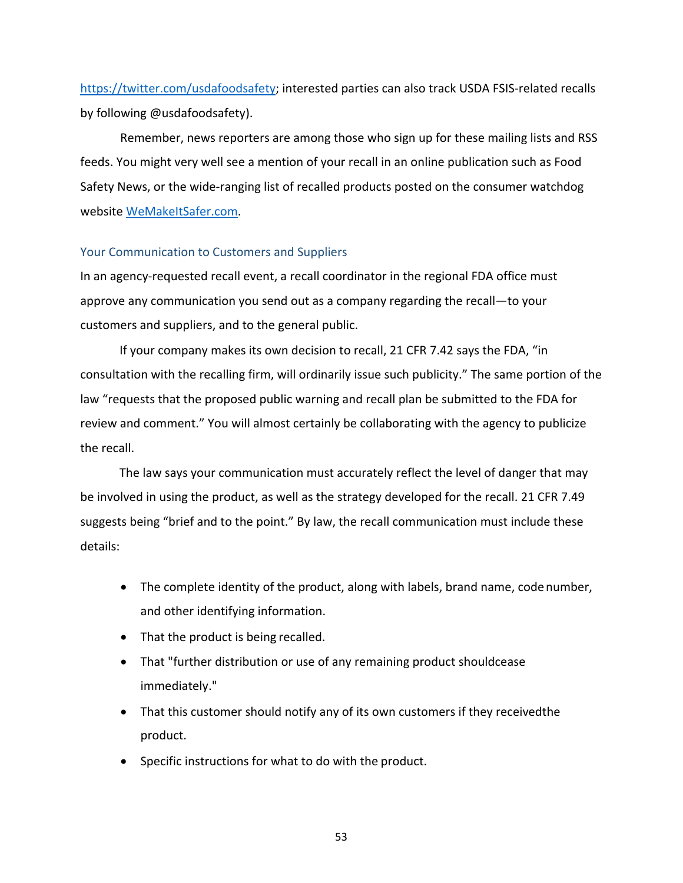https://twitter.com/usdafoodsafety; interested parties can also track USDA FSIS-related recalls by following @usdafoodsafety).

Remember, news reporters are among those who sign up for these mailing lists and RSS feeds. You might very well see a mention of your recall in an online publication such as Food Safety News, or the wide-ranging list of recalled products posted on the consumer watchdog website WeMakeItSafer.com.

### Your Communication to Customers and Suppliers

In an agency-requested recall event, a recall coordinator in the regional FDA office must approve any communication you send out as a company regarding the recall—to your customers and suppliers, and to the general public.

If your company makes its own decision to recall, 21 CFR 7.42 says the FDA, "in consultation with the recalling firm, will ordinarily issue such publicity." The same portion of the law "requests that the proposed public warning and recall plan be submitted to the FDA for review and comment." You will almost certainly be collaborating with the agency to publicize the recall.

The law says your communication must accurately reflect the level of danger that may be involved in using the product, as well as the strategy developed for the recall. 21 CFR 7.49 suggests being "brief and to the point." By law, the recall communication must include these details:

- The complete identity of the product, along with labels, brand name, code number, and other identifying information.
- That the product is being recalled.
- That "further distribution or use of any remaining product shouldcease immediately."
- That this customer should notify any of its own customers if they receivedthe product.
- Specific instructions for what to do with the product.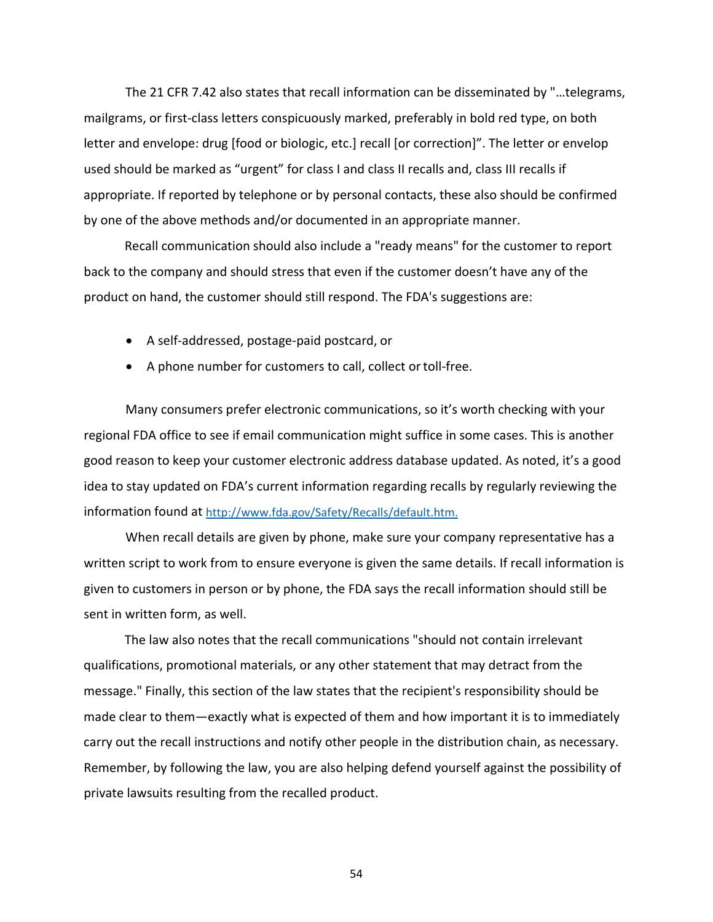The 21 CFR 7.42 also states that recall information can be disseminated by "…telegrams, mailgrams, or first-class letters conspicuously marked, preferably in bold red type, on both letter and envelope: drug [food or biologic, etc.] recall [or correction]". The letter or envelop used should be marked as "urgent" for class I and class II recalls and, class III recalls if appropriate. If reported by telephone or by personal contacts, these also should be confirmed by one of the above methods and/or documented in an appropriate manner.

Recall communication should also include a "ready means" for the customer to report back to the company and should stress that even if the customer doesn't have any of the product on hand, the customer should still respond. The FDA's suggestions are:

- A self-addressed, postage-paid postcard, or
- A phone number for customers to call, collect or toll-free.

Many consumers prefer electronic communications, so it's worth checking with your regional FDA office to see if email communication might suffice in some cases. This is another good reason to keep your customer electronic address database updated. As noted, it's a good idea to stay updated on FDA's current information regarding recalls by regularly reviewing the information found at http://www.fda.gov/Safety/Recalls/default.htm.

When recall details are given by phone, make sure your company representative has a written script to work from to ensure everyone is given the same details. If recall information is given to customers in person or by phone, the FDA says the recall information should still be sent in written form, as well.

The law also notes that the recall communications "should not contain irrelevant qualifications, promotional materials, or any other statement that may detract from the message." Finally, this section of the law states that the recipient's responsibility should be made clear to them—exactly what is expected of them and how important it is to immediately carry out the recall instructions and notify other people in the distribution chain, as necessary. Remember, by following the law, you are also helping defend yourself against the possibility of private lawsuits resulting from the recalled product.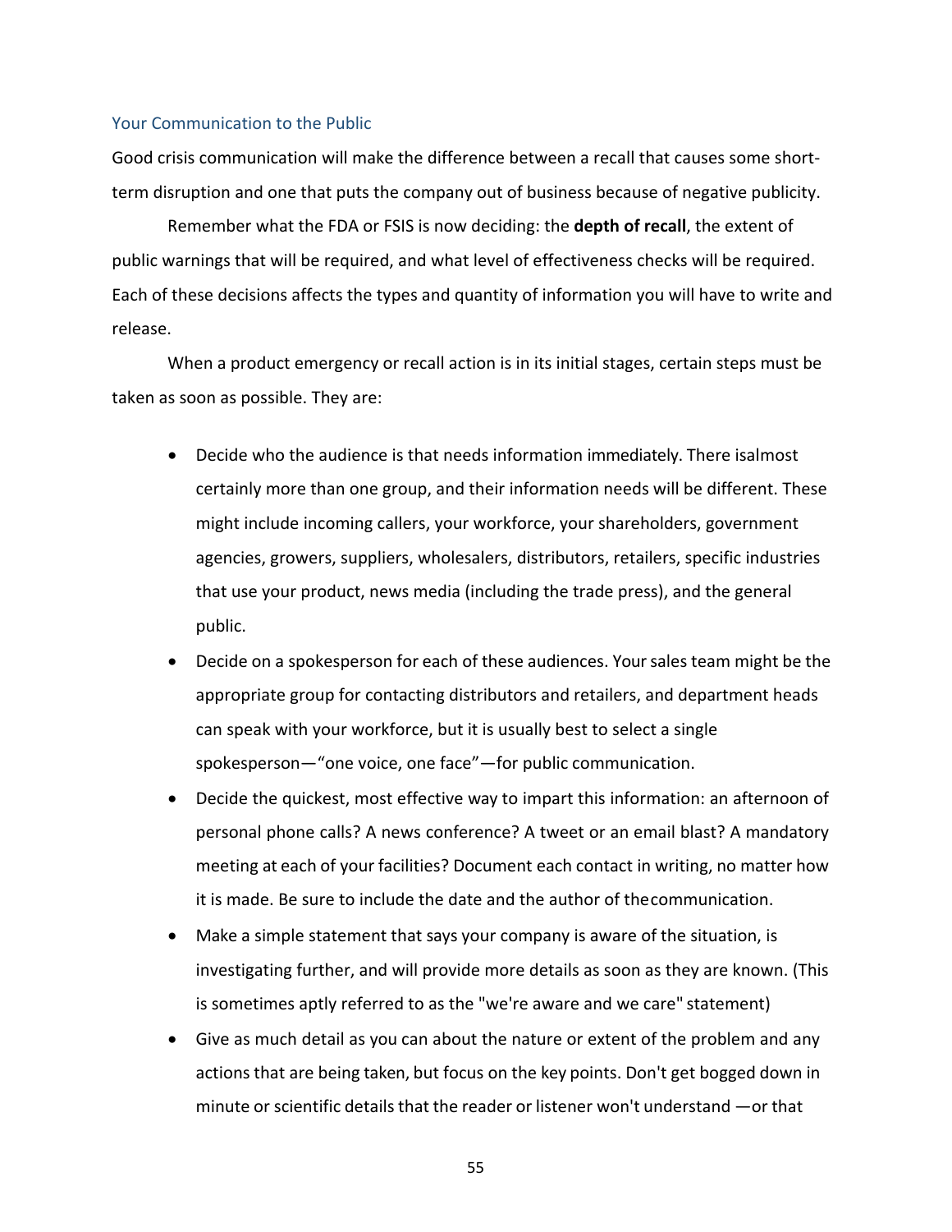### Your Communication to the Public

Good crisis communication will make the difference between a recall that causes some short-term disruption and one that puts the company out of business because of negative publicity.

Remember what the FDA or FSIS is now deciding: the **depth of recall**, the extent of public warnings that will be required, and what level of effectiveness checks will be required. Each of these decisions affects the types and quantity of information you will have to write and release.

When a product emergency or recall action is in its initial stages, certain steps must be taken as soon as possible. They are:

- Decide who the audience is that needs information immediately. There isalmost certainly more than one group, and their information needs will be different. These might include incoming callers, your workforce, your shareholders, government agencies, growers, suppliers, wholesalers, distributors, retailers, specific industries that use your product, news media (including the trade press), and the general public.
- Decide on a spokesperson for each of these audiences. Your sales team might be the appropriate group for contacting distributors and retailers, and department heads can speak with your workforce, but it is usually best to select a single spokesperson—"one voice, one face"—for public communication.
- Decide the quickest, most effective way to impart this information: an afternoon of personal phone calls? A news conference? A tweet or an email blast? A mandatory meeting at each of your facilities? Document each contact in writing, no matter how it is made. Be sure to include the date and the author of thecommunication.
- Make a simple statement that says your company is aware of the situation, is investigating further, and will provide more details as soon as they are known. (This is sometimes aptly referred to as the "we're aware and we care" statement)
- Give as much detail as you can about the nature or extent of the problem and any actions that are being taken, but focus on the key points. Don't get bogged down in minute or scientific details that the reader or listener won't understand —or that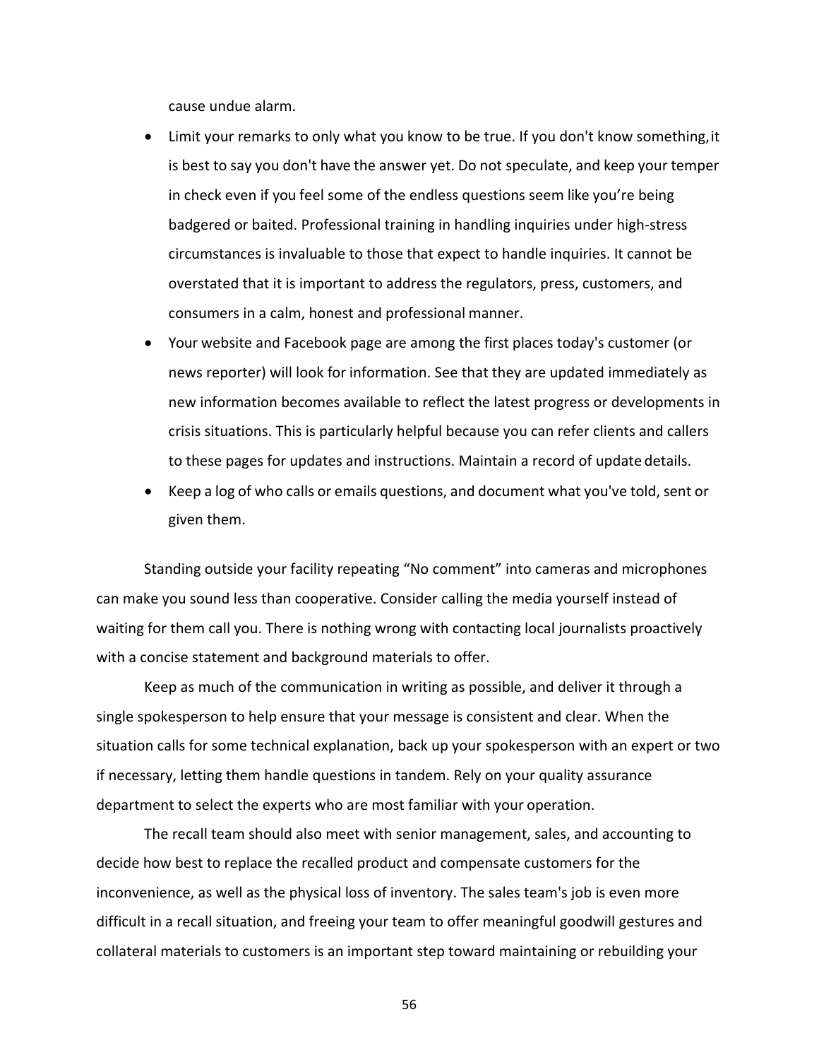cause undue alarm.

- Limit your remarks to only what you know to be true. If you don't know something, it is best to say you don't have the answer yet. Do not speculate, and keep your temper in check even if you feel some of the endless questions seem like you're being badgered or baited. Professional training in handling inquiries under high-stress circumstances is invaluable to those that expect to handle inquiries. It cannot be overstated that it is important to address the regulators, press, customers, and consumers in a calm, honest and professional manner.
- Your website and Facebook page are among the first places today's customer (or news reporter) will look for information. See that they are updated immediately as new information becomes available to reflect the latest progress or developments in crisis situations. This is particularly helpful because you can refer clients and callers to these pages for updates and instructions. Maintain a record of update details.
- Keep a log of who calls or emails questions, and document what you've told, sent or given them.

Standing outside your facility repeating "No comment" into cameras and microphones can make you sound less than cooperative. Consider calling the media yourself instead of waiting for them call you. There is nothing wrong with contacting local journalists proactively with a concise statement and background materials to offer.

Keep as much of the communication in writing as possible, and deliver it through a single spokesperson to help ensure that your message is consistent and clear. When the situation calls for some technical explanation, back up your spokesperson with an expert or two if necessary, letting them handle questions in tandem. Rely on your quality assurance department to select the experts who are most familiar with your operation.

The recall team should also meet with senior management, sales, and accounting to decide how best to replace the recalled product and compensate customers for the inconvenience, as well as the physical loss of inventory. The sales team's job is even more difficult in a recall situation, and freeing your team to offer meaningful goodwill gestures and collateral materials to customers is an important step toward maintaining or rebuilding your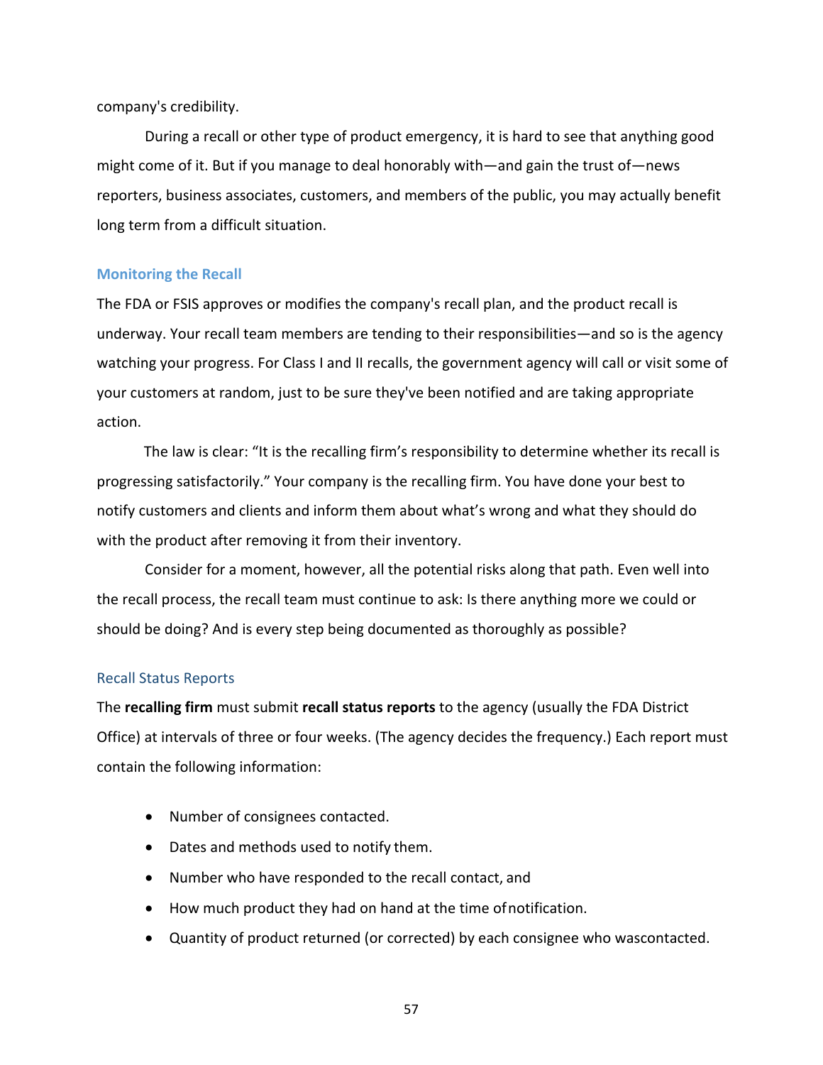company's credibility.

During a recall or other type of product emergency, it is hard to see that anything good might come of it. But if you manage to deal honorably with—and gain the trust of—news reporters, business associates, customers, and members of the public, you may actually benefit long term from a difficult situation.

## Monitoring the Recall

The FDA or FSIS approves or modifies the company's recall plan, and the product recall is underway. Your recall team members are tending to their responsibilities—and so is the agency watching your progress. For Class I and II recalls, the government agency will call or visit some of your customers at random, just to be sure they've been notified and are taking appropriate action.

The law is clear: "It is the recalling firm's responsibility to determine whether its recall is progressing satisfactorily." Your company is the recalling firm. You have done your best to notify customers and clients and inform them about what's wrong and what they should do with the product after removing it from their inventory.

Consider for a moment, however, all the potential risks along that path. Even well into the recall process, the recall team must continue to ask: Is there anything more we could or should be doing? And is every step being documented as thoroughly as possible?

### Recall Status Reports

The **recalling firm** must submit **recall status reports** to the agency (usually the FDA District Office) at intervals of three or four weeks. (The agency decides the frequency.) Each report must contain the following information:

- Number of consignees contacted.
- Dates and methods used to notify them.
- Number who have responded to the recall contact, and
- How much product they had on hand at the time of notification.
- Quantity of product returned (or corrected) by each consignee who was contacted.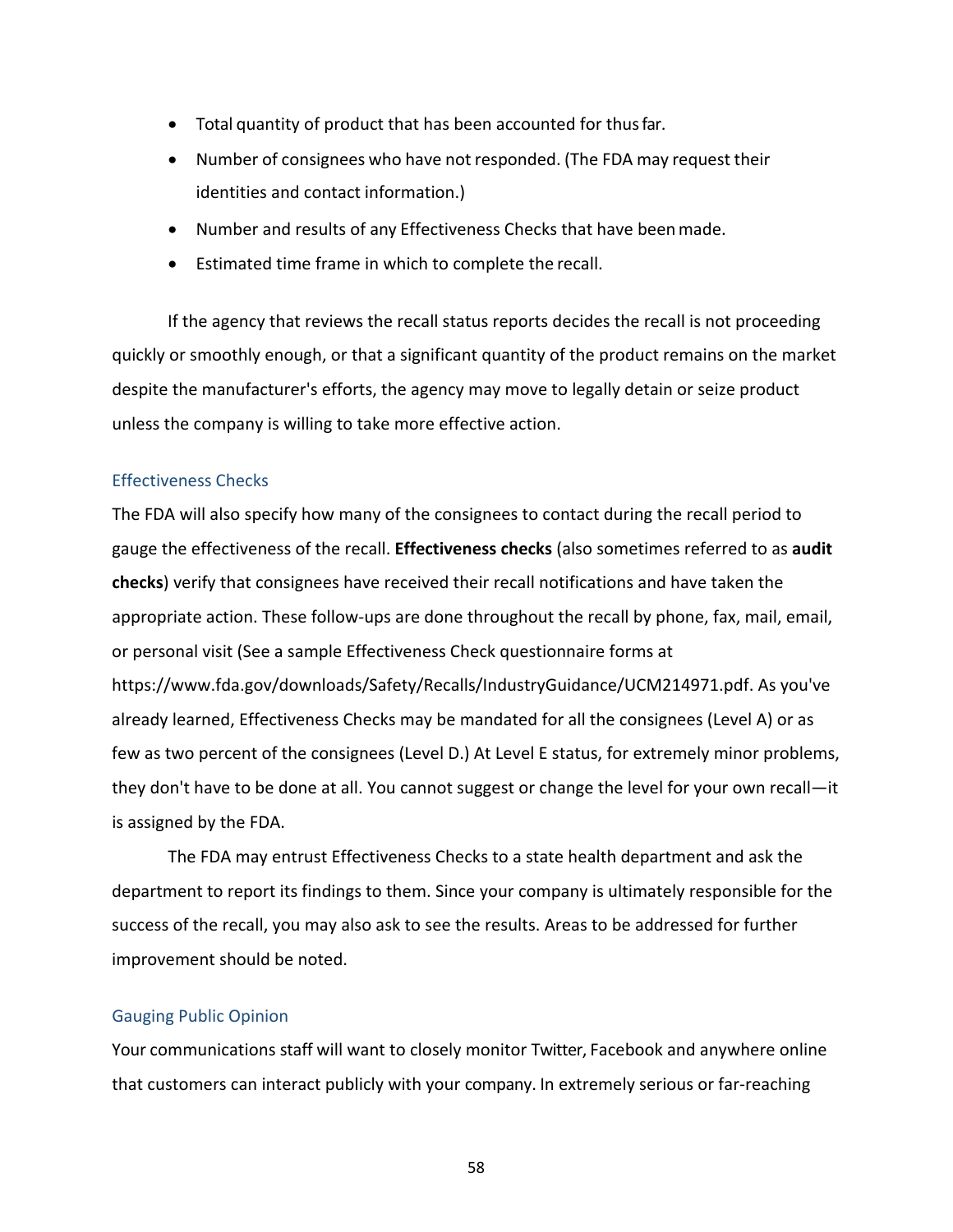- Total quantity of product that has been accounted for thus far.
- Number of consignees who have not responded. (The FDA may request their identities and contact information.)
- Number and results of any Effectiveness Checks that have been made.
- Estimated time frame in which to complete the recall.

If the agency that reviews the recall status reports decides the recall is not proceeding quickly or smoothly enough, or that a significant quantity of the product remains on the market despite the manufacturer's efforts, the agency may move to legally detain or seize product unless the company is willing to take more effective action.

### Effectiveness Checks

The FDA will also specify how many of the consignees to contact during the recall period to gauge the effectiveness of the recall. **Effectiveness checks** (also sometimes referred to as **audit checks**) verify that consignees have received their recall notifications and have taken the appropriate action. These follow-ups are done throughout the recall by phone, fax, mail, email, or personal visit (See a sample Effectiveness Check questionnaire forms at https://www.fda.gov/downloads/Safety/Recalls/IndustryGuidance/UCM214971.pdf. As you've already learned, Effectiveness Checks may be mandated for all the consignees (Level A) or as few as two percent of the consignees (Level D.) At Level E status, for extremely minor problems, they don't have to be done at all. You cannot suggest or change the level for your own recall—it is assigned by the FDA.

The FDA may entrust Effectiveness Checks to a state health department and ask the department to report its findings to them. Since your company is ultimately responsible for the success of the recall, you may also ask to see the results. Areas to be addressed for further improvement should be noted.

### Gauging Public Opinion

Your communications staff will want to closely monitor Twitter, Facebook and anywhere online that customers can interact publicly with your company. In extremely serious or far-reaching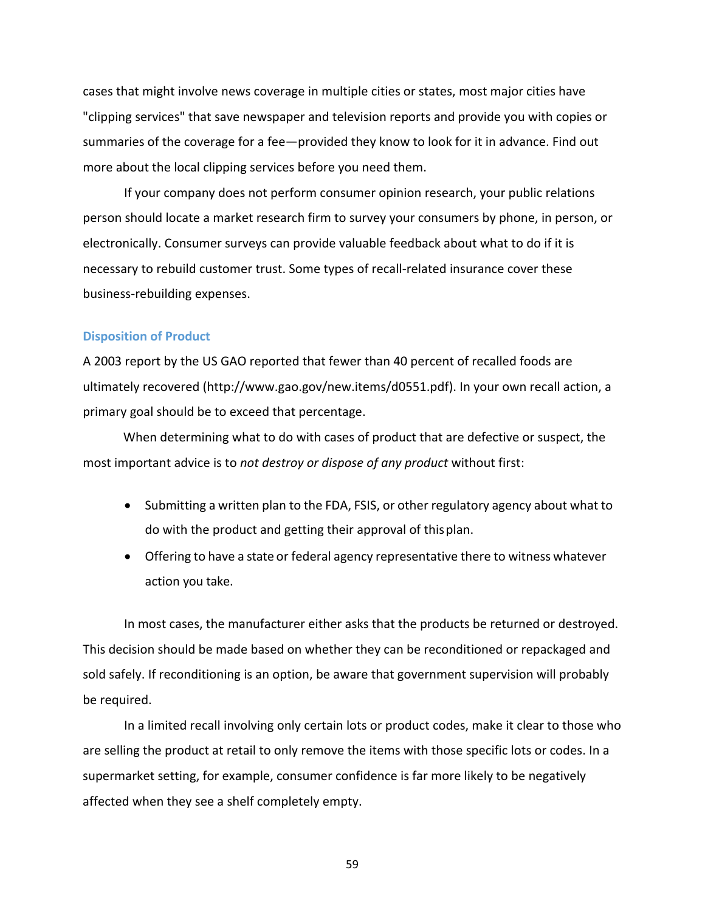cases that might involve news coverage in multiple cities or states, most major cities have "clipping services" that save newspaper and television reports and provide you with copies or summaries of the coverage for a fee—provided they know to look for it in advance. Find out more about the local clipping services before you need them.

If your company does not perform consumer opinion research, your public relations person should locate a market research firm to survey your consumers by phone, in person, or electronically. Consumer surveys can provide valuable feedback about what to do if it is necessary to rebuild customer trust. Some types of recall-related insurance cover these business-rebuilding expenses.

### Disposition of Product

A 2003 report by the US GAO reported that fewer than 40 percent of recalled foods are ultimately recovered (http://www.gao.gov/new.items/d0551.pdf). In your own recall action, a primary goal should be to exceed that percentage.

When determining what to do with cases of product that are defective or suspect, the most important advice is to *not destroy or dispose of any product* without first:

- Submitting a written plan to the FDA, FSIS, or other regulatory agency about what to do with the product and getting their approval of this plan.
- Offering to have a state or federal agency representative there to witness whatever action you take.

In most cases, the manufacturer either asks that the products be returned or destroyed. This decision should be made based on whether they can be reconditioned or repackaged and sold safely. If reconditioning is an option, be aware that government supervision will probably be required.

In a limited recall involving only certain lots or product codes, make it clear to those who are selling the product at retail to only remove the items with those specific lots or codes. In a supermarket setting, for example, consumer confidence is far more likely to be negatively affected when they see a shelf completely empty.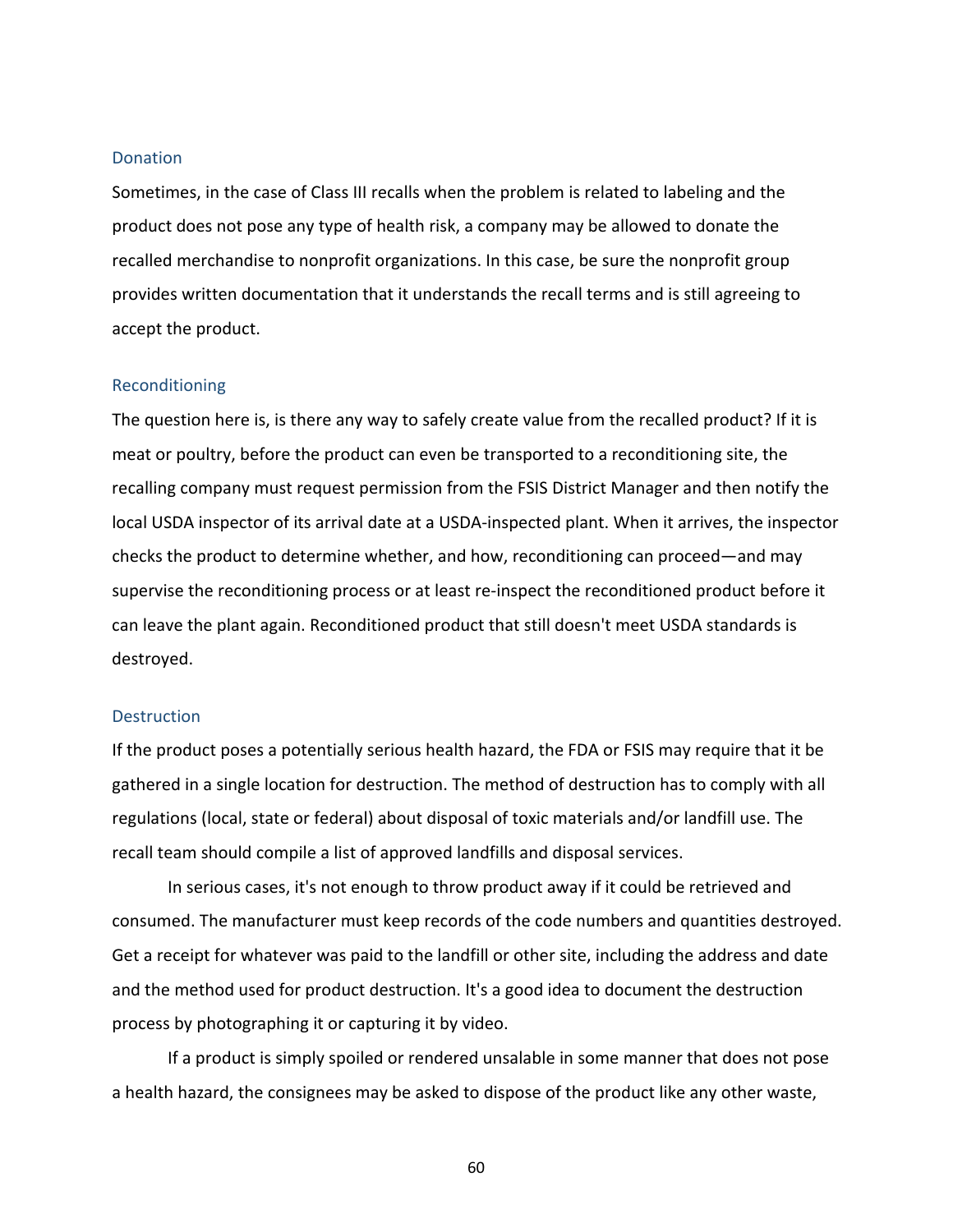### Donation

Sometimes, in the case of Class III recalls when the problem is related to labeling and the product does not pose any type of health risk, a company may be allowed to donate the recalled merchandise to nonprofit organizations. In this case, be sure the nonprofit group provides written documentation that it understands the recall terms and is still agreeing to accept the product.

### Reconditioning

The question here is, is there any way to safely create value from the recalled product? If it is meat or poultry, before the product can even be transported to a reconditioning site, the recalling company must request permission from the FSIS District Manager and then notify the local USDA inspector of its arrival date at a USDA-inspected plant. When it arrives, the inspector checks the product to determine whether, and how, reconditioning can proceed—and may supervise the reconditioning process or at least re-inspect the reconditioned product before it can leave the plant again. Reconditioned product that still doesn't meet USDA standards is destroyed.

### Destruction

If the product poses a potentially serious health hazard, the FDA or FSIS may require that it be gathered in a single location for destruction. The method of destruction has to comply with all regulations (local, state or federal) about disposal of toxic materials and/or landfill use. The recall team should compile a list of approved landfills and disposal services.

In serious cases, it's not enough to throw product away if it could be retrieved and consumed. The manufacturer must keep records of the code numbers and quantities destroyed. Get a receipt for whatever was paid to the landfill or other site, including the address and date and the method used for product destruction. It's a good idea to document the destruction process by photographing it or capturing it by video.

If a product is simply spoiled or rendered unsalable in some manner that does not pose a health hazard, the consignees may be asked to dispose of the product like any other waste,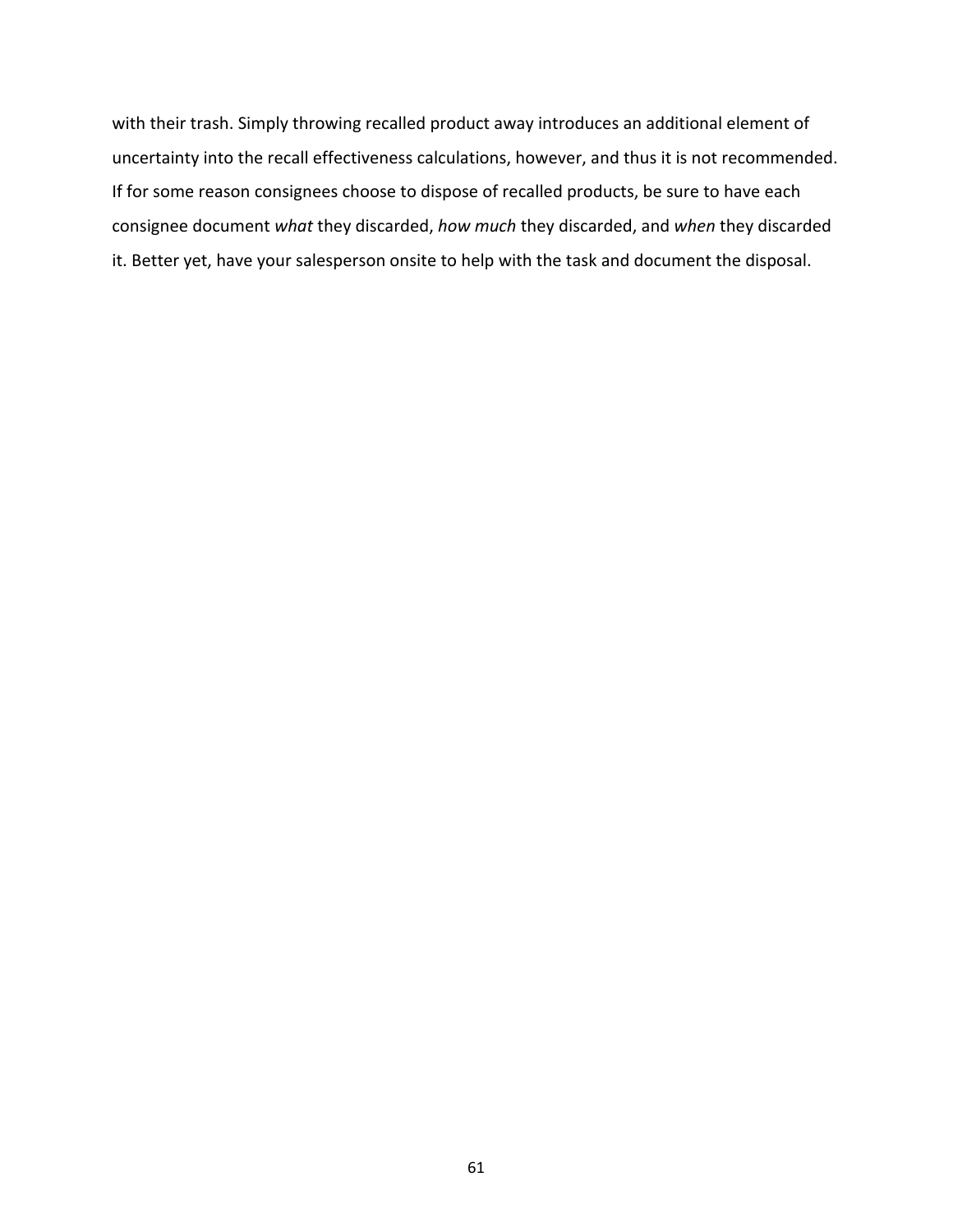with their trash. Simply throwing recalled product away introduces an additional element of uncertainty into the recall effectiveness calculations, however, and thus it is not recommended. If for some reason consignees choose to dispose of recalled products, be sure to have each consignee document *what* they discarded, *how much* they discarded, and *when* they discarded it. Better yet, have your salesperson onsite to help with the task and document the disposal.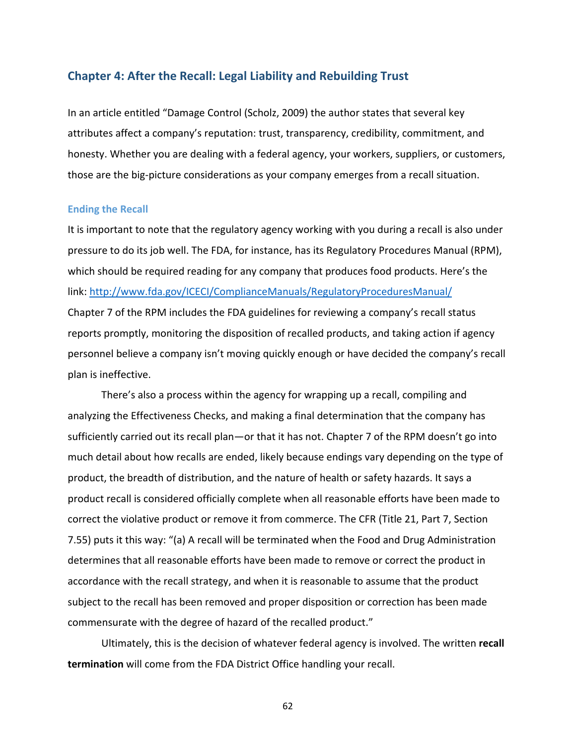## Chapter 4: After the Recall: Legal Liability and Rebuilding Trust

In an article entitled "Damage Control (Scholz, 2009) the author states that several key attributes affect a company's reputation: trust, transparency, credibility, commitment, and honesty. Whether you are dealing with a federal agency, your workers, suppliers, or customers, those are the big-picture considerations as your company emerges from a recall situation.

### Ending the Recall

It is important to note that the regulatory agency working with you during a recall is also under pressure to do its job well. The FDA, for instance, has its Regulatory Procedures Manual (RPM), which should be required reading for any company that produces food products. Here's the link: [http://www.fda.gov/ICECI/ComplianceManuals/RegulatoryProceduresManual/](http://www.fda.gov/ICECI/ComplianceManuals/RegulatoryProceduresManual/) Chapter 7 of the RPM includes the FDA guidelines for reviewing a company's recall status reports promptly, monitoring the disposition of recalled products, and taking action if agency personnel believe a company isn't moving quickly enough or have decided the company's recall plan is ineffective.

There's also a process within the agency for wrapping up a recall, compiling and analyzing the Effectiveness Checks, and making a final determination that the company has sufficiently carried out its recall plan—or that it has not. Chapter 7 of the RPM doesn't go into much detail about how recalls are ended, likely because endings vary depending on the type of product, the breadth of distribution, and the nature of health or safety hazards. It says a product recall is considered officially complete when all reasonable efforts have been made to correct the violative product or remove it from commerce. The CFR (Title 21, Part 7, Section 7.55) puts it this way: "(a) A recall will be terminated when the Food and Drug Administration determines that all reasonable efforts have been made to remove or correct the product in accordance with the recall strategy, and when it is reasonable to assume that the product subject to the recall has been removed and proper disposition or correction has been made commensurate with the degree of hazard of the recalled product."

Ultimately, this is the decision of whatever federal agency is involved. The written **recall termination** will come from the FDA District Office handling your recall.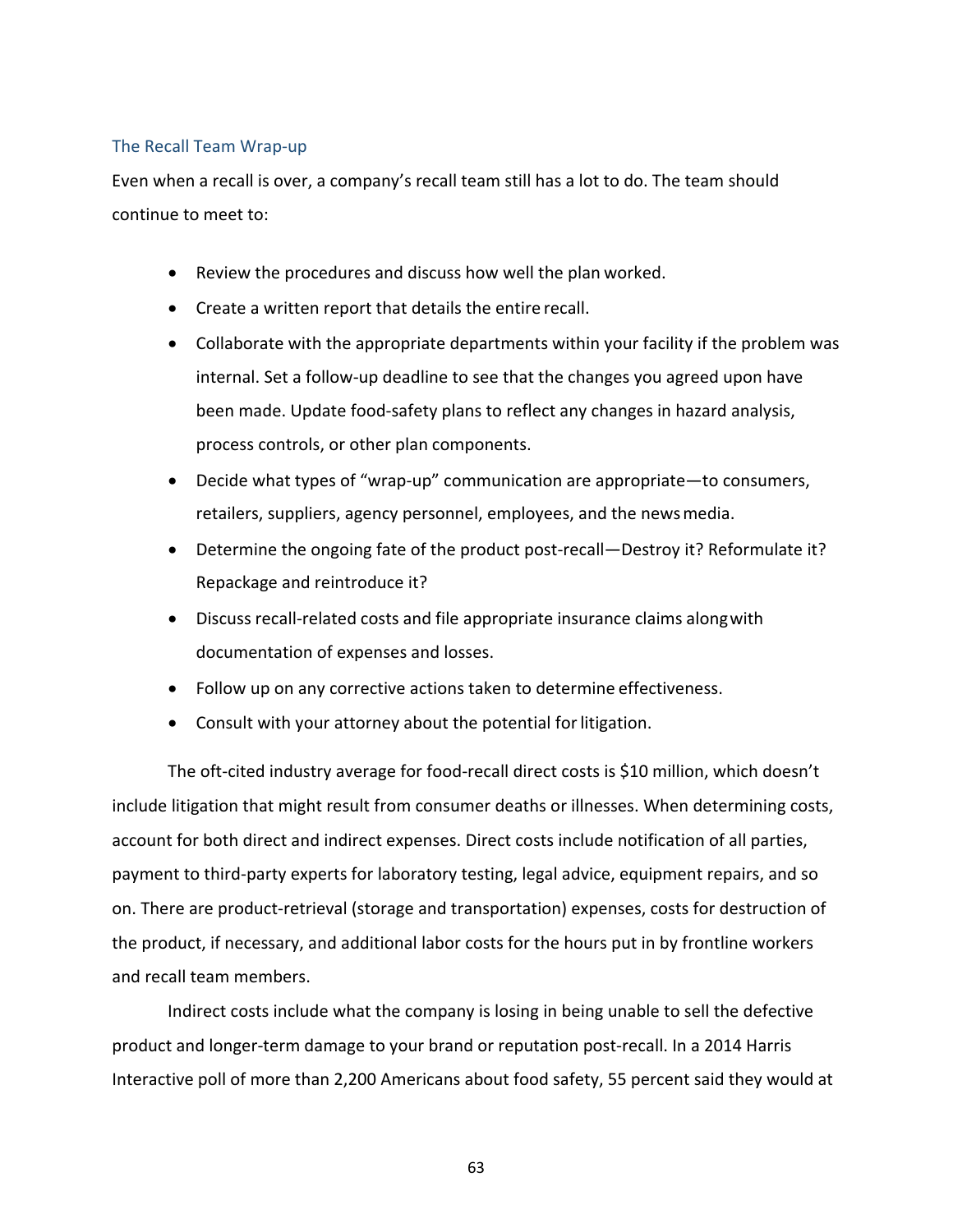### The Recall Team Wrap-up

Even when a recall is over, a company's recall team still has a lot to do. The team should continue to meet to:

- Review the procedures and discuss how well the plan worked.
- Create a written report that details the entire recall.
- Collaborate with the appropriate departments within your facility if the problem was internal. Set a follow-up deadline to see that the changes you agreed upon have been made. Update food-safety plans to reflect any changes in hazard analysis, process controls, or other plan components.
- Decide what types of "wrap-up" communication are appropriate—to consumers, retailers, suppliers, agency personnel, employees, and the news media.
- Determine the ongoing fate of the product post-recall—Destroy it? Reformulate it? Repackage and reintroduce it?
- Discuss recall-related costs and file appropriate insurance claims along with documentation of expenses and losses.
- Follow up on any corrective actions taken to determine effectiveness.
- Consult with your attorney about the potential for litigation.

The oft-cited industry average for food-recall direct costs is $10 million, which doesn't include litigation that might result from consumer deaths or illnesses. When determining costs, account for both direct and indirect expenses. Direct costs include notification of all parties, payment to third-party experts for laboratory testing, legal advice, equipment repairs, and so on. There are product-retrieval (storage and transportation) expenses, costs for destruction of the product, if necessary, and additional labor costs for the hours put in by frontline workers and recall team members.

Indirect costs include what the company is losing in being unable to sell the defective product and longer-term damage to your brand or reputation post-recall. In a 2014 Harris Interactive poll of more than 2,200 Americans about food safety, 55 percent said they would at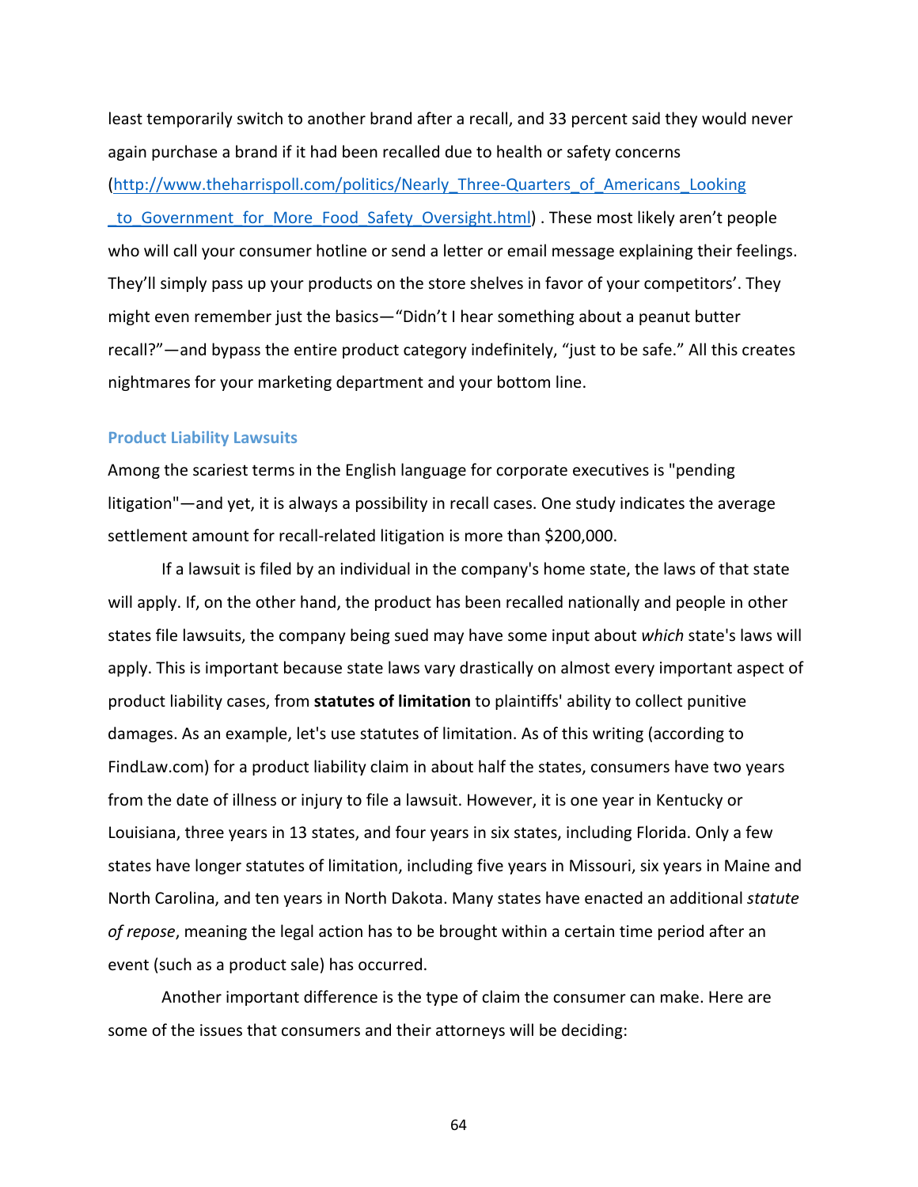least temporarily switch to another brand after a recall, and 33 percent said they would never again purchase a brand if it had been recalled due to health or safety concerns (http://www.theharrispoll.com/politics/Nearly_Three-Quarters_of_Americans_Looking_to_Government_for_More_Food_Safety_Oversight.html) . These most likely aren't people who will call your consumer hotline or send a letter or email message explaining their feelings. They'll simply pass up your products on the store shelves in favor of your competitors'. They might even remember just the basics—"Didn't I hear something about a peanut butter recall?"—and bypass the entire product category indefinitely, "just to be safe." All this creates nightmares for your marketing department and your bottom line.

### Product Liability Lawsuits

Among the scariest terms in the English language for corporate executives is "pending litigation"—and yet, it is always a possibility in recall cases. One study indicates the average settlement amount for recall-related litigation is more than $200,000.

If a lawsuit is filed by an individual in the company's home state, the laws of that state will apply. If, on the other hand, the product has been recalled nationally and people in other states file lawsuits, the company being sued may have some input about *which* state's laws will apply. This is important because state laws vary drastically on almost every important aspect of product liability cases, from **statutes of limitation** to plaintiffs' ability to collect punitive damages. As an example, let's use statutes of limitation. As of this writing (according to FindLaw.com) for a product liability claim in about half the states, consumers have two years from the date of illness or injury to file a lawsuit. However, it is one year in Kentucky or Louisiana, three years in 13 states, and four years in six states, including Florida. Only a few states have longer statutes of limitation, including five years in Missouri, six years in Maine and North Carolina, and ten years in North Dakota. Many states have enacted an additional *statute of repose*, meaning the legal action has to be brought within a certain time period after an event (such as a product sale) has occurred.

Another important difference is the type of claim the consumer can make. Here are some of the issues that consumers and their attorneys will be deciding: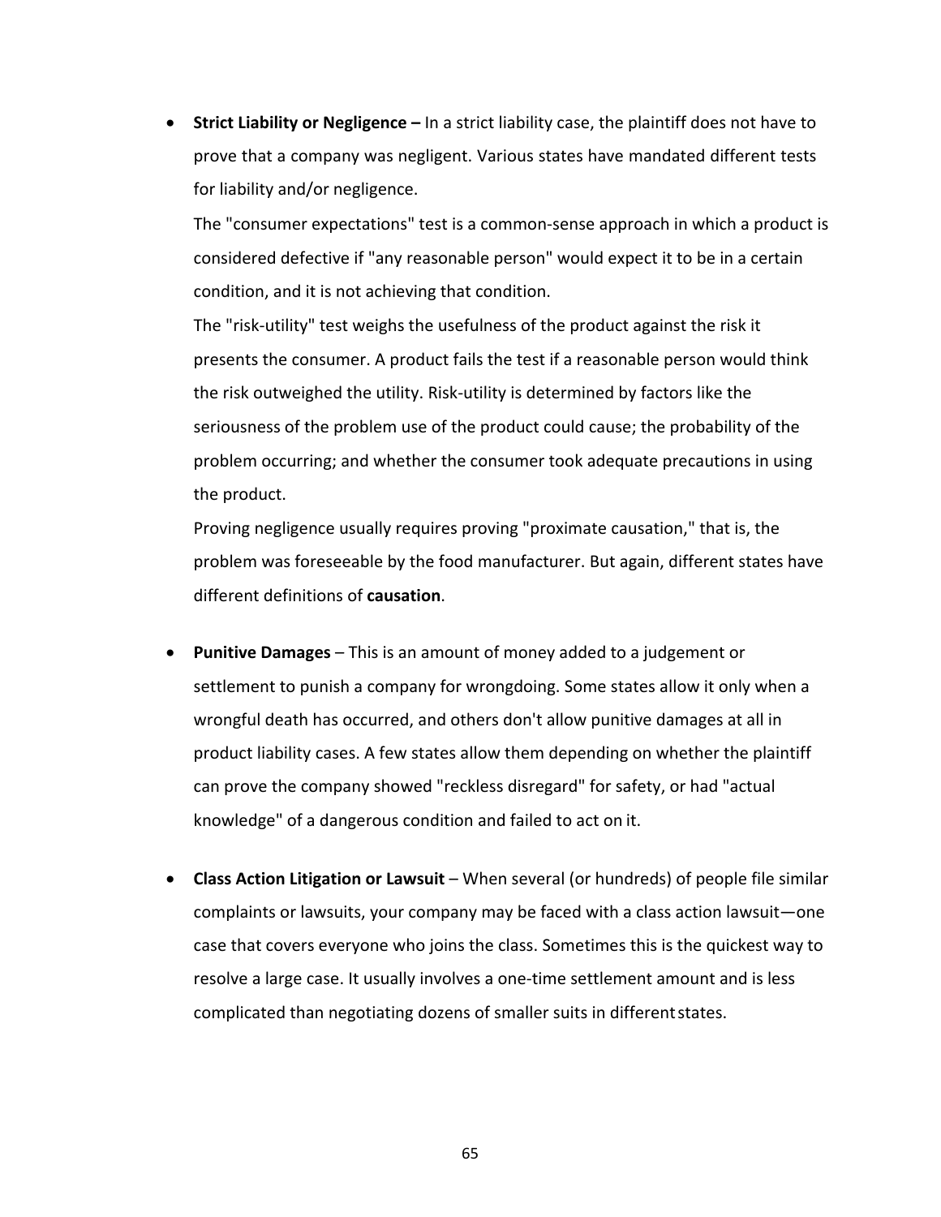- **Strict Liability or Negligence –** In a strict liability case, the plaintiff does not have to prove that a company was negligent. Various states have mandated different tests for liability and/or negligence.

  The "consumer expectations" test is a common-sense approach in which a product is considered defective if "any reasonable person" would expect it to be in a certain condition, and it is not achieving that condition.

  The "risk-utility" test weighs the usefulness of the product against the risk it presents the consumer. A product fails the test if a reasonable person would think the risk outweighed the utility. Risk-utility is determined by factors like the seriousness of the problem use of the product could cause; the probability of the problem occurring; and whether the consumer took adequate precautions in using the product.

  Proving negligence usually requires proving "proximate causation," that is, the problem was foreseeable by the food manufacturer. But again, different states have different definitions of **causation**.

- **Punitive Damages** – This is an amount of money added to a judgement or settlement to punish a company for wrongdoing. Some states allow it only when a wrongful death has occurred, and others don't allow punitive damages at all in product liability cases. A few states allow them depending on whether the plaintiff can prove the company showed "reckless disregard" for safety, or had "actual knowledge" of a dangerous condition and failed to act on it.

- **Class Action Litigation or Lawsuit** – When several (or hundreds) of people file similar complaints or lawsuits, your company may be faced with a class action lawsuit—one case that covers everyone who joins the class. Sometimes this is the quickest way to resolve a large case. It usually involves a one-time settlement amount and is less complicated than negotiating dozens of smaller suits in different states.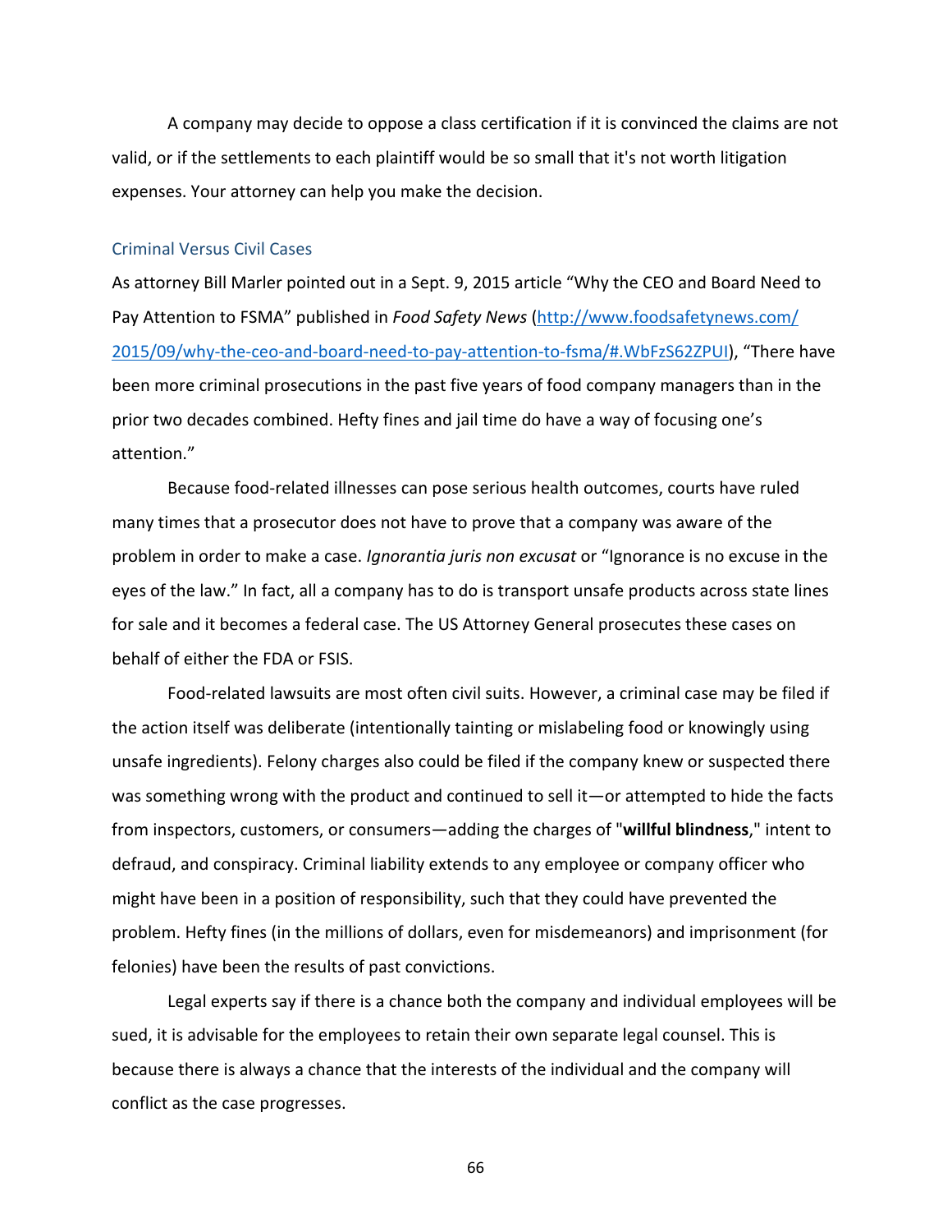A company may decide to oppose a class certification if it is convinced the claims are not valid, or if the settlements to each plaintiff would be so small that it's not worth litigation expenses. Your attorney can help you make the decision.

### Criminal Versus Civil Cases

As attorney Bill Marler pointed out in a Sept. 9, 2015 article "Why the CEO and Board Need to Pay Attention to FSMA" published in *Food Safety News* ([http://www.foodsafetynews.com/2015/09/why-the-ceo-and-board-need-to-pay-attention-to-fsma/#.WbFzS62ZPUI](http://www.foodsafetynews.com/2015/09/why-the-ceo-and-board-need-to-pay-attention-to-fsma/#.WbFzS62ZPUI)), "There have been more criminal prosecutions in the past five years of food company managers than in the prior two decades combined. Hefty fines and jail time do have a way of focusing one's attention."

Because food-related illnesses can pose serious health outcomes, courts have ruled many times that a prosecutor does not have to prove that a company was aware of the problem in order to make a case. *Ignorantia juris non excusat* or "Ignorance is no excuse in the eyes of the law." In fact, all a company has to do is transport unsafe products across state lines for sale and it becomes a federal case. The US Attorney General prosecutes these cases on behalf of either the FDA or FSIS.

Food-related lawsuits are most often civil suits. However, a criminal case may be filed if the action itself was deliberate (intentionally tainting or mislabeling food or knowingly using unsafe ingredients). Felony charges also could be filed if the company knew or suspected there was something wrong with the product and continued to sell it—or attempted to hide the facts from inspectors, customers, or consumers—adding the charges of "**willful blindness**," intent to defraud, and conspiracy. Criminal liability extends to any employee or company officer who might have been in a position of responsibility, such that they could have prevented the problem. Hefty fines (in the millions of dollars, even for misdemeanors) and imprisonment (for felonies) have been the results of past convictions.

Legal experts say if there is a chance both the company and individual employees will be sued, it is advisable for the employees to retain their own separate legal counsel. This is because there is always a chance that the interests of the individual and the company will conflict as the case progresses.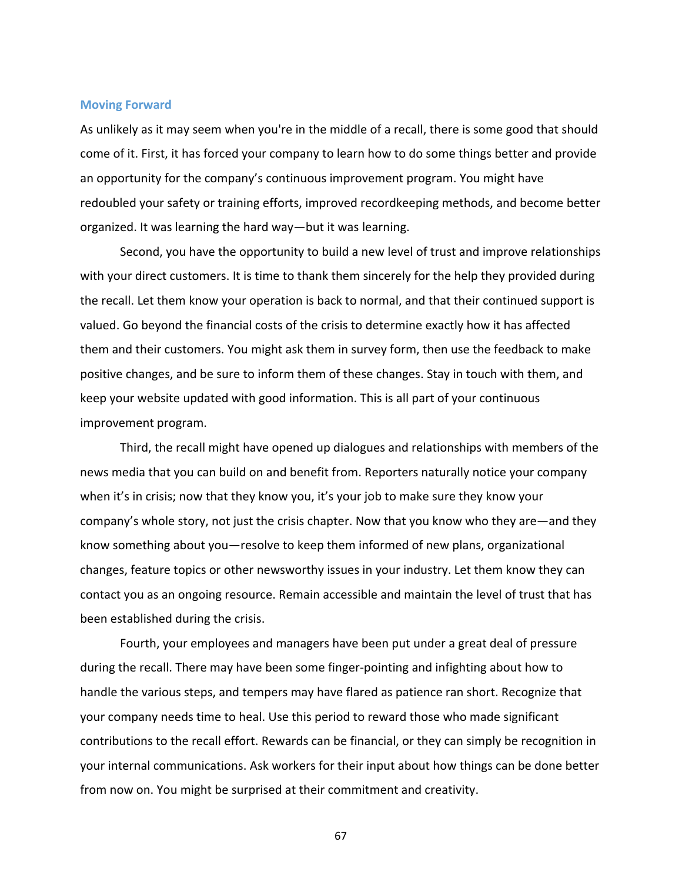### Moving Forward

As unlikely as it may seem when you're in the middle of a recall, there is some good that should come of it. First, it has forced your company to learn how to do some things better and provide an opportunity for the company's continuous improvement program. You might have redoubled your safety or training efforts, improved recordkeeping methods, and become better organized. It was learning the hard way—but it was learning.

Second, you have the opportunity to build a new level of trust and improve relationships with your direct customers. It is time to thank them sincerely for the help they provided during the recall. Let them know your operation is back to normal, and that their continued support is valued. Go beyond the financial costs of the crisis to determine exactly how it has affected them and their customers. You might ask them in survey form, then use the feedback to make positive changes, and be sure to inform them of these changes. Stay in touch with them, and keep your website updated with good information. This is all part of your continuous improvement program.

Third, the recall might have opened up dialogues and relationships with members of the news media that you can build on and benefit from. Reporters naturally notice your company when it's in crisis; now that they know you, it's your job to make sure they know your company's whole story, not just the crisis chapter. Now that you know who they are—and they know something about you—resolve to keep them informed of new plans, organizational changes, feature topics or other newsworthy issues in your industry. Let them know they can contact you as an ongoing resource. Remain accessible and maintain the level of trust that has been established during the crisis.

Fourth, your employees and managers have been put under a great deal of pressure during the recall. There may have been some finger-pointing and infighting about how to handle the various steps, and tempers may have flared as patience ran short. Recognize that your company needs time to heal. Use this period to reward those who made significant contributions to the recall effort. Rewards can be financial, or they can simply be recognition in your internal communications. Ask workers for their input about how things can be done better from now on. You might be surprised at their commitment and creativity.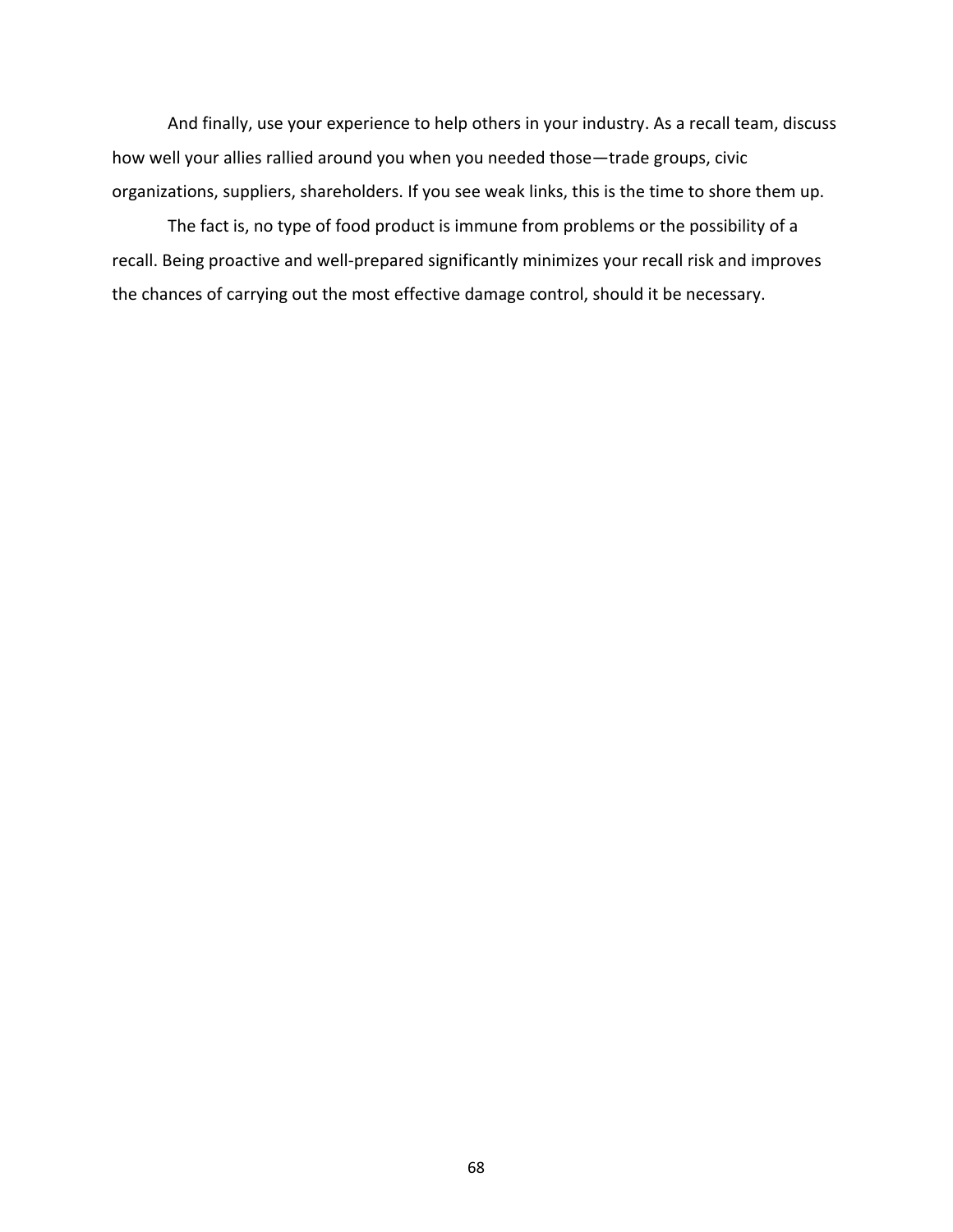And finally, use your experience to help others in your industry. As a recall team, discuss how well your allies rallied around you when you needed those—trade groups, civic organizations, suppliers, shareholders. If you see weak links, this is the time to shore them up.

The fact is, no type of food product is immune from problems or the possibility of a recall. Being proactive and well-prepared significantly minimizes your recall risk and improves the chances of carrying out the most effective damage control, should it be necessary.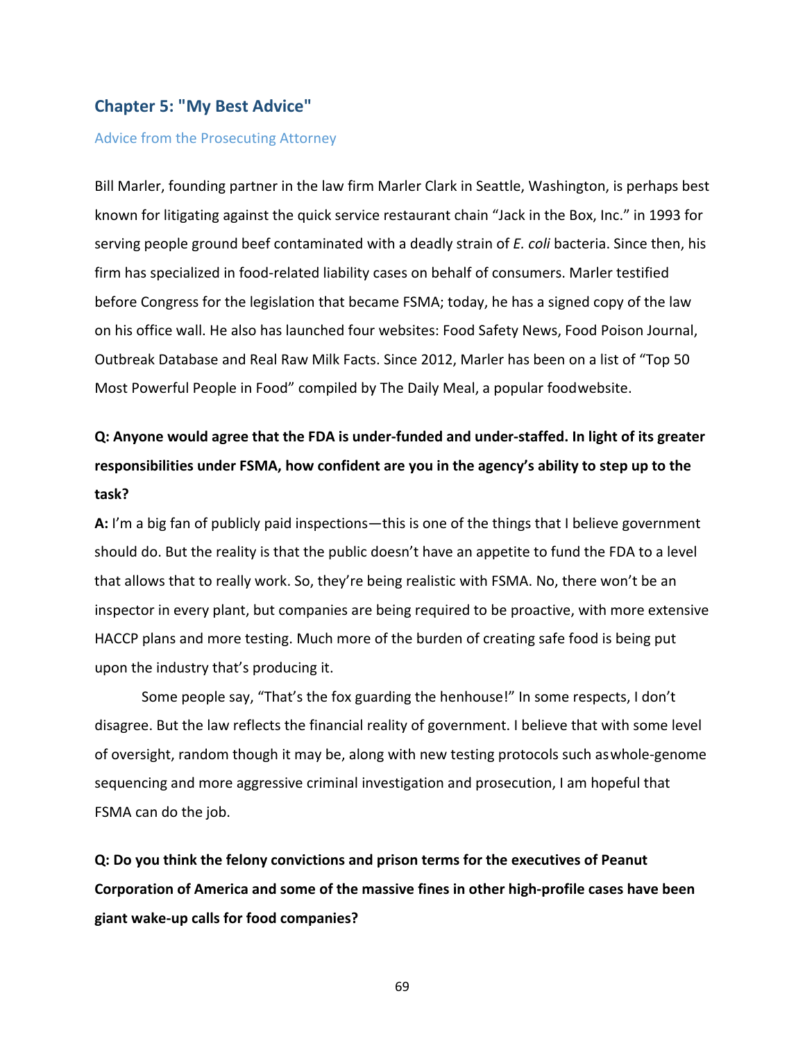## Chapter 5: "My Best Advice"

### Advice from the Prosecuting Attorney

Bill Marler, founding partner in the law firm Marler Clark in Seattle, Washington, is perhaps best known for litigating against the quick service restaurant chain "Jack in the Box, Inc." in 1993 for serving people ground beef contaminated with a deadly strain of *E. coli* bacteria. Since then, his firm has specialized in food-related liability cases on behalf of consumers. Marler testified before Congress for the legislation that became FSMA; today, he has a signed copy of the law on his office wall. He also has launched four websites: Food Safety News, Food Poison Journal, Outbreak Database and Real Raw Milk Facts. Since 2012, Marler has been on a list of "Top 50 Most Powerful People in Food" compiled by The Daily Meal, a popular food website.

**Q: Anyone would agree that the FDA is under-funded and under-staffed. In light of its greater responsibilities under FSMA, how confident are you in the agency's ability to step up to the task?**

**A:** I'm a big fan of publicly paid inspections—this is one of the things that I believe government should do. But the reality is that the public doesn't have an appetite to fund the FDA to a level that allows that to really work. So, they're being realistic with FSMA. No, there won't be an inspector in every plant, but companies are being required to be proactive, with more extensive HACCP plans and more testing. Much more of the burden of creating safe food is being put upon the industry that's producing it.

Some people say, "That's the fox guarding the henhouse!" In some respects, I don't disagree. But the law reflects the financial reality of government. I believe that with some level of oversight, random though it may be, along with new testing protocols such as whole-genome sequencing and more aggressive criminal investigation and prosecution, I am hopeful that FSMA can do the job.

**Q: Do you think the felony convictions and prison terms for the executives of Peanut Corporation of America and some of the massive fines in other high-profile cases have been giant wake-up calls for food companies?**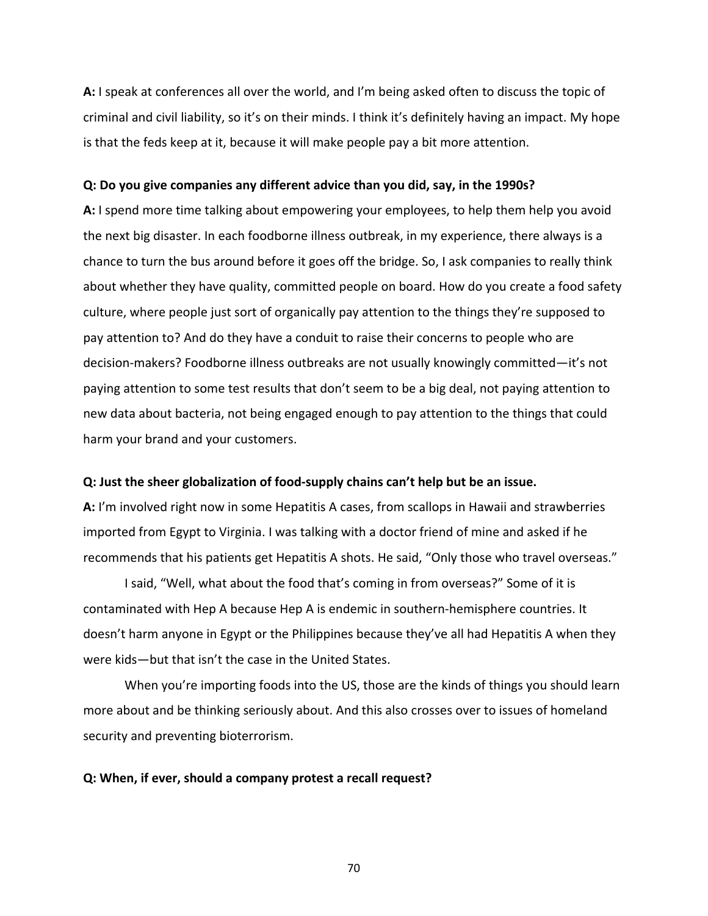**A:** I speak at conferences all over the world, and I'm being asked often to discuss the topic of criminal and civil liability, so it's on their minds. I think it's definitely having an impact. My hope is that the feds keep at it, because it will make people pay a bit more attention.

**Q: Do you give companies any different advice than you did, say, in the 1990s?**

**A:** I spend more time talking about empowering your employees, to help them help you avoid the next big disaster. In each foodborne illness outbreak, in my experience, there always is a chance to turn the bus around before it goes off the bridge. So, I ask companies to really think about whether they have quality, committed people on board. How do you create a food safety culture, where people just sort of organically pay attention to the things they're supposed to pay attention to? And do they have a conduit to raise their concerns to people who are decision-makers? Foodborne illness outbreaks are not usually knowingly committed—it's not paying attention to some test results that don't seem to be a big deal, not paying attention to new data about bacteria, not being engaged enough to pay attention to the things that could harm your brand and your customers.

**Q: Just the sheer globalization of food-supply chains can't help but be an issue.**

**A:** I'm involved right now in some Hepatitis A cases, from scallops in Hawaii and strawberries imported from Egypt to Virginia. I was talking with a doctor friend of mine and asked if he recommends that his patients get Hepatitis A shots. He said, "Only those who travel overseas."

I said, "Well, what about the food that's coming in from overseas?" Some of it is contaminated with Hep A because Hep A is endemic in southern-hemisphere countries. It doesn't harm anyone in Egypt or the Philippines because they've all had Hepatitis A when they were kids—but that isn't the case in the United States.

When you're importing foods into the US, those are the kinds of things you should learn more about and be thinking seriously about. And this also crosses over to issues of homeland security and preventing bioterrorism.

**Q: When, if ever, should a company protest a recall request?**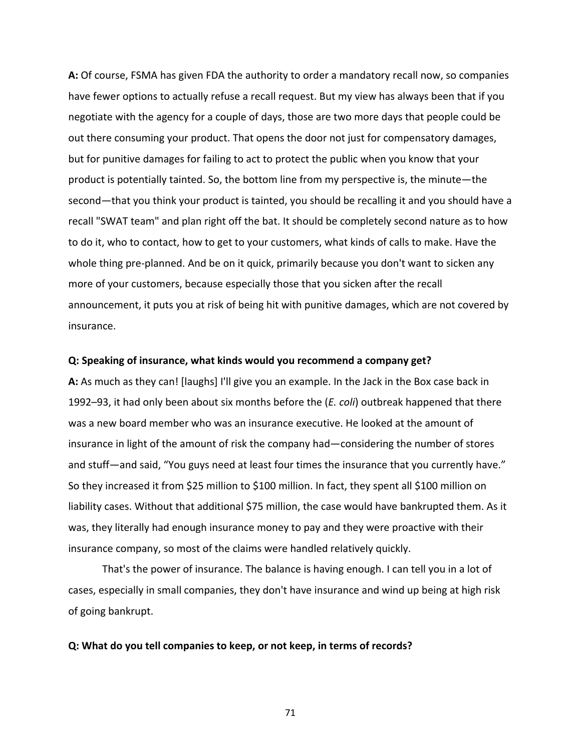**A:** Of course, FSMA has given FDA the authority to order a mandatory recall now, so companies have fewer options to actually refuse a recall request. But my view has always been that if you negotiate with the agency for a couple of days, those are two more days that people could be out there consuming your product. That opens the door not just for compensatory damages, but for punitive damages for failing to act to protect the public when you know that your product is potentially tainted. So, the bottom line from my perspective is, the minute—the second—that you think your product is tainted, you should be recalling it and you should have a recall "SWAT team" and plan right off the bat. It should be completely second nature as to how to do it, who to contact, how to get to your customers, what kinds of calls to make. Have the whole thing pre-planned. And be on it quick, primarily because you don't want to sicken any more of your customers, because especially those that you sicken after the recall announcement, it puts you at risk of being hit with punitive damages, which are not covered by insurance.

**Q: Speaking of insurance, what kinds would you recommend a company get?**

**A:** As much as they can! [laughs] I'll give you an example. In the Jack in the Box case back in 1992–93, it had only been about six months before the (*E. coli*) outbreak happened that there was a new board member who was an insurance executive. He looked at the amount of insurance in light of the amount of risk the company had—considering the number of stores and stuff—and said, "You guys need at least four times the insurance that you currently have." So they increased it from $25 million to $100 million. In fact, they spent all $100 million on liability cases. Without that additional $75 million, the case would have bankrupted them. As it was, they literally had enough insurance money to pay and they were proactive with their insurance company, so most of the claims were handled relatively quickly.

That's the power of insurance. The balance is having enough. I can tell you in a lot of cases, especially in small companies, they don't have insurance and wind up being at high risk of going bankrupt.

**Q: What do you tell companies to keep, or not keep, in terms of records?**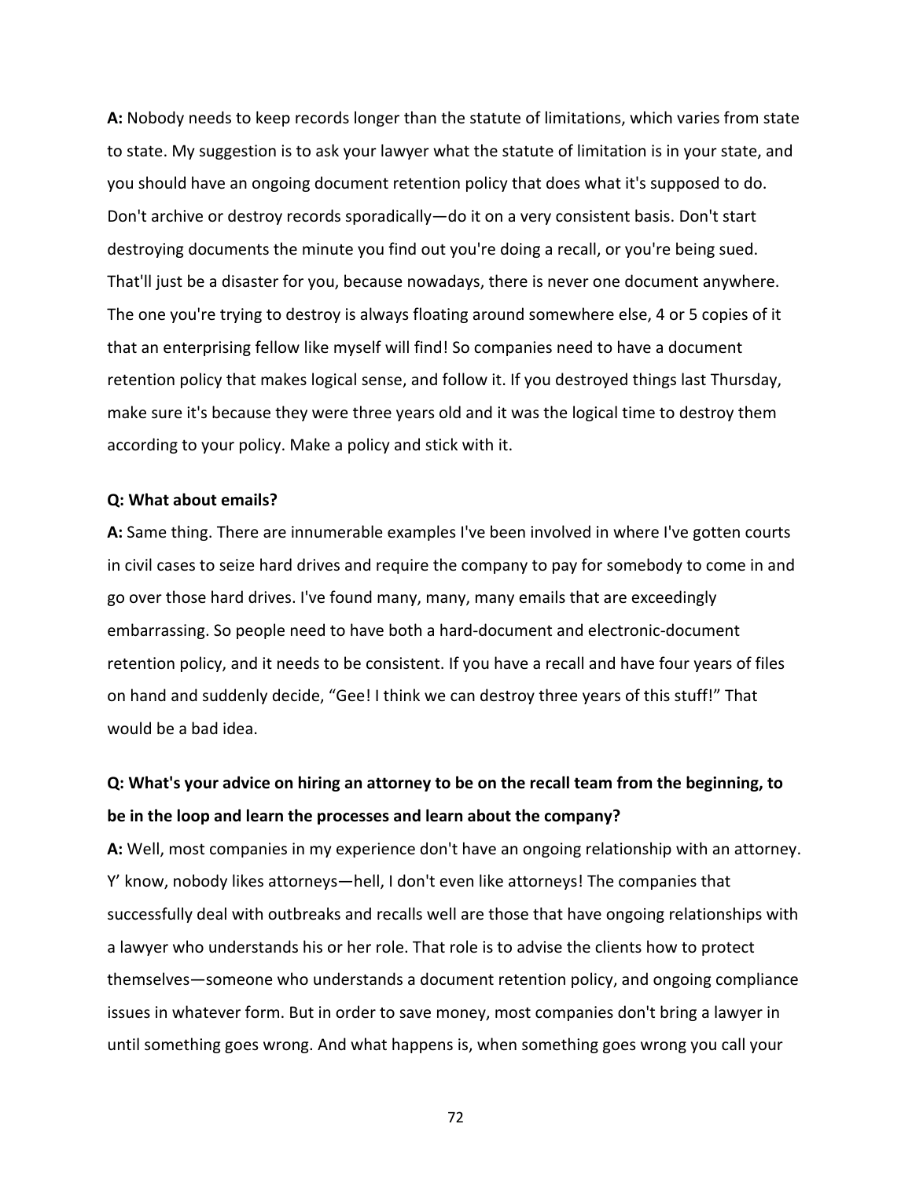**A:** Nobody needs to keep records longer than the statute of limitations, which varies from state to state. My suggestion is to ask your lawyer what the statute of limitation is in your state, and you should have an ongoing document retention policy that does what it's supposed to do. Don't archive or destroy records sporadically—do it on a very consistent basis. Don't start destroying documents the minute you find out you're doing a recall, or you're being sued. That'll just be a disaster for you, because nowadays, there is never one document anywhere. The one you're trying to destroy is always floating around somewhere else, 4 or 5 copies of it that an enterprising fellow like myself will find! So companies need to have a document retention policy that makes logical sense, and follow it. If you destroyed things last Thursday, make sure it's because they were three years old and it was the logical time to destroy them according to your policy. Make a policy and stick with it.

**Q: What about emails?**

**A:** Same thing. There are innumerable examples I've been involved in where I've gotten courts in civil cases to seize hard drives and require the company to pay for somebody to come in and go over those hard drives. I've found many, many, many emails that are exceedingly embarrassing. So people need to have both a hard-document and electronic-document retention policy, and it needs to be consistent. If you have a recall and have four years of files on hand and suddenly decide, "Gee! I think we can destroy three years of this stuff!" That would be a bad idea.

**Q: What's your advice on hiring an attorney to be on the recall team from the beginning, to be in the loop and learn the processes and learn about the company?**

**A:** Well, most companies in my experience don't have an ongoing relationship with an attorney. Y' know, nobody likes attorneys—hell, I don't even like attorneys! The companies that successfully deal with outbreaks and recalls well are those that have ongoing relationships with a lawyer who understands his or her role. That role is to advise the clients how to protect themselves—someone who understands a document retention policy, and ongoing compliance issues in whatever form. But in order to save money, most companies don't bring a lawyer in until something goes wrong. And what happens is, when something goes wrong you call your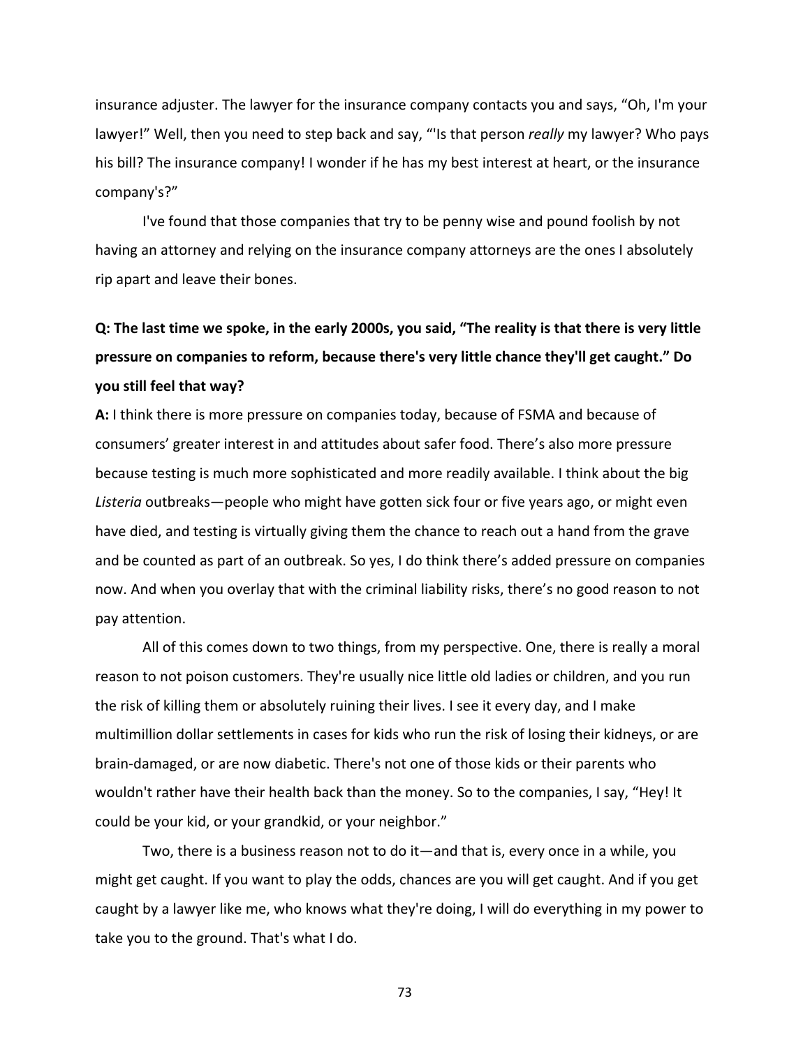insurance adjuster. The lawyer for the insurance company contacts you and says, “Oh, I'm your lawyer!” Well, then you need to step back and say, “'Is that person *really* my lawyer? Who pays his bill? The insurance company! I wonder if he has my best interest at heart, or the insurance company's?”

I've found that those companies that try to be penny wise and pound foolish by not having an attorney and relying on the insurance company attorneys are the ones I absolutely rip apart and leave their bones.

**Q: The last time we spoke, in the early 2000s, you said, “The reality is that there is very little pressure on companies to reform, because there's very little chance they'll get caught.” Do you still feel that way?**

**A:** I think there is more pressure on companies today, because of FSMA and because of consumers’ greater interest in and attitudes about safer food. There’s also more pressure because testing is much more sophisticated and more readily available. I think about the big *Listeria* outbreaks—people who might have gotten sick four or five years ago, or might even have died, and testing is virtually giving them the chance to reach out a hand from the grave and be counted as part of an outbreak. So yes, I do think there’s added pressure on companies now. And when you overlay that with the criminal liability risks, there’s no good reason to not pay attention.

All of this comes down to two things, from my perspective. One, there is really a moral reason to not poison customers. They're usually nice little old ladies or children, and you run the risk of killing them or absolutely ruining their lives. I see it every day, and I make multimillion dollar settlements in cases for kids who run the risk of losing their kidneys, or are brain-damaged, or are now diabetic. There's not one of those kids or their parents who wouldn't rather have their health back than the money. So to the companies, I say, “Hey! It could be your kid, or your grandkid, or your neighbor.”

Two, there is a business reason not to do it—and that is, every once in a while, you might get caught. If you want to play the odds, chances are you will get caught. And if you get caught by a lawyer like me, who knows what they're doing, I will do everything in my power to take you to the ground. That's what I do.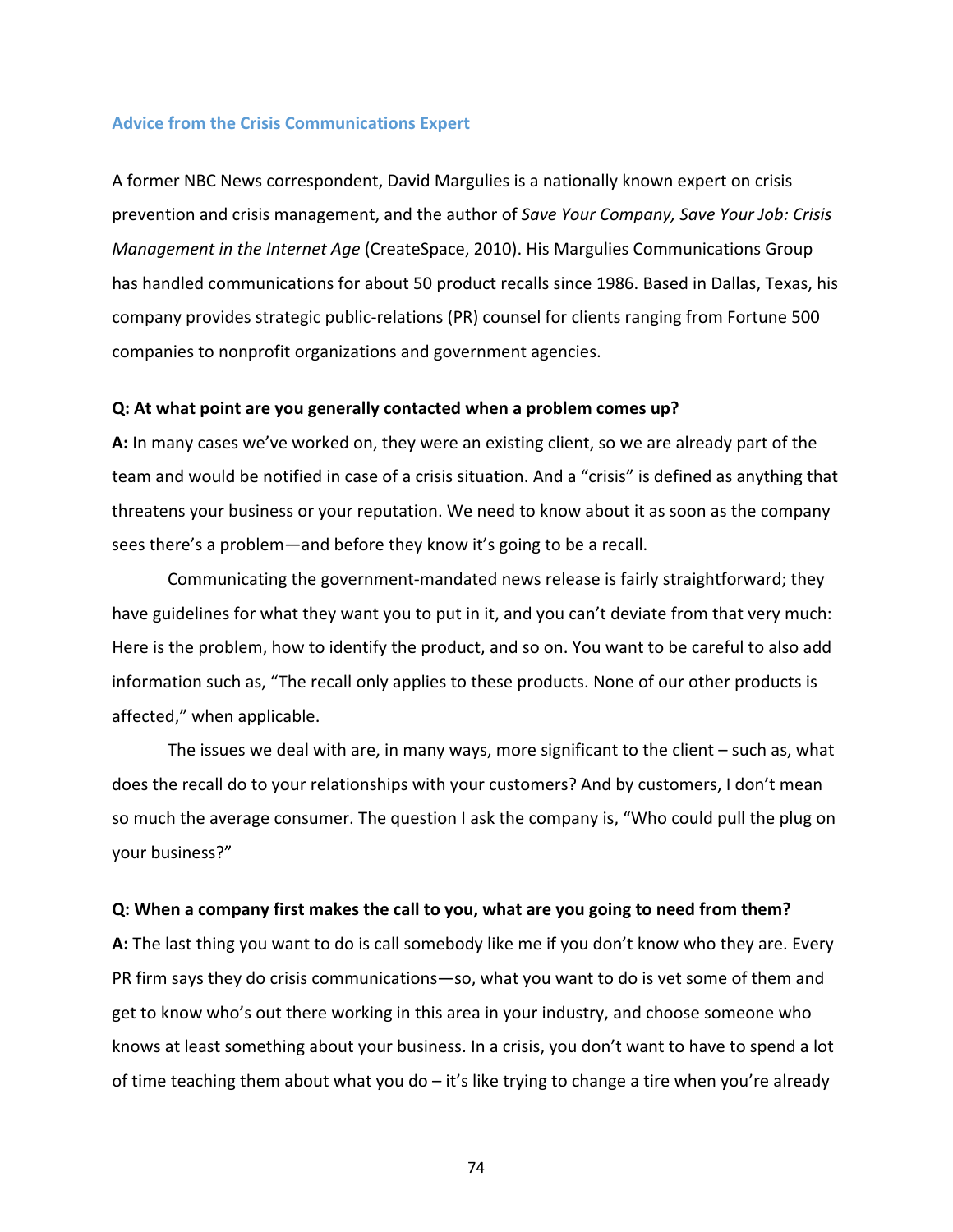### Advice from the Crisis Communications Expert

A former NBC News correspondent, David Margulies is a nationally known expert on crisis prevention and crisis management, and the author of *Save Your Company, Save Your Job: Crisis Management in the Internet Age* (CreateSpace, 2010). His Margulies Communications Group has handled communications for about 50 product recalls since 1986. Based in Dallas, Texas, his company provides strategic public-relations (PR) counsel for clients ranging from Fortune 500 companies to nonprofit organizations and government agencies.

**Q: At what point are you generally contacted when a problem comes up?**

**A:** In many cases we've worked on, they were an existing client, so we are already part of the team and would be notified in case of a crisis situation. And a "crisis" is defined as anything that threatens your business or your reputation. We need to know about it as soon as the company sees there's a problem—and before they know it's going to be a recall.

Communicating the government-mandated news release is fairly straightforward; they have guidelines for what they want you to put in it, and you can't deviate from that very much: Here is the problem, how to identify the product, and so on. You want to be careful to also add information such as, "The recall only applies to these products. None of our other products is affected," when applicable.

The issues we deal with are, in many ways, more significant to the client – such as, what does the recall do to your relationships with your customers? And by customers, I don't mean so much the average consumer. The question I ask the company is, "Who could pull the plug on your business?"

**Q: When a company first makes the call to you, what are you going to need from them?**

**A:** The last thing you want to do is call somebody like me if you don't know who they are. Every PR firm says they do crisis communications—so, what you want to do is vet some of them and get to know who's out there working in this area in your industry, and choose someone who knows at least something about your business. In a crisis, you don't want to have to spend a lot of time teaching them about what you do – it's like trying to change a tire when you're already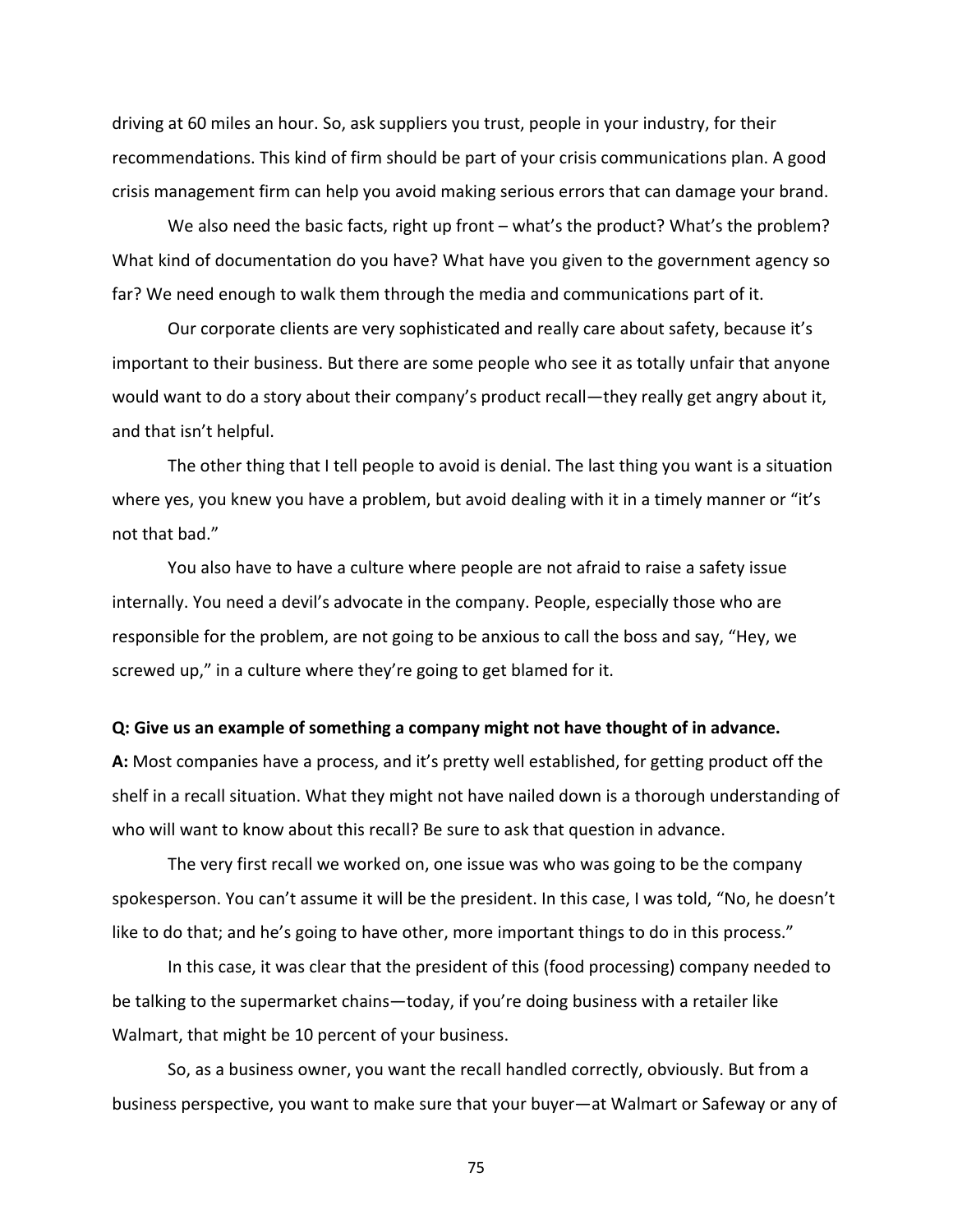driving at 60 miles an hour. So, ask suppliers you trust, people in your industry, for their recommendations. This kind of firm should be part of your crisis communications plan. A good crisis management firm can help you avoid making serious errors that can damage your brand.

We also need the basic facts, right up front – what's the product? What's the problem? What kind of documentation do you have? What have you given to the government agency so far? We need enough to walk them through the media and communications part of it.

Our corporate clients are very sophisticated and really care about safety, because it's important to their business. But there are some people who see it as totally unfair that anyone would want to do a story about their company's product recall—they really get angry about it, and that isn't helpful.

The other thing that I tell people to avoid is denial. The last thing you want is a situation where yes, you knew you have a problem, but avoid dealing with it in a timely manner or "it's not that bad."

You also have to have a culture where people are not afraid to raise a safety issue internally. You need a devil's advocate in the company. People, especially those who are responsible for the problem, are not going to be anxious to call the boss and say, "Hey, we screwed up," in a culture where they're going to get blamed for it.

**Q: Give us an example of something a company might not have thought of in advance.**

**A:** Most companies have a process, and it's pretty well established, for getting product off the shelf in a recall situation. What they might not have nailed down is a thorough understanding of who will want to know about this recall? Be sure to ask that question in advance.

The very first recall we worked on, one issue was who was going to be the company spokesperson. You can't assume it will be the president. In this case, I was told, "No, he doesn't like to do that; and he's going to have other, more important things to do in this process."

In this case, it was clear that the president of this (food processing) company needed to be talking to the supermarket chains—today, if you're doing business with a retailer like Walmart, that might be 10 percent of your business.

So, as a business owner, you want the recall handled correctly, obviously. But from a business perspective, you want to make sure that your buyer—at Walmart or Safeway or any of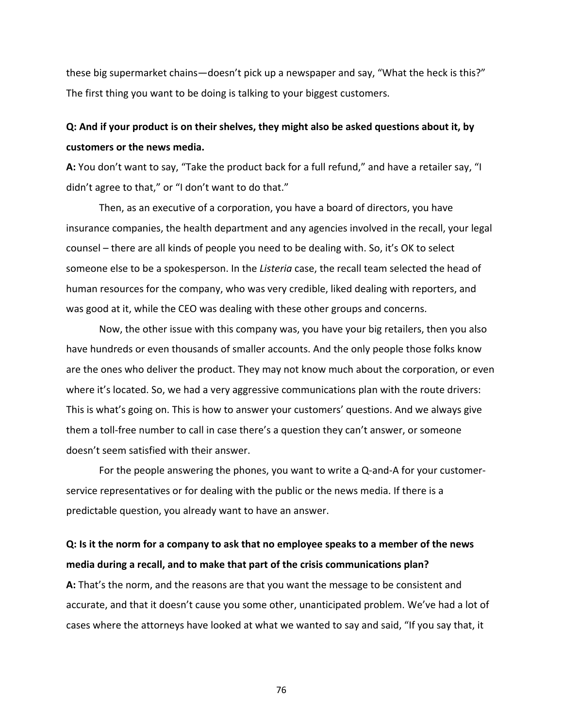these big supermarket chains—doesn't pick up a newspaper and say, "What the heck is this?" The first thing you want to be doing is talking to your biggest customers.

**Q: And if your product is on their shelves, they might also be asked questions about it, by customers or the news media.**

**A:** You don't want to say, "Take the product back for a full refund," and have a retailer say, "I didn't agree to that," or "I don't want to do that."

Then, as an executive of a corporation, you have a board of directors, you have insurance companies, the health department and any agencies involved in the recall, your legal counsel – there are all kinds of people you need to be dealing with. So, it's OK to select someone else to be a spokesperson. In the *Listeria* case, the recall team selected the head of human resources for the company, who was very credible, liked dealing with reporters, and was good at it, while the CEO was dealing with these other groups and concerns.

Now, the other issue with this company was, you have your big retailers, then you also have hundreds or even thousands of smaller accounts. And the only people those folks know are the ones who deliver the product. They may not know much about the corporation, or even where it's located. So, we had a very aggressive communications plan with the route drivers: This is what's going on. This is how to answer your customers' questions. And we always give them a toll-free number to call in case there's a question they can't answer, or someone doesn't seem satisfied with their answer.

For the people answering the phones, you want to write a Q-and-A for your customer-service representatives or for dealing with the public or the news media. If there is a predictable question, you already want to have an answer.

**Q: Is it the norm for a company to ask that no employee speaks to a member of the news media during a recall, and to make that part of the crisis communications plan?**

**A:** That's the norm, and the reasons are that you want the message to be consistent and accurate, and that it doesn't cause you some other, unanticipated problem. We've had a lot of cases where the attorneys have looked at what we wanted to say and said, "If you say that, it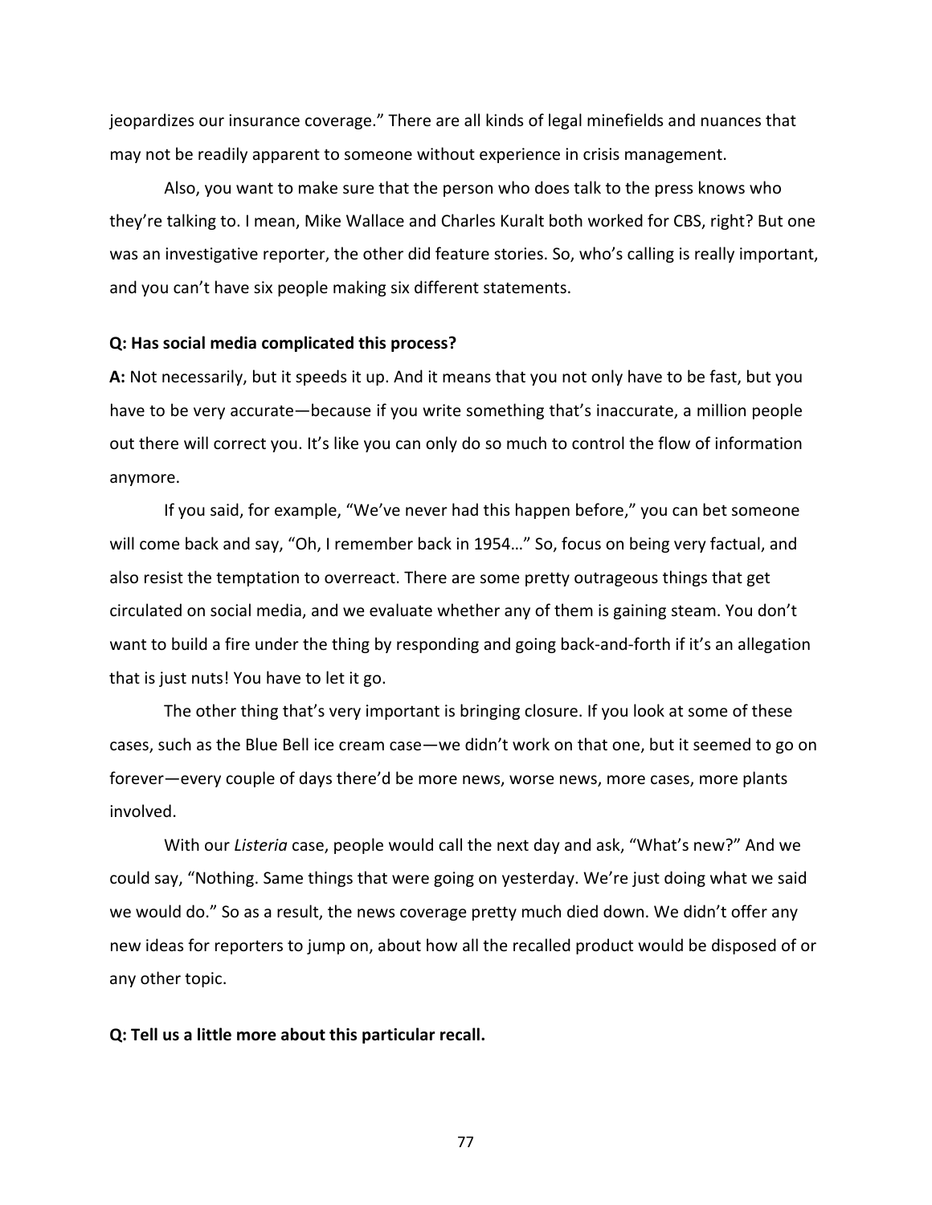jeopardizes our insurance coverage." There are all kinds of legal minefields and nuances that may not be readily apparent to someone without experience in crisis management.

Also, you want to make sure that the person who does talk to the press knows who they're talking to. I mean, Mike Wallace and Charles Kuralt both worked for CBS, right? But one was an investigative reporter, the other did feature stories. So, who's calling is really important, and you can't have six people making six different statements.

**Q: Has social media complicated this process?**

**A:** Not necessarily, but it speeds it up. And it means that you not only have to be fast, but you have to be very accurate—because if you write something that's inaccurate, a million people out there will correct you. It's like you can only do so much to control the flow of information anymore.

If you said, for example, "We've never had this happen before," you can bet someone will come back and say, "Oh, I remember back in 1954…" So, focus on being very factual, and also resist the temptation to overreact. There are some pretty outrageous things that get circulated on social media, and we evaluate whether any of them is gaining steam. You don't want to build a fire under the thing by responding and going back-and-forth if it's an allegation that is just nuts! You have to let it go.

The other thing that's very important is bringing closure. If you look at some of these cases, such as the Blue Bell ice cream case—we didn't work on that one, but it seemed to go on forever—every couple of days there'd be more news, worse news, more cases, more plants involved.

With our *Listeria* case, people would call the next day and ask, "What's new?" And we could say, "Nothing. Same things that were going on yesterday. We're just doing what we said we would do." So as a result, the news coverage pretty much died down. We didn't offer any new ideas for reporters to jump on, about how all the recalled product would be disposed of or any other topic.

**Q: Tell us a little more about this particular recall.**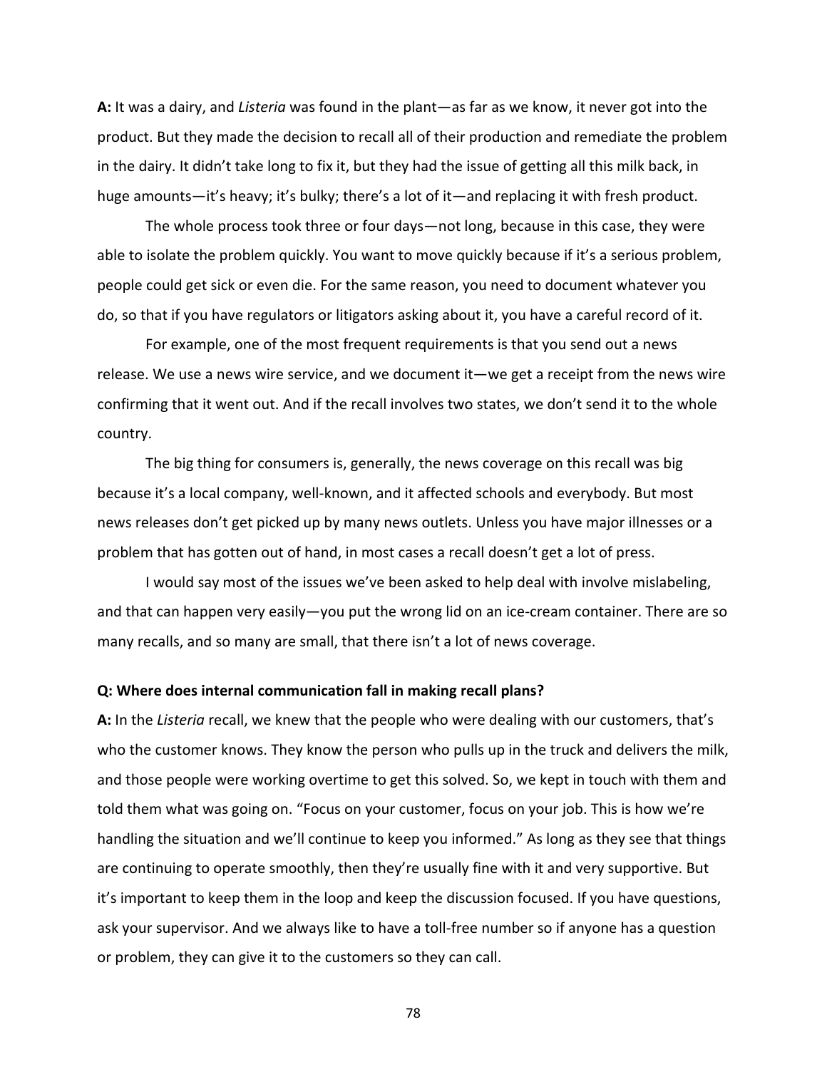**A:** It was a dairy, and *Listeria* was found in the plant—as far as we know, it never got into the product. But they made the decision to recall all of their production and remediate the problem in the dairy. It didn't take long to fix it, but they had the issue of getting all this milk back, in huge amounts—it's heavy; it's bulky; there's a lot of it—and replacing it with fresh product.

The whole process took three or four days—not long, because in this case, they were able to isolate the problem quickly. You want to move quickly because if it's a serious problem, people could get sick or even die. For the same reason, you need to document whatever you do, so that if you have regulators or litigators asking about it, you have a careful record of it.

For example, one of the most frequent requirements is that you send out a news release. We use a news wire service, and we document it—we get a receipt from the news wire confirming that it went out. And if the recall involves two states, we don't send it to the whole country.

The big thing for consumers is, generally, the news coverage on this recall was big because it's a local company, well-known, and it affected schools and everybody. But most news releases don't get picked up by many news outlets. Unless you have major illnesses or a problem that has gotten out of hand, in most cases a recall doesn't get a lot of press.

I would say most of the issues we've been asked to help deal with involve mislabeling, and that can happen very easily—you put the wrong lid on an ice-cream container. There are so many recalls, and so many are small, that there isn't a lot of news coverage.

**Q: Where does internal communication fall in making recall plans?**

**A:** In the *Listeria* recall, we knew that the people who were dealing with our customers, that's who the customer knows. They know the person who pulls up in the truck and delivers the milk, and those people were working overtime to get this solved. So, we kept in touch with them and told them what was going on. "Focus on your customer, focus on your job. This is how we're handling the situation and we'll continue to keep you informed." As long as they see that things are continuing to operate smoothly, then they're usually fine with it and very supportive. But it's important to keep them in the loop and keep the discussion focused. If you have questions, ask your supervisor. And we always like to have a toll-free number so if anyone has a question or problem, they can give it to the customers so they can call.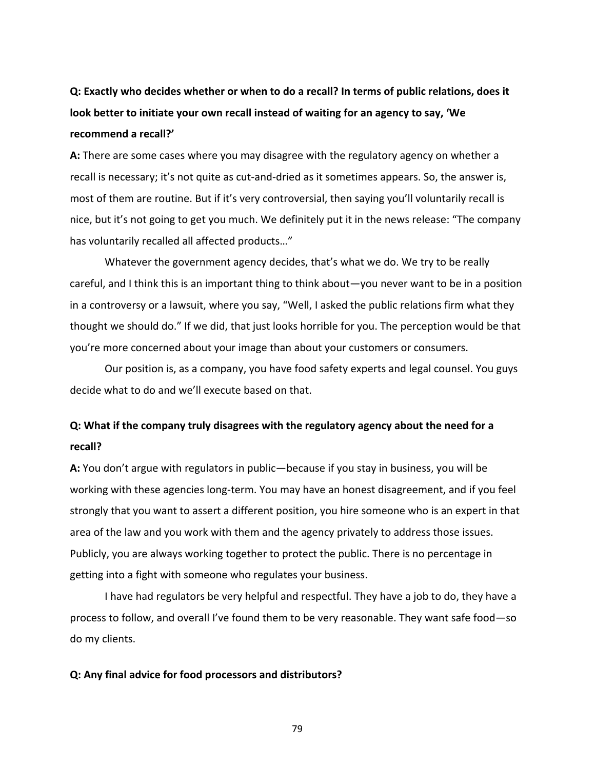**Q: Exactly who decides whether or when to do a recall? In terms of public relations, does it look better to initiate your own recall instead of waiting for an agency to say, 'We recommend a recall?'**

**A:** There are some cases where you may disagree with the regulatory agency on whether a recall is necessary; it's not quite as cut-and-dried as it sometimes appears. So, the answer is, most of them are routine. But if it's very controversial, then saying you'll voluntarily recall is nice, but it's not going to get you much. We definitely put it in the news release: "The company has voluntarily recalled all affected products…"

Whatever the government agency decides, that's what we do. We try to be really careful, and I think this is an important thing to think about—you never want to be in a position in a controversy or a lawsuit, where you say, "Well, I asked the public relations firm what they thought we should do." If we did, that just looks horrible for you. The perception would be that you're more concerned about your image than about your customers or consumers.

Our position is, as a company, you have food safety experts and legal counsel. You guys decide what to do and we'll execute based on that.

**Q: What if the company truly disagrees with the regulatory agency about the need for a recall?**

**A:** You don't argue with regulators in public—because if you stay in business, you will be working with these agencies long-term. You may have an honest disagreement, and if you feel strongly that you want to assert a different position, you hire someone who is an expert in that area of the law and you work with them and the agency privately to address those issues. Publicly, you are always working together to protect the public. There is no percentage in getting into a fight with someone who regulates your business.

I have had regulators be very helpful and respectful. They have a job to do, they have a process to follow, and overall I've found them to be very reasonable. They want safe food—so do my clients.

**Q: Any final advice for food processors and distributors?**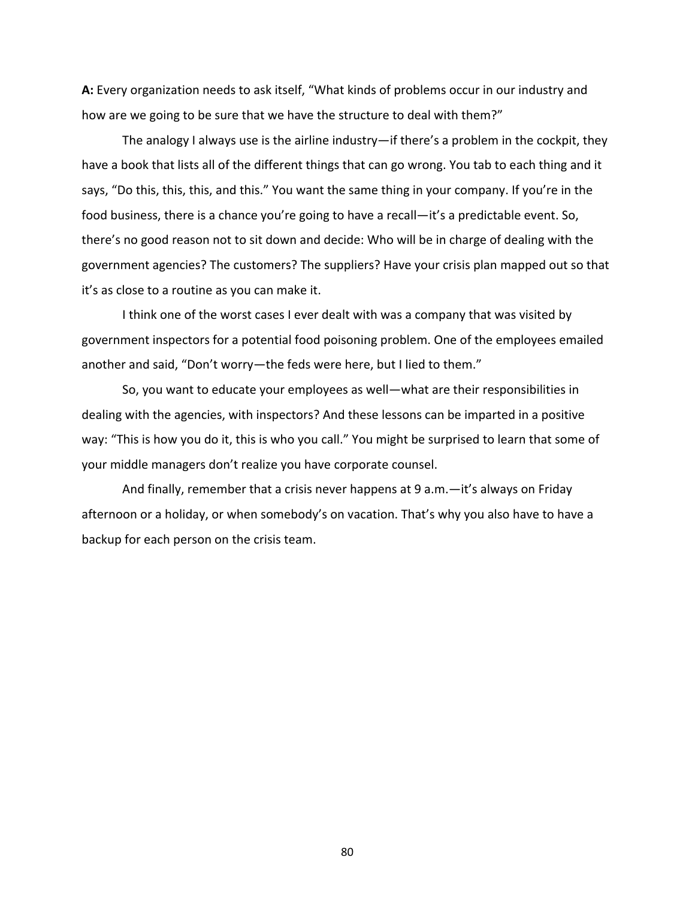**A:** Every organization needs to ask itself, "What kinds of problems occur in our industry and how are we going to be sure that we have the structure to deal with them?"

The analogy I always use is the airline industry—if there's a problem in the cockpit, they have a book that lists all of the different things that can go wrong. You tab to each thing and it says, "Do this, this, this, and this." You want the same thing in your company. If you're in the food business, there is a chance you're going to have a recall—it's a predictable event. So, there's no good reason not to sit down and decide: Who will be in charge of dealing with the government agencies? The customers? The suppliers? Have your crisis plan mapped out so that it's as close to a routine as you can make it.

I think one of the worst cases I ever dealt with was a company that was visited by government inspectors for a potential food poisoning problem. One of the employees emailed another and said, "Don't worry—the feds were here, but I lied to them."

So, you want to educate your employees as well—what are their responsibilities in dealing with the agencies, with inspectors? And these lessons can be imparted in a positive way: "This is how you do it, this is who you call." You might be surprised to learn that some of your middle managers don't realize you have corporate counsel.

And finally, remember that a crisis never happens at 9 a.m.—it's always on Friday afternoon or a holiday, or when somebody's on vacation. That's why you also have to have a backup for each person on the crisis team.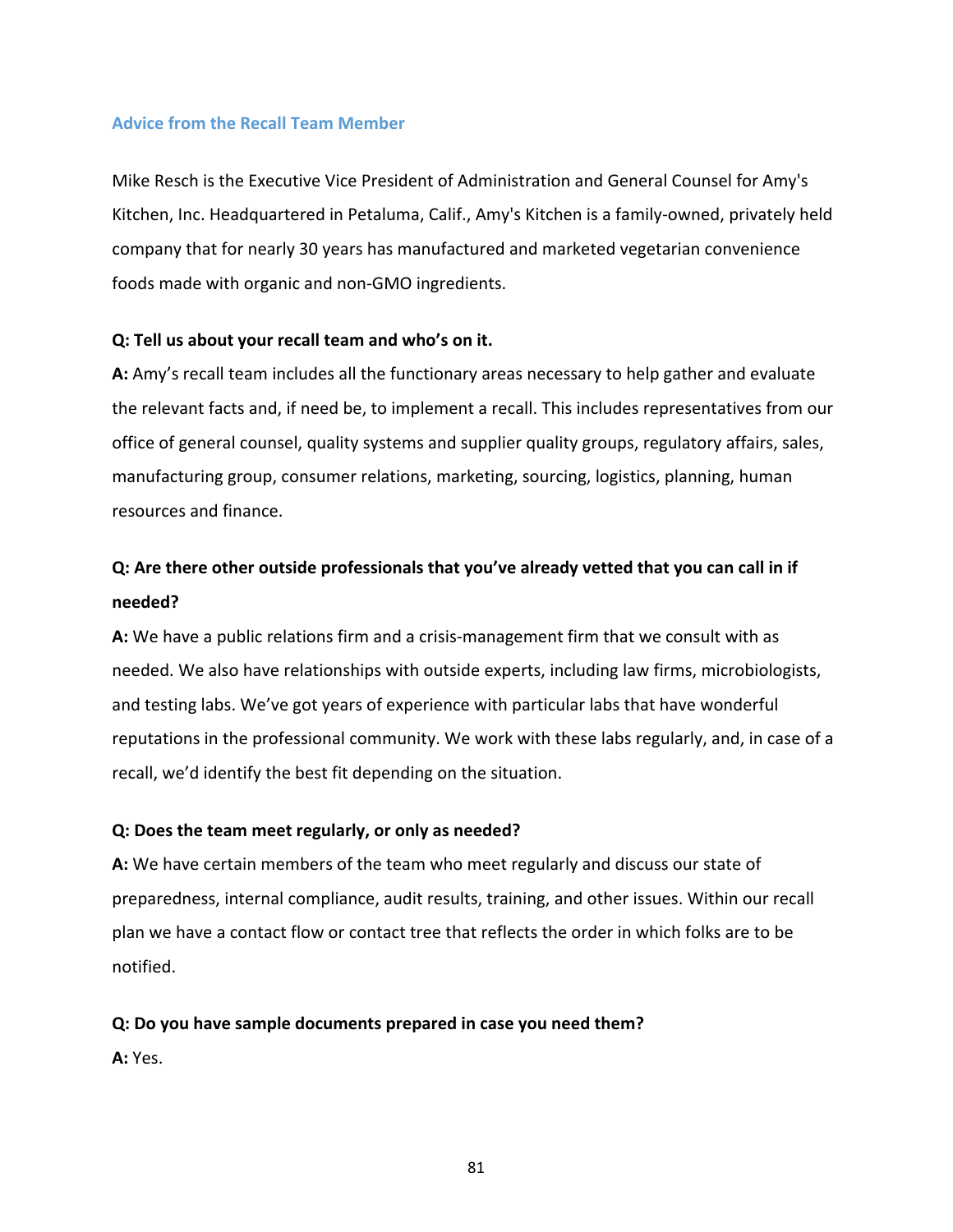### Advice from the Recall Team Member

Mike Resch is the Executive Vice President of Administration and General Counsel for Amy's Kitchen, Inc. Headquartered in Petaluma, Calif., Amy's Kitchen is a family-owned, privately held company that for nearly 30 years has manufactured and marketed vegetarian convenience foods made with organic and non-GMO ingredients.

**Q: Tell us about your recall team and who's on it.**

**A:** Amy's recall team includes all the functionary areas necessary to help gather and evaluate the relevant facts and, if need be, to implement a recall. This includes representatives from our office of general counsel, quality systems and supplier quality groups, regulatory affairs, sales, manufacturing group, consumer relations, marketing, sourcing, logistics, planning, human resources and finance.

**Q: Are there other outside professionals that you've already vetted that you can call in if needed?**

**A:** We have a public relations firm and a crisis-management firm that we consult with as needed. We also have relationships with outside experts, including law firms, microbiologists, and testing labs. We've got years of experience with particular labs that have wonderful reputations in the professional community. We work with these labs regularly, and, in case of a recall, we'd identify the best fit depending on the situation.

**Q: Does the team meet regularly, or only as needed?**

**A:** We have certain members of the team who meet regularly and discuss our state of preparedness, internal compliance, audit results, training, and other issues. Within our recall plan we have a contact flow or contact tree that reflects the order in which folks are to be notified.

**Q: Do you have sample documents prepared in case you need them?**

**A:** Yes.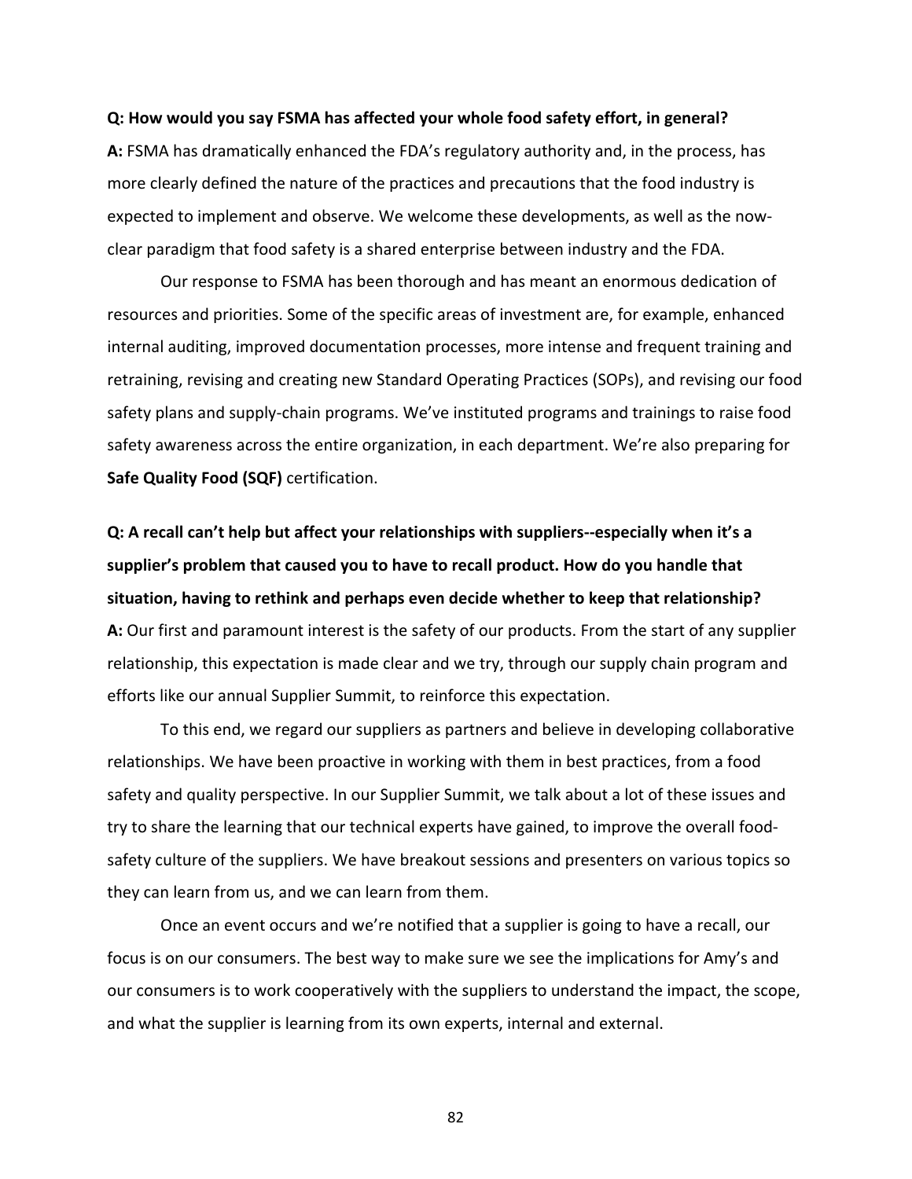**Q: How would you say FSMA has affected your whole food safety effort, in general?**

**A:** FSMA has dramatically enhanced the FDA's regulatory authority and, in the process, has more clearly defined the nature of the practices and precautions that the food industry is expected to implement and observe. We welcome these developments, as well as the now-clear paradigm that food safety is a shared enterprise between industry and the FDA.

Our response to FSMA has been thorough and has meant an enormous dedication of resources and priorities. Some of the specific areas of investment are, for example, enhanced internal auditing, improved documentation processes, more intense and frequent training and retraining, revising and creating new Standard Operating Practices (SOPs), and revising our food safety plans and supply-chain programs. We've instituted programs and trainings to raise food safety awareness across the entire organization, in each department. We're also preparing for **Safe Quality Food (SQF)** certification.

**Q: A recall can't help but affect your relationships with suppliers--especially when it's a supplier's problem that caused you to have to recall product. How do you handle that situation, having to rethink and perhaps even decide whether to keep that relationship?**

**A:** Our first and paramount interest is the safety of our products. From the start of any supplier relationship, this expectation is made clear and we try, through our supply chain program and efforts like our annual Supplier Summit, to reinforce this expectation.

To this end, we regard our suppliers as partners and believe in developing collaborative relationships. We have been proactive in working with them in best practices, from a food safety and quality perspective. In our Supplier Summit, we talk about a lot of these issues and try to share the learning that our technical experts have gained, to improve the overall food-safety culture of the suppliers. We have breakout sessions and presenters on various topics so they can learn from us, and we can learn from them.

Once an event occurs and we're notified that a supplier is going to have a recall, our focus is on our consumers. The best way to make sure we see the implications for Amy's and our consumers is to work cooperatively with the suppliers to understand the impact, the scope, and what the supplier is learning from its own experts, internal and external.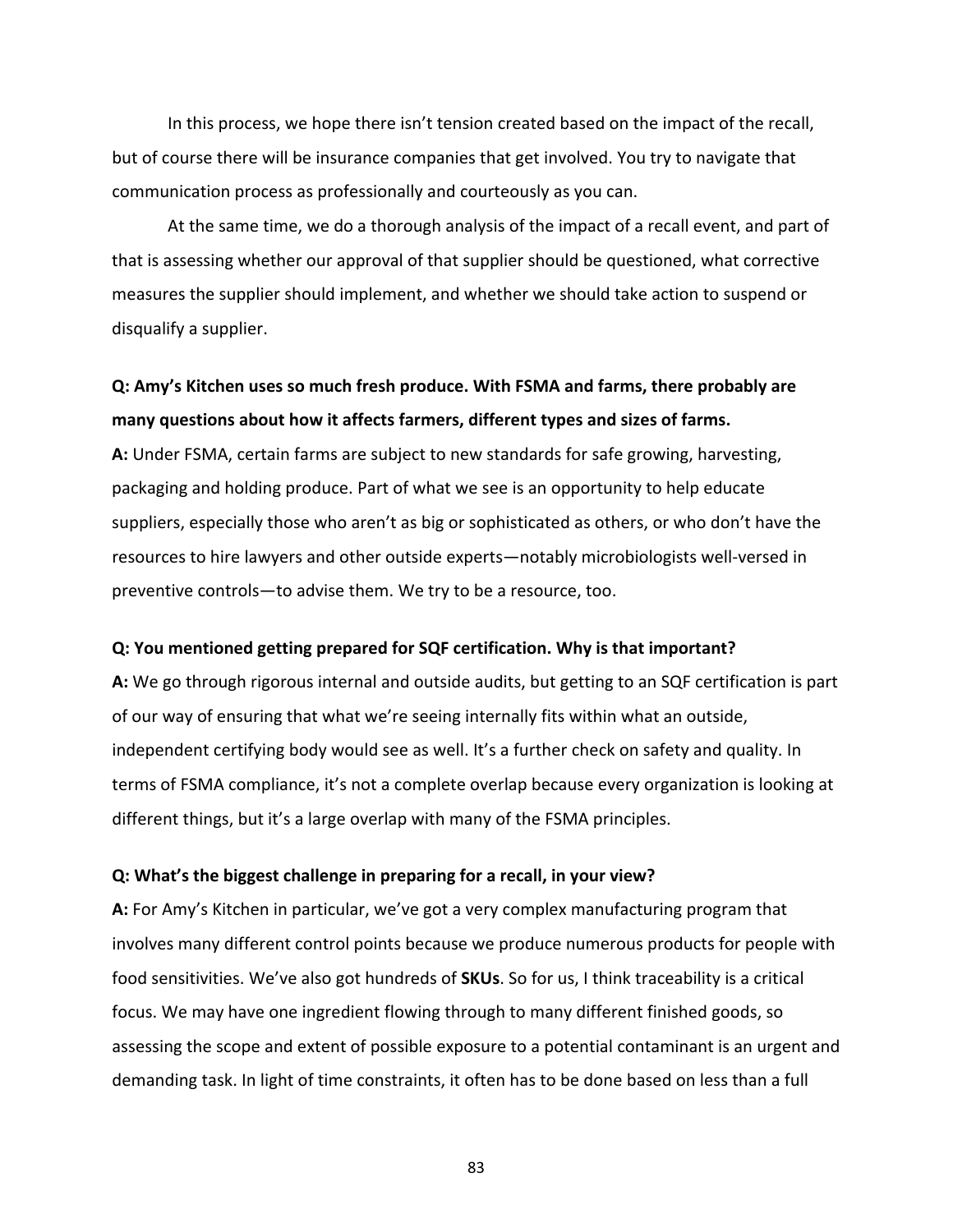In this process, we hope there isn't tension created based on the impact of the recall, but of course there will be insurance companies that get involved. You try to navigate that communication process as professionally and courteously as you can.

At the same time, we do a thorough analysis of the impact of a recall event, and part of that is assessing whether our approval of that supplier should be questioned, what corrective measures the supplier should implement, and whether we should take action to suspend or disqualify a supplier.

**Q: Amy's Kitchen uses so much fresh produce. With FSMA and farms, there probably are many questions about how it affects farmers, different types and sizes of farms.**

**A:** Under FSMA, certain farms are subject to new standards for safe growing, harvesting, packaging and holding produce. Part of what we see is an opportunity to help educate suppliers, especially those who aren't as big or sophisticated as others, or who don't have the resources to hire lawyers and other outside experts—notably microbiologists well-versed in preventive controls—to advise them. We try to be a resource, too.

**Q: You mentioned getting prepared for SQF certification. Why is that important?**

**A:** We go through rigorous internal and outside audits, but getting to an SQF certification is part of our way of ensuring that what we're seeing internally fits within what an outside, independent certifying body would see as well. It's a further check on safety and quality. In terms of FSMA compliance, it's not a complete overlap because every organization is looking at different things, but it's a large overlap with many of the FSMA principles.

**Q: What's the biggest challenge in preparing for a recall, in your view?**

**A:** For Amy's Kitchen in particular, we've got a very complex manufacturing program that involves many different control points because we produce numerous products for people with food sensitivities. We've also got hundreds of **SKUs**. So for us, I think traceability is a critical focus. We may have one ingredient flowing through to many different finished goods, so assessing the scope and extent of possible exposure to a potential contaminant is an urgent and demanding task. In light of time constraints, it often has to be done based on less than a full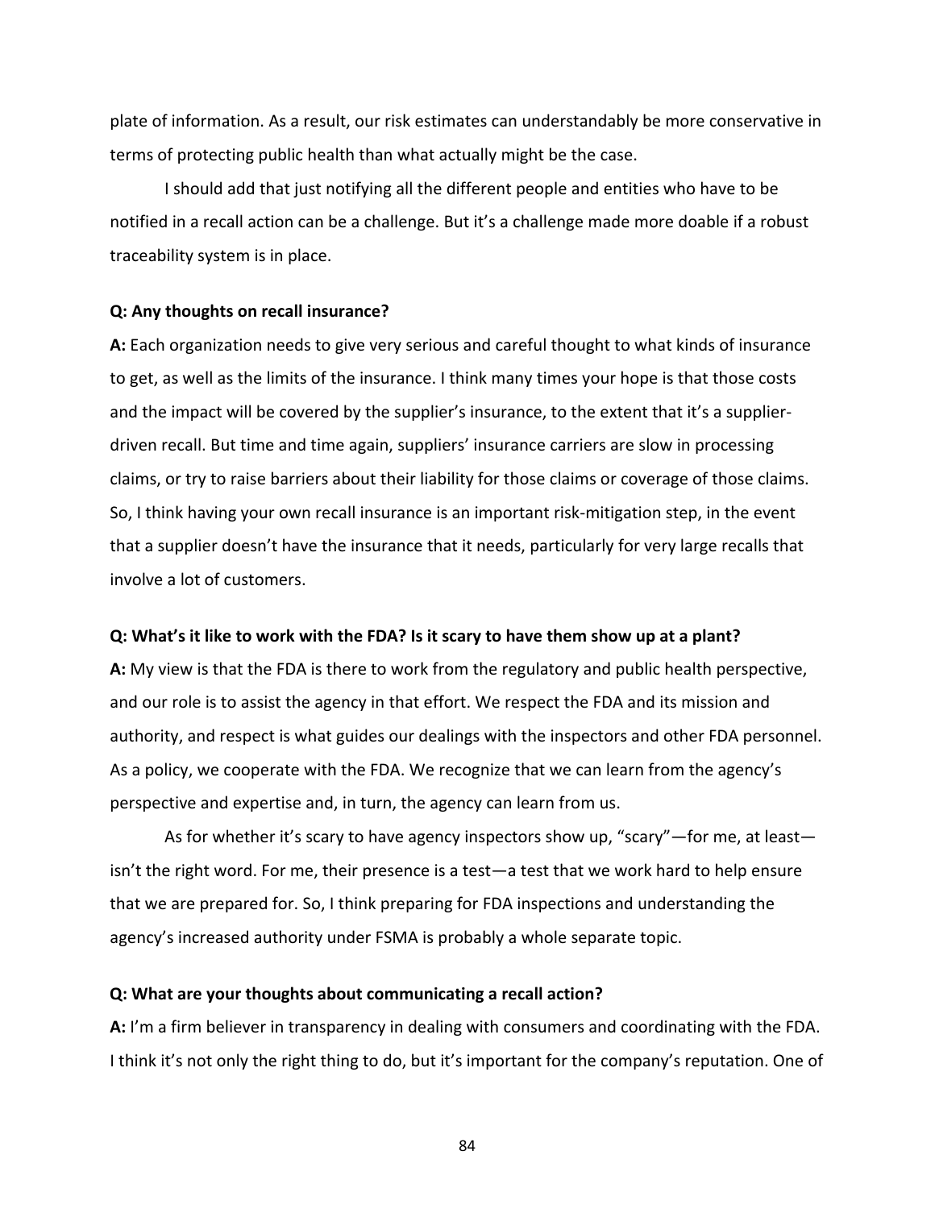plate of information. As a result, our risk estimates can understandably be more conservative in terms of protecting public health than what actually might be the case.

I should add that just notifying all the different people and entities who have to be notified in a recall action can be a challenge. But it's a challenge made more doable if a robust traceability system is in place.

**Q: Any thoughts on recall insurance?**

**A:** Each organization needs to give very serious and careful thought to what kinds of insurance to get, as well as the limits of the insurance. I think many times your hope is that those costs and the impact will be covered by the supplier's insurance, to the extent that it's a supplier-driven recall. But time and time again, suppliers' insurance carriers are slow in processing claims, or try to raise barriers about their liability for those claims or coverage of those claims. So, I think having your own recall insurance is an important risk-mitigation step, in the event that a supplier doesn't have the insurance that it needs, particularly for very large recalls that involve a lot of customers.

**Q: What's it like to work with the FDA? Is it scary to have them show up at a plant?**

**A:** My view is that the FDA is there to work from the regulatory and public health perspective, and our role is to assist the agency in that effort. We respect the FDA and its mission and authority, and respect is what guides our dealings with the inspectors and other FDA personnel. As a policy, we cooperate with the FDA. We recognize that we can learn from the agency's perspective and expertise and, in turn, the agency can learn from us.

As for whether it's scary to have agency inspectors show up, "scary"—for me, at least—isn't the right word. For me, their presence is a test—a test that we work hard to help ensure that we are prepared for. So, I think preparing for FDA inspections and understanding the agency's increased authority under FSMA is probably a whole separate topic.

**Q: What are your thoughts about communicating a recall action?**

**A:** I'm a firm believer in transparency in dealing with consumers and coordinating with the FDA. I think it's not only the right thing to do, but it's important for the company's reputation. One of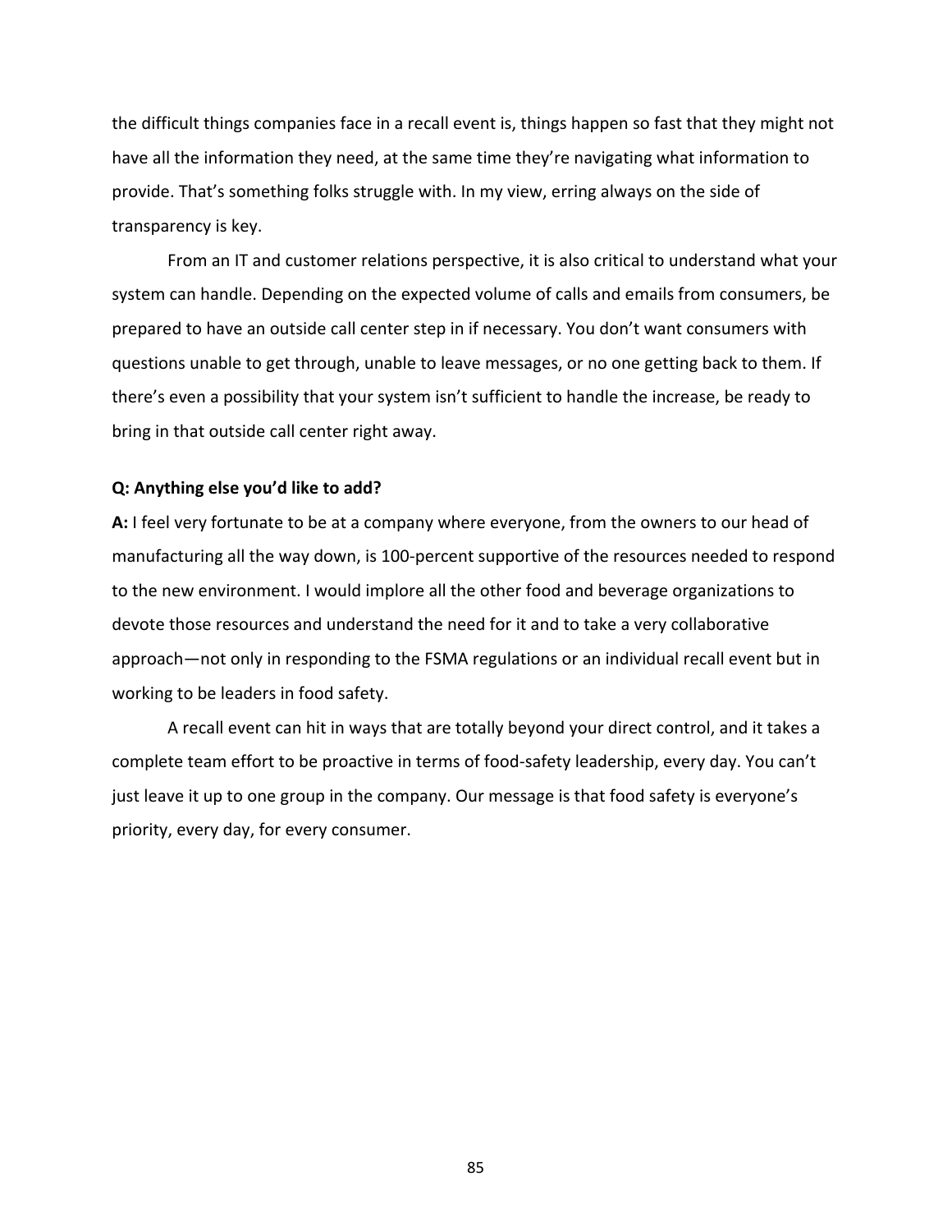the difficult things companies face in a recall event is, things happen so fast that they might not have all the information they need, at the same time they're navigating what information to provide. That's something folks struggle with. In my view, erring always on the side of transparency is key.

From an IT and customer relations perspective, it is also critical to understand what your system can handle. Depending on the expected volume of calls and emails from consumers, be prepared to have an outside call center step in if necessary. You don't want consumers with questions unable to get through, unable to leave messages, or no one getting back to them. If there's even a possibility that your system isn't sufficient to handle the increase, be ready to bring in that outside call center right away.

**Q: Anything else you'd like to add?**

**A:** I feel very fortunate to be at a company where everyone, from the owners to our head of manufacturing all the way down, is 100-percent supportive of the resources needed to respond to the new environment. I would implore all the other food and beverage organizations to devote those resources and understand the need for it and to take a very collaborative approach—not only in responding to the FSMA regulations or an individual recall event but in working to be leaders in food safety.

A recall event can hit in ways that are totally beyond your direct control, and it takes a complete team effort to be proactive in terms of food-safety leadership, every day. You can't just leave it up to one group in the company. Our message is that food safety is everyone's priority, every day, for every consumer.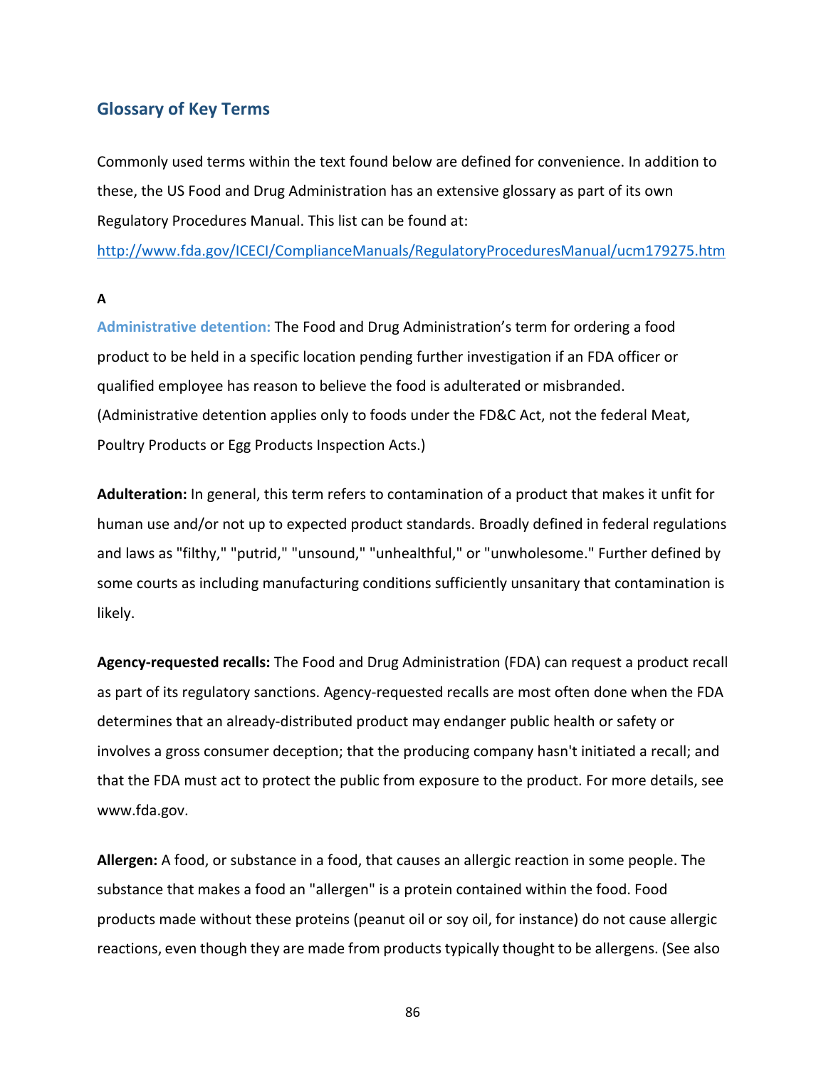## Glossary of Key Terms

Commonly used terms within the text found below are defined for convenience. In addition to these, the US Food and Drug Administration has an extensive glossary as part of its own Regulatory Procedures Manual. This list can be found at:
http://www.fda.gov/ICECI/ComplianceManuals/RegulatoryProceduresManual/ucm179275.htm

**A**

**Administrative detention:** The Food and Drug Administration's term for ordering a food product to be held in a specific location pending further investigation if an FDA officer or qualified employee has reason to believe the food is adulterated or misbranded. (Administrative detention applies only to foods under the FD&C Act, not the federal Meat, Poultry Products or Egg Products Inspection Acts.)

**Adulteration:** In general, this term refers to contamination of a product that makes it unfit for human use and/or not up to expected product standards. Broadly defined in federal regulations and laws as "filthy," "putrid," "unsound," "unhealthful," or "unwholesome." Further defined by some courts as including manufacturing conditions sufficiently unsanitary that contamination is likely.

**Agency-requested recalls:** The Food and Drug Administration (FDA) can request a product recall as part of its regulatory sanctions. Agency-requested recalls are most often done when the FDA determines that an already-distributed product may endanger public health or safety or involves a gross consumer deception; that the producing company hasn't initiated a recall; and that the FDA must act to protect the public from exposure to the product. For more details, see www.fda.gov.

**Allergen:** A food, or substance in a food, that causes an allergic reaction in some people. The substance that makes a food an "allergen" is a protein contained within the food. Food products made without these proteins (peanut oil or soy oil, for instance) do not cause allergic reactions, even though they are made from products typically thought to be allergens. (See also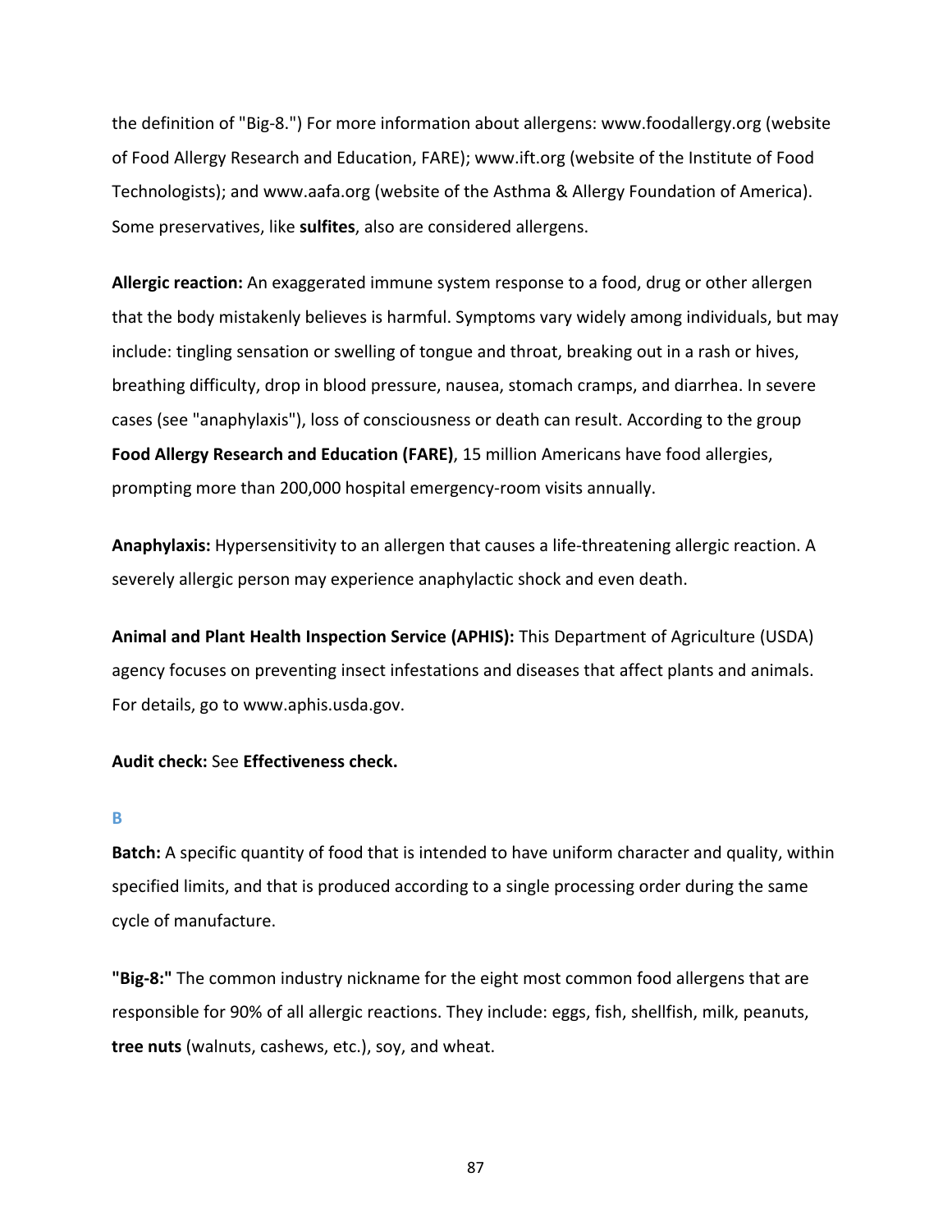the definition of "Big-8.") For more information about allergens: www.foodallergy.org (website of Food Allergy Research and Education, FARE); www.ift.org (website of the Institute of Food Technologists); and www.aafa.org (website of the Asthma & Allergy Foundation of America). Some preservatives, like **sulfites**, also are considered allergens.

**Allergic reaction:** An exaggerated immune system response to a food, drug or other allergen that the body mistakenly believes is harmful. Symptoms vary widely among individuals, but may include: tingling sensation or swelling of tongue and throat, breaking out in a rash or hives, breathing difficulty, drop in blood pressure, nausea, stomach cramps, and diarrhea. In severe cases (see "anaphylaxis"), loss of consciousness or death can result. According to the group **Food Allergy Research and Education (FARE)**, 15 million Americans have food allergies, prompting more than 200,000 hospital emergency-room visits annually.

**Anaphylaxis:** Hypersensitivity to an allergen that causes a life-threatening allergic reaction. A severely allergic person may experience anaphylactic shock and even death.

**Animal and Plant Health Inspection Service (APHIS):** This Department of Agriculture (USDA) agency focuses on preventing insect infestations and diseases that affect plants and animals. For details, go to www.aphis.usda.gov.

**Audit check:** See **Effectiveness check.**

## B

**Batch:** A specific quantity of food that is intended to have uniform character and quality, within specified limits, and that is produced according to a single processing order during the same cycle of manufacture.

**"Big-8:"** The common industry nickname for the eight most common food allergens that are responsible for 90% of all allergic reactions. They include: eggs, fish, shellfish, milk, peanuts, **tree nuts** (walnuts, cashews, etc.), soy, and wheat.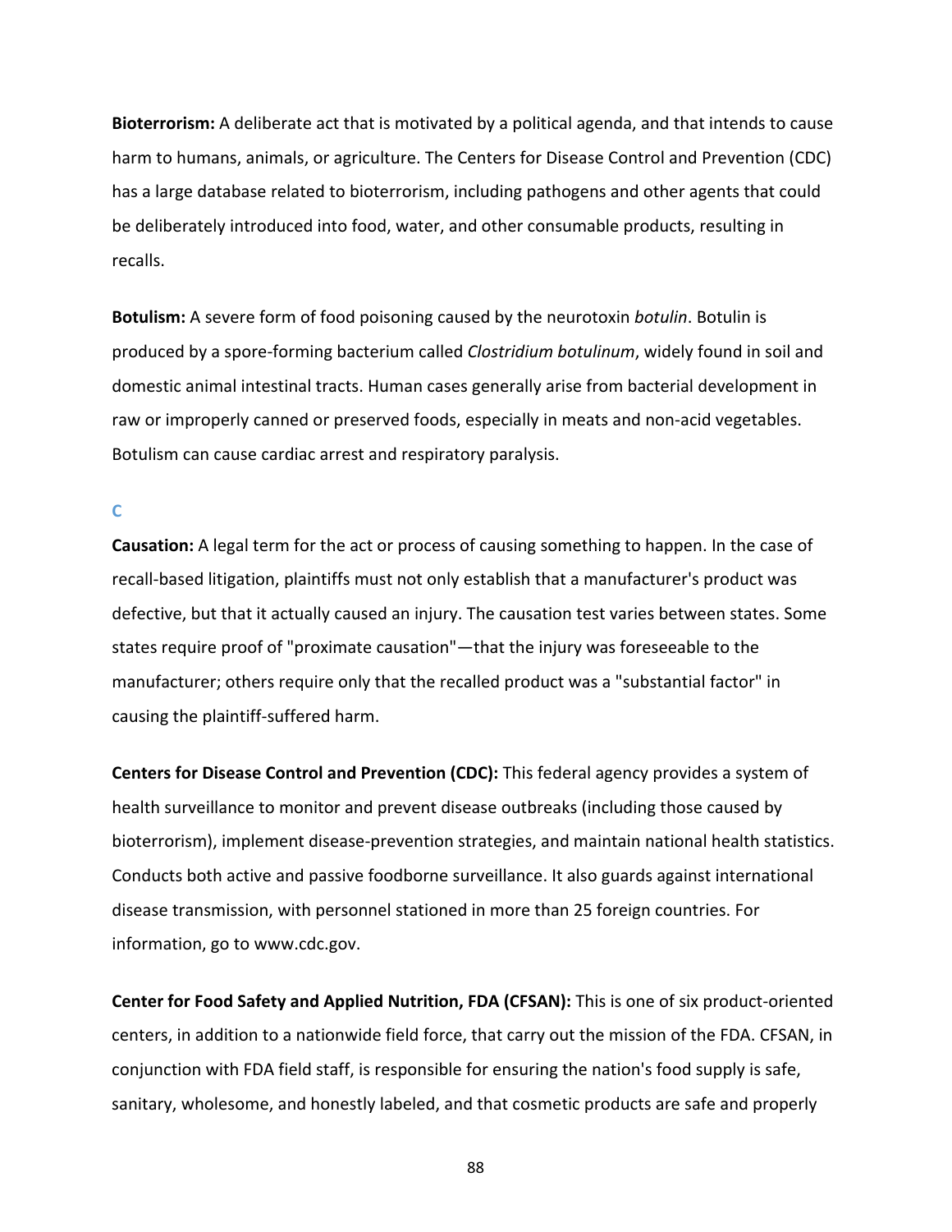**Bioterrorism:** A deliberate act that is motivated by a political agenda, and that intends to cause harm to humans, animals, or agriculture. The Centers for Disease Control and Prevention (CDC) has a large database related to bioterrorism, including pathogens and other agents that could be deliberately introduced into food, water, and other consumable products, resulting in recalls.

**Botulism:** A severe form of food poisoning caused by the neurotoxin *botulin*. Botulin is produced by a spore-forming bacterium called *Clostridium botulinum*, widely found in soil and domestic animal intestinal tracts. Human cases generally arise from bacterial development in raw or improperly canned or preserved foods, especially in meats and non-acid vegetables. Botulism can cause cardiac arrest and respiratory paralysis.

## C

**Causation:** A legal term for the act or process of causing something to happen. In the case of recall-based litigation, plaintiffs must not only establish that a manufacturer's product was defective, but that it actually caused an injury. The causation test varies between states. Some states require proof of "proximate causation"—that the injury was foreseeable to the manufacturer; others require only that the recalled product was a "substantial factor" in causing the plaintiff-suffered harm.

**Centers for Disease Control and Prevention (CDC):** This federal agency provides a system of health surveillance to monitor and prevent disease outbreaks (including those caused by bioterrorism), implement disease-prevention strategies, and maintain national health statistics. Conducts both active and passive foodborne surveillance. It also guards against international disease transmission, with personnel stationed in more than 25 foreign countries. For information, go to www.cdc.gov.

**Center for Food Safety and Applied Nutrition, FDA (CFSAN):** This is one of six product-oriented centers, in addition to a nationwide field force, that carry out the mission of the FDA. CFSAN, in conjunction with FDA field staff, is responsible for ensuring the nation's food supply is safe, sanitary, wholesome, and honestly labeled, and that cosmetic products are safe and properly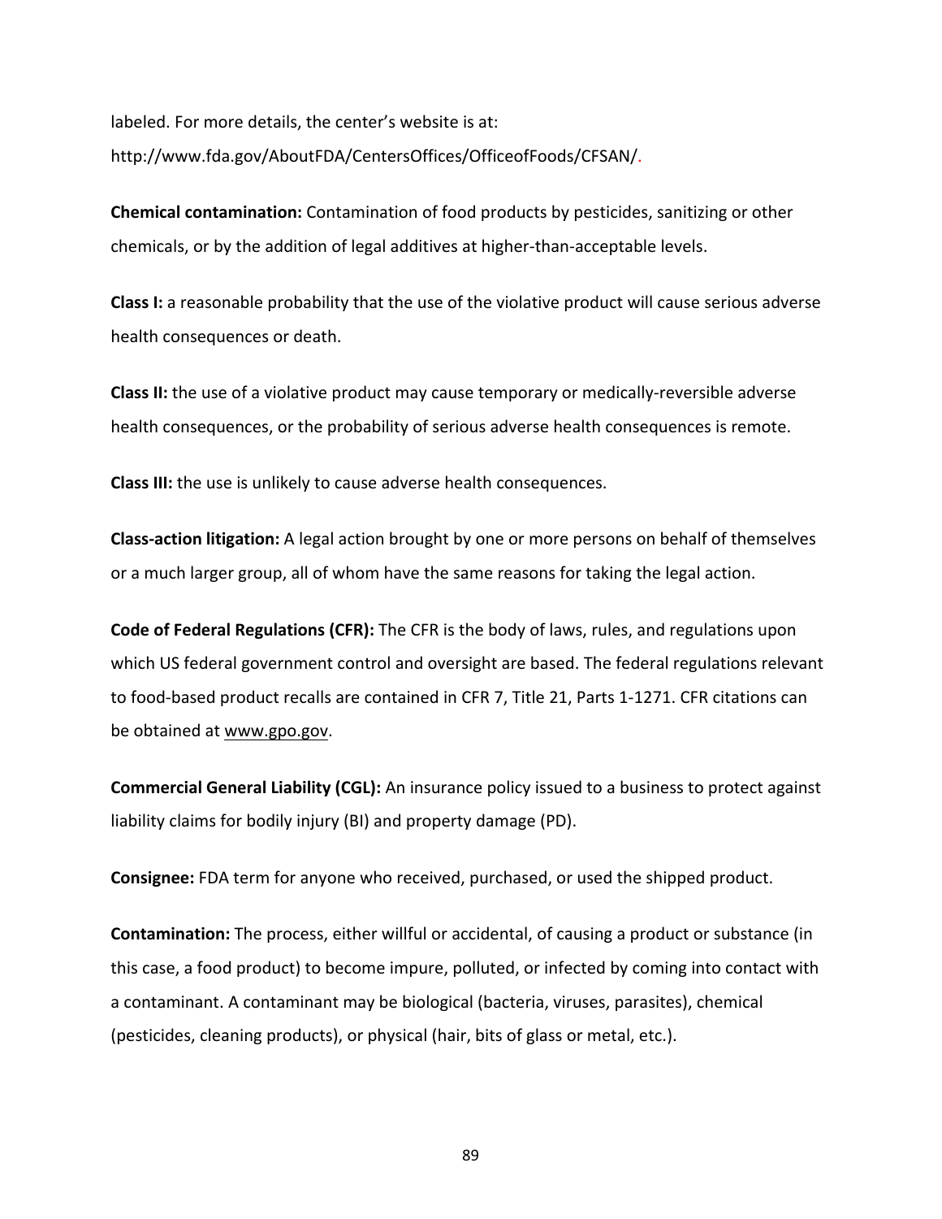labeled. For more details, the center's website is at: http://www.fda.gov/AboutFDA/CentersOffices/OfficeofFoods/CFSAN/.

**Chemical contamination:** Contamination of food products by pesticides, sanitizing or other chemicals, or by the addition of legal additives at higher-than-acceptable levels.

**Class I:** a reasonable probability that the use of the violative product will cause serious adverse health consequences or death.

**Class II:** the use of a violative product may cause temporary or medically-reversible adverse health consequences, or the probability of serious adverse health consequences is remote.

**Class III:** the use is unlikely to cause adverse health consequences.

**Class-action litigation:** A legal action brought by one or more persons on behalf of themselves or a much larger group, all of whom have the same reasons for taking the legal action.

**Code of Federal Regulations (CFR):** The CFR is the body of laws, rules, and regulations upon which US federal government control and oversight are based. The federal regulations relevant to food-based product recalls are contained in CFR 7, Title 21, Parts 1-1271. CFR citations can be obtained at www.gpo.gov.

**Commercial General Liability (CGL):** An insurance policy issued to a business to protect against liability claims for bodily injury (BI) and property damage (PD).

**Consignee:** FDA term for anyone who received, purchased, or used the shipped product.

**Contamination:** The process, either willful or accidental, of causing a product or substance (in this case, a food product) to become impure, polluted, or infected by coming into contact with a contaminant. A contaminant may be biological (bacteria, viruses, parasites), chemical (pesticides, cleaning products), or physical (hair, bits of glass or metal, etc.).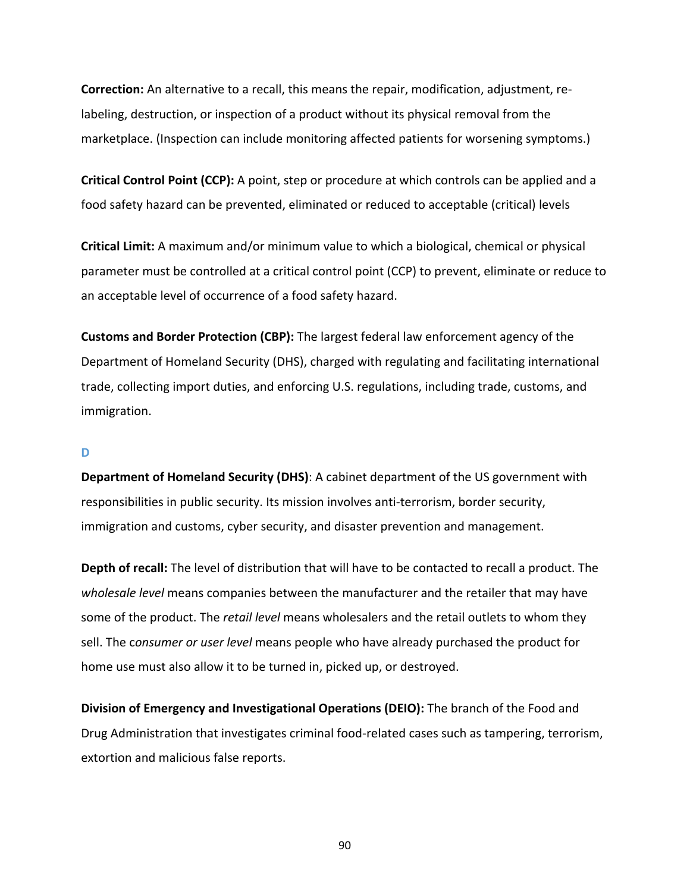**Correction:** An alternative to a recall, this means the repair, modification, adjustment, re-labeling, destruction, or inspection of a product without its physical removal from the marketplace. (Inspection can include monitoring affected patients for worsening symptoms.)

**Critical Control Point (CCP):** A point, step or procedure at which controls can be applied and a food safety hazard can be prevented, eliminated or reduced to acceptable (critical) levels

**Critical Limit:** A maximum and/or minimum value to which a biological, chemical or physical parameter must be controlled at a critical control point (CCP) to prevent, eliminate or reduce to an acceptable level of occurrence of a food safety hazard.

**Customs and Border Protection (CBP):** The largest federal law enforcement agency of the Department of Homeland Security (DHS), charged with regulating and facilitating international trade, collecting import duties, and enforcing U.S. regulations, including trade, customs, and immigration.

### D

**Department of Homeland Security (DHS)**: A cabinet department of the US government with responsibilities in public security. Its mission involves anti-terrorism, border security, immigration and customs, cyber security, and disaster prevention and management.

**Depth of recall:** The level of distribution that will have to be contacted to recall a product. The *wholesale level* means companies between the manufacturer and the retailer that may have some of the product. The *retail level* means wholesalers and the retail outlets to whom they sell. The c*onsumer or user level* means people who have already purchased the product for home use must also allow it to be turned in, picked up, or destroyed.

**Division of Emergency and Investigational Operations (DEIO):** The branch of the Food and Drug Administration that investigates criminal food-related cases such as tampering, terrorism, extortion and malicious false reports.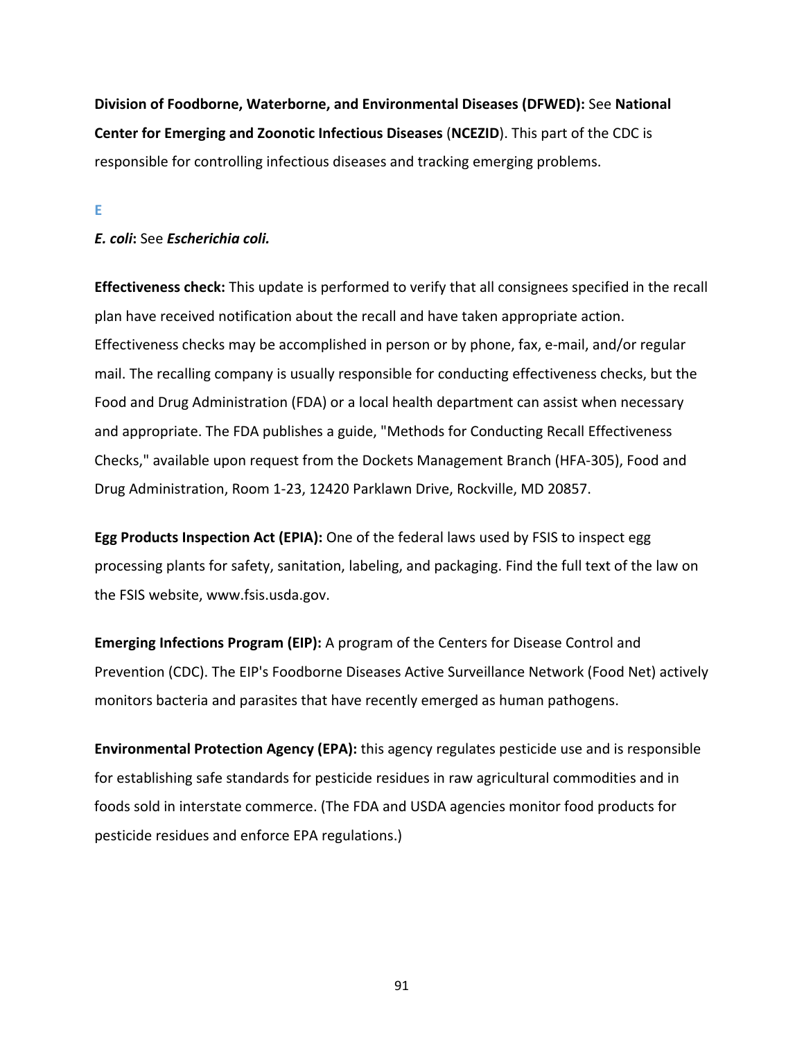**Division of Foodborne, Waterborne, and Environmental Diseases (DFWED):** See **National Center for Emerging and Zoonotic Infectious Diseases** (**NCEZID**). This part of the CDC is responsible for controlling infectious diseases and tracking emerging problems.

## E

***E. coli*:** See ***Escherichia coli.***

**Effectiveness check:** This update is performed to verify that all consignees specified in the recall plan have received notification about the recall and have taken appropriate action. Effectiveness checks may be accomplished in person or by phone, fax, e-mail, and/or regular mail. The recalling company is usually responsible for conducting effectiveness checks, but the Food and Drug Administration (FDA) or a local health department can assist when necessary and appropriate. The FDA publishes a guide, "Methods for Conducting Recall Effectiveness Checks," available upon request from the Dockets Management Branch (HFA-305), Food and Drug Administration, Room 1-23, 12420 Parklawn Drive, Rockville, MD 20857.

**Egg Products Inspection Act (EPIA):** One of the federal laws used by FSIS to inspect egg processing plants for safety, sanitation, labeling, and packaging. Find the full text of the law on the FSIS website, www.fsis.usda.gov.

**Emerging Infections Program (EIP):** A program of the Centers for Disease Control and Prevention (CDC). The EIP's Foodborne Diseases Active Surveillance Network (Food Net) actively monitors bacteria and parasites that have recently emerged as human pathogens.

**Environmental Protection Agency (EPA):** this agency regulates pesticide use and is responsible for establishing safe standards for pesticide residues in raw agricultural commodities and in foods sold in interstate commerce. (The FDA and USDA agencies monitor food products for pesticide residues and enforce EPA regulations.)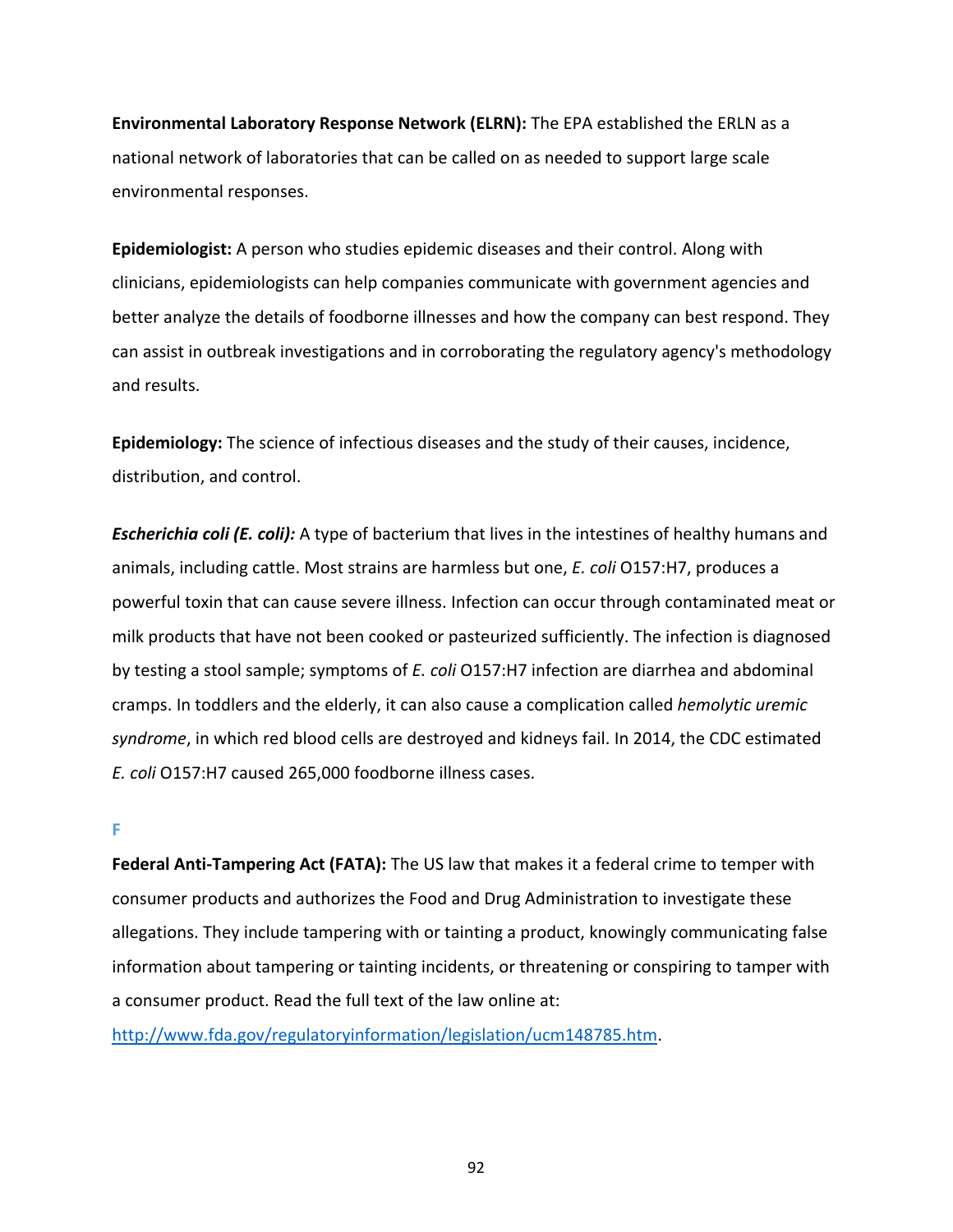**Environmental Laboratory Response Network (ELRN):** The EPA established the ERLN as a national network of laboratories that can be called on as needed to support large scale environmental responses.

**Epidemiologist:** A person who studies epidemic diseases and their control. Along with clinicians, epidemiologists can help companies communicate with government agencies and better analyze the details of foodborne illnesses and how the company can best respond. They can assist in outbreak investigations and in corroborating the regulatory agency's methodology and results.

**Epidemiology:** The science of infectious diseases and the study of their causes, incidence, distribution, and control.

***Escherichia coli (E. coli):*** A type of bacterium that lives in the intestines of healthy humans and animals, including cattle. Most strains are harmless but one, *E. coli* O157:H7, produces a powerful toxin that can cause severe illness. Infection can occur through contaminated meat or milk products that have not been cooked or pasteurized sufficiently. The infection is diagnosed by testing a stool sample; symptoms of *E. coli* O157:H7 infection are diarrhea and abdominal cramps. In toddlers and the elderly, it can also cause a complication called *hemolytic uremic syndrome*, in which red blood cells are destroyed and kidneys fail. In 2014, the CDC estimated *E. coli* O157:H7 caused 265,000 foodborne illness cases.

## F

**Federal Anti-Tampering Act (FATA):** The US law that makes it a federal crime to temper with consumer products and authorizes the Food and Drug Administration to investigate these allegations. They include tampering with or tainting a product, knowingly communicating false information about tampering or tainting incidents, or threatening or conspiring to tamper with a consumer product. Read the full text of the law online at: [http://www.fda.gov/regulatoryinformation/legislation/ucm148785.htm](http://www.fda.gov/regulatoryinformation/legislation/ucm148785.htm).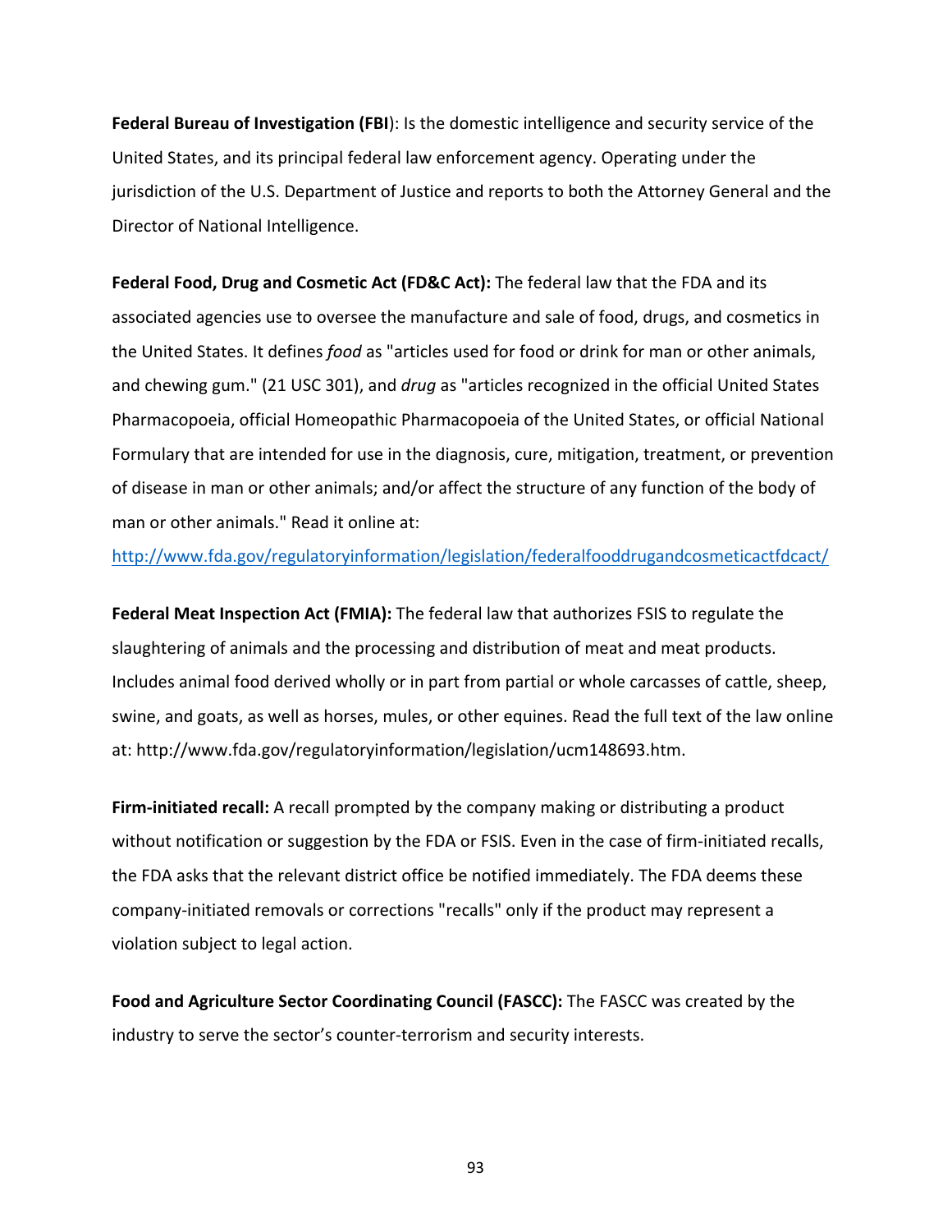**Federal Bureau of Investigation (FBI**): Is the domestic intelligence and security service of the United States, and its principal federal law enforcement agency. Operating under the jurisdiction of the U.S. Department of Justice and reports to both the Attorney General and the Director of National Intelligence.

**Federal Food, Drug and Cosmetic Act (FD&C Act):** The federal law that the FDA and its associated agencies use to oversee the manufacture and sale of food, drugs, and cosmetics in the United States. It defines *food* as "articles used for food or drink for man or other animals, and chewing gum." (21 USC 301), and *drug* as "articles recognized in the official United States Pharmacopoeia, official Homeopathic Pharmacopoeia of the United States, or official National Formulary that are intended for use in the diagnosis, cure, mitigation, treatment, or prevention of disease in man or other animals; and/or affect the structure of any function of the body of man or other animals." Read it online at: http://www.fda.gov/regulatoryinformation/legislation/federalfooddrugandcosmeticactfdcact/

**Federal Meat Inspection Act (FMIA):** The federal law that authorizes FSIS to regulate the slaughtering of animals and the processing and distribution of meat and meat products. Includes animal food derived wholly or in part from partial or whole carcasses of cattle, sheep, swine, and goats, as well as horses, mules, or other equines. Read the full text of the law online at: http://www.fda.gov/regulatoryinformation/legislation/ucm148693.htm.

**Firm-initiated recall:** A recall prompted by the company making or distributing a product without notification or suggestion by the FDA or FSIS. Even in the case of firm-initiated recalls, the FDA asks that the relevant district office be notified immediately. The FDA deems these company-initiated removals or corrections "recalls" only if the product may represent a violation subject to legal action.

**Food and Agriculture Sector Coordinating Council (FASCC):** The FASCC was created by the industry to serve the sector's counter-terrorism and security interests.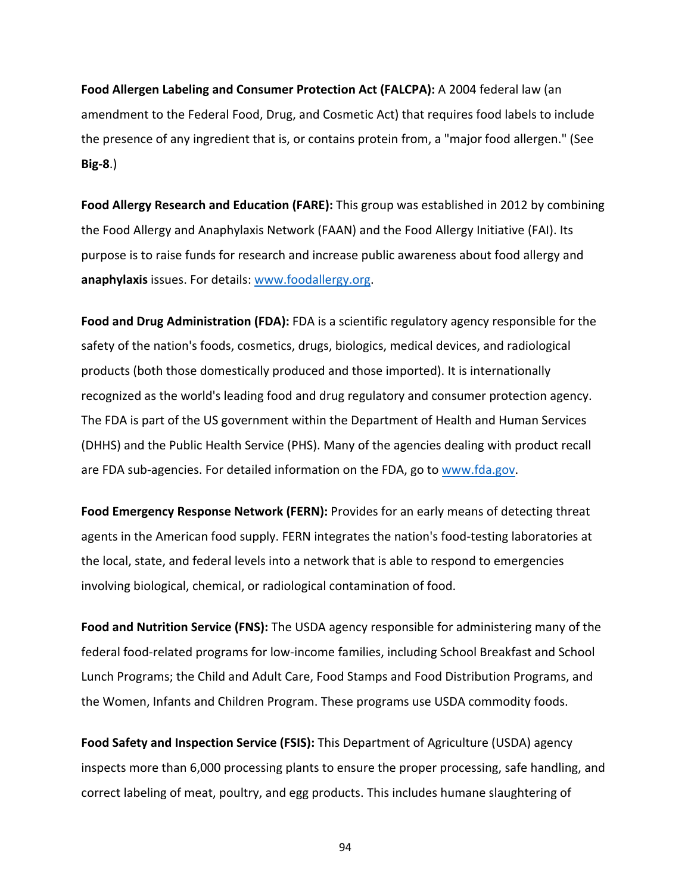**Food Allergen Labeling and Consumer Protection Act (FALCPA):** A 2004 federal law (an amendment to the Federal Food, Drug, and Cosmetic Act) that requires food labels to include the presence of any ingredient that is, or contains protein from, a "major food allergen." (See **Big-8**.)

**Food Allergy Research and Education (FARE):** This group was established in 2012 by combining the Food Allergy and Anaphylaxis Network (FAAN) and the Food Allergy Initiative (FAI). Its purpose is to raise funds for research and increase public awareness about food allergy and **anaphylaxis** issues. For details: www.foodallergy.org.

**Food and Drug Administration (FDA):** FDA is a scientific regulatory agency responsible for the safety of the nation's foods, cosmetics, drugs, biologics, medical devices, and radiological products (both those domestically produced and those imported). It is internationally recognized as the world's leading food and drug regulatory and consumer protection agency. The FDA is part of the US government within the Department of Health and Human Services (DHHS) and the Public Health Service (PHS). Many of the agencies dealing with product recall are FDA sub-agencies. For detailed information on the FDA, go to www.fda.gov.

**Food Emergency Response Network (FERN):** Provides for an early means of detecting threat agents in the American food supply. FERN integrates the nation's food-testing laboratories at the local, state, and federal levels into a network that is able to respond to emergencies involving biological, chemical, or radiological contamination of food.

**Food and Nutrition Service (FNS):** The USDA agency responsible for administering many of the federal food-related programs for low-income families, including School Breakfast and School Lunch Programs; the Child and Adult Care, Food Stamps and Food Distribution Programs, and the Women, Infants and Children Program. These programs use USDA commodity foods.

**Food Safety and Inspection Service (FSIS):** This Department of Agriculture (USDA) agency inspects more than 6,000 processing plants to ensure the proper processing, safe handling, and correct labeling of meat, poultry, and egg products. This includes humane slaughtering of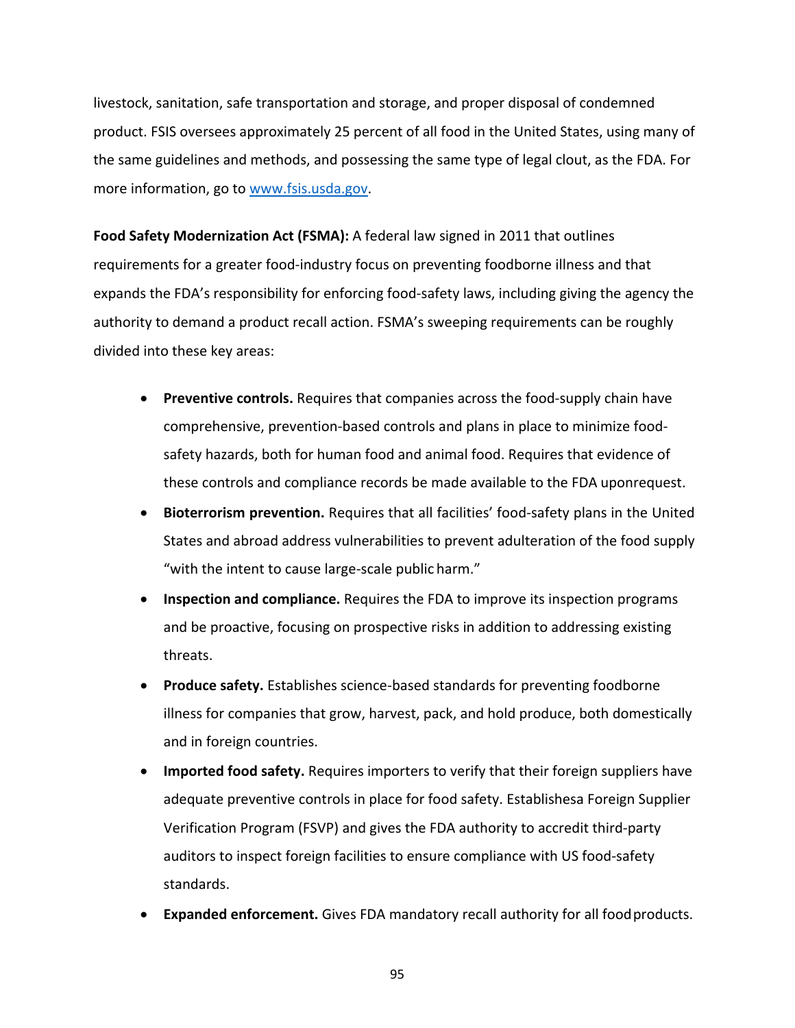livestock, sanitation, safe transportation and storage, and proper disposal of condemned product. FSIS oversees approximately 25 percent of all food in the United States, using many of the same guidelines and methods, and possessing the same type of legal clout, as the FDA. For more information, go to [www.fsis.usda.gov](http://www.fsis.usda.gov).

**Food Safety Modernization Act (FSMA):** A federal law signed in 2011 that outlines requirements for a greater food-industry focus on preventing foodborne illness and that expands the FDA's responsibility for enforcing food-safety laws, including giving the agency the authority to demand a product recall action. FSMA's sweeping requirements can be roughly divided into these key areas:

- **Preventive controls.** Requires that companies across the food-supply chain have comprehensive, prevention-based controls and plans in place to minimize food-safety hazards, both for human food and animal food. Requires that evidence of these controls and compliance records be made available to the FDA uponrequest.
- **Bioterrorism prevention.** Requires that all facilities' food-safety plans in the United States and abroad address vulnerabilities to prevent adulteration of the food supply "with the intent to cause large-scale public harm."
- **Inspection and compliance.** Requires the FDA to improve its inspection programs and be proactive, focusing on prospective risks in addition to addressing existing threats.
- **Produce safety.** Establishes science-based standards for preventing foodborne illness for companies that grow, harvest, pack, and hold produce, both domestically and in foreign countries.
- **Imported food safety.** Requires importers to verify that their foreign suppliers have adequate preventive controls in place for food safety. Establishesa Foreign Supplier Verification Program (FSVP) and gives the FDA authority to accredit third-party auditors to inspect foreign facilities to ensure compliance with US food-safety standards.
- **Expanded enforcement.** Gives FDA mandatory recall authority for all food products.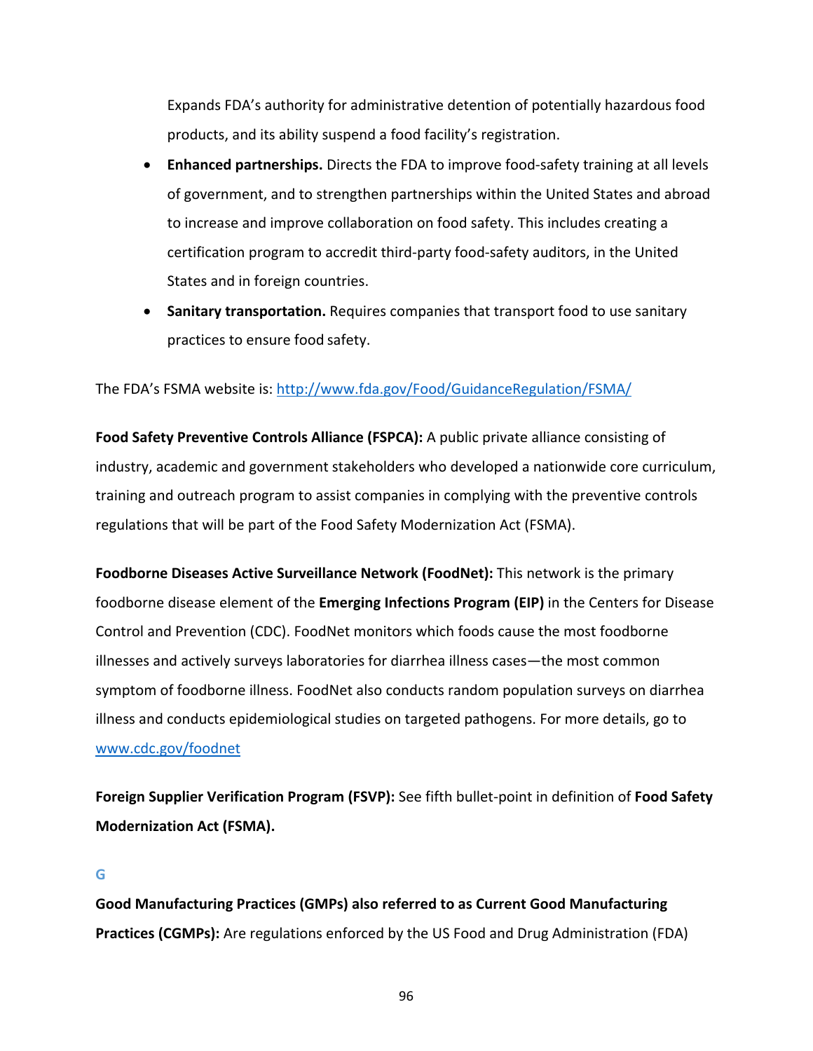Expands FDA's authority for administrative detention of potentially hazardous food products, and its ability suspend a food facility's registration.

- **Enhanced partnerships.** Directs the FDA to improve food-safety training at all levels of government, and to strengthen partnerships within the United States and abroad to increase and improve collaboration on food safety. This includes creating a certification program to accredit third-party food-safety auditors, in the United States and in foreign countries.
- **Sanitary transportation.** Requires companies that transport food to use sanitary practices to ensure food safety.

The FDA's FSMA website is: [http://www.fda.gov/Food/GuidanceRegulation/FSMA/](http://www.fda.gov/Food/GuidanceRegulation/FSMA/)

**Food Safety Preventive Controls Alliance (FSPCA):** A public private alliance consisting of industry, academic and government stakeholders who developed a nationwide core curriculum, training and outreach program to assist companies in complying with the preventive controls regulations that will be part of the Food Safety Modernization Act (FSMA).

**Foodborne Diseases Active Surveillance Network (FoodNet):** This network is the primary foodborne disease element of the **Emerging Infections Program (EIP)** in the Centers for Disease Control and Prevention (CDC). FoodNet monitors which foods cause the most foodborne illnesses and actively surveys laboratories for diarrhea illness cases—the most common symptom of foodborne illness. FoodNet also conducts random population surveys on diarrhea illness and conducts epidemiological studies on targeted pathogens. For more details, go to [www.cdc.gov/foodnet](www.cdc.gov/foodnet)

**Foreign Supplier Verification Program (FSVP):** See fifth bullet-point in definition of **Food Safety Modernization Act (FSMA).**

## G

**Good Manufacturing Practices (GMPs) also referred to as Current Good Manufacturing Practices (CGMPs):** Are regulations enforced by the US Food and Drug Administration (FDA)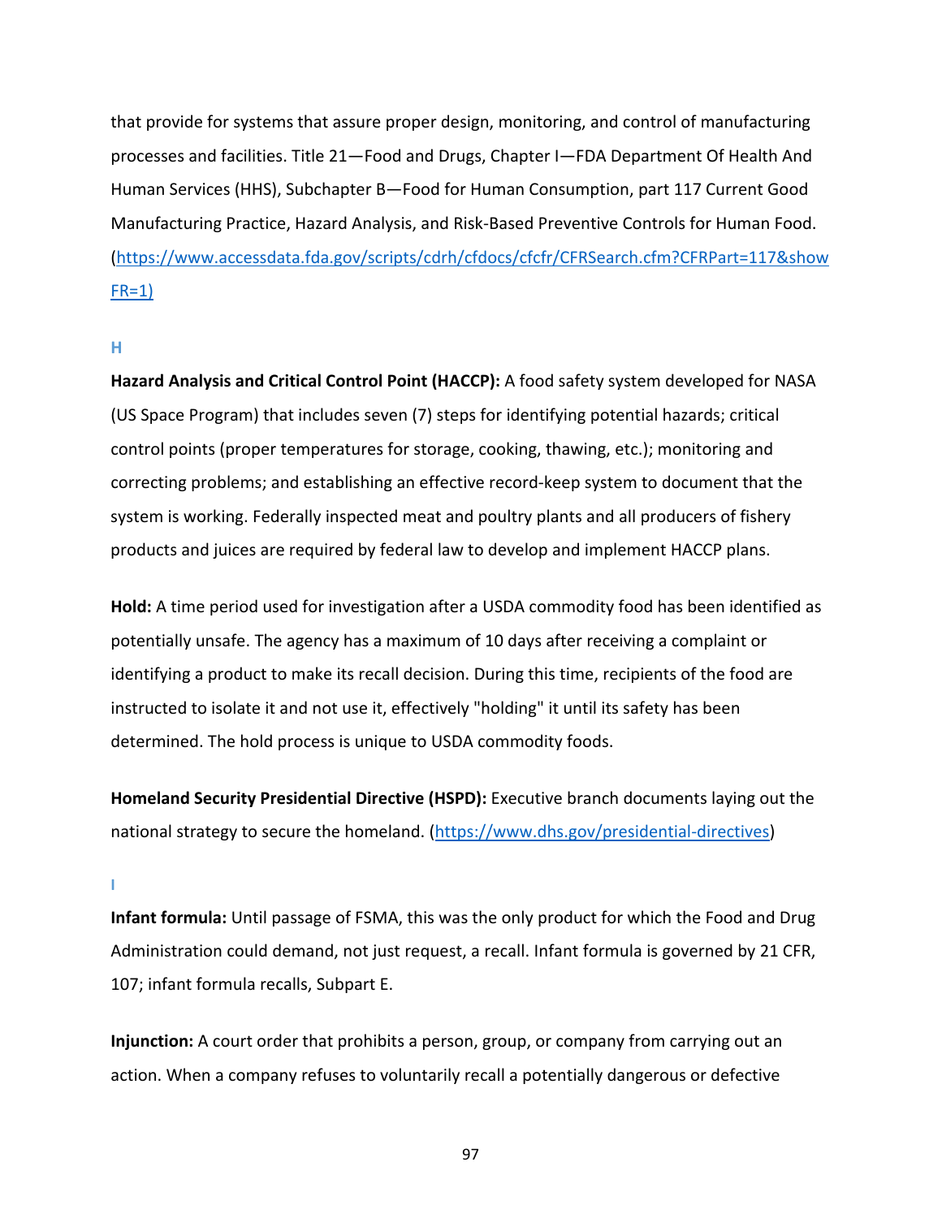that provide for systems that assure proper design, monitoring, and control of manufacturing processes and facilities. Title 21—Food and Drugs, Chapter I—FDA Department Of Health And Human Services (HHS), Subchapter B—Food for Human Consumption, part 117 Current Good Manufacturing Practice, Hazard Analysis, and Risk-Based Preventive Controls for Human Food. (https://www.accessdata.fda.gov/scripts/cdrh/cfdocs/cfcfr/CFRSearch.cfm?CFRPart=117&showFR=1)

### H

**Hazard Analysis and Critical Control Point (HACCP):** A food safety system developed for NASA (US Space Program) that includes seven (7) steps for identifying potential hazards; critical control points (proper temperatures for storage, cooking, thawing, etc.); monitoring and correcting problems; and establishing an effective record-keep system to document that the system is working. Federally inspected meat and poultry plants and all producers of fishery products and juices are required by federal law to develop and implement HACCP plans.

**Hold:** A time period used for investigation after a USDA commodity food has been identified as potentially unsafe. The agency has a maximum of 10 days after receiving a complaint or identifying a product to make its recall decision. During this time, recipients of the food are instructed to isolate it and not use it, effectively "holding" it until its safety has been determined. The hold process is unique to USDA commodity foods.

**Homeland Security Presidential Directive (HSPD):** Executive branch documents laying out the national strategy to secure the homeland. (https://www.dhs.gov/presidential-directives)

### I

**Infant formula:** Until passage of FSMA, this was the only product for which the Food and Drug Administration could demand, not just request, a recall. Infant formula is governed by 21 CFR, 107; infant formula recalls, Subpart E.

**Injunction:** A court order that prohibits a person, group, or company from carrying out an action. When a company refuses to voluntarily recall a potentially dangerous or defective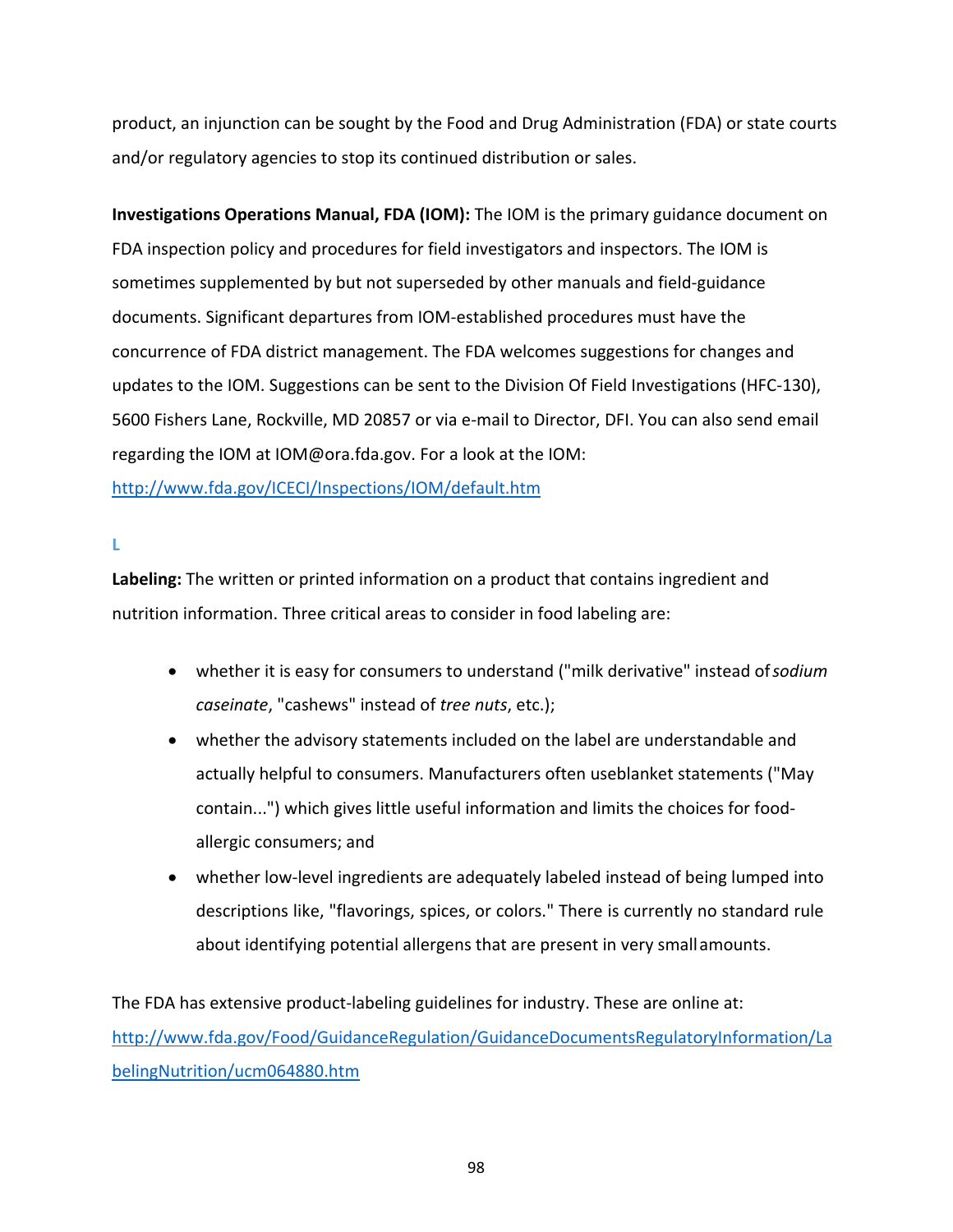product, an injunction can be sought by the Food and Drug Administration (FDA) or state courts and/or regulatory agencies to stop its continued distribution or sales.

**Investigations Operations Manual, FDA (IOM):** The IOM is the primary guidance document on FDA inspection policy and procedures for field investigators and inspectors. The IOM is sometimes supplemented by but not superseded by other manuals and field-guidance documents. Significant departures from IOM-established procedures must have the concurrence of FDA district management. The FDA welcomes suggestions for changes and updates to the IOM. Suggestions can be sent to the Division Of Field Investigations (HFC-130), 5600 Fishers Lane, Rockville, MD 20857 or via e-mail to Director, DFI. You can also send email regarding the IOM at IOM@ora.fda.gov. For a look at the IOM: [http://www.fda.gov/ICECI/Inspections/IOM/default.htm](http://www.fda.gov/ICECI/Inspections/IOM/default.htm)

## L

**Labeling:** The written or printed information on a product that contains ingredient and nutrition information. Three critical areas to consider in food labeling are:

- whether it is easy for consumers to understand ("milk derivative" instead of *sodium caseinate*, "cashews" instead of *tree nuts*, etc.);
- whether the advisory statements included on the label are understandable and actually helpful to consumers. Manufacturers often useblanket statements ("May contain...") which gives little useful information and limits the choices for food-allergic consumers; and
- whether low-level ingredients are adequately labeled instead of being lumped into descriptions like, "flavorings, spices, or colors." There is currently no standard rule about identifying potential allergens that are present in very small amounts.

The FDA has extensive product-labeling guidelines for industry. These are online at: [http://www.fda.gov/Food/GuidanceRegulation/GuidanceDocumentsRegulatoryInformation/LabelingNutrition/ucm064880.htm](http://www.fda.gov/Food/GuidanceRegulation/GuidanceDocumentsRegulatoryInformation/LabelingNutrition/ucm064880.htm)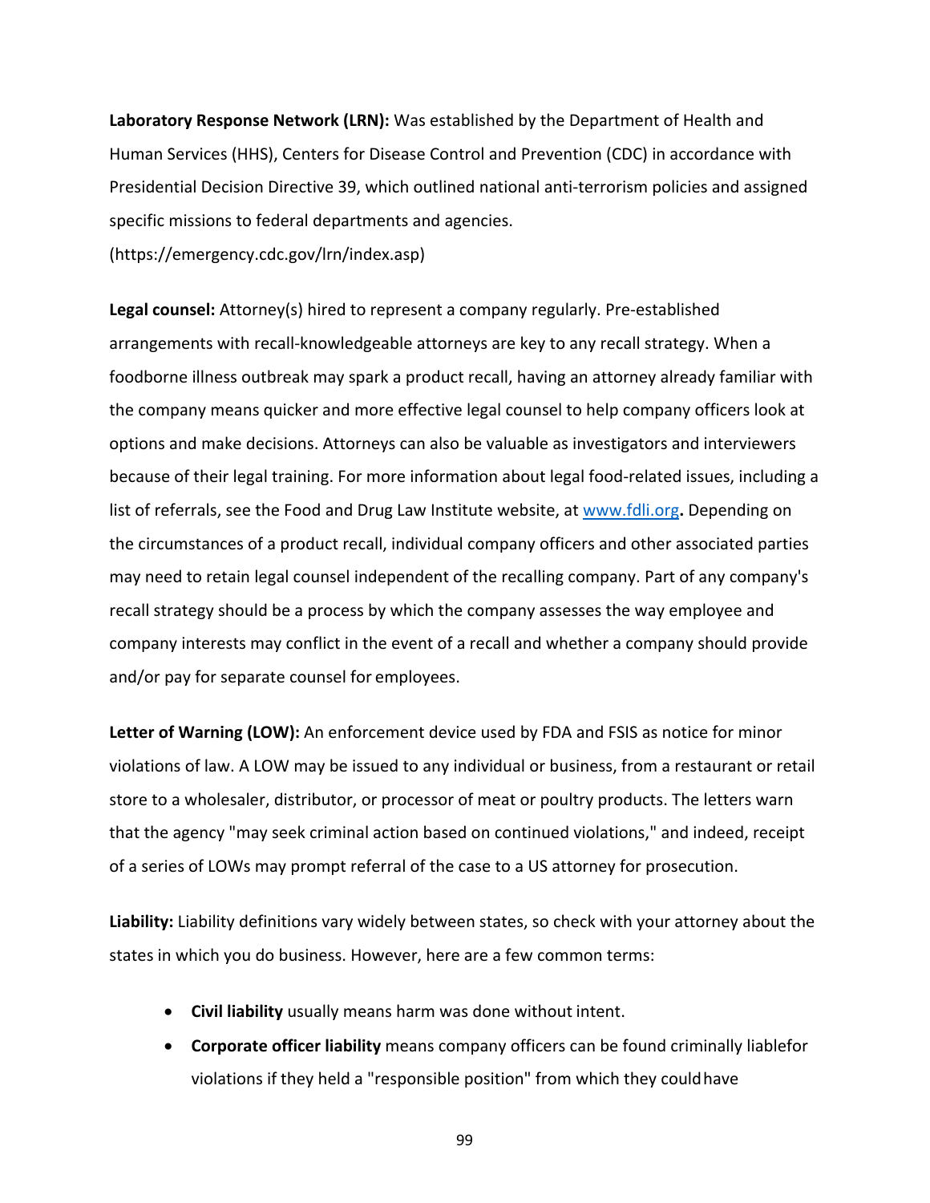**Laboratory Response Network (LRN):** Was established by the Department of Health and Human Services (HHS), Centers for Disease Control and Prevention (CDC) in accordance with Presidential Decision Directive 39, which outlined national anti-terrorism policies and assigned specific missions to federal departments and agencies. (https://emergency.cdc.gov/lrn/index.asp)

**Legal counsel:** Attorney(s) hired to represent a company regularly. Pre-established arrangements with recall-knowledgeable attorneys are key to any recall strategy. When a foodborne illness outbreak may spark a product recall, having an attorney already familiar with the company means quicker and more effective legal counsel to help company officers look at options and make decisions. Attorneys can also be valuable as investigators and interviewers because of their legal training. For more information about legal food-related issues, including a list of referrals, see the Food and Drug Law Institute website, at [www.fdli.org](http://www.fdli.org)**.** Depending on the circumstances of a product recall, individual company officers and other associated parties may need to retain legal counsel independent of the recalling company. Part of any company's recall strategy should be a process by which the company assesses the way employee and company interests may conflict in the event of a recall and whether a company should provide and/or pay for separate counsel for employees.

**Letter of Warning (LOW):** An enforcement device used by FDA and FSIS as notice for minor violations of law. A LOW may be issued to any individual or business, from a restaurant or retail store to a wholesaler, distributor, or processor of meat or poultry products. The letters warn that the agency "may seek criminal action based on continued violations," and indeed, receipt of a series of LOWs may prompt referral of the case to a US attorney for prosecution.

**Liability:** Liability definitions vary widely between states, so check with your attorney about the states in which you do business. However, here are a few common terms:

- **Civil liability** usually means harm was done without intent.
- **Corporate officer liability** means company officers can be found criminally liablefor violations if they held a "responsible position" from which they couldhave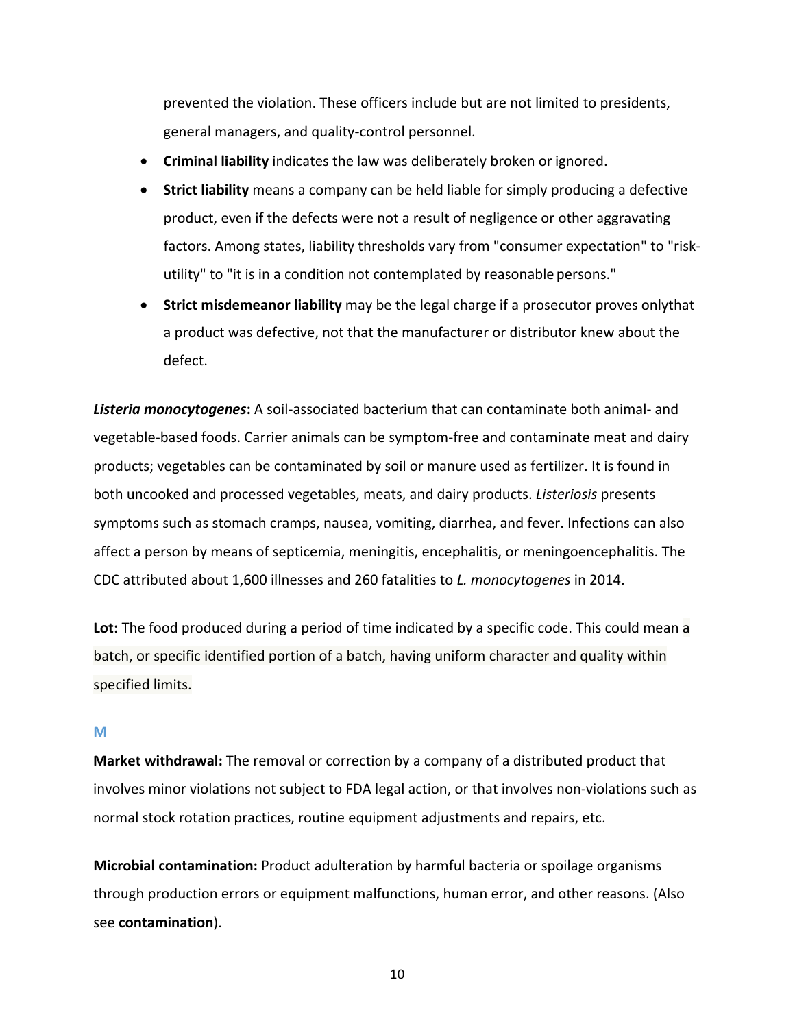prevented the violation. These officers include but are not limited to presidents, general managers, and quality-control personnel.

- **Criminal liability** indicates the law was deliberately broken or ignored.
- **Strict liability** means a company can be held liable for simply producing a defective product, even if the defects were not a result of negligence or other aggravating factors. Among states, liability thresholds vary from "consumer expectation" to "risk-utility" to "it is in a condition not contemplated by reasonable persons."
- **Strict misdemeanor liability** may be the legal charge if a prosecutor proves onlythat a product was defective, not that the manufacturer or distributor knew about the defect.

***Listeria monocytogenes*:** A soil-associated bacterium that can contaminate both animal- and vegetable-based foods. Carrier animals can be symptom-free and contaminate meat and dairy products; vegetables can be contaminated by soil or manure used as fertilizer. It is found in both uncooked and processed vegetables, meats, and dairy products. *Listeriosis* presents symptoms such as stomach cramps, nausea, vomiting, diarrhea, and fever. Infections can also affect a person by means of septicemia, meningitis, encephalitis, or meningoencephalitis. The CDC attributed about 1,600 illnesses and 260 fatalities to *L. monocytogenes* in 2014.

**Lot:** The food produced during a period of time indicated by a specific code. This could mean a batch, or specific identified portion of a batch, having uniform character and quality within specified limits.

## M

**Market withdrawal:** The removal or correction by a company of a distributed product that involves minor violations not subject to FDA legal action, or that involves non-violations such as normal stock rotation practices, routine equipment adjustments and repairs, etc.

**Microbial contamination:** Product adulteration by harmful bacteria or spoilage organisms through production errors or equipment malfunctions, human error, and other reasons. (Also see **contamination**).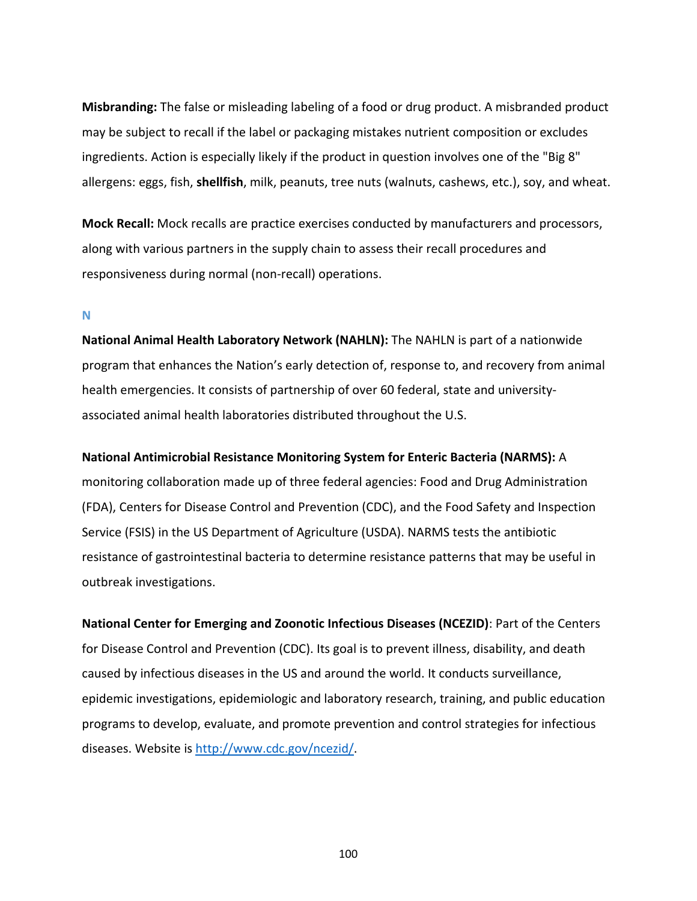**Misbranding:** The false or misleading labeling of a food or drug product. A misbranded product may be subject to recall if the label or packaging mistakes nutrient composition or excludes ingredients. Action is especially likely if the product in question involves one of the "Big 8" allergens: eggs, fish, **shellfish**, milk, peanuts, tree nuts (walnuts, cashews, etc.), soy, and wheat.

**Mock Recall:** Mock recalls are practice exercises conducted by manufacturers and processors, along with various partners in the supply chain to assess their recall procedures and responsiveness during normal (non-recall) operations.

## N

**National Animal Health Laboratory Network (NAHLN):** The NAHLN is part of a nationwide program that enhances the Nation's early detection of, response to, and recovery from animal health emergencies. It consists of partnership of over 60 federal, state and university-associated animal health laboratories distributed throughout the U.S.

**National Antimicrobial Resistance Monitoring System for Enteric Bacteria (NARMS):** A monitoring collaboration made up of three federal agencies: Food and Drug Administration (FDA), Centers for Disease Control and Prevention (CDC), and the Food Safety and Inspection Service (FSIS) in the US Department of Agriculture (USDA). NARMS tests the antibiotic resistance of gastrointestinal bacteria to determine resistance patterns that may be useful in outbreak investigations.

**National Center for Emerging and Zoonotic Infectious Diseases (NCEZID)**: Part of the Centers for Disease Control and Prevention (CDC). Its goal is to prevent illness, disability, and death caused by infectious diseases in the US and around the world. It conducts surveillance, epidemic investigations, epidemiologic and laboratory research, training, and public education programs to develop, evaluate, and promote prevention and control strategies for infectious diseases. Website is [http://www.cdc.gov/ncezid/](http://www.cdc.gov/ncezid/).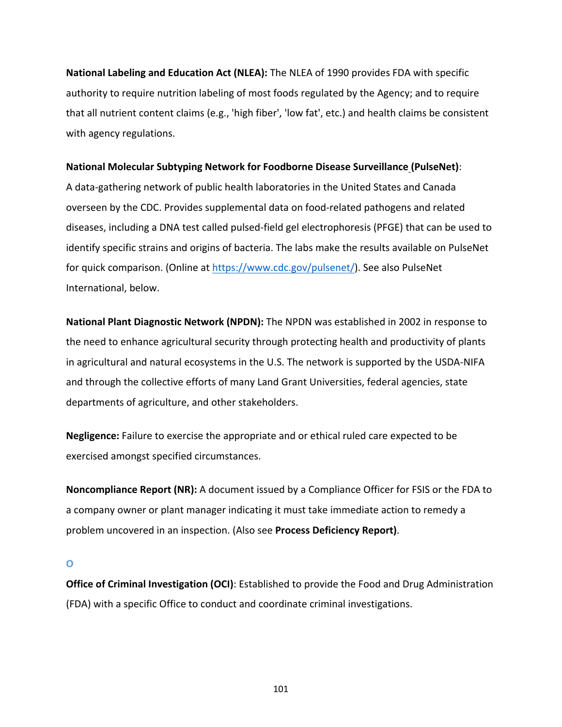**National Labeling and Education Act (NLEA):** The NLEA of 1990 provides FDA with specific authority to require nutrition labeling of most foods regulated by the Agency; and to require that all nutrient content claims (e.g., 'high fiber', 'low fat', etc.) and health claims be consistent with agency regulations.

**National Molecular Subtyping Network for Foodborne Disease Surveillance (PulseNet)**: A data-gathering network of public health laboratories in the United States and Canada overseen by the CDC. Provides supplemental data on food-related pathogens and related diseases, including a DNA test called pulsed-field gel electrophoresis (PFGE) that can be used to identify specific strains and origins of bacteria. The labs make the results available on PulseNet for quick comparison. (Online at https://www.cdc.gov/pulsenet/). See also PulseNet International, below.

**National Plant Diagnostic Network (NPDN):** The NPDN was established in 2002 in response to the need to enhance agricultural security through protecting health and productivity of plants in agricultural and natural ecosystems in the U.S. The network is supported by the USDA-NIFA and through the collective efforts of many Land Grant Universities, federal agencies, state departments of agriculture, and other stakeholders.

**Negligence:** Failure to exercise the appropriate and or ethical ruled care expected to be exercised amongst specified circumstances.

**Noncompliance Report (NR):** A document issued by a Compliance Officer for FSIS or the FDA to a company owner or plant manager indicating it must take immediate action to remedy a problem uncovered in an inspection. (Also see **Process Deficiency Report)**.

## O

**Office of Criminal Investigation (OCI)**: Established to provide the Food and Drug Administration (FDA) with a specific Office to conduct and coordinate criminal investigations.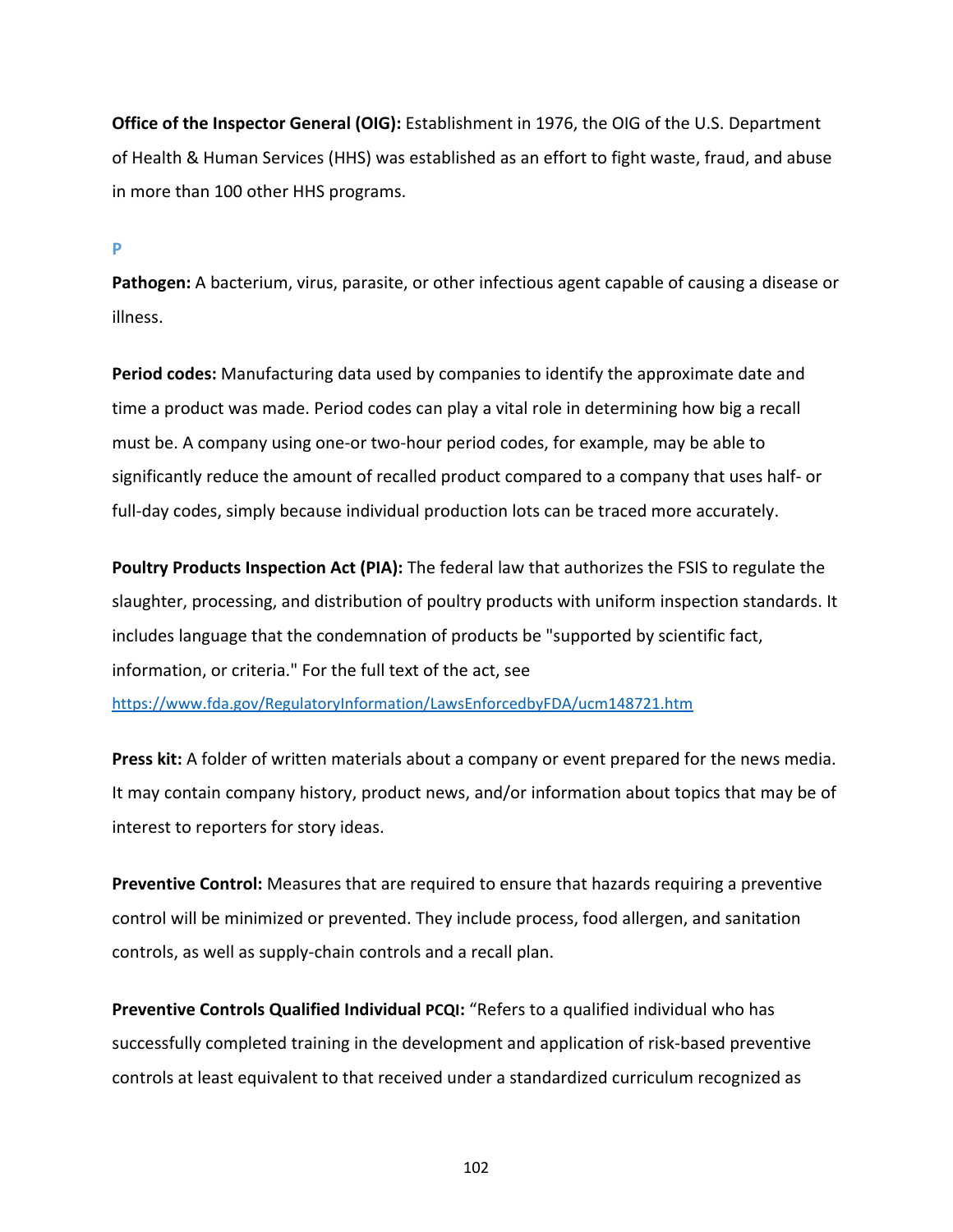**Office of the Inspector General (OIG):** Establishment in 1976, the OIG of the U.S. Department of Health & Human Services (HHS) was established as an effort to fight waste, fraud, and abuse in more than 100 other HHS programs.

## P

**Pathogen:** A bacterium, virus, parasite, or other infectious agent capable of causing a disease or illness.

**Period codes:** Manufacturing data used by companies to identify the approximate date and time a product was made. Period codes can play a vital role in determining how big a recall must be. A company using one-or two-hour period codes, for example, may be able to significantly reduce the amount of recalled product compared to a company that uses half- or full-day codes, simply because individual production lots can be traced more accurately.

**Poultry Products Inspection Act (PIA):** The federal law that authorizes the FSIS to regulate the slaughter, processing, and distribution of poultry products with uniform inspection standards. It includes language that the condemnation of products be "supported by scientific fact, information, or criteria." For the full text of the act, see https://www.fda.gov/RegulatoryInformation/LawsEnforcedbyFDA/ucm148721.htm

**Press kit:** A folder of written materials about a company or event prepared for the news media. It may contain company history, product news, and/or information about topics that may be of interest to reporters for story ideas.

**Preventive Control:** Measures that are required to ensure that hazards requiring a preventive control will be minimized or prevented. They include process, food allergen, and sanitation controls, as well as supply-chain controls and a recall plan.

**Preventive Controls Qualified Individual PCQI:** "Refers to a qualified individual who has successfully completed training in the development and application of risk-based preventive controls at least equivalent to that received under a standardized curriculum recognized as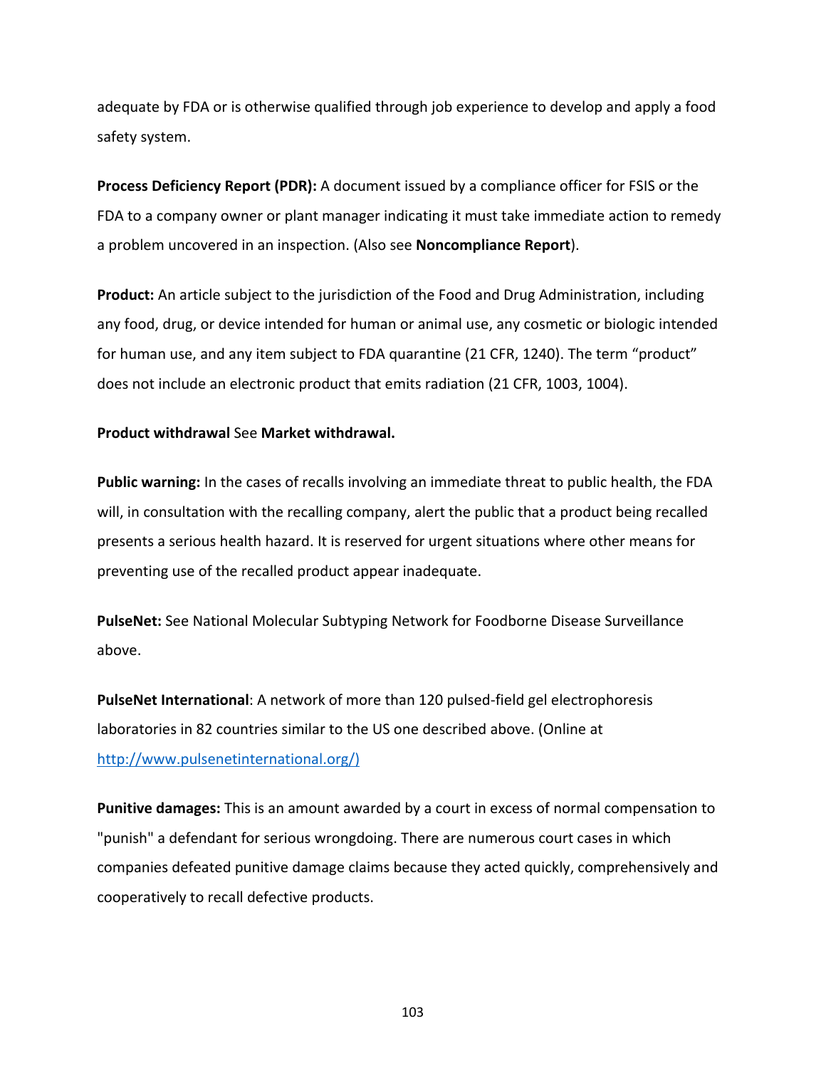adequate by FDA or is otherwise qualified through job experience to develop and apply a food safety system.

**Process Deficiency Report (PDR):** A document issued by a compliance officer for FSIS or the FDA to a company owner or plant manager indicating it must take immediate action to remedy a problem uncovered in an inspection. (Also see **Noncompliance Report**).

**Product:** An article subject to the jurisdiction of the Food and Drug Administration, including any food, drug, or device intended for human or animal use, any cosmetic or biologic intended for human use, and any item subject to FDA quarantine (21 CFR, 1240). The term "product" does not include an electronic product that emits radiation (21 CFR, 1003, 1004).

**Product withdrawal** See **Market withdrawal.**

**Public warning:** In the cases of recalls involving an immediate threat to public health, the FDA will, in consultation with the recalling company, alert the public that a product being recalled presents a serious health hazard. It is reserved for urgent situations where other means for preventing use of the recalled product appear inadequate.

**PulseNet:** See National Molecular Subtyping Network for Foodborne Disease Surveillance above.

**PulseNet International**: A network of more than 120 pulsed-field gel electrophoresis laboratories in 82 countries similar to the US one described above. (Online at http://www.pulsenetinternational.org/)

**Punitive damages:** This is an amount awarded by a court in excess of normal compensation to "punish" a defendant for serious wrongdoing. There are numerous court cases in which companies defeated punitive damage claims because they acted quickly, comprehensively and cooperatively to recall defective products.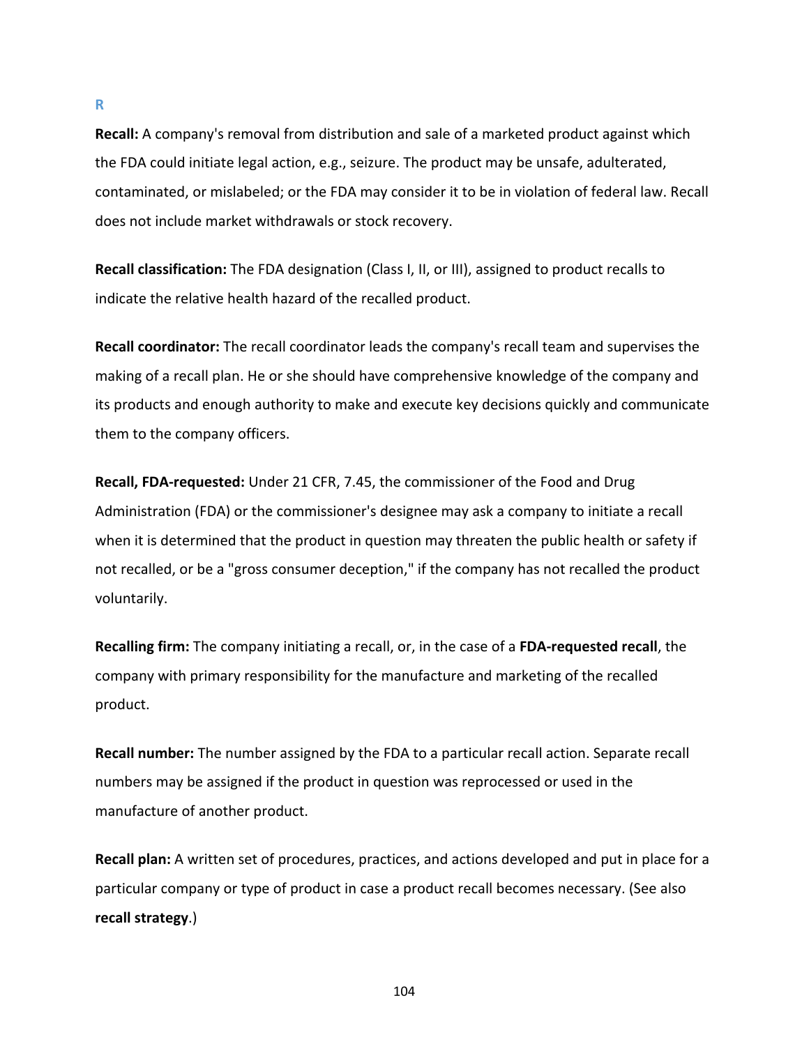## R

**Recall:** A company's removal from distribution and sale of a marketed product against which the FDA could initiate legal action, e.g., seizure. The product may be unsafe, adulterated, contaminated, or mislabeled; or the FDA may consider it to be in violation of federal law. Recall does not include market withdrawals or stock recovery.

**Recall classification:** The FDA designation (Class I, II, or III), assigned to product recalls to indicate the relative health hazard of the recalled product.

**Recall coordinator:** The recall coordinator leads the company's recall team and supervises the making of a recall plan. He or she should have comprehensive knowledge of the company and its products and enough authority to make and execute key decisions quickly and communicate them to the company officers.

**Recall, FDA-requested:** Under 21 CFR, 7.45, the commissioner of the Food and Drug Administration (FDA) or the commissioner's designee may ask a company to initiate a recall when it is determined that the product in question may threaten the public health or safety if not recalled, or be a "gross consumer deception," if the company has not recalled the product voluntarily.

**Recalling firm:** The company initiating a recall, or, in the case of a **FDA-requested recall**, the company with primary responsibility for the manufacture and marketing of the recalled product.

**Recall number:** The number assigned by the FDA to a particular recall action. Separate recall numbers may be assigned if the product in question was reprocessed or used in the manufacture of another product.

**Recall plan:** A written set of procedures, practices, and actions developed and put in place for a particular company or type of product in case a product recall becomes necessary. (See also **recall strategy**.)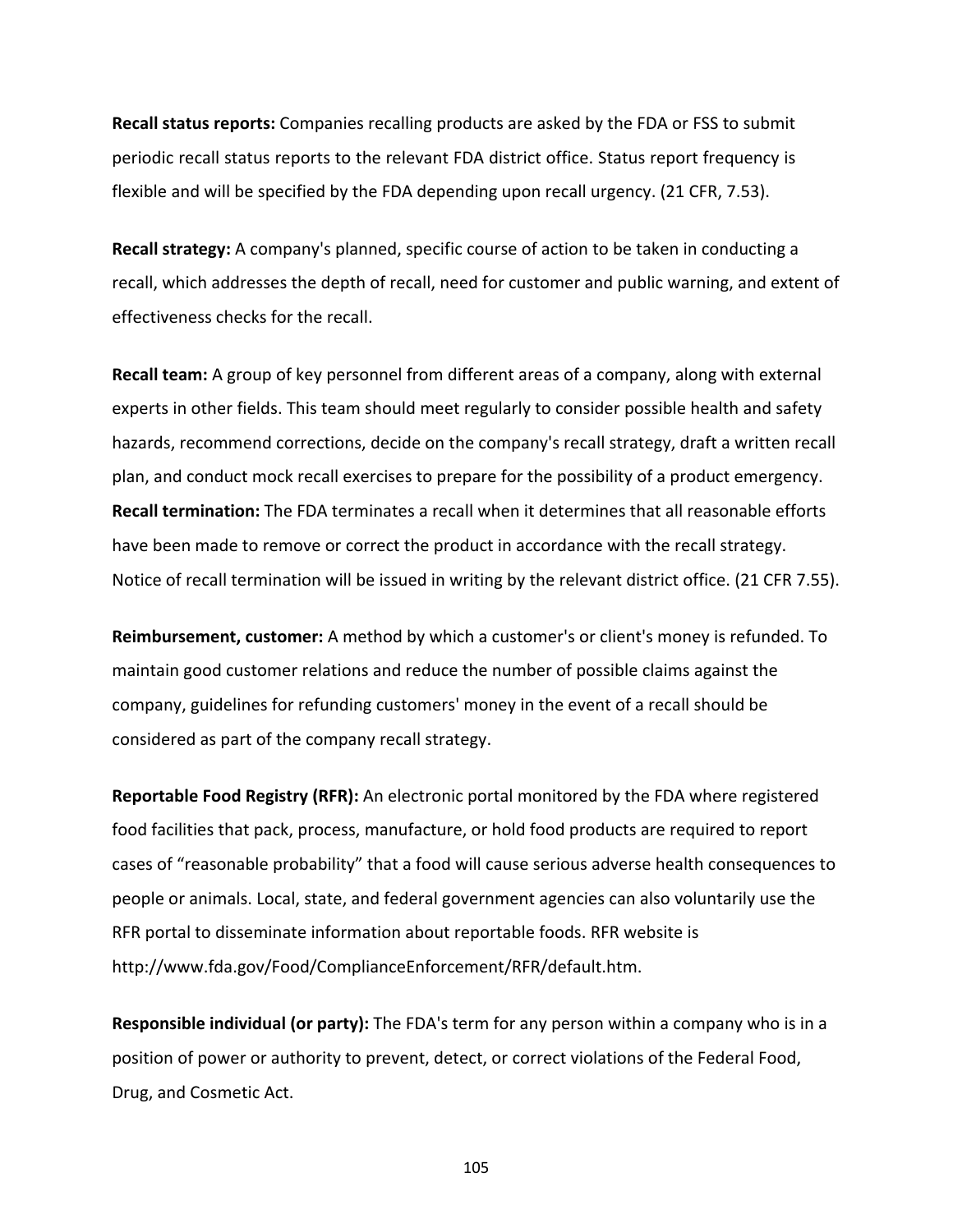**Recall status reports:** Companies recalling products are asked by the FDA or FSS to submit periodic recall status reports to the relevant FDA district office. Status report frequency is flexible and will be specified by the FDA depending upon recall urgency. (21 CFR, 7.53).

**Recall strategy:** A company's planned, specific course of action to be taken in conducting a recall, which addresses the depth of recall, need for customer and public warning, and extent of effectiveness checks for the recall.

**Recall team:** A group of key personnel from different areas of a company, along with external experts in other fields. This team should meet regularly to consider possible health and safety hazards, recommend corrections, decide on the company's recall strategy, draft a written recall plan, and conduct mock recall exercises to prepare for the possibility of a product emergency.

**Recall termination:** The FDA terminates a recall when it determines that all reasonable efforts have been made to remove or correct the product in accordance with the recall strategy. Notice of recall termination will be issued in writing by the relevant district office. (21 CFR 7.55).

**Reimbursement, customer:** A method by which a customer's or client's money is refunded. To maintain good customer relations and reduce the number of possible claims against the company, guidelines for refunding customers' money in the event of a recall should be considered as part of the company recall strategy.

**Reportable Food Registry (RFR):** An electronic portal monitored by the FDA where registered food facilities that pack, process, manufacture, or hold food products are required to report cases of "reasonable probability" that a food will cause serious adverse health consequences to people or animals. Local, state, and federal government agencies can also voluntarily use the RFR portal to disseminate information about reportable foods. RFR website is http://www.fda.gov/Food/ComplianceEnforcement/RFR/default.htm.

**Responsible individual (or party):** The FDA's term for any person within a company who is in a position of power or authority to prevent, detect, or correct violations of the Federal Food, Drug, and Cosmetic Act.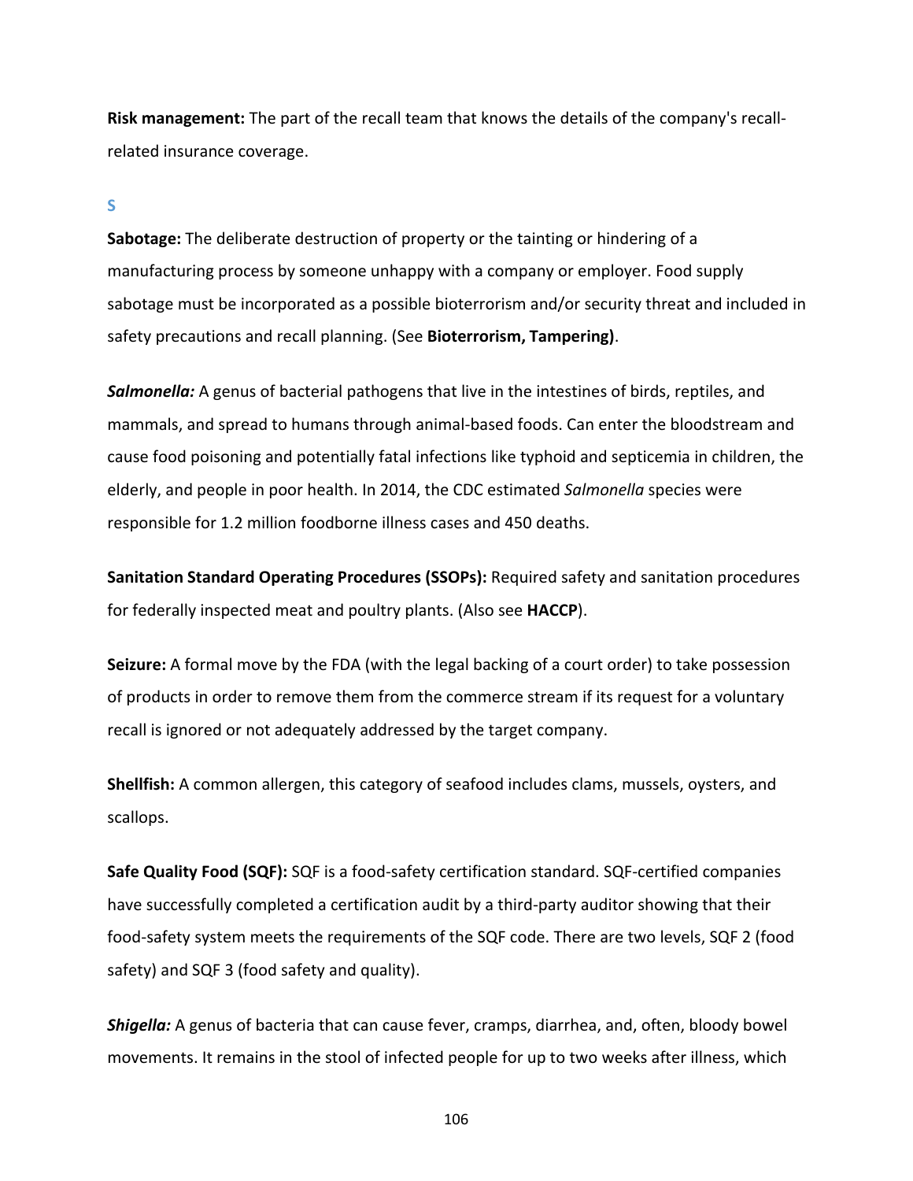**Risk management:** The part of the recall team that knows the details of the company's recall-related insurance coverage.

## S

**Sabotage:** The deliberate destruction of property or the tainting or hindering of a manufacturing process by someone unhappy with a company or employer. Food supply sabotage must be incorporated as a possible bioterrorism and/or security threat and included in safety precautions and recall planning. (See **Bioterrorism, Tampering)**.

***Salmonella:*** A genus of bacterial pathogens that live in the intestines of birds, reptiles, and mammals, and spread to humans through animal-based foods. Can enter the bloodstream and cause food poisoning and potentially fatal infections like typhoid and septicemia in children, the elderly, and people in poor health. In 2014, the CDC estimated *Salmonella* species were responsible for 1.2 million foodborne illness cases and 450 deaths.

**Sanitation Standard Operating Procedures (SSOPs):** Required safety and sanitation procedures for federally inspected meat and poultry plants. (Also see **HACCP**).

**Seizure:** A formal move by the FDA (with the legal backing of a court order) to take possession of products in order to remove them from the commerce stream if its request for a voluntary recall is ignored or not adequately addressed by the target company.

**Shellfish:** A common allergen, this category of seafood includes clams, mussels, oysters, and scallops.

**Safe Quality Food (SQF):** SQF is a food-safety certification standard. SQF-certified companies have successfully completed a certification audit by a third-party auditor showing that their food-safety system meets the requirements of the SQF code. There are two levels, SQF 2 (food safety) and SQF 3 (food safety and quality).

***Shigella:*** A genus of bacteria that can cause fever, cramps, diarrhea, and, often, bloody bowel movements. It remains in the stool of infected people for up to two weeks after illness, which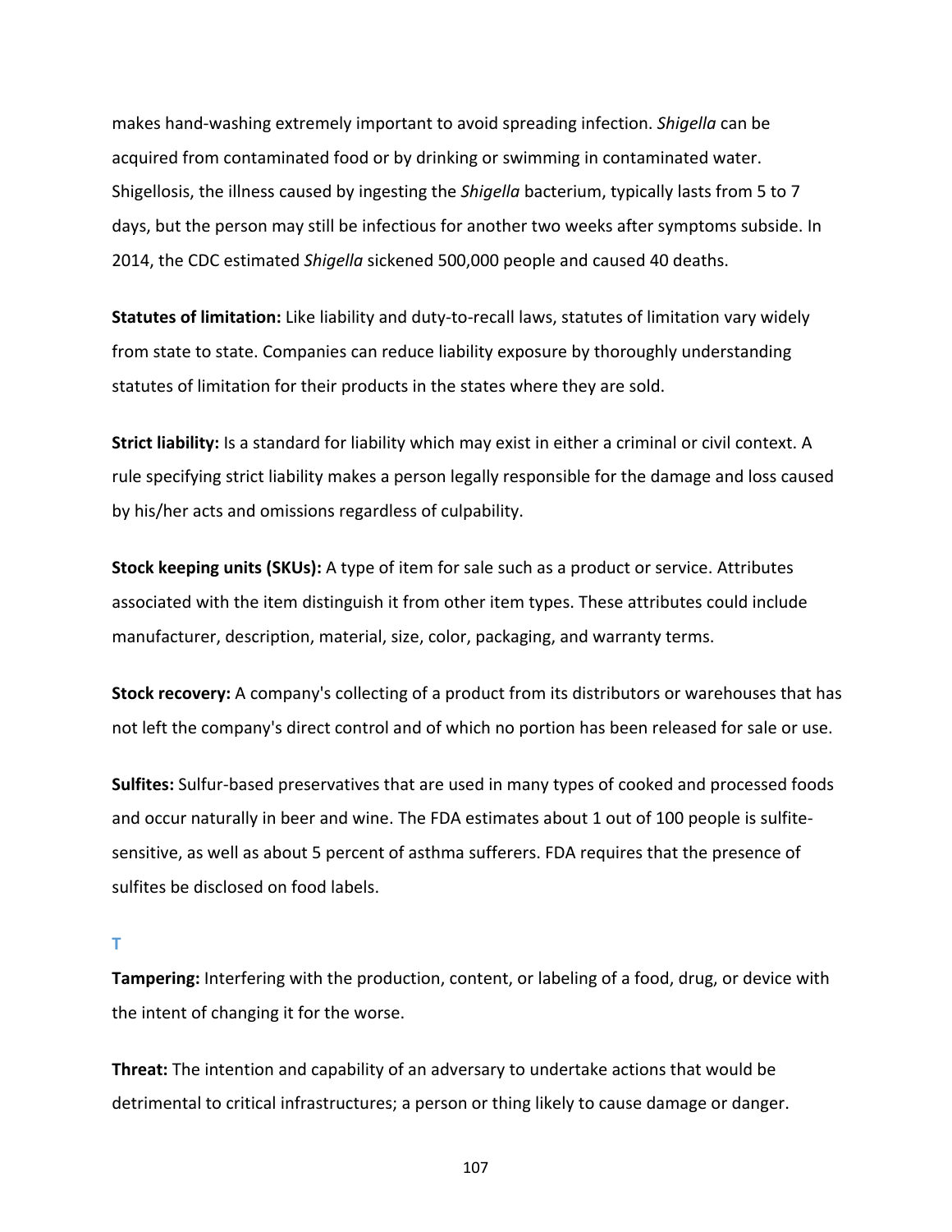makes hand-washing extremely important to avoid spreading infection. *Shigella* can be acquired from contaminated food or by drinking or swimming in contaminated water. Shigellosis, the illness caused by ingesting the *Shigella* bacterium, typically lasts from 5 to 7 days, but the person may still be infectious for another two weeks after symptoms subside. In 2014, the CDC estimated *Shigella* sickened 500,000 people and caused 40 deaths.

**Statutes of limitation:** Like liability and duty-to-recall laws, statutes of limitation vary widely from state to state. Companies can reduce liability exposure by thoroughly understanding statutes of limitation for their products in the states where they are sold.

**Strict liability:** Is a standard for liability which may exist in either a criminal or civil context. A rule specifying strict liability makes a person legally responsible for the damage and loss caused by his/her acts and omissions regardless of culpability.

**Stock keeping units (SKUs):** A type of item for sale such as a product or service. Attributes associated with the item distinguish it from other item types. These attributes could include manufacturer, description, material, size, color, packaging, and warranty terms.

**Stock recovery:** A company's collecting of a product from its distributors or warehouses that has not left the company's direct control and of which no portion has been released for sale or use.

**Sulfites:** Sulfur-based preservatives that are used in many types of cooked and processed foods and occur naturally in beer and wine. The FDA estimates about 1 out of 100 people is sulfite-sensitive, as well as about 5 percent of asthma sufferers. FDA requires that the presence of sulfites be disclosed on food labels.

## T

**Tampering:** Interfering with the production, content, or labeling of a food, drug, or device with the intent of changing it for the worse.

**Threat:** The intention and capability of an adversary to undertake actions that would be detrimental to critical infrastructures; a person or thing likely to cause damage or danger.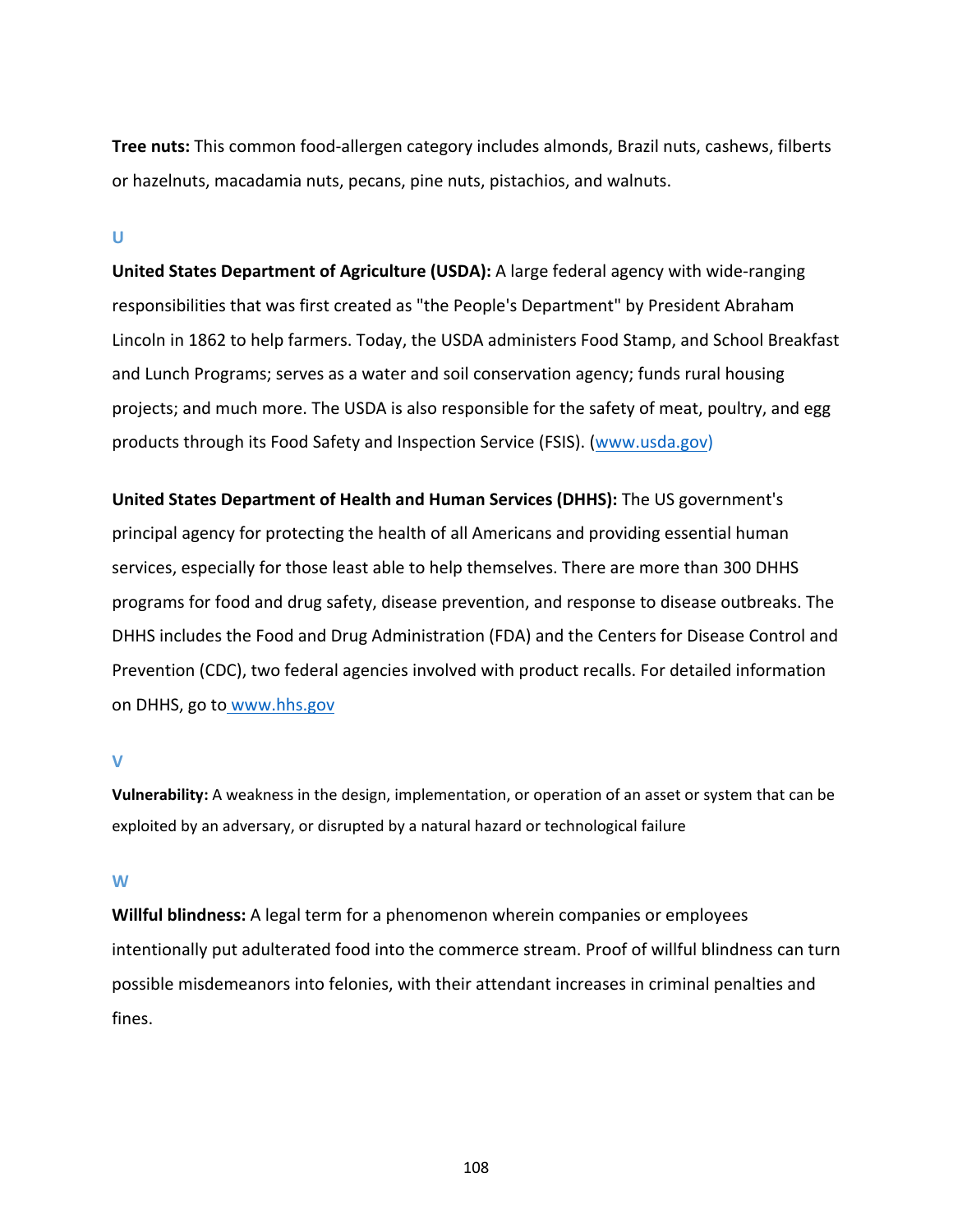**Tree nuts:** This common food-allergen category includes almonds, Brazil nuts, cashews, filberts or hazelnuts, macadamia nuts, pecans, pine nuts, pistachios, and walnuts.

## U

**United States Department of Agriculture (USDA):** A large federal agency with wide-ranging responsibilities that was first created as "the People's Department" by President Abraham Lincoln in 1862 to help farmers. Today, the USDA administers Food Stamp, and School Breakfast and Lunch Programs; serves as a water and soil conservation agency; funds rural housing projects; and much more. The USDA is also responsible for the safety of meat, poultry, and egg products through its Food Safety and Inspection Service (FSIS). (www.usda.gov)

**United States Department of Health and Human Services (DHHS):** The US government's principal agency for protecting the health of all Americans and providing essential human services, especially for those least able to help themselves. There are more than 300 DHHS programs for food and drug safety, disease prevention, and response to disease outbreaks. The DHHS includes the Food and Drug Administration (FDA) and the Centers for Disease Control and Prevention (CDC), two federal agencies involved with product recalls. For detailed information on DHHS, go to www.hhs.gov

## V

**Vulnerability:** A weakness in the design, implementation, or operation of an asset or system that can be exploited by an adversary, or disrupted by a natural hazard or technological failure

## W

**Willful blindness:** A legal term for a phenomenon wherein companies or employees intentionally put adulterated food into the commerce stream. Proof of willful blindness can turn possible misdemeanors into felonies, with their attendant increases in criminal penalties and fines.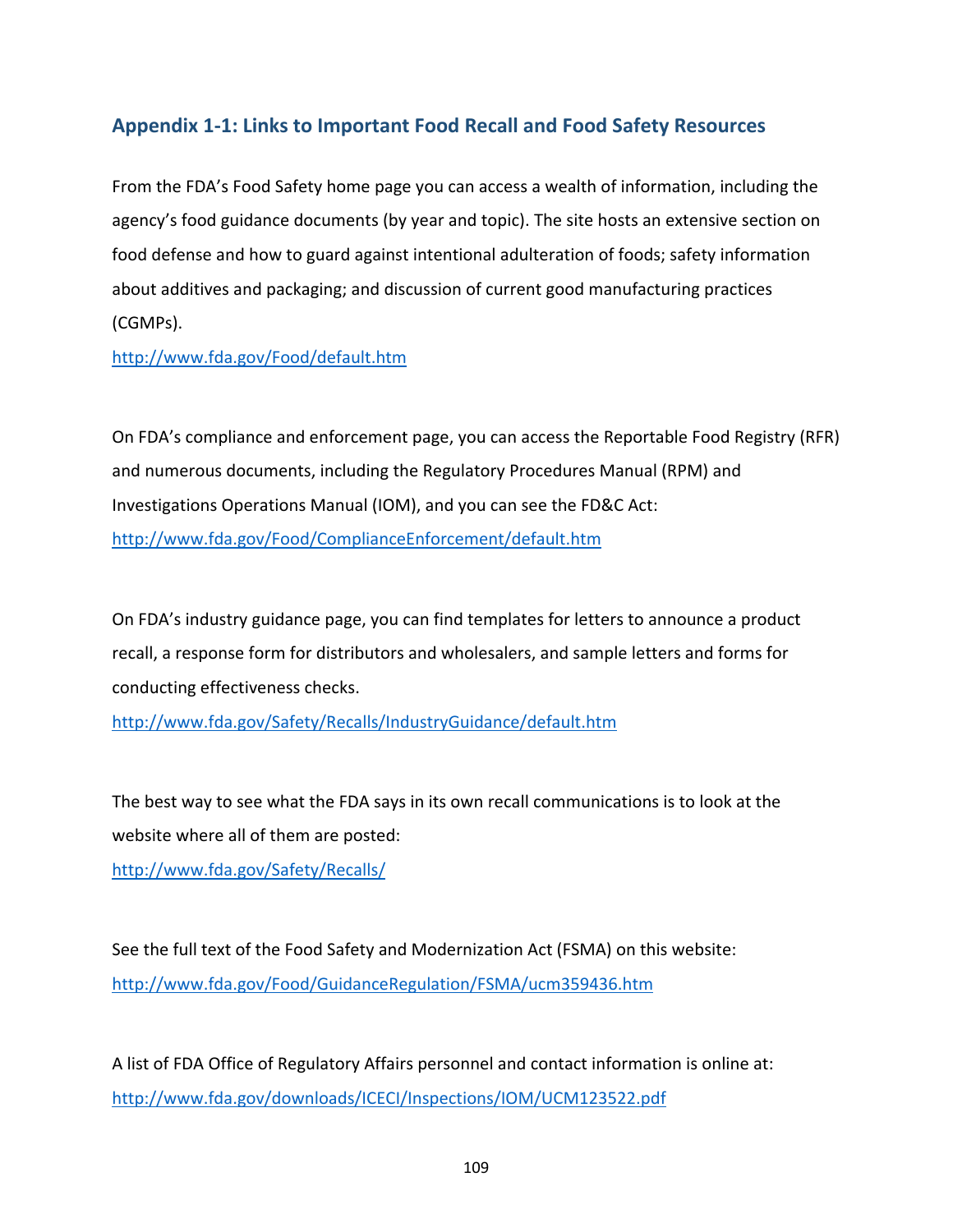## Appendix 1-1: Links to Important Food Recall and Food Safety Resources

From the FDA's Food Safety home page you can access a wealth of information, including the agency's food guidance documents (by year and topic). The site hosts an extensive section on food defense and how to guard against intentional adulteration of foods; safety information about additives and packaging; and discussion of current good manufacturing practices (CGMPs).

http://www.fda.gov/Food/default.htm

On FDA's compliance and enforcement page, you can access the Reportable Food Registry (RFR) and numerous documents, including the Regulatory Procedures Manual (RPM) and Investigations Operations Manual (IOM), and you can see the FD&C Act:

http://www.fda.gov/Food/ComplianceEnforcement/default.htm

On FDA's industry guidance page, you can find templates for letters to announce a product recall, a response form for distributors and wholesalers, and sample letters and forms for conducting effectiveness checks.

http://www.fda.gov/Safety/Recalls/IndustryGuidance/default.htm

The best way to see what the FDA says in its own recall communications is to look at the website where all of them are posted:

http://www.fda.gov/Safety/Recalls/

See the full text of the Food Safety and Modernization Act (FSMA) on this website:

http://www.fda.gov/Food/GuidanceRegulation/FSMA/ucm359436.htm

A list of FDA Office of Regulatory Affairs personnel and contact information is online at:

http://www.fda.gov/downloads/ICECI/Inspections/IOM/UCM123522.pdf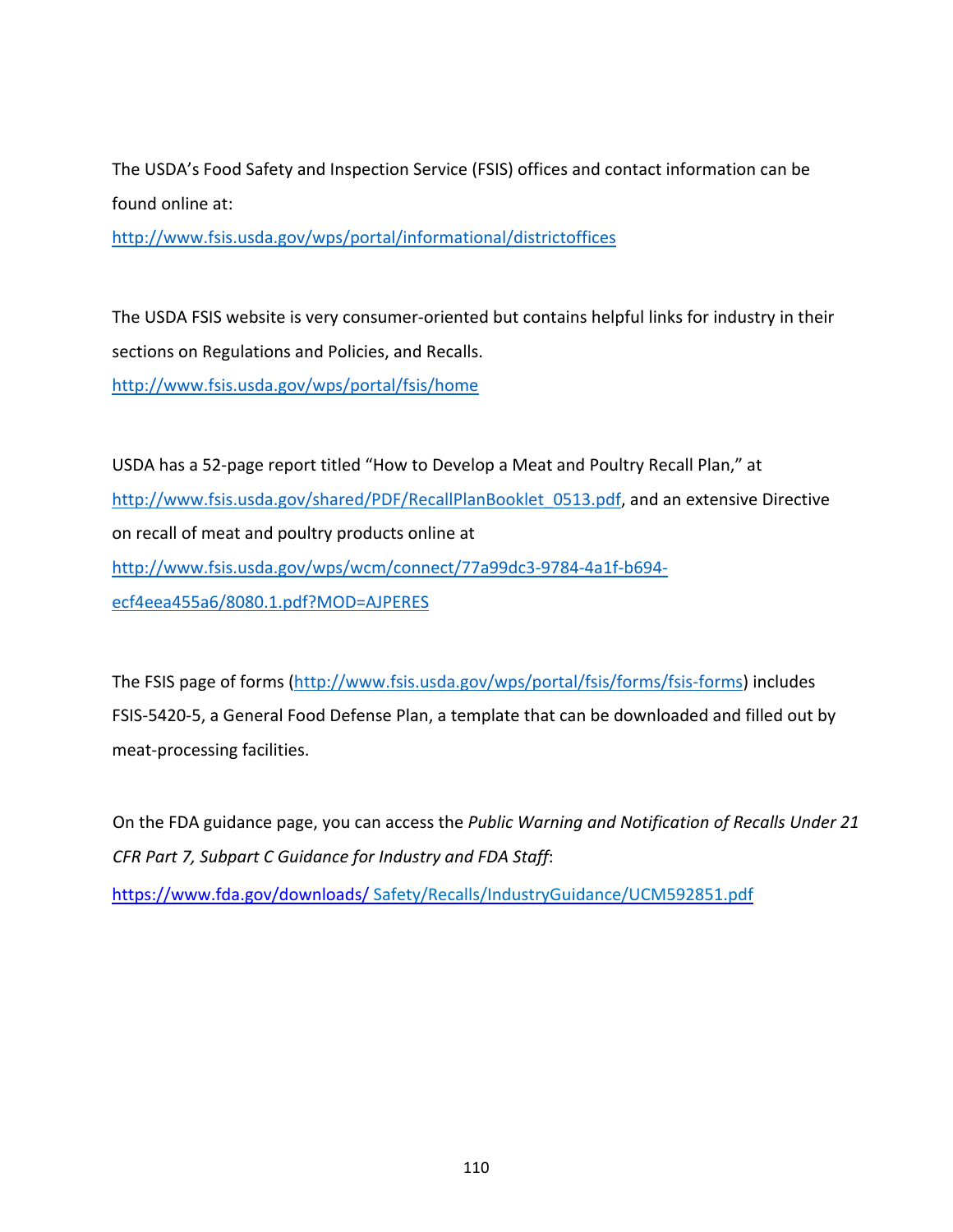The USDA's Food Safety and Inspection Service (FSIS) offices and contact information can be found online at:
http://www.fsis.usda.gov/wps/portal/informational/districtoffices

The USDA FSIS website is very consumer-oriented but contains helpful links for industry in their sections on Regulations and Policies, and Recalls.
http://www.fsis.usda.gov/wps/portal/fsis/home

USDA has a 52-page report titled "How to Develop a Meat and Poultry Recall Plan," at http://www.fsis.usda.gov/shared/PDF/RecallPlanBooklet_0513.pdf, and an extensive Directive on recall of meat and poultry products online at
http://www.fsis.usda.gov/wps/wcm/connect/77a99dc3-9784-4a1f-b694-ecf4eea455a6/8080.1.pdf?MOD=AJPERES

The FSIS page of forms (http://www.fsis.usda.gov/wps/portal/fsis/forms/fsis-forms) includes FSIS-5420-5, a General Food Defense Plan, a template that can be downloaded and filled out by meat-processing facilities.

On the FDA guidance page, you can access the *Public Warning and Notification of Recalls Under 21 CFR Part 7, Subpart C Guidance for Industry and FDA Staff*:
https://www.fda.gov/downloads/ Safety/Recalls/IndustryGuidance/UCM592851.pdf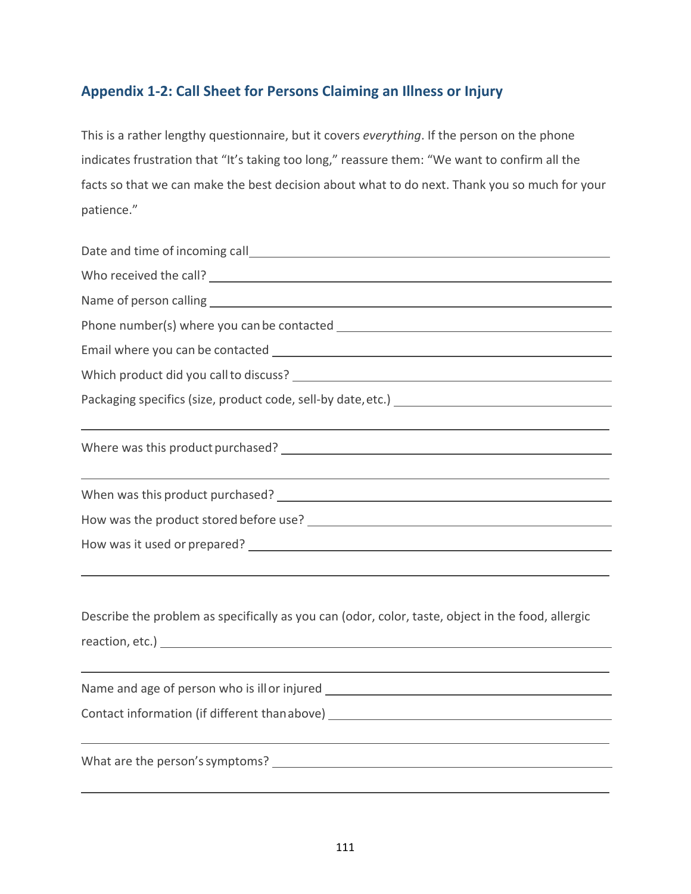## Appendix 1-2: Call Sheet for Persons Claiming an Illness or Injury

This is a rather lengthy questionnaire, but it covers *everything*. If the person on the phone indicates frustration that "It's taking too long," reassure them: "We want to confirm all the facts so that we can make the best decision about what to do next. Thank you so much for your patience."

Date and time of incoming call ______________________________

Who received the call? ______________________________

Name of person calling ______________________________

Phone number(s) where you can be contacted ______________________________

Email where you can be contacted ______________________________

Which product did you call to discuss? ______________________________

Packaging specifics (size, product code, sell-by date, etc.) ______________________________

______________________________

Where was this product purchased? ______________________________

______________________________

When was this product purchased? ______________________________

How was the product stored before use? ______________________________

How was it used or prepared? ______________________________

______________________________

Describe the problem as specifically as you can (odor, color, taste, object in the food, allergic reaction, etc.) ______________________________

______________________________

Name and age of person who is ill or injured ______________________________

Contact information (if different than above) ______________________________

______________________________

What are the person's symptoms? ______________________________

______________________________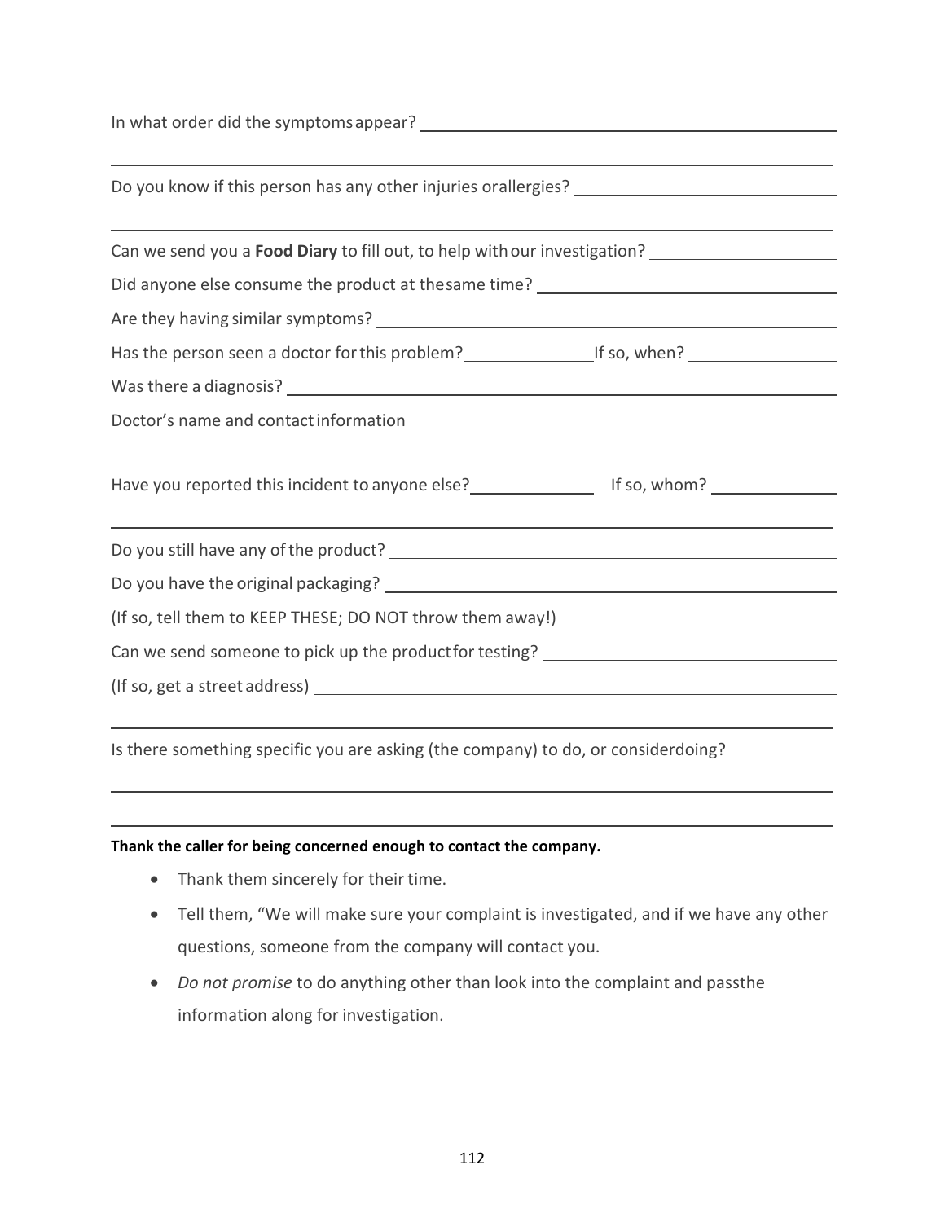In what order did the symptoms appear? ______________________________________________

_____________________________________________________________________________

Do you know if this person has any other injuries or allergies? ___________________________

_____________________________________________________________________________

Can we send you a **Food Diary** to fill out, to help with our investigation? ________________

Did anyone else consume the product at the same time? _______________________________

Are they having similar symptoms? ______________________________________________

Has the person seen a doctor for this problem? ______________ If so, when? ______________

Was there a diagnosis? ______________________________________________________

Doctor's name and contact information ___________________________________________

_____________________________________________________________________________

Have you reported this incident to anyone else? ______________ If so, whom? ______________

_____________________________________________________________________________

Do you still have any of the product? _____________________________________________

Do you have the original packaging? _____________________________________________

(If so, tell them to KEEP THESE; DO NOT throw them away!)

Can we send someone to pick up the product for testing? ______________________________

(If so, get a street address) ____________________________________________________

_____________________________________________________________________________

Is there something specific you are asking (the company) to do, or consider doing? __________

_____________________________________________________________________________

_____________________________________________________________________________

**Thank the caller for being concerned enough to contact the company.**

- Thank them sincerely for their time.
- Tell them, "We will make sure your complaint is investigated, and if we have any other questions, someone from the company will contact you.
- *Do not promise* to do anything other than look into the complaint and pass the information along for investigation.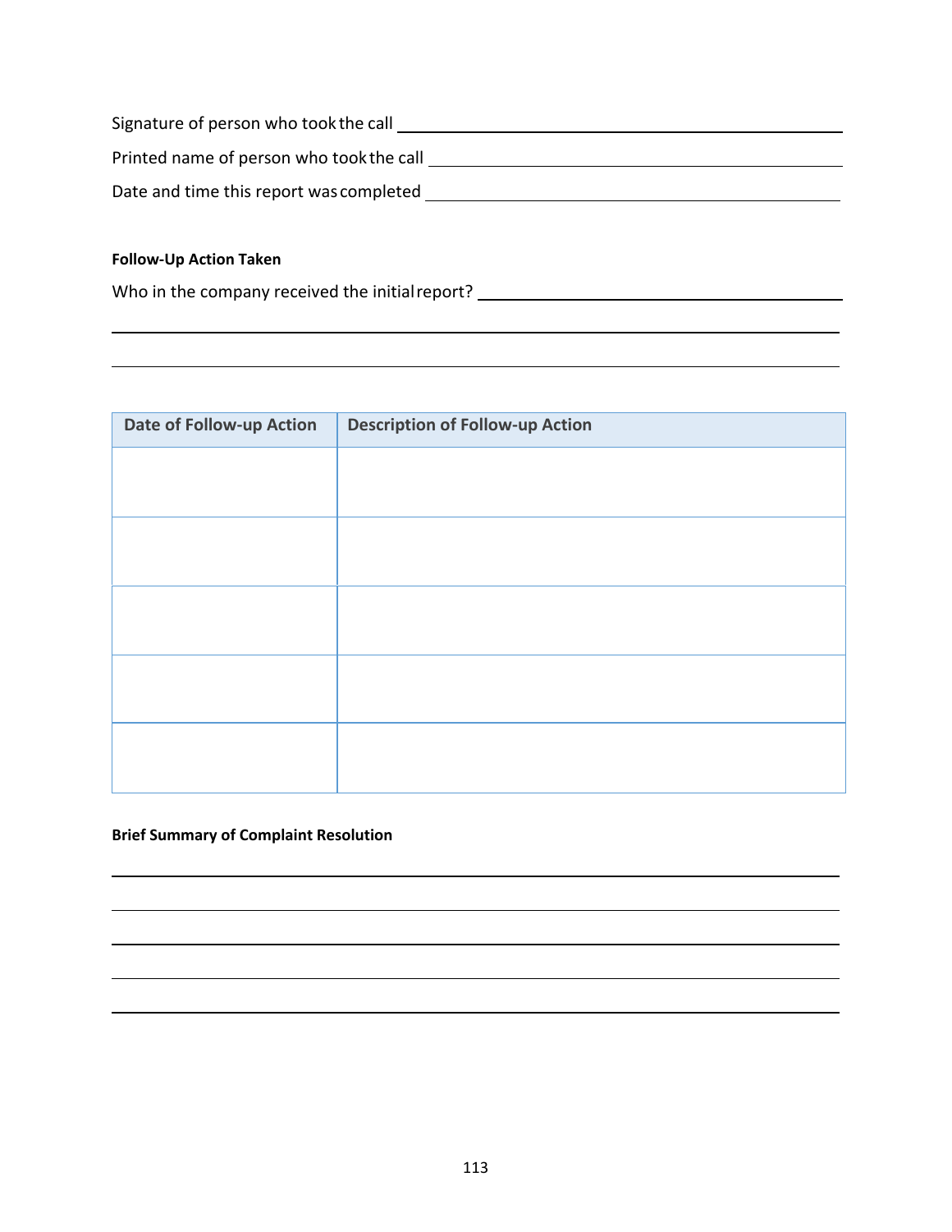Signature of person who took the call ______________________________

Printed name of person who took the call ______________________________

Date and time this report was completed ______________________________

**Follow-Up Action Taken**

Who in the company received the initial report? ______________________________

______________________________________________________________________

______________________________________________________________________

| Date of Follow-up Action | Description of Follow-up Action |
| --- | --- |
| | |
| | |
| | |
| | |
| | |

**Brief Summary of Complaint Resolution**

______________________________________________________________________

______________________________________________________________________

______________________________________________________________________

______________________________________________________________________

______________________________________________________________________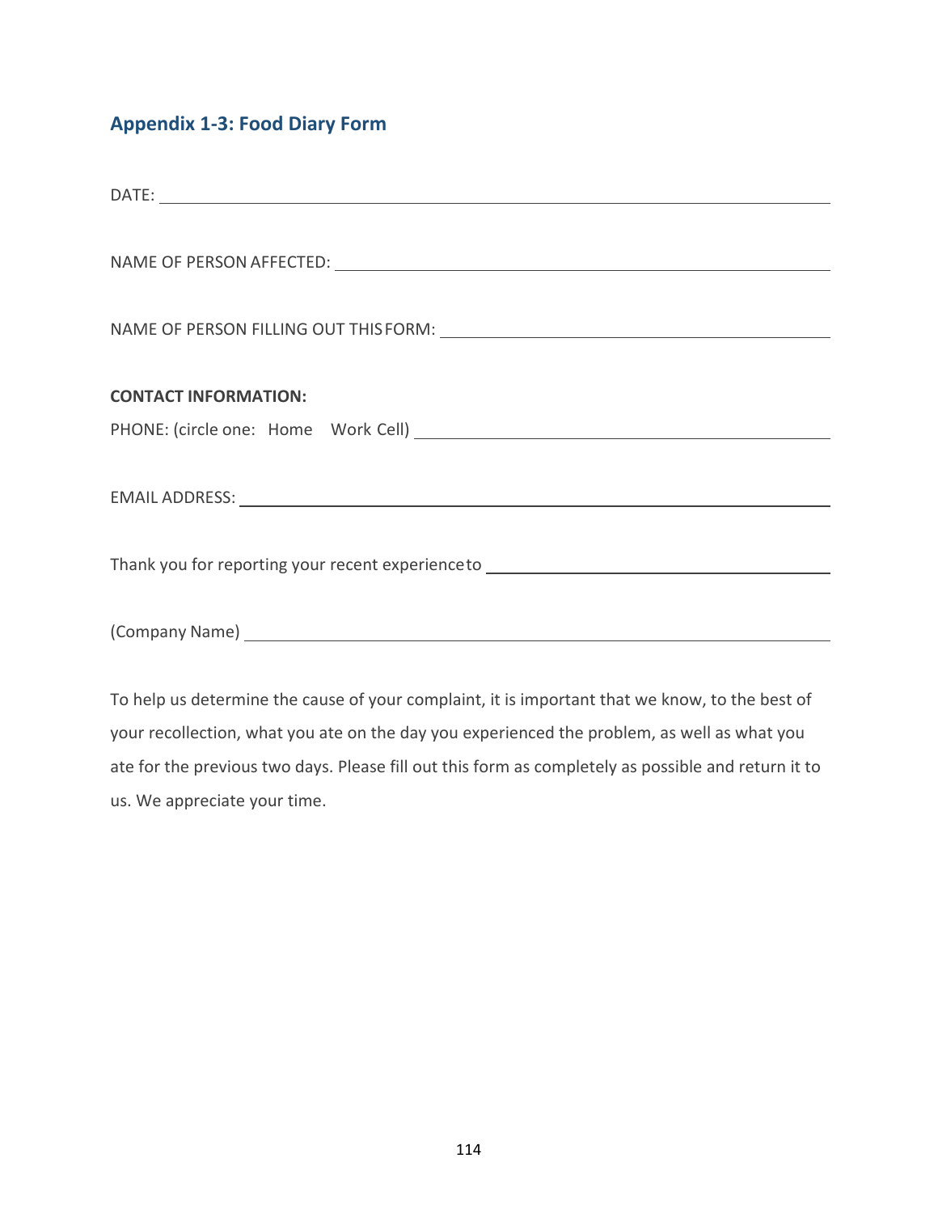## Appendix 1-3: Food Diary Form

DATE: ____________________________________________________________

NAME OF PERSON AFFECTED: ____________________________________________

NAME OF PERSON FILLING OUT THIS FORM: _________________________________

**CONTACT INFORMATION:**

PHONE: (circle one: Home Work Cell) ___________________________________

EMAIL ADDRESS: ____________________________________________________

Thank you for reporting your recent experience to ______________________________

(Company Name) ____________________________________________________

To help us determine the cause of your complaint, it is important that we know, to the best of your recollection, what you ate on the day you experienced the problem, as well as what you ate for the previous two days. Please fill out this form as completely as possible and return it to us. We appreciate your time.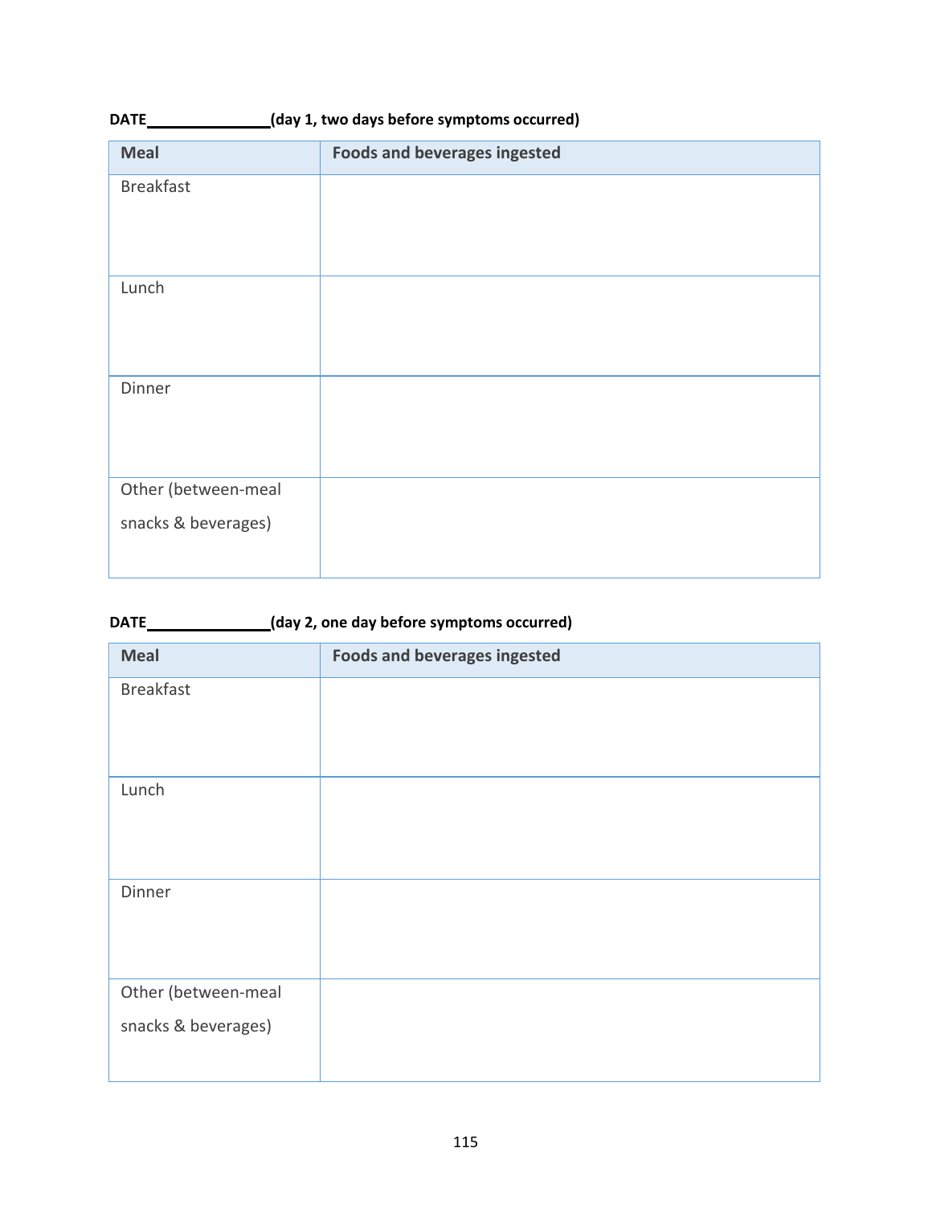**DATE\_\_\_\_\_\_\_\_\_\_\_\_\_\_\_(day 1, two days before symptoms occurred)**

| Meal | Foods and beverages ingested |
| --- | --- |
| Breakfast | |
| Lunch | |
| Dinner | |
| Other (between-meal snacks & beverages) | |

**DATE\_\_\_\_\_\_\_\_\_\_\_\_\_\_\_(day 2, one day before symptoms occurred)**

| Meal | Foods and beverages ingested |
| --- | --- |
| Breakfast | |
| Lunch | |
| Dinner | |
| Other (between-meal snacks & beverages) | |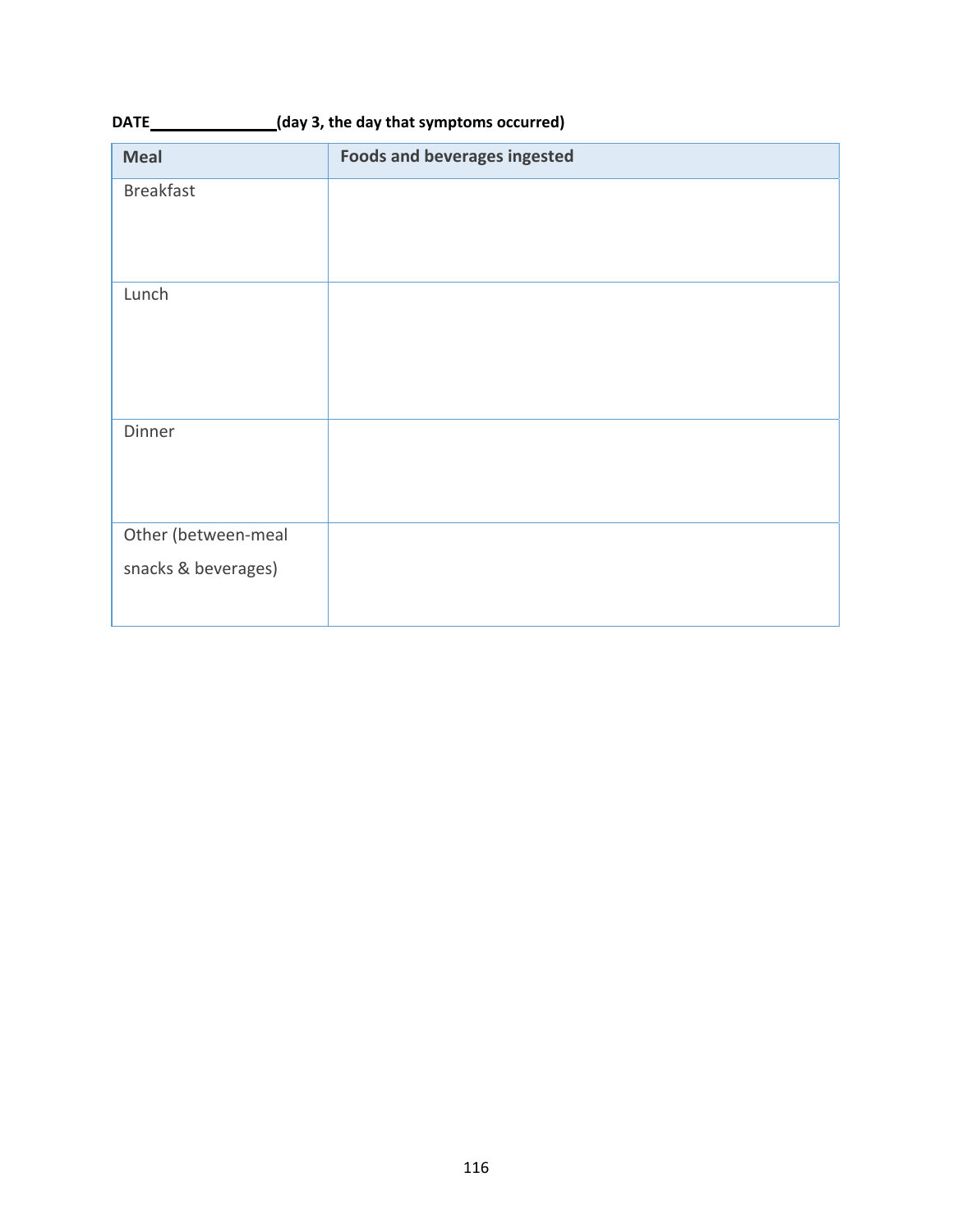**DATE______________(day 3, the day that symptoms occurred)**

| Meal | Foods and beverages ingested |
|---|---|
| Breakfast | |
| Lunch | |
| Dinner | |
| Other (between-meal snacks & beverages) | |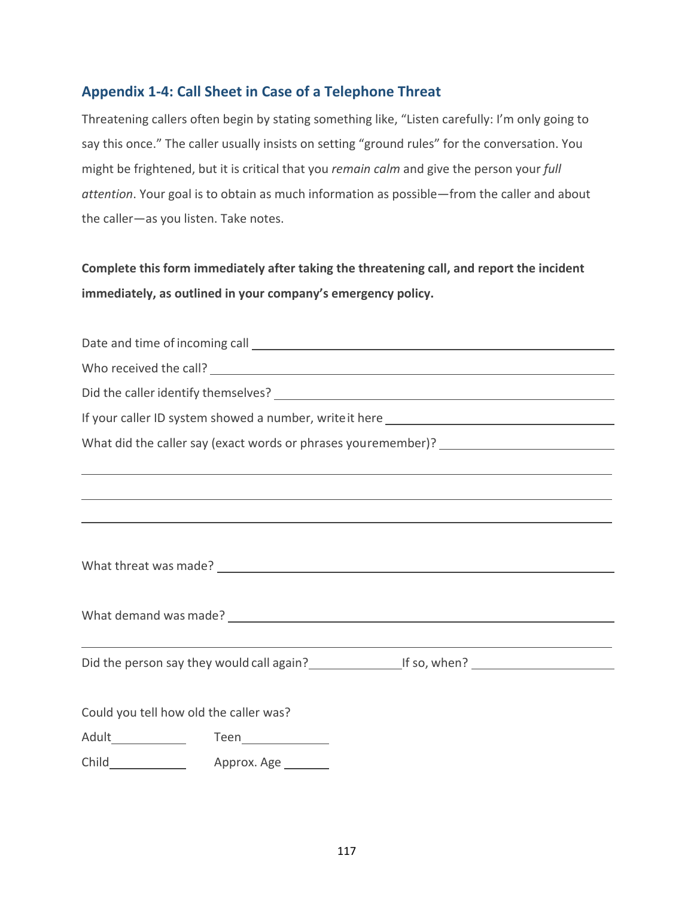## Appendix 1-4: Call Sheet in Case of a Telephone Threat

Threatening callers often begin by stating something like, “Listen carefully: I’m only going to say this once.” The caller usually insists on setting “ground rules” for the conversation. You might be frightened, but it is critical that you *remain calm* and give the person your *full attention*. Your goal is to obtain as much information as possible—from the caller and about the caller—as you listen. Take notes.

**Complete this form immediately after taking the threatening call, and report the incident immediately, as outlined in your company’s emergency policy.**

Date and time of incoming call ______________________________________________

Who received the call? ______________________________________________

Did the caller identify themselves? ______________________________________________

If your caller ID system showed a number, write it here ______________________________

What did the caller say (exact words or phrases you remember)? ______________________

______________________________________________

______________________________________________

______________________________________________

What threat was made? ______________________________________________

What demand was made? ______________________________________________

______________________________________________

Did the person say they would call again? ____________ If so, when? ____________________

Could you tell how old the caller was?

Adult__________ Teen____________

Child__________ Approx. Age ______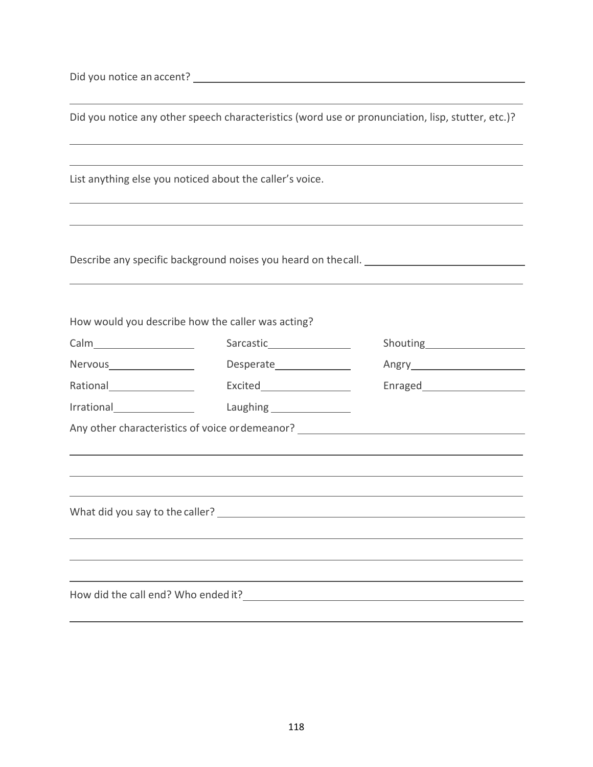Did you notice an accent? \_\_\_\_\_\_\_\_\_\_\_\_\_\_\_\_\_\_\_\_\_\_\_\_\_\_\_\_\_\_\_\_\_\_\_\_\_\_\_\_

Did you notice any other speech characteristics (word use or pronunciation, lisp, stutter, etc.)?

List anything else you noticed about the caller's voice.

Describe any specific background noises you heard on the call. \_\_\_\_\_\_\_\_\_\_\_\_\_\_\_\_\_\_\_\_

How would you describe how the caller was acting?

| | | |
|---|---|---|
| Calm\_\_\_\_\_\_\_\_\_\_ | Sarcastic\_\_\_\_\_\_\_\_\_\_ | Shouting\_\_\_\_\_\_\_\_\_\_ |
| Nervous\_\_\_\_\_\_\_\_\_\_ | Desperate\_\_\_\_\_\_\_\_\_\_ | Angry\_\_\_\_\_\_\_\_\_\_ |
| Rational\_\_\_\_\_\_\_\_\_\_ | Excited\_\_\_\_\_\_\_\_\_\_ | Enraged\_\_\_\_\_\_\_\_\_\_ |
| Irrational\_\_\_\_\_\_\_\_\_\_ | Laughing\_\_\_\_\_\_\_\_\_\_ | |

Any other characteristics of voice or demeanor? \_\_\_\_\_\_\_\_\_\_\_\_\_\_\_\_\_\_\_\_\_\_\_\_\_\_\_\_

What did you say to the caller? \_\_\_\_\_\_\_\_\_\_\_\_\_\_\_\_\_\_\_\_\_\_\_\_\_\_\_\_\_\_\_\_\_\_\_\_\_\_\_\_

How did the call end? Who ended it? \_\_\_\_\_\_\_\_\_\_\_\_\_\_\_\_\_\_\_\_\_\_\_\_\_\_\_\_\_\_\_\_\_\_\_\_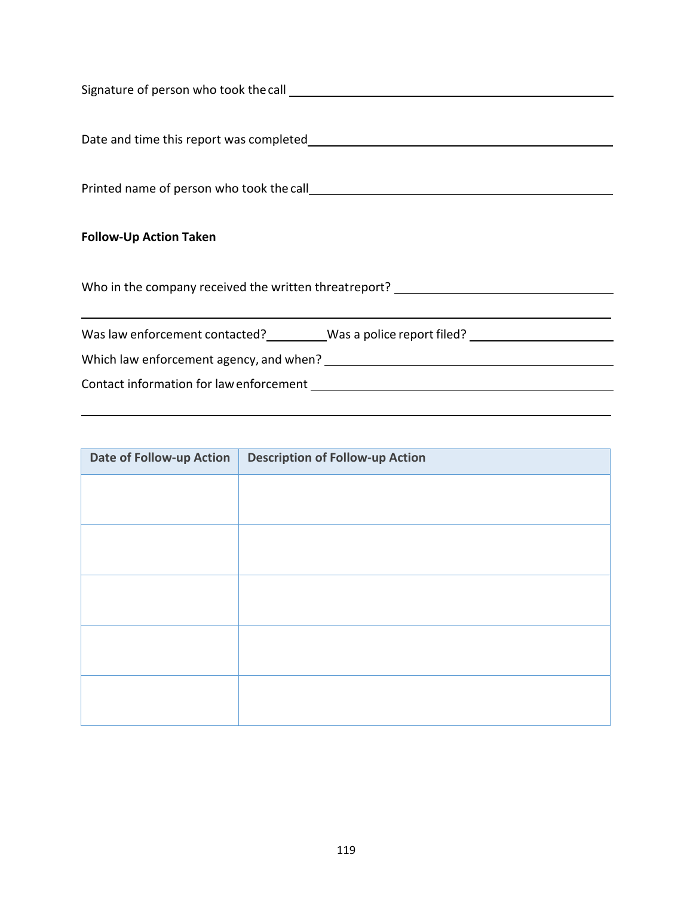Signature of person who took the call ______________________________________________

Date and time this report was completed______________________________________________

Printed name of person who took the call______________________________________________

**Follow-Up Action Taken**

Who in the company received the written threat report? ______________________________

_____________________________________________________________________________

Was law enforcement contacted?_________Was a police report filed? ____________________

Which law enforcement agency, and when? __________________________________________

Contact information for law enforcement ___________________________________________

_____________________________________________________________________________

| Date of Follow-up Action | Description of Follow-up Action |
|---|---|
| | |
| | |
| | |
| | |
| | |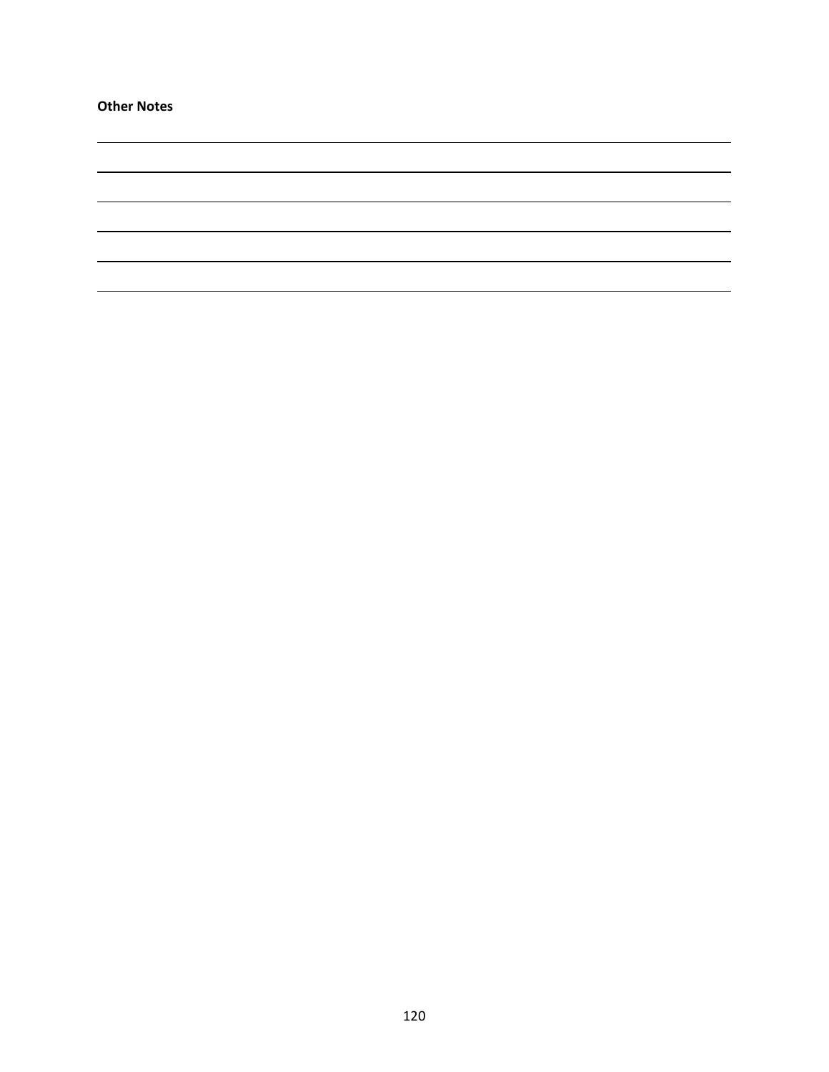**Other Notes**

---

---

---

---

---

---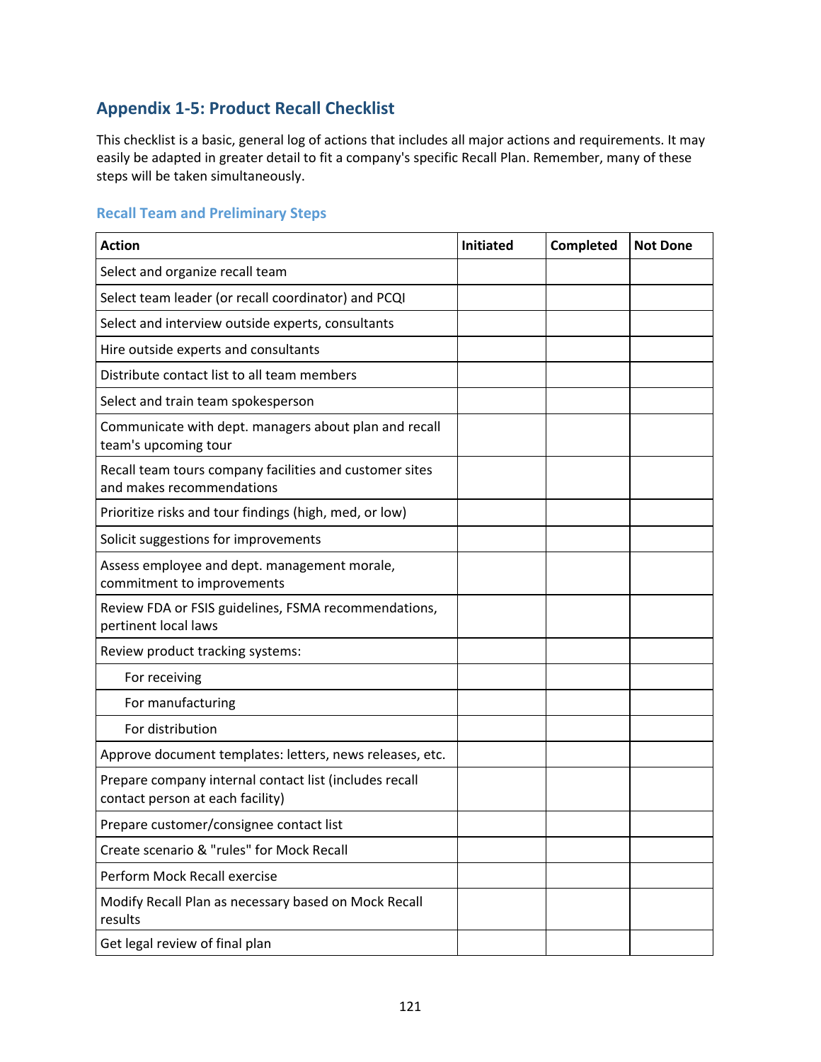## Appendix 1-5: Product Recall Checklist

This checklist is a basic, general log of actions that includes all major actions and requirements. It may easily be adapted in greater detail to fit a company's specific Recall Plan. Remember, many of these steps will be taken simultaneously.

### Recall Team and Preliminary Steps

| Action | Initiated | Completed | Not Done |
|---|---|---|---|
| Select and organize recall team | | | |
| Select team leader (or recall coordinator) and PCQI | | | |
| Select and interview outside experts, consultants | | | |
| Hire outside experts and consultants | | | |
| Distribute contact list to all team members | | | |
| Select and train team spokesperson | | | |
| Communicate with dept. managers about plan and recall team's upcoming tour | | | |
| Recall team tours company facilities and customer sites and makes recommendations | | | |
| Prioritize risks and tour findings (high, med, or low) | | | |
| Solicit suggestions for improvements | | | |
| Assess employee and dept. management morale, commitment to improvements | | | |
| Review FDA or FSIS guidelines, FSMA recommendations, pertinent local laws | | | |
| Review product tracking systems: | | | |
| For receiving | | | |
| For manufacturing | | | |
| For distribution | | | |
| Approve document templates: letters, news releases, etc. | | | |
| Prepare company internal contact list (includes recall contact person at each facility) | | | |
| Prepare customer/consignee contact list | | | |
| Create scenario & "rules" for Mock Recall | | | |
| Perform Mock Recall exercise | | | |
| Modify Recall Plan as necessary based on Mock Recall results | | | |
| Get legal review of final plan | | | |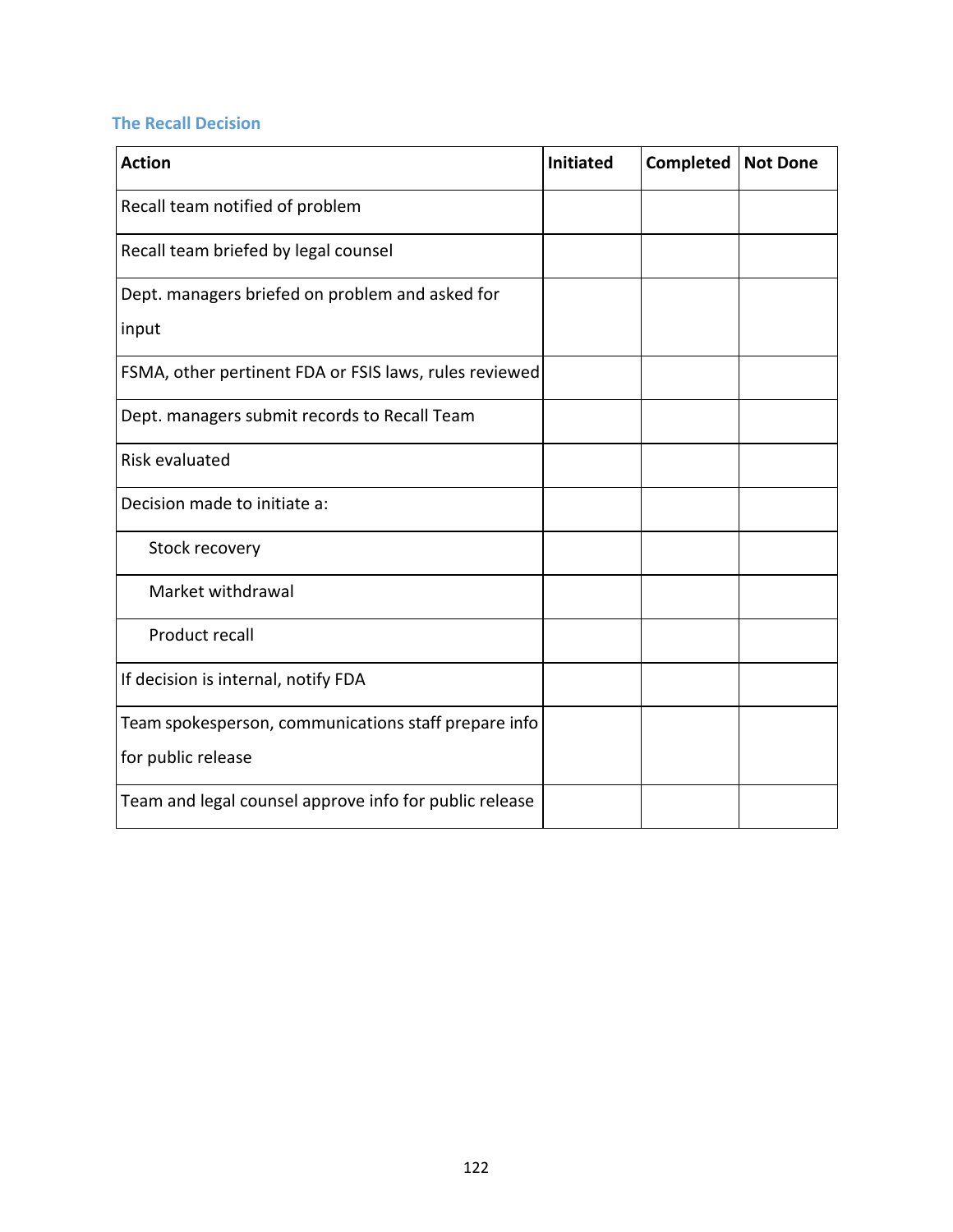### The Recall Decision

| Action | Initiated | Completed | Not Done |
|---|---|---|---|
| Recall team notified of problem | | | |
| Recall team briefed by legal counsel | | | |
| Dept. managers briefed on problem and asked for input | | | |
| FSMA, other pertinent FDA or FSIS laws, rules reviewed | | | |
| Dept. managers submit records to Recall Team | | | |
| Risk evaluated | | | |
| Decision made to initiate a: | | | |
| Stock recovery | | | |
| Market withdrawal | | | |
| Product recall | | | |
| If decision is internal, notify FDA | | | |
| Team spokesperson, communications staff prepare info for public release | | | |
| Team and legal counsel approve info for public release | | | |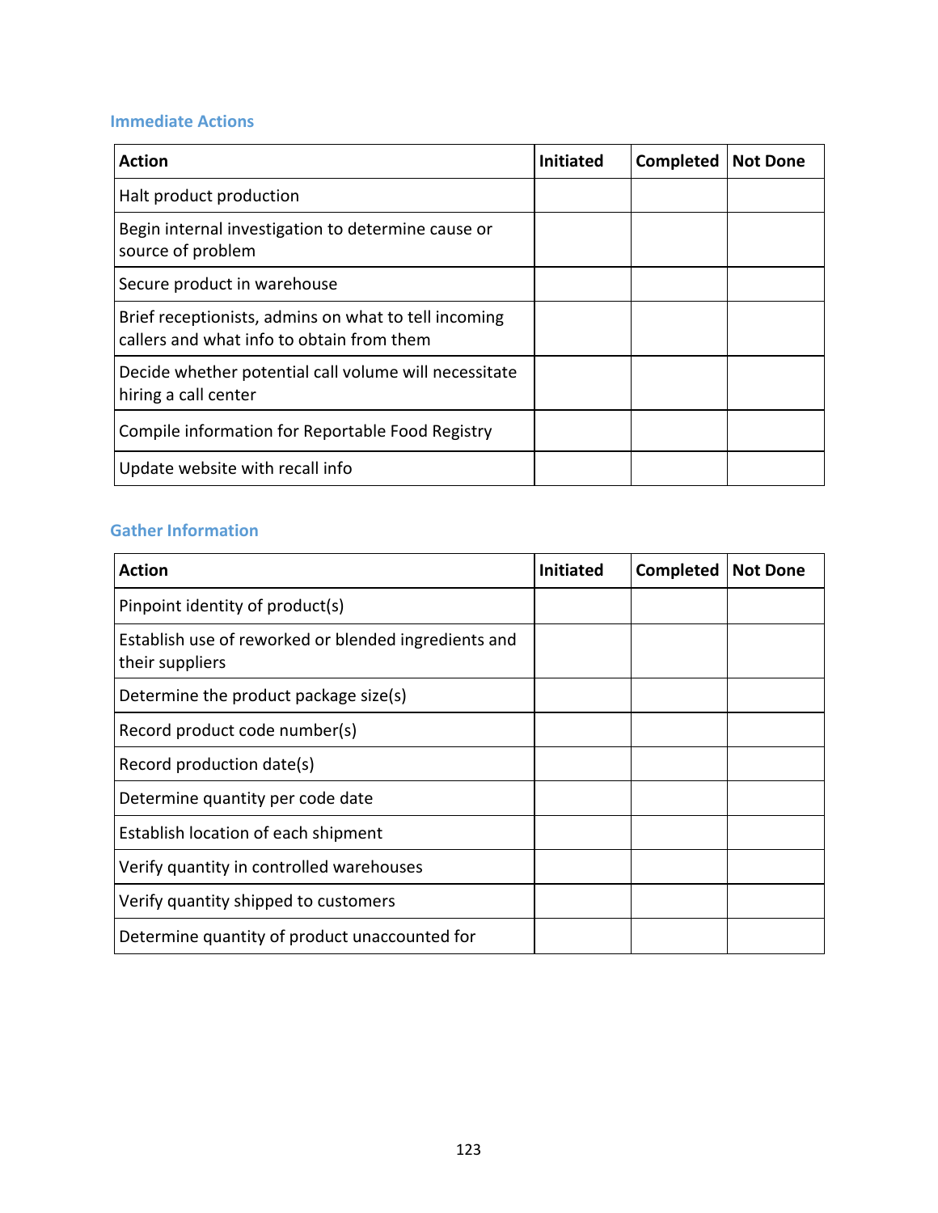### Immediate Actions

| Action | Initiated | Completed | Not Done |
|---|---|---|---|
| Halt product production | | | |
| Begin internal investigation to determine cause or source of problem | | | |
| Secure product in warehouse | | | |
| Brief receptionists, admins on what to tell incoming callers and what info to obtain from them | | | |
| Decide whether potential call volume will necessitate hiring a call center | | | |
| Compile information for Reportable Food Registry | | | |
| Update website with recall info | | | |

### Gather Information

| Action | Initiated | Completed | Not Done |
|---|---|---|---|
| Pinpoint identity of product(s) | | | |
| Establish use of reworked or blended ingredients and their suppliers | | | |
| Determine the product package size(s) | | | |
| Record product code number(s) | | | |
| Record production date(s) | | | |
| Determine quantity per code date | | | |
| Establish location of each shipment | | | |
| Verify quantity in controlled warehouses | | | |
| Verify quantity shipped to customers | | | |
| Determine quantity of product unaccounted for | | | |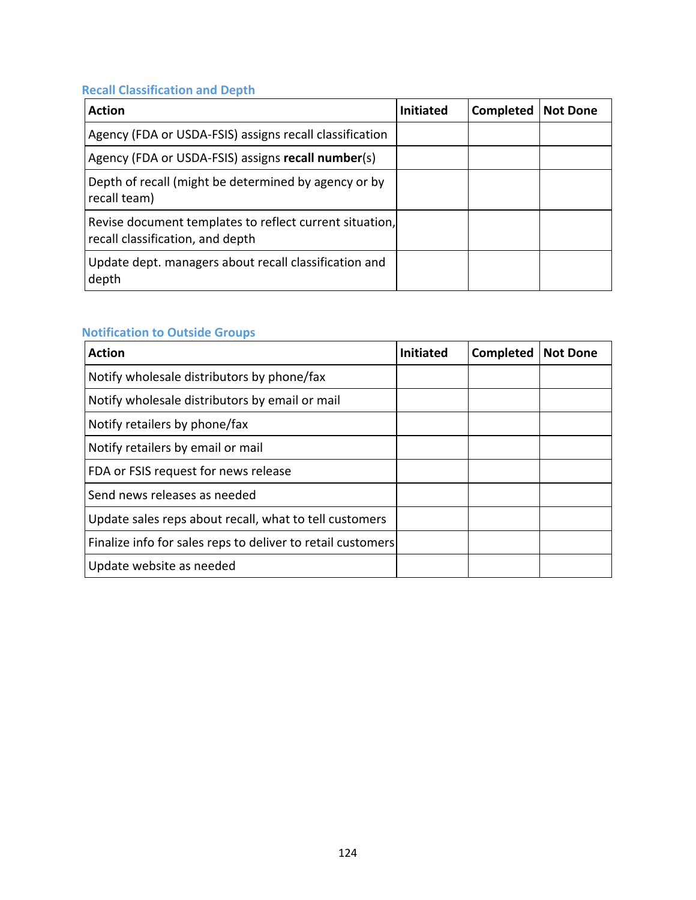### Recall Classification and Depth

| Action | Initiated | Completed | Not Done |
|---|---|---|---|
| Agency (FDA or USDA-FSIS) assigns recall classification | | | |
| Agency (FDA or USDA-FSIS) assigns **recall number**(s) | | | |
| Depth of recall (might be determined by agency or by recall team) | | | |
| Revise document templates to reflect current situation, recall classification, and depth | | | |
| Update dept. managers about recall classification and depth | | | |

### Notification to Outside Groups

| Action | Initiated | Completed | Not Done |
|---|---|---|---|
| Notify wholesale distributors by phone/fax | | | |
| Notify wholesale distributors by email or mail | | | |
| Notify retailers by phone/fax | | | |
| Notify retailers by email or mail | | | |
| FDA or FSIS request for news release | | | |
| Send news releases as needed | | | |
| Update sales reps about recall, what to tell customers | | | |
| Finalize info for sales reps to deliver to retail customers | | | |
| Update website as needed | | | |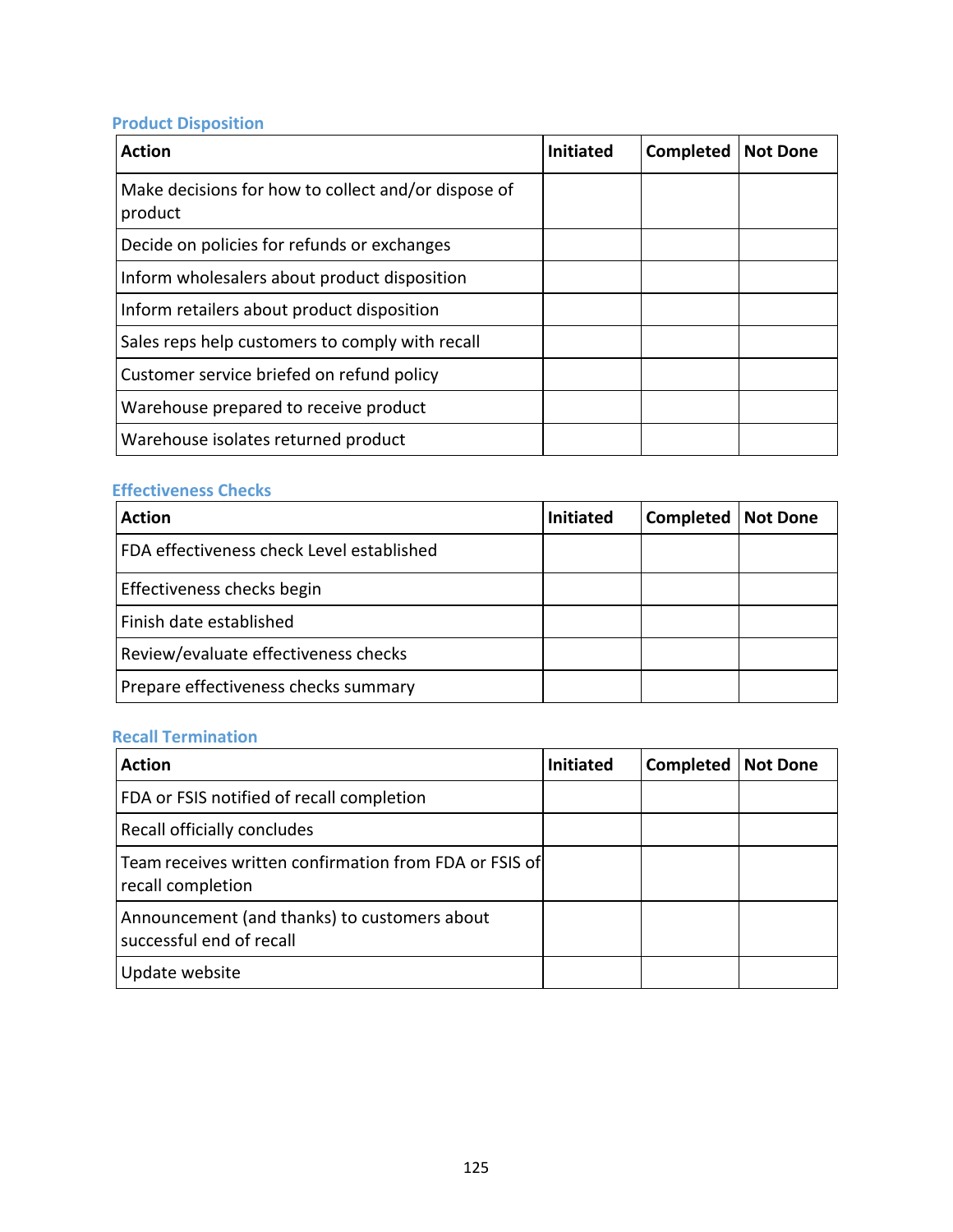### Product Disposition

| Action | Initiated | Completed | Not Done |
|---|---|---|---|
| Make decisions for how to collect and/or dispose of product | | | |
| Decide on policies for refunds or exchanges | | | |
| Inform wholesalers about product disposition | | | |
| Inform retailers about product disposition | | | |
| Sales reps help customers to comply with recall | | | |
| Customer service briefed on refund policy | | | |
| Warehouse prepared to receive product | | | |
| Warehouse isolates returned product | | | |

### Effectiveness Checks

| Action | Initiated | Completed | Not Done |
|---|---|---|---|
| FDA effectiveness check Level established | | | |
| Effectiveness checks begin | | | |
| Finish date established | | | |
| Review/evaluate effectiveness checks | | | |
| Prepare effectiveness checks summary | | | |

### Recall Termination

| Action | Initiated | Completed | Not Done |
|---|---|---|---|
| FDA or FSIS notified of recall completion | | | |
| Recall officially concludes | | | |
| Team receives written confirmation from FDA or FSIS of recall completion | | | |
| Announcement (and thanks) to customers about successful end of recall | | | |
| Update website | | | |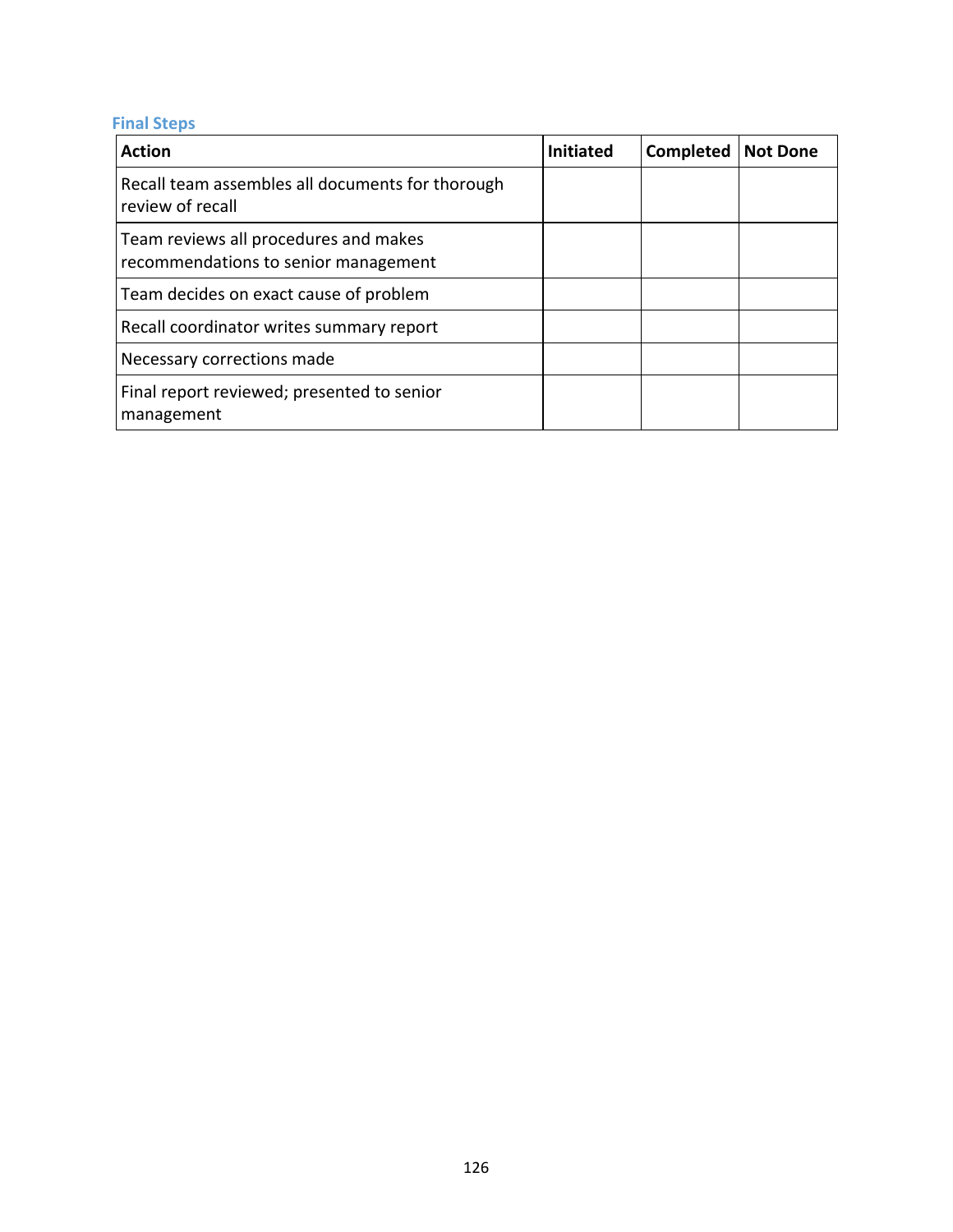### Final Steps

| Action | Initiated | Completed | Not Done |
|---|---|---|---|
| Recall team assembles all documents for thorough review of recall | | | |
| Team reviews all procedures and makes recommendations to senior management | | | |
| Team decides on exact cause of problem | | | |
| Recall coordinator writes summary report | | | |
| Necessary corrections made | | | |
| Final report reviewed; presented to senior management | | | |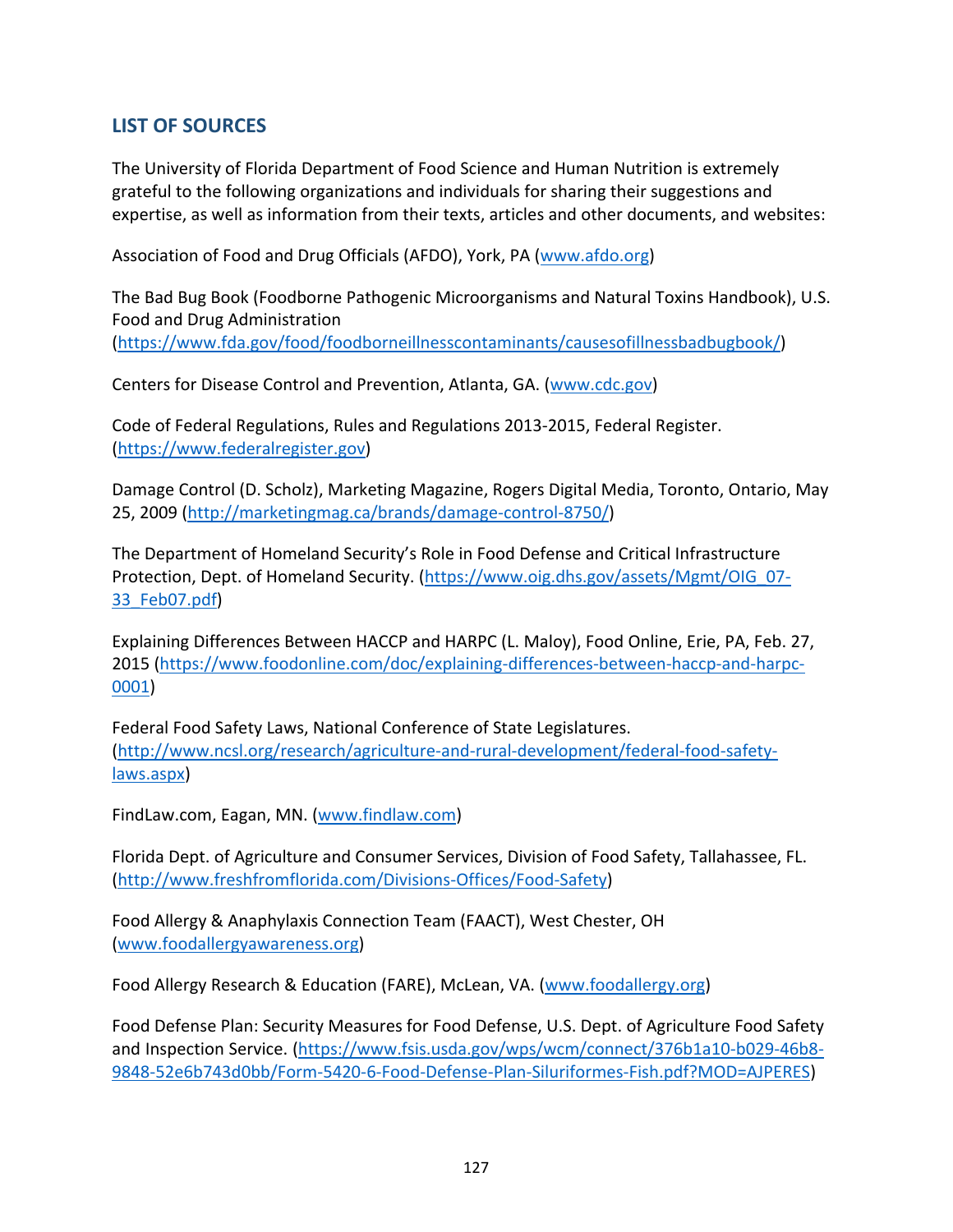## LIST OF SOURCES

The University of Florida Department of Food Science and Human Nutrition is extremely grateful to the following organizations and individuals for sharing their suggestions and expertise, as well as information from their texts, articles and other documents, and websites:

Association of Food and Drug Officials (AFDO), York, PA (www.afdo.org)

The Bad Bug Book (Foodborne Pathogenic Microorganisms and Natural Toxins Handbook), U.S. Food and Drug Administration (https://www.fda.gov/food/foodborneillnesscontaminants/causesofillnessbadbugbook/)

Centers for Disease Control and Prevention, Atlanta, GA. (www.cdc.gov)

Code of Federal Regulations, Rules and Regulations 2013-2015, Federal Register. (https://www.federalregister.gov)

Damage Control (D. Scholz), Marketing Magazine, Rogers Digital Media, Toronto, Ontario, May 25, 2009 (http://marketingmag.ca/brands/damage-control-8750/)

The Department of Homeland Security's Role in Food Defense and Critical Infrastructure Protection, Dept. of Homeland Security. (https://www.oig.dhs.gov/assets/Mgmt/OIG_07-33_Feb07.pdf)

Explaining Differences Between HACCP and HARPC (L. Maloy), Food Online, Erie, PA, Feb. 27, 2015 (https://www.foodonline.com/doc/explaining-differences-between-haccp-and-harpc-0001)

Federal Food Safety Laws, National Conference of State Legislatures. (http://www.ncsl.org/research/agriculture-and-rural-development/federal-food-safety-laws.aspx)

FindLaw.com, Eagan, MN. (www.findlaw.com)

Florida Dept. of Agriculture and Consumer Services, Division of Food Safety, Tallahassee, FL. (http://www.freshfromflorida.com/Divisions-Offices/Food-Safety)

Food Allergy & Anaphylaxis Connection Team (FAACT), West Chester, OH (www.foodallergyawareness.org)

Food Allergy Research & Education (FARE), McLean, VA. (www.foodallergy.org)

Food Defense Plan: Security Measures for Food Defense, U.S. Dept. of Agriculture Food Safety and Inspection Service. (https://www.fsis.usda.gov/wps/wcm/connect/376b1a10-b029-46b8-9848-52e6b743d0bb/Form-5420-6-Food-Defense-Plan-Siluriformes-Fish.pdf?MOD=AJPERES)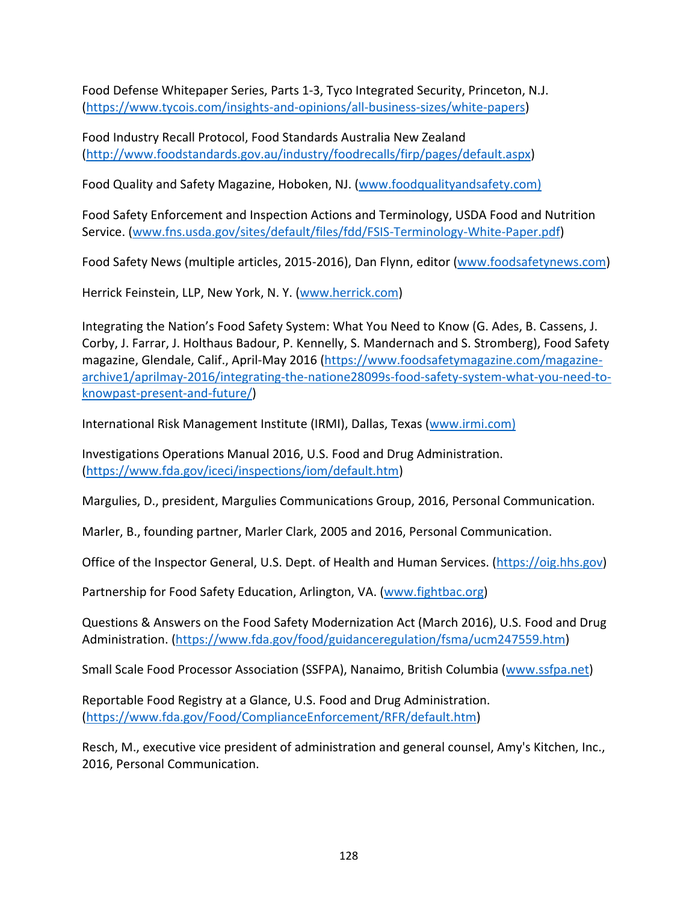Food Defense Whitepaper Series, Parts 1-3, Tyco Integrated Security, Princeton, N.J. (https://www.tycois.com/insights-and-opinions/all-business-sizes/white-papers)

Food Industry Recall Protocol, Food Standards Australia New Zealand (http://www.foodstandards.gov.au/industry/foodrecalls/firp/pages/default.aspx)

Food Quality and Safety Magazine, Hoboken, NJ. (www.foodqualityandsafety.com)

Food Safety Enforcement and Inspection Actions and Terminology, USDA Food and Nutrition Service. (www.fns.usda.gov/sites/default/files/fdd/FSIS-Terminology-White-Paper.pdf)

Food Safety News (multiple articles, 2015-2016), Dan Flynn, editor (www.foodsafetynews.com)

Herrick Feinstein, LLP, New York, N. Y. (www.herrick.com)

Integrating the Nation's Food Safety System: What You Need to Know (G. Ades, B. Cassens, J. Corby, J. Farrar, J. Holthaus Badour, P. Kennelly, S. Mandernach and S. Stromberg), Food Safety magazine, Glendale, Calif., April-May 2016 (https://www.foodsafetymagazine.com/magazine-archive1/aprilmay-2016/integrating-the-natione28099s-food-safety-system-what-you-need-to-knowpast-present-and-future/)

International Risk Management Institute (IRMI), Dallas, Texas (www.irmi.com)

Investigations Operations Manual 2016, U.S. Food and Drug Administration. (https://www.fda.gov/iceci/inspections/iom/default.htm)

Margulies, D., president, Margulies Communications Group, 2016, Personal Communication.

Marler, B., founding partner, Marler Clark, 2005 and 2016, Personal Communication.

Office of the Inspector General, U.S. Dept. of Health and Human Services. (https://oig.hhs.gov)

Partnership for Food Safety Education, Arlington, VA. (www.fightbac.org)

Questions & Answers on the Food Safety Modernization Act (March 2016), U.S. Food and Drug Administration. (https://www.fda.gov/food/guidanceregulation/fsma/ucm247559.htm)

Small Scale Food Processor Association (SSFPA), Nanaimo, British Columbia (www.ssfpa.net)

Reportable Food Registry at a Glance, U.S. Food and Drug Administration. (https://www.fda.gov/Food/ComplianceEnforcement/RFR/default.htm)

Resch, M., executive vice president of administration and general counsel, Amy's Kitchen, Inc., 2016, Personal Communication.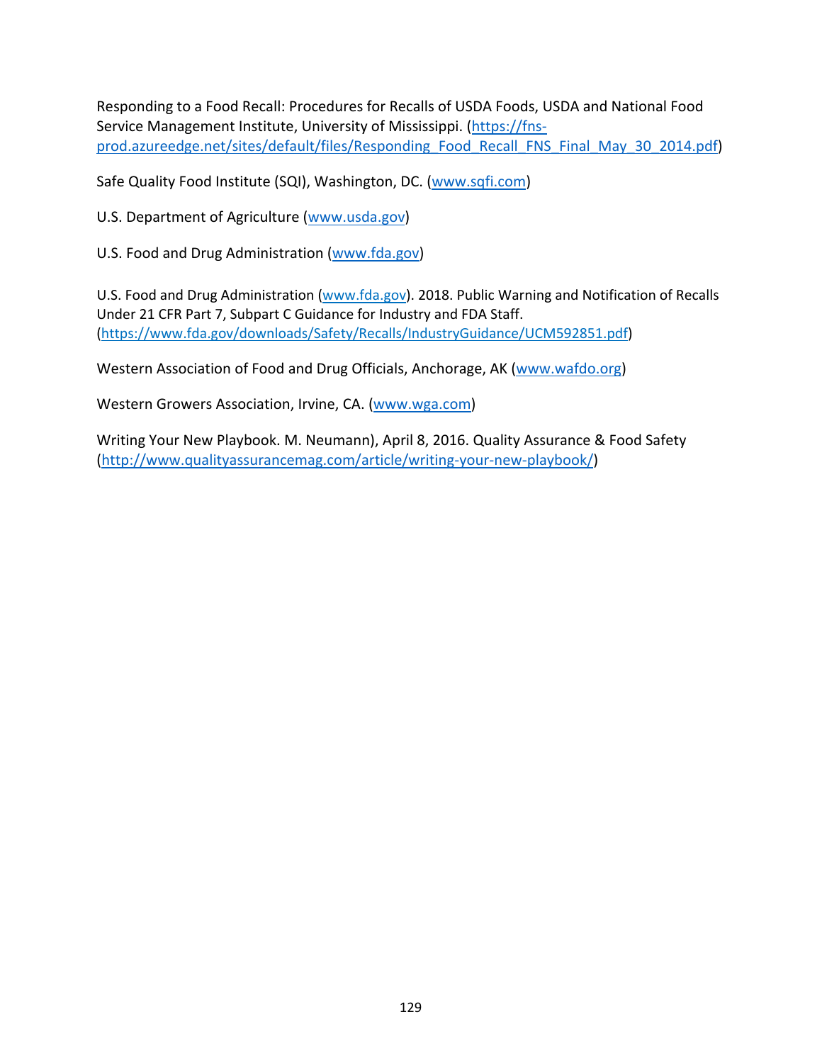Responding to a Food Recall: Procedures for Recalls of USDA Foods, USDA and National Food Service Management Institute, University of Mississippi. (https://fns-prod.azureedge.net/sites/default/files/Responding_Food_Recall_FNS_Final_May_30_2014.pdf)

Safe Quality Food Institute (SQI), Washington, DC. (www.sqfi.com)

U.S. Department of Agriculture (www.usda.gov)

U.S. Food and Drug Administration (www.fda.gov)

U.S. Food and Drug Administration (www.fda.gov). 2018. Public Warning and Notification of Recalls Under 21 CFR Part 7, Subpart C Guidance for Industry and FDA Staff. (https://www.fda.gov/downloads/Safety/Recalls/IndustryGuidance/UCM592851.pdf)

Western Association of Food and Drug Officials, Anchorage, AK (www.wafdo.org)

Western Growers Association, Irvine, CA. (www.wga.com)

Writing Your New Playbook. M. Neumann), April 8, 2016. Quality Assurance & Food Safety (http://www.qualityassurancemag.com/article/writing-your-new-playbook/)